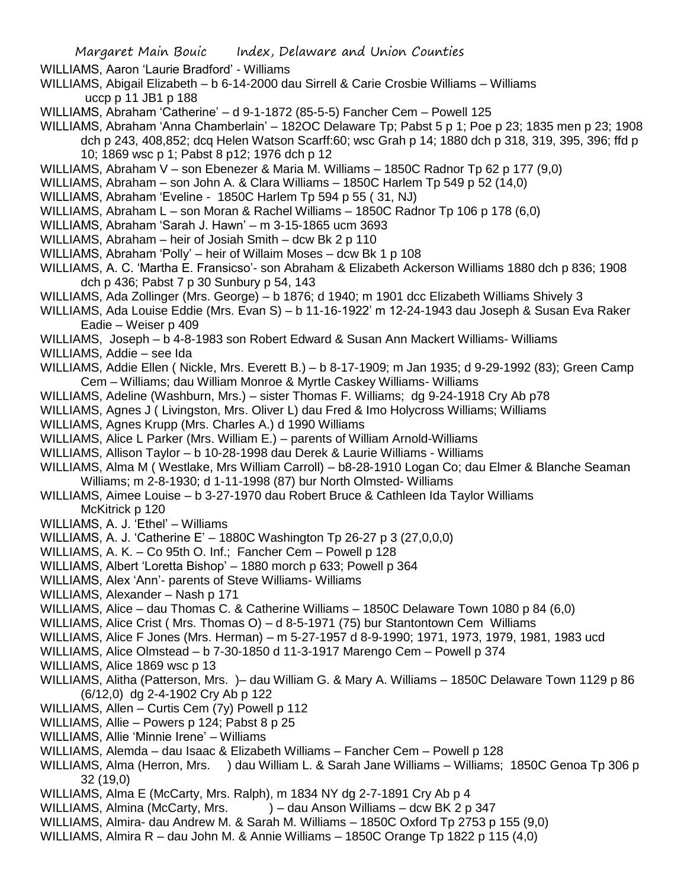WILLIAMS, Aaron 'Laurie Bradford' - Williams

WILLIAMS, Abigail Elizabeth – b 6-14-2000 dau Sirrell & Carie Crosbie Williams – Williams uccp p 11 JB1 p 188

WILLIAMS, Abraham 'Catherine' – d 9-1-1872 (85-5-5) Fancher Cem – Powell 125

WILLIAMS, Abraham 'Anna Chamberlain' – 182OC Delaware Tp; Pabst 5 p 1; Poe p 23; 1835 men p 23; 1908 dch p 243, 408,852; dcq Helen Watson Scarff:60; wsc Grah p 14; 1880 dch p 318, 319, 395, 396; ffd p 10; 1869 wsc p 1; Pabst 8 p12; 1976 dch p 12

WILLIAMS, Abraham V – son Ebenezer & Maria M. Williams – 1850C Radnor Tp 62 p 177 (9,0)

WILLIAMS, Abraham – son John A. & Clara Williams – 1850C Harlem Tp 549 p 52 (14,0)

WILLIAMS, Abraham 'Eveline - 1850C Harlem Tp 594 p 55 ( 31, NJ)

WILLIAMS, Abraham L – son Moran & Rachel Williams – 1850C Radnor Tp 106 p 178 (6,0)

WILLIAMS, Abraham 'Sarah J. Hawn' – m 3-15-1865 ucm 3693

WILLIAMS, Abraham – heir of Josiah Smith – dcw Bk 2 p 110

WILLIAMS, Abraham 'Polly' – heir of Willaim Moses – dcw Bk 1 p 108

WILLIAMS, A. C. 'Martha E. Fransicso'- son Abraham & Elizabeth Ackerson Williams 1880 dch p 836; 1908 dch p 436; Pabst 7 p 30 Sunbury p 54, 143

WILLIAMS, Ada Zollinger (Mrs. George) – b 1876; d 1940; m 1901 dcc Elizabeth Williams Shively 3

WILLIAMS, Ada Louise Eddie (Mrs. Evan S) – b 11-16-1922' m 12-24-1943 dau Joseph & Susan Eva Raker Eadie – Weiser p 409

WILLIAMS, Joseph – b 4-8-1983 son Robert Edward & Susan Ann Mackert Williams- Williams

WILLIAMS, Addie – see Ida

WILLIAMS, Addie Ellen ( Nickle, Mrs. Everett B.) – b 8-17-1909; m Jan 1935; d 9-29-1992 (83); Green Camp Cem – Williams; dau William Monroe & Myrtle Caskey Williams- Williams

WILLIAMS, Adeline (Washburn, Mrs.) – sister Thomas F. Williams; dg 9-24-1918 Cry Ab p78

WILLIAMS, Agnes J ( Livingston, Mrs. Oliver L) dau Fred & Imo Holycross Williams; Williams

WILLIAMS, Agnes Krupp (Mrs. Charles A.) d 1990 Williams

WILLIAMS, Alice L Parker (Mrs. William E.) – parents of William Arnold-Williams

WILLIAMS, Allison Taylor – b 10-28-1998 dau Derek & Laurie Williams - Williams

WILLIAMS, Alma M ( Westlake, Mrs William Carroll) – b8-28-1910 Logan Co; dau Elmer & Blanche Seaman Williams; m 2-8-1930; d 1-11-1998 (87) bur North Olmsted- Williams

WILLIAMS, Aimee Louise – b 3-27-1970 dau Robert Bruce & Cathleen Ida Taylor Williams McKitrick p 120

WILLIAMS, A. J. 'Ethel' – Williams

WILLIAMS, A. J. 'Catherine E' – 1880C Washington Tp 26-27 p 3 (27,0,0,0)

WILLIAMS, A. K. – Co 95th O. Inf.; Fancher Cem – Powell p 128

WILLIAMS, Albert 'Loretta Bishop' – 1880 morch p 633; Powell p 364

WILLIAMS, Alex 'Ann'- parents of Steve Williams- Williams

WILLIAMS, Alexander – Nash p 171

WILLIAMS, Alice – dau Thomas C. & Catherine Williams – 1850C Delaware Town 1080 p 84 (6,0)

WILLIAMS, Alice Crist ( Mrs. Thomas O) – d 8-5-1971 (75) bur Stantontown Cem Williams

WILLIAMS, Alice F Jones (Mrs. Herman) – m 5-27-1957 d 8-9-1990; 1971, 1973, 1979, 1981, 1983 ucd

WILLIAMS, Alice Olmstead – b 7-30-1850 d 11-3-1917 Marengo Cem – Powell p 374

WILLIAMS, Alice 1869 wsc p 13

WILLIAMS, Alitha (Patterson, Mrs. )– dau William G. & Mary A. Williams – 1850C Delaware Town 1129 p 86 (6/12,0) dg 2-4-1902 Cry Ab p 122

WILLIAMS, Allen – Curtis Cem (7y) Powell p 112

WILLIAMS, Allie – Powers p 124; Pabst 8 p 25

WILLIAMS, Allie 'Minnie Irene' – Williams

WILLIAMS, Alemda – dau Isaac & Elizabeth Williams – Fancher Cem – Powell p 128

WILLIAMS, Alma (Herron, Mrs. ) dau William L. & Sarah Jane Williams – Williams; 1850C Genoa Tp 306 p 32 (19,0)

WILLIAMS, Alma E (McCarty, Mrs. Ralph), m 1834 NY dg 2-7-1891 Cry Ab p 4

WILLIAMS, Almina (McCarty, Mrs. ) – dau Anson Williams – dcw BK 2 p 347

WILLIAMS, Almira- dau Andrew M. & Sarah M. Williams – 1850C Oxford Tp 2753 p 155 (9,0)

WILLIAMS, Almira R – dau John M. & Annie Williams – 1850C Orange Tp 1822 p 115 (4,0)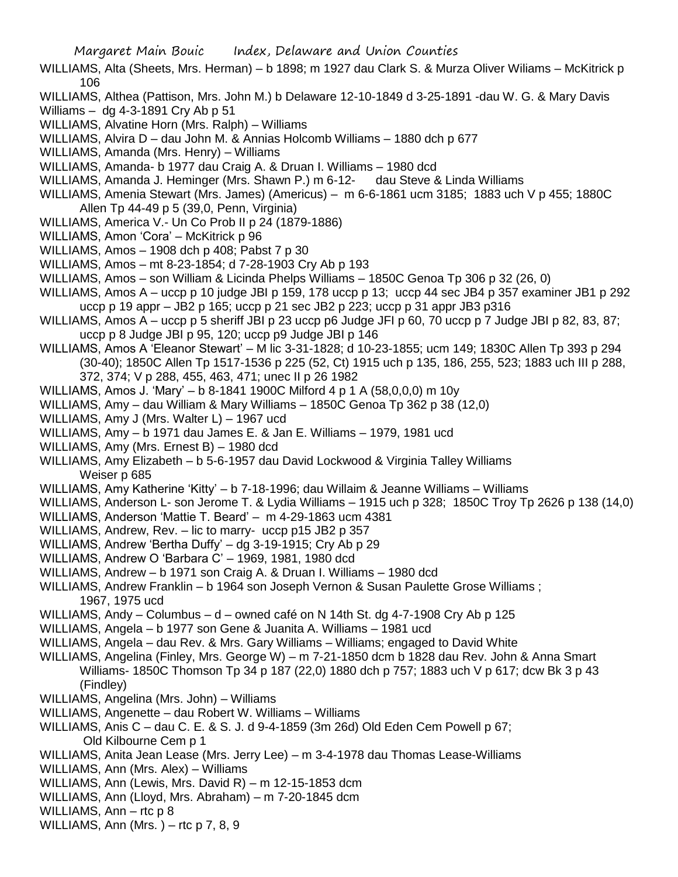WILLIAMS, Alta (Sheets, Mrs. Herman) – b 1898; m 1927 dau Clark S. & Murza Oliver Wiliams – McKitrick p 106

WILLIAMS, Althea (Pattison, Mrs. John M.) b Delaware 12-10-1849 d 3-25-1891 -dau W. G. & Mary Davis Williams – dg 4-3-1891 Cry Ab p 51

WILLIAMS, Alvatine Horn (Mrs. Ralph) – Williams

WILLIAMS, Alvira D – dau John M. & Annias Holcomb Williams – 1880 dch p 677

WILLIAMS, Amanda (Mrs. Henry) – Williams

WILLIAMS, Amanda- b 1977 dau Craig A. & Druan I. Williams – 1980 dcd

WILLIAMS, Amanda J. Heminger (Mrs. Shawn P.) m 6-12- dau Steve & Linda Williams

WILLIAMS, Amenia Stewart (Mrs. James) (Americus) – m 6-6-1861 ucm 3185; 1883 uch V p 455; 1880C Allen Tp 44-49 p 5 (39,0, Penn, Virginia)

WILLIAMS, America V.- Un Co Prob II p 24 (1879-1886)

WILLIAMS, Amon 'Cora' – McKitrick p 96

WILLIAMS, Amos – 1908 dch p 408; Pabst 7 p 30

WILLIAMS, Amos – mt 8-23-1854; d 7-28-1903 Cry Ab p 193

WILLIAMS, Amos – son William & Licinda Phelps Williams – 1850C Genoa Tp 306 p 32 (26, 0)

WILLIAMS, Amos A – uccp p 10 judge JBI p 159, 178 uccp p 13; uccp 44 sec JB4 p 357 examiner JB1 p 292 uccp p 19 appr – JB2 p 165; uccp p 21 sec JB2 p 223; uccp p 31 appr JB3 p316

WILLIAMS, Amos A – uccp p 5 sheriff JBI p 23 uccp p6 Judge JFI p 60, 70 uccp p 7 Judge JBI p 82, 83, 87; uccp p 8 Judge JBI p 95, 120; uccp p9 Judge JBI p 146

WILLIAMS, Amos A 'Eleanor Stewart' – M lic 3-31-1828; d 10-23-1855; ucm 149; 1830C Allen Tp 393 p 294 (30-40); 1850C Allen Tp 1517-1536 p 225 (52, Ct) 1915 uch p 135, 186, 255, 523; 1883 uch III p 288, 372, 374; V p 288, 455, 463, 471; unec II p 26 1982

WILLIAMS, Amos J. 'Mary' – b 8-1841 1900C Milford 4 p 1 A (58,0,0,0) m 10y

WILLIAMS, Amy – dau William & Mary Williams – 1850C Genoa Tp 362 p 38 (12,0)

WILLIAMS, Amy J (Mrs. Walter L) – 1967 ucd

WILLIAMS, Amy – b 1971 dau James E. & Jan E. Williams – 1979, 1981 ucd

WILLIAMS, Amy (Mrs. Ernest B) – 1980 dcd

WILLIAMS, Amy Elizabeth – b 5-6-1957 dau David Lockwood & Virginia Talley Williams Weiser p 685

WILLIAMS, Amy Katherine 'Kitty' – b 7-18-1996; dau Willaim & Jeanne Williams – Williams

WILLIAMS, Anderson L- son Jerome T. & Lydia Williams – 1915 uch p 328; 1850C Troy Tp 2626 p 138 (14,0)

WILLIAMS, Anderson 'Mattie T. Beard' – m 4-29-1863 ucm 4381

WILLIAMS, Andrew, Rev. – lic to marry- uccp p15 JB2 p 357

WILLIAMS, Andrew 'Bertha Duffy' – dg 3-19-1915; Cry Ab p 29

WILLIAMS, Andrew O 'Barbara C' – 1969, 1981, 1980 dcd

WILLIAMS, Andrew – b 1971 son Craig A. & Druan I. Williams – 1980 dcd

WILLIAMS, Andrew Franklin – b 1964 son Joseph Vernon & Susan Paulette Grose Williams ; 1967, 1975 ucd

WILLIAMS, Andy – Columbus – d – owned café on N 14th St. dg 4-7-1908 Cry Ab p 125

WILLIAMS, Angela – b 1977 son Gene & Juanita A. Williams – 1981 ucd

WILLIAMS, Angela – dau Rev. & Mrs. Gary Williams – Williams; engaged to David White

WILLIAMS, Angelina (Finley, Mrs. George W) – m 7-21-1850 dcm b 1828 dau Rev. John & Anna Smart Williams- 1850C Thomson Tp 34 p 187 (22,0) 1880 dch p 757; 1883 uch V p 617; dcw Bk 3 p 43 (Findley)

WILLIAMS, Angelina (Mrs. John) – Williams

WILLIAMS, Angenette – dau Robert W. Williams – Williams

WILLIAMS, Anis C – dau C. E. & S. J. d 9-4-1859 (3m 26d) Old Eden Cem Powell p 67; Old Kilbourne Cem p 1

WILLIAMS, Anita Jean Lease (Mrs. Jerry Lee) – m 3-4-1978 dau Thomas Lease-Williams

WILLIAMS, Ann (Mrs. Alex) – Williams

WILLIAMS, Ann (Lewis, Mrs. David R) – m 12-15-1853 dcm

WILLIAMS, Ann (Lloyd, Mrs. Abraham) – m 7-20-1845 dcm

WILLIAMS, Ann – rtc p 8

WILLIAMS, Ann (Mrs. ) – rtc p 7, 8, 9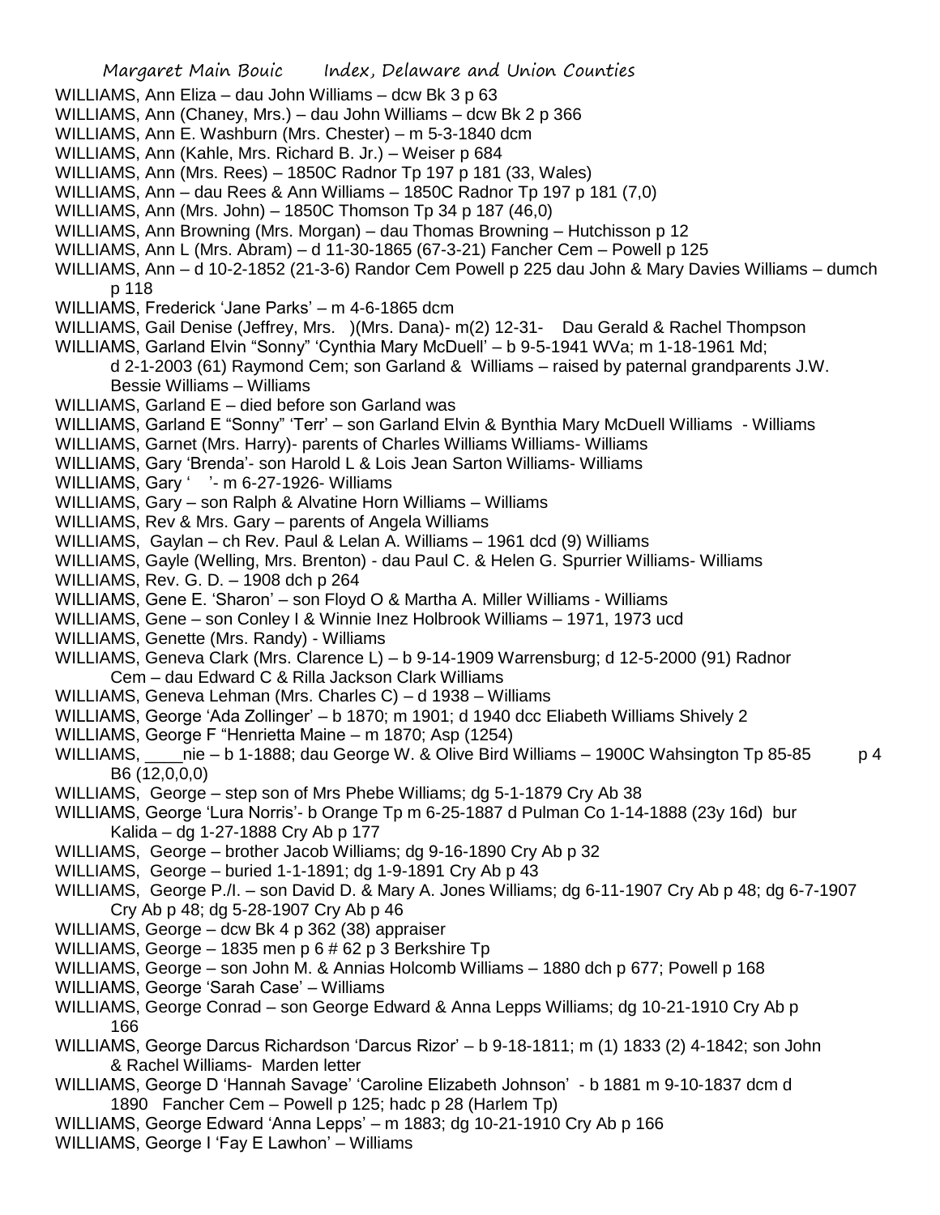WILLIAMS, Ann Eliza – dau John Williams – dcw Bk 3 p 63

WILLIAMS, Ann (Chaney, Mrs.) – dau John Williams – dcw Bk 2 p 366

WILLIAMS, Ann E. Washburn (Mrs. Chester) – m 5-3-1840 dcm

WILLIAMS, Ann (Kahle, Mrs. Richard B. Jr.) – Weiser p 684

WILLIAMS, Ann (Mrs. Rees) – 1850C Radnor Tp 197 p 181 (33, Wales)

WILLIAMS, Ann – dau Rees & Ann Williams – 1850C Radnor Tp 197 p 181 (7,0)

WILLIAMS, Ann (Mrs. John) – 1850C Thomson Tp 34 p 187 (46,0)

WILLIAMS, Ann Browning (Mrs. Morgan) – dau Thomas Browning – Hutchisson p 12

WILLIAMS, Ann L (Mrs. Abram) – d 11-30-1865 (67-3-21) Fancher Cem – Powell p 125

WILLIAMS, Ann – d 10-2-1852 (21-3-6) Randor Cem Powell p 225 dau John & Mary Davies Williams – dumch p 118

WILLIAMS, Frederick 'Jane Parks' – m 4-6-1865 dcm

WILLIAMS, Gail Denise (Jeffrey, Mrs. )(Mrs. Dana)- m(2) 12-31- Dau Gerald & Rachel Thompson

WILLIAMS, Garland Elvin "Sonny" 'Cynthia Mary McDuell' – b 9-5-1941 WVa; m 1-18-1961 Md; d 2-1-2003 (61) Raymond Cem; son Garland & Williams – raised by paternal grandparents J.W. Bessie Williams – Williams

WILLIAMS, Garland E – died before son Garland was

WILLIAMS, Garland E "Sonny" 'Terr' – son Garland Elvin & Bynthia Mary McDuell Williams - Williams

WILLIAMS, Garnet (Mrs. Harry)- parents of Charles Williams Williams- Williams

WILLIAMS, Gary 'Brenda'- son Harold L & Lois Jean Sarton Williams- Williams

WILLIAMS, Gary ' '- m 6-27-1926- Williams

WILLIAMS, Gary – son Ralph & Alvatine Horn Williams – Williams

WILLIAMS, Rev & Mrs. Gary – parents of Angela Williams

WILLIAMS, Gaylan – ch Rev. Paul & Lelan A. Williams – 1961 dcd (9) Williams

WILLIAMS, Gayle (Welling, Mrs. Brenton) - dau Paul C. & Helen G. Spurrier Williams- Williams

WILLIAMS, Rev. G. D. – 1908 dch p 264

WILLIAMS, Gene E. 'Sharon' – son Floyd O & Martha A. Miller Williams - Williams

WILLIAMS, Gene – son Conley I & Winnie Inez Holbrook Williams – 1971, 1973 ucd

WILLIAMS, Genette (Mrs. Randy) - Williams

WILLIAMS, Geneva Clark (Mrs. Clarence L) – b 9-14-1909 Warrensburg; d 12-5-2000 (91) Radnor Cem – dau Edward C & Rilla Jackson Clark Williams

WILLIAMS, Geneva Lehman (Mrs. Charles C) – d 1938 – Williams

WILLIAMS, George 'Ada Zollinger' – b 1870; m 1901; d 1940 dcc Eliabeth Williams Shively 2

WILLIAMS, George F "Henrietta Maine – m 1870; Asp (1254)

WILLIAMS, ____nie – b 1-1888; dau George W. & Olive Bird Williams – 1900C Wahsington Tp 85-85 p 4 B6 (12,0,0,0)

WILLIAMS, George – step son of Mrs Phebe Williams; dg 5-1-1879 Cry Ab 38

WILLIAMS, George 'Lura Norris'- b Orange Tp m 6-25-1887 d Pulman Co 1-14-1888 (23y 16d) bur Kalida – dg 1-27-1888 Cry Ab p 177

WILLIAMS, George – brother Jacob Williams; dg 9-16-1890 Cry Ab p 32

WILLIAMS, George – buried 1-1-1891; dg 1-9-1891 Cry Ab p 43

WILLIAMS, George P./I. – son David D. & Mary A. Jones Williams; dg 6-11-1907 Cry Ab p 48; dg 6-7-1907 Cry Ab p 48; dg 5-28-1907 Cry Ab p 46

WILLIAMS, George – dcw Bk 4 p 362 (38) appraiser

WILLIAMS, George – 1835 men p 6 # 62 p 3 Berkshire Tp

WILLIAMS, George – son John M. & Annias Holcomb Williams – 1880 dch p 677; Powell p 168

WILLIAMS, George 'Sarah Case' – Williams

WILLIAMS, George Conrad – son George Edward & Anna Lepps Williams; dg 10-21-1910 Cry Ab p 166

WILLIAMS, George Darcus Richardson 'Darcus Rizor' – b 9-18-1811; m (1) 1833 (2) 4-1842; son John & Rachel Williams- Marden letter

WILLIAMS, George D 'Hannah Savage' 'Caroline Elizabeth Johnson' - b 1881 m 9-10-1837 dcm d 1890 Fancher Cem – Powell p 125; hadc p 28 (Harlem Tp)

WILLIAMS, George Edward 'Anna Lepps' – m 1883; dg 10-21-1910 Cry Ab p 166

WILLIAMS, George I 'Fay E Lawhon' – Williams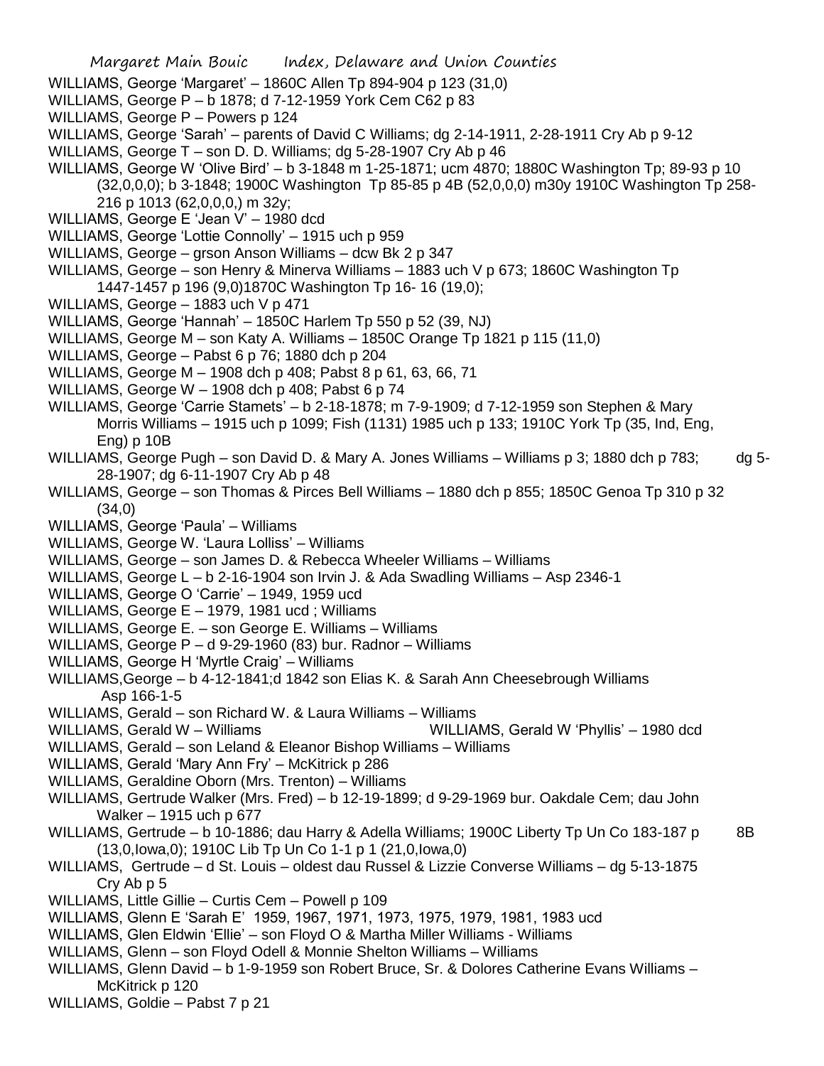WILLIAMS, George 'Margaret' – 1860C Allen Tp 894-904 p 123 (31,0)

WILLIAMS, George P – b 1878; d 7-12-1959 York Cem C62 p 83

WILLIAMS, George P – Powers p 124

WILLIAMS, George 'Sarah' – parents of David C Williams; dg 2-14-1911, 2-28-1911 Cry Ab p 9-12

WILLIAMS, George T – son D. D. Williams; dg 5-28-1907 Cry Ab p 46

WILLIAMS, George W 'Olive Bird' – b 3-1848 m 1-25-1871; ucm 4870; 1880C Washington Tp; 89-93 p 10 (32,0,0,0); b 3-1848; 1900C Washington Tp 85-85 p 4B (52,0,0,0) m30y 1910C Washington Tp 258-216 p 1013 (62,0,0,0,) m 32y;

WILLIAMS, George E 'Jean V' – 1980 dcd

WILLIAMS, George 'Lottie Connolly' – 1915 uch p 959

WILLIAMS, George – grson Anson Williams – dcw Bk 2 p 347

WILLIAMS, George – son Henry & Minerva Williams – 1883 uch V p 673; 1860C Washington Tp 1447-1457 p 196 (9,0)1870C Washington Tp 16- 16 (19,0);

WILLIAMS, George – 1883 uch V p 471

WILLIAMS, George 'Hannah' – 1850C Harlem Tp 550 p 52 (39, NJ)

WILLIAMS, George M – son Katy A. Williams – 1850C Orange Tp 1821 p 115 (11,0)

WILLIAMS, George – Pabst 6 p 76; 1880 dch p 204

WILLIAMS, George M – 1908 dch p 408; Pabst 8 p 61, 63, 66, 71

WILLIAMS, George W – 1908 dch p 408; Pabst 6 p 74

WILLIAMS, George 'Carrie Stamets' – b 2-18-1878; m 7-9-1909; d 7-12-1959 son Stephen & Mary Morris Williams – 1915 uch p 1099; Fish (1131) 1985 uch p 133; 1910C York Tp (35, Ind, Eng, Eng) p 10B

WILLIAMS, George Pugh – son David D. & Mary A. Jones Williams – Williams p 3; 1880 dch p 783; dg 5-28-1907; dg 6-11-1907 Cry Ab p 48

WILLIAMS, George – son Thomas & Pirces Bell Williams – 1880 dch p 855; 1850C Genoa Tp 310 p 32 (34,0)

WILLIAMS, George 'Paula' – Williams

WILLIAMS, George W. 'Laura Lolliss' – Williams

WILLIAMS, George – son James D. & Rebecca Wheeler Williams – Williams

WILLIAMS, George L – b 2-16-1904 son Irvin J. & Ada Swadling Williams – Asp 2346-1

WILLIAMS, George O 'Carrie' – 1949, 1959 ucd

WILLIAMS, George E – 1979, 1981 ucd ; Williams

WILLIAMS, George E. – son George E. Williams – Williams

WILLIAMS, George P – d 9-29-1960 (83) bur. Radnor – Williams

WILLIAMS, George H 'Myrtle Craig' – Williams

WILLIAMS,George – b 4-12-1841;d 1842 son Elias K. & Sarah Ann Cheesebrough Williams Asp 166-1-5

WILLIAMS, Gerald – son Richard W. & Laura Williams – Williams

WILLIAMS, Gerald W – Williams

WILLIAMS, Gerald W 'Phyllis' – 1980 dcd

WILLIAMS, Gerald – son Leland & Eleanor Bishop Williams – Williams

WILLIAMS, Gerald 'Mary Ann Fry' – McKitrick p 286

WILLIAMS, Geraldine Oborn (Mrs. Trenton) – Williams

WILLIAMS, Gertrude Walker (Mrs. Fred) – b 12-19-1899; d 9-29-1969 bur. Oakdale Cem; dau John Walker – 1915 uch p 677

WILLIAMS, Gertrude – b 10-1886; dau Harry & Adella Williams; 1900C Liberty Tp Un Co 183-187 p 8B (13,0,Iowa,0); 1910C Lib Tp Un Co 1-1 p 1 (21,0,Iowa,0)

WILLIAMS, Gertrude – d St. Louis – oldest dau Russel & Lizzie Converse Williams – dg 5-13-1875 Cry Ab p 5

WILLIAMS, Little Gillie – Curtis Cem – Powell p 109

WILLIAMS, Glenn E 'Sarah E' 1959, 1967, 1971, 1973, 1975, 1979, 1981, 1983 ucd

WILLIAMS, Glen Eldwin 'Ellie' – son Floyd O & Martha Miller Williams - Williams

WILLIAMS, Glenn – son Floyd Odell & Monnie Shelton Williams – Williams

WILLIAMS, Glenn David – b 1-9-1959 son Robert Bruce, Sr. & Dolores Catherine Evans Williams – McKitrick p 120

WILLIAMS, Goldie – Pabst 7 p 21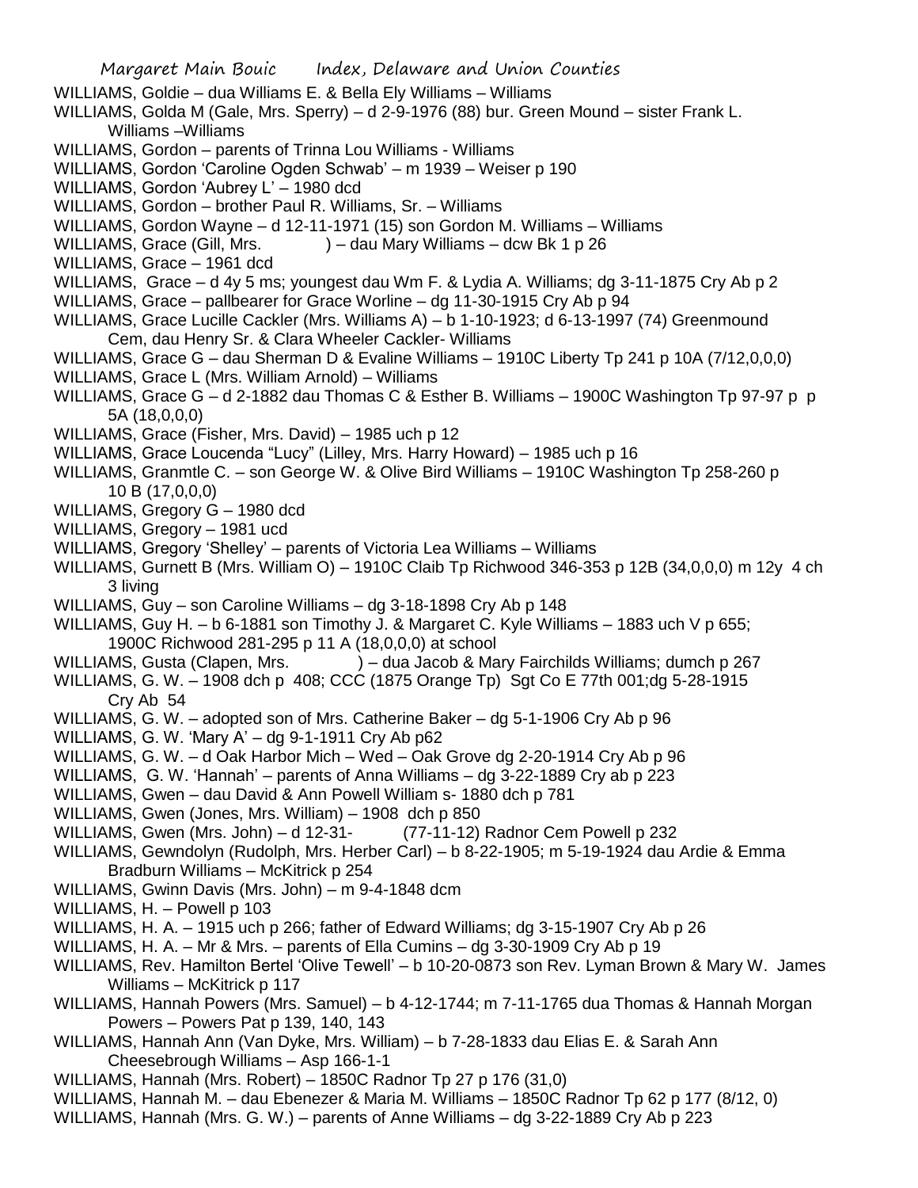WILLIAMS, Goldie – dua Williams E. & Bella Ely Williams – Williams

WILLIAMS, Golda M (Gale, Mrs. Sperry) – d 2-9-1976 (88) bur. Green Mound – sister Frank L. Williams –Williams

WILLIAMS, Gordon – parents of Trinna Lou Williams - Williams

WILLIAMS, Gordon 'Caroline Ogden Schwab' – m 1939 – Weiser p 190

WILLIAMS, Gordon 'Aubrey L' – 1980 dcd

WILLIAMS, Gordon – brother Paul R. Williams, Sr. – Williams

WILLIAMS, Gordon Wayne – d 12-11-1971 (15) son Gordon M. Williams – Williams

WILLIAMS, Grace (Gill, Mrs. ) – dau Mary Williams – dcw Bk 1 p 26

WILLIAMS, Grace – 1961 dcd

WILLIAMS, Grace – d 4y 5 ms; youngest dau Wm F. & Lydia A. Williams; dg 3-11-1875 Cry Ab p 2

WILLIAMS, Grace – pallbearer for Grace Worline – dg 11-30-1915 Cry Ab p 94

WILLIAMS, Grace Lucille Cackler (Mrs. Williams A) – b 1-10-1923; d 6-13-1997 (74) Greenmound Cem, dau Henry Sr. & Clara Wheeler Cackler- Williams

WILLIAMS, Grace G – dau Sherman D & Evaline Williams – 1910C Liberty Tp 241 p 10A (7/12,0,0,0)

WILLIAMS, Grace L (Mrs. William Arnold) – Williams

WILLIAMS, Grace G – d 2-1882 dau Thomas C & Esther B. Williams – 1900C Washington Tp 97-97 p p 5A (18,0,0,0)

WILLIAMS, Grace (Fisher, Mrs. David) – 1985 uch p 12

WILLIAMS, Grace Loucenda "Lucy" (Lilley, Mrs. Harry Howard) – 1985 uch p 16

WILLIAMS, Granmtle C. – son George W. & Olive Bird Williams – 1910C Washington Tp 258-260 p 10 B (17,0,0,0)

WILLIAMS, Gregory G – 1980 dcd

WILLIAMS, Gregory – 1981 ucd

WILLIAMS, Gregory 'Shelley' – parents of Victoria Lea Williams – Williams

WILLIAMS, Gurnett B (Mrs. William O) – 1910C Claib Tp Richwood 346-353 p 12B (34,0,0,0) m 12y 4 ch 3 living

WILLIAMS, Guy – son Caroline Williams – dg 3-18-1898 Cry Ab p 148

WILLIAMS, Guy H. – b 6-1881 son Timothy J. & Margaret C. Kyle Williams – 1883 uch V p 655; 1900C Richwood 281-295 p 11 A (18,0,0,0) at school

WILLIAMS, Gusta (Clapen, Mrs. ) – dua Jacob & Mary Fairchilds Williams; dumch p 267

WILLIAMS, G. W. – 1908 dch p 408; CCC (1875 Orange Tp) Sgt Co E 77th 001;dg 5-28-1915 Cry Ab 54

WILLIAMS, G. W. – adopted son of Mrs. Catherine Baker – dg 5-1-1906 Cry Ab p 96

WILLIAMS, G. W. 'Mary A' – dg 9-1-1911 Cry Ab p62

WILLIAMS, G. W. – d Oak Harbor Mich – Wed – Oak Grove dg 2-20-1914 Cry Ab p 96

WILLIAMS, G. W. 'Hannah' – parents of Anna Williams – dg 3-22-1889 Cry ab p 223

WILLIAMS, Gwen – dau David & Ann Powell William s- 1880 dch p 781

WILLIAMS, Gwen (Jones, Mrs. William) – 1908 dch p 850

WILLIAMS, Gwen (Mrs. John) – d 12-31- (77-11-12) Radnor Cem Powell p 232

WILLIAMS, Gewndolyn (Rudolph, Mrs. Herber Carl) – b 8-22-1905; m 5-19-1924 dau Ardie & Emma Bradburn Williams – McKitrick p 254

WILLIAMS, Gwinn Davis (Mrs. John) – m 9-4-1848 dcm

WILLIAMS, H. – Powell p 103

WILLIAMS, H. A. – 1915 uch p 266; father of Edward Williams; dg 3-15-1907 Cry Ab p 26

WILLIAMS, H. A. – Mr & Mrs. – parents of Ella Cumins – dg 3-30-1909 Cry Ab p 19

WILLIAMS, Rev. Hamilton Bertel 'Olive Tewell' – b 10-20-0873 son Rev. Lyman Brown & Mary W. James Williams – McKitrick p 117

WILLIAMS, Hannah Powers (Mrs. Samuel) – b 4-12-1744; m 7-11-1765 dua Thomas & Hannah Morgan Powers – Powers Pat p 139, 140, 143

WILLIAMS, Hannah Ann (Van Dyke, Mrs. William) – b 7-28-1833 dau Elias E. & Sarah Ann Cheesebrough Williams – Asp 166-1-1

WILLIAMS, Hannah (Mrs. Robert) – 1850C Radnor Tp 27 p 176 (31,0)

WILLIAMS, Hannah M. – dau Ebenezer & Maria M. Williams – 1850C Radnor Tp 62 p 177 (8/12, 0)

WILLIAMS, Hannah (Mrs. G. W.) – parents of Anne Williams – dg 3-22-1889 Cry Ab p 223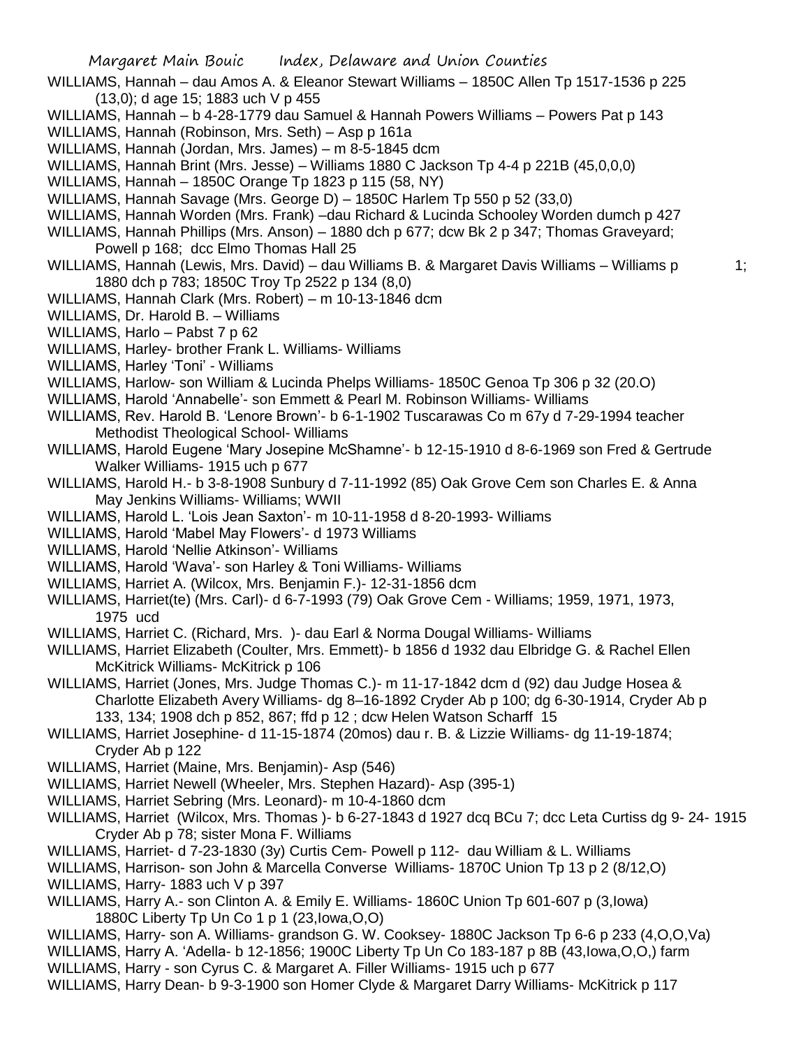WILLIAMS, Hannah – dau Amos A. & Eleanor Stewart Williams – 1850C Allen Tp 1517-1536 p 225 (13,0); d age 15; 1883 uch V p 455

WILLIAMS, Hannah – b 4-28-1779 dau Samuel & Hannah Powers Williams – Powers Pat p 143

WILLIAMS, Hannah (Robinson, Mrs. Seth) – Asp p 161a

WILLIAMS, Hannah (Jordan, Mrs. James) – m 8-5-1845 dcm

WILLIAMS, Hannah Brint (Mrs. Jesse) – Williams 1880 C Jackson Tp 4-4 p 221B (45,0,0,0)

WILLIAMS, Hannah – 1850C Orange Tp 1823 p 115 (58, NY)

WILLIAMS, Hannah Savage (Mrs. George D) – 1850C Harlem Tp 550 p 52 (33,0)

WILLIAMS, Hannah Worden (Mrs. Frank) –dau Richard & Lucinda Schooley Worden dumch p 427

WILLIAMS, Hannah Phillips (Mrs. Anson) – 1880 dch p 677; dcw Bk 2 p 347; Thomas Graveyard; Powell p 168; dcc Elmo Thomas Hall 25

WILLIAMS, Hannah (Lewis, Mrs. David) – dau Williams B. & Margaret Davis Williams – Williams p 1; 1880 dch p 783; 1850C Troy Tp 2522 p 134 (8,0)

WILLIAMS, Hannah Clark (Mrs. Robert) – m 10-13-1846 dcm

WILLIAMS, Dr. Harold B. – Williams

WILLIAMS, Harlo – Pabst 7 p 62

WILLIAMS, Harley- brother Frank L. Williams- Williams

WILLIAMS, Harley 'Toni' - Williams

WILLIAMS, Harlow- son William & Lucinda Phelps Williams- 1850C Genoa Tp 306 p 32 (20.O)

WILLIAMS, Harold 'Annabelle'- son Emmett & Pearl M. Robinson Williams- Williams

WILLIAMS, Rev. Harold B. 'Lenore Brown'- b 6-1-1902 Tuscarawas Co m 67y d 7-29-1994 teacher Methodist Theological School- Williams

WILLIAMS, Harold Eugene 'Mary Josepine McShamne'- b 12-15-1910 d 8-6-1969 son Fred & Gertrude Walker Williams- 1915 uch p 677

WILLIAMS, Harold H.- b 3-8-1908 Sunbury d 7-11-1992 (85) Oak Grove Cem son Charles E. & Anna May Jenkins Williams- Williams; WWII

WILLIAMS, Harold L. 'Lois Jean Saxton'- m 10-11-1958 d 8-20-1993- Williams

WILLIAMS, Harold 'Mabel May Flowers'- d 1973 Williams

WILLIAMS, Harold 'Nellie Atkinson'- Williams

WILLIAMS, Harold 'Wava'- son Harley & Toni Williams- Williams

WILLIAMS, Harriet A. (Wilcox, Mrs. Benjamin F.)- 12-31-1856 dcm

WILLIAMS, Harriet(te) (Mrs. Carl)- d 6-7-1993 (79) Oak Grove Cem - Williams; 1959, 1971, 1973, 1975 ucd

WILLIAMS, Harriet C. (Richard, Mrs. )- dau Earl & Norma Dougal Williams- Williams

WILLIAMS, Harriet Elizabeth (Coulter, Mrs. Emmett)- b 1856 d 1932 dau Elbridge G. & Rachel Ellen McKitrick Williams- McKitrick p 106

WILLIAMS, Harriet (Jones, Mrs. Judge Thomas C.)- m 11-17-1842 dcm d (92) dau Judge Hosea & Charlotte Elizabeth Avery Williams- dg 8–16-1892 Cryder Ab p 100; dg 6-30-1914, Cryder Ab p 133, 134; 1908 dch p 852, 867; ffd p 12 ; dcw Helen Watson Scharff 15

WILLIAMS, Harriet Josephine- d 11-15-1874 (20mos) dau r. B. & Lizzie Williams- dg 11-19-1874; Cryder Ab p 122

WILLIAMS, Harriet (Maine, Mrs. Benjamin)- Asp (546)

WILLIAMS, Harriet Newell (Wheeler, Mrs. Stephen Hazard)- Asp (395-1)

WILLIAMS, Harriet Sebring (Mrs. Leonard)- m 10-4-1860 dcm

WILLIAMS, Harriet (Wilcox, Mrs. Thomas )- b 6-27-1843 d 1927 dcq BCu 7; dcc Leta Curtiss dg 9- 24- 1915 Cryder Ab p 78; sister Mona F. Williams

WILLIAMS, Harriet- d 7-23-1830 (3y) Curtis Cem- Powell p 112- dau William & L. Williams

WILLIAMS, Harrison- son John & Marcella Converse Williams- 1870C Union Tp 13 p 2 (8/12,O)

WILLIAMS, Harry- 1883 uch V p 397

WILLIAMS, Harry A.- son Clinton A. & Emily E. Williams- 1860C Union Tp 601-607 p (3,Iowa) 1880C Liberty Tp Un Co 1 p 1 (23,Iowa,O,O)

WILLIAMS, Harry- son A. Williams- grandson G. W. Cooksey- 1880C Jackson Tp 6-6 p 233 (4,O,O,Va)

WILLIAMS, Harry A. 'Adella- b 12-1856; 1900C Liberty Tp Un Co 183-187 p 8B (43,Iowa,O,O,) farm

WILLIAMS, Harry - son Cyrus C. & Margaret A. Filler Williams- 1915 uch p 677

WILLIAMS, Harry Dean- b 9-3-1900 son Homer Clyde & Margaret Darry Williams- McKitrick p 117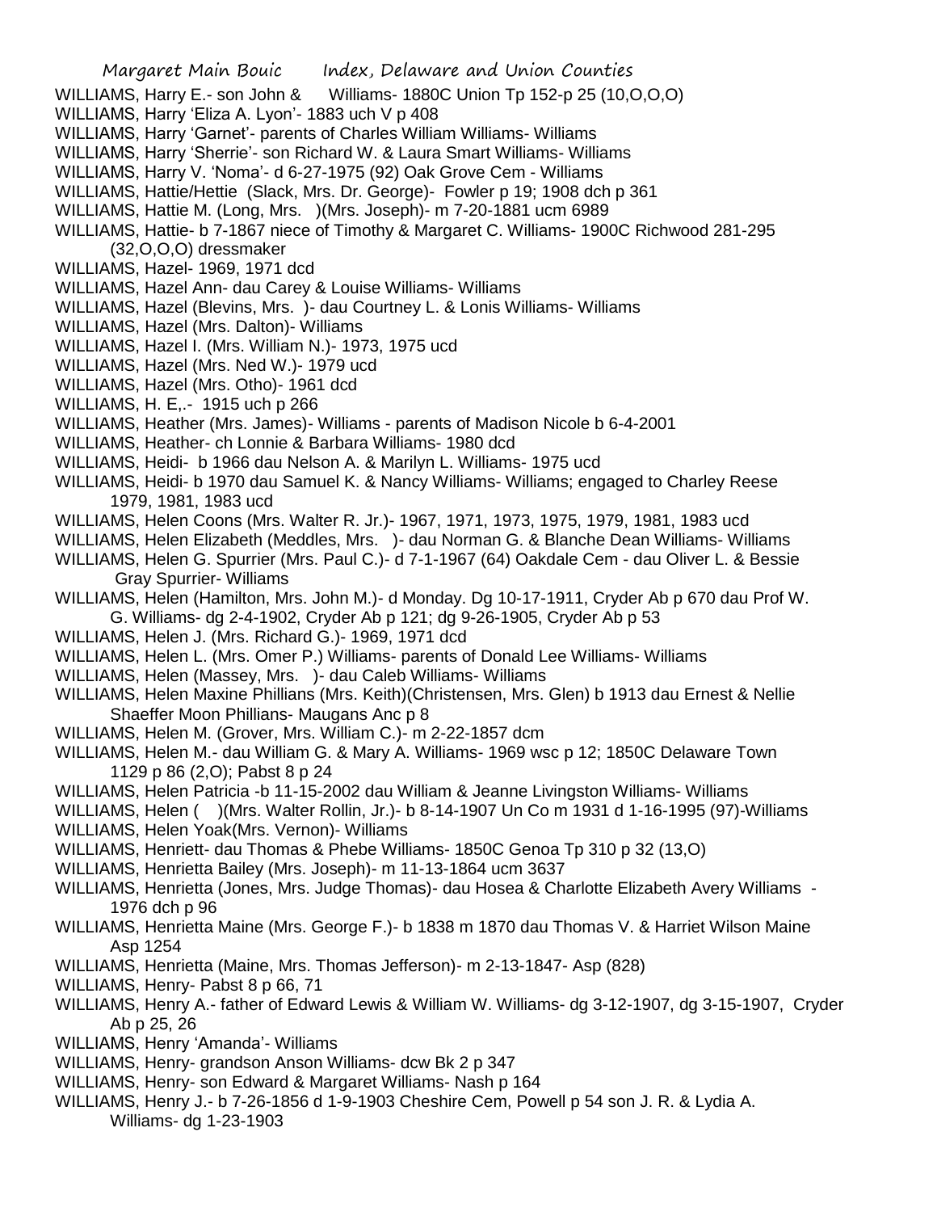WILLIAMS, Harry E.- son John & Williams- 1880C Union Tp 152-p 25 (10,O,O,O)
WILLIAMS, Harry 'Eliza A. Lyon'- 1883 uch V p 408
WILLIAMS, Harry 'Garnet'- parents of Charles William Williams- Williams
WILLIAMS, Harry 'Sherrie'- son Richard W. & Laura Smart Williams- Williams
WILLIAMS, Harry V. 'Noma'- d 6-27-1975 (92) Oak Grove Cem - Williams
WILLIAMS, Hattie/Hettie (Slack, Mrs. Dr. George)- Fowler p 19; 1908 dch p 361
WILLIAMS, Hattie M. (Long, Mrs. )(Mrs. Joseph)- m 7-20-1881 ucm 6989
WILLIAMS, Hattie- b 7-1867 niece of Timothy & Margaret C. Williams- 1900C Richwood 281-295 (32,O,O,O) dressmaker
WILLIAMS, Hazel- 1969, 1971 dcd
WILLIAMS, Hazel Ann- dau Carey & Louise Williams- Williams
WILLIAMS, Hazel (Blevins, Mrs. )- dau Courtney L. & Lonis Williams- Williams
WILLIAMS, Hazel (Mrs. Dalton)- Williams
WILLIAMS, Hazel I. (Mrs. William N.)- 1973, 1975 ucd
WILLIAMS, Hazel (Mrs. Ned W.)- 1979 ucd
WILLIAMS, Hazel (Mrs. Otho)- 1961 dcd
WILLIAMS, H. E,.- 1915 uch p 266
WILLIAMS, Heather (Mrs. James)- Williams - parents of Madison Nicole b 6-4-2001
WILLIAMS, Heather- ch Lonnie & Barbara Williams- 1980 dcd
WILLIAMS, Heidi- b 1966 dau Nelson A. & Marilyn L. Williams- 1975 ucd
WILLIAMS, Heidi- b 1970 dau Samuel K. & Nancy Williams- Williams; engaged to Charley Reese 1979, 1981, 1983 ucd
WILLIAMS, Helen Coons (Mrs. Walter R. Jr.)- 1967, 1971, 1973, 1975, 1979, 1981, 1983 ucd
WILLIAMS, Helen Elizabeth (Meddles, Mrs. )- dau Norman G. & Blanche Dean Williams- Williams
WILLIAMS, Helen G. Spurrier (Mrs. Paul C.)- d 7-1-1967 (64) Oakdale Cem - dau Oliver L. & Bessie Gray Spurrier- Williams
WILLIAMS, Helen (Hamilton, Mrs. John M.)- d Monday. Dg 10-17-1911, Cryder Ab p 670 dau Prof W. G. Williams- dg 2-4-1902, Cryder Ab p 121; dg 9-26-1905, Cryder Ab p 53
WILLIAMS, Helen J. (Mrs. Richard G.)- 1969, 1971 dcd
WILLIAMS, Helen L. (Mrs. Omer P.) Williams- parents of Donald Lee Williams- Williams
WILLIAMS, Helen (Massey, Mrs. )- dau Caleb Williams- Williams
WILLIAMS, Helen Maxine Phillians (Mrs. Keith)(Christensen, Mrs. Glen) b 1913 dau Ernest & Nellie Shaeffer Moon Phillians- Maugans Anc p 8
WILLIAMS, Helen M. (Grover, Mrs. William C.)- m 2-22-1857 dcm
WILLIAMS, Helen M.- dau William G. & Mary A. Williams- 1969 wsc p 12; 1850C Delaware Town 1129 p 86 (2,O); Pabst 8 p 24
WILLIAMS, Helen Patricia -b 11-15-2002 dau William & Jeanne Livingston Williams- Williams
WILLIAMS, Helen ( )(Mrs. Walter Rollin, Jr.)- b 8-14-1907 Un Co m 1931 d 1-16-1995 (97)-Williams
WILLIAMS, Helen Yoak(Mrs. Vernon)- Williams
WILLIAMS, Henriett- dau Thomas & Phebe Williams- 1850C Genoa Tp 310 p 32 (13,O)
WILLIAMS, Henrietta Bailey (Mrs. Joseph)- m 11-13-1864 ucm 3637
WILLIAMS, Henrietta (Jones, Mrs. Judge Thomas)- dau Hosea & Charlotte Elizabeth Avery Williams - 1976 dch p 96
WILLIAMS, Henrietta Maine (Mrs. George F.)- b 1838 m 1870 dau Thomas V. & Harriet Wilson Maine Asp 1254
WILLIAMS, Henrietta (Maine, Mrs. Thomas Jefferson)- m 2-13-1847- Asp (828)
WILLIAMS, Henry- Pabst 8 p 66, 71
WILLIAMS, Henry A.- father of Edward Lewis & William W. Williams- dg 3-12-1907, dg 3-15-1907, Cryder Ab p 25, 26
WILLIAMS, Henry 'Amanda'- Williams
WILLIAMS, Henry- grandson Anson Williams- dcw Bk 2 p 347
WILLIAMS, Henry- son Edward & Margaret Williams- Nash p 164
WILLIAMS, Henry J.- b 7-26-1856 d 1-9-1903 Cheshire Cem, Powell p 54 son J. R. & Lydia A. Williams- dg 1-23-1903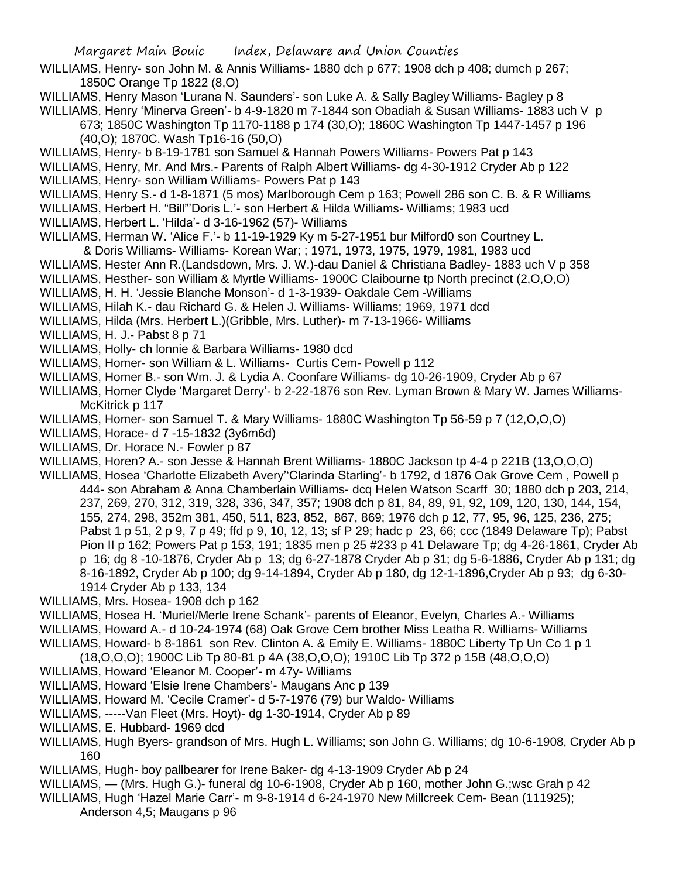WILLIAMS, Henry- son John M. & Annis Williams- 1880 dch p 677; 1908 dch p 408; dumch p 267; 1850C Orange Tp 1822 (8,O)

WILLIAMS, Henry Mason 'Lurana N. Saunders'- son Luke A. & Sally Bagley Williams- Bagley p 8

WILLIAMS, Henry 'Minerva Green'- b 4-9-1820 m 7-1844 son Obadiah & Susan Williams- 1883 uch V p 673; 1850C Washington Tp 1170-1188 p 174 (30,O); 1860C Washington Tp 1447-1457 p 196 (40,O); 1870C. Wash Tp16-16 (50,O)

WILLIAMS, Henry- b 8-19-1781 son Samuel & Hannah Powers Williams- Powers Pat p 143

WILLIAMS, Henry, Mr. And Mrs.- Parents of Ralph Albert Williams- dg 4-30-1912 Cryder Ab p 122

WILLIAMS, Henry- son William Williams- Powers Pat p 143

WILLIAMS, Henry S.- d 1-8-1871 (5 mos) Marlborough Cem p 163; Powell 286 son C. B. & R Williams

WILLIAMS, Herbert H. "Bill"'Doris L.'- son Herbert & Hilda Williams- Williams; 1983 ucd

WILLIAMS, Herbert L. 'Hilda'- d 3-16-1962 (57)- Williams

WILLIAMS, Herman W. 'Alice F.'- b 11-19-1929 Ky m 5-27-1951 bur Milford0 son Courtney L. & Doris Williams- Williams- Korean War; ; 1971, 1973, 1975, 1979, 1981, 1983 ucd

WILLIAMS, Hester Ann R.(Landsdown, Mrs. J. W.)-dau Daniel & Christiana Badley- 1883 uch V p 358

WILLIAMS, Hesther- son William & Myrtle Williams- 1900C Claibourne tp North precinct (2,O,O,O)

WILLIAMS, H. H. 'Jessie Blanche Monson'- d 1-3-1939- Oakdale Cem -Williams

WILLIAMS, Hilah K.- dau Richard G. & Helen J. Williams- Williams; 1969, 1971 dcd

WILLIAMS, Hilda (Mrs. Herbert L.)(Gribble, Mrs. Luther)- m 7-13-1966- Williams

WILLIAMS, H. J.- Pabst 8 p 71

WILLIAMS, Holly- ch lonnie & Barbara Williams- 1980 dcd

WILLIAMS, Homer- son William & L. Williams- Curtis Cem- Powell p 112

WILLIAMS, Homer B.- son Wm. J. & Lydia A. Coonfare Williams- dg 10-26-1909, Cryder Ab p 67

WILLIAMS, Homer Clyde 'Margaret Derry'- b 2-22-1876 son Rev. Lyman Brown & Mary W. James Williams- McKitrick p 117

WILLIAMS, Homer- son Samuel T. & Mary Williams- 1880C Washington Tp 56-59 p 7 (12,O,O,O)

WILLIAMS, Horace- d 7 -15-1832 (3y6m6d)

WILLIAMS, Dr. Horace N.- Fowler p 87

WILLIAMS, Horen? A.- son Jesse & Hannah Brent Williams- 1880C Jackson tp 4-4 p 221B (13,O,O,O)

WILLIAMS, Hosea 'Charlotte Elizabeth Avery''Clarinda Starling'- b 1792, d 1876 Oak Grove Cem , Powell p 444- son Abraham & Anna Chamberlain Williams- dcq Helen Watson Scarff 30; 1880 dch p 203, 214, 237, 269, 270, 312, 319, 328, 336, 347, 357; 1908 dch p 81, 84, 89, 91, 92, 109, 120, 130, 144, 154, 155, 274, 298, 352m 381, 450, 511, 823, 852, 867, 869; 1976 dch p 12, 77, 95, 96, 125, 236, 275; Pabst 1 p 51, 2 p 9, 7 p 49; ffd p 9, 10, 12, 13; sf P 29; hadc p 23, 66; ccc (1849 Delaware Tp); Pabst Pion II p 162; Powers Pat p 153, 191; 1835 men p 25 #233 p 41 Delaware Tp; dg 4-26-1861, Cryder Ab p 16; dg 8 -10-1876, Cryder Ab p 13; dg 6-27-1878 Cryder Ab p 31; dg 5-6-1886, Cryder Ab p 131; dg 8-16-1892, Cryder Ab p 100; dg 9-14-1894, Cryder Ab p 180, dg 12-1-1896,Cryder Ab p 93; dg 6-30-1914 Cryder Ab p 133, 134

WILLIAMS, Mrs. Hosea- 1908 dch p 162

WILLIAMS, Hosea H. 'Muriel/Merle Irene Schank'- parents of Eleanor, Evelyn, Charles A.- Williams

WILLIAMS, Howard A.- d 10-24-1974 (68) Oak Grove Cem brother Miss Leatha R. Williams- Williams

WILLIAMS, Howard- b 8-1861 son Rev. Clinton A. & Emily E. Williams- 1880C Liberty Tp Un Co 1 p 1 (18,O,O,O); 1900C Lib Tp 80-81 p 4A (38,O,O,O); 1910C Lib Tp 372 p 15B (48,O,O,O)

WILLIAMS, Howard 'Eleanor M. Cooper'- m 47y- Williams

WILLIAMS, Howard 'Elsie Irene Chambers'- Maugans Anc p 139

WILLIAMS, Howard M. 'Cecile Cramer'- d 5-7-1976 (79) bur Waldo- Williams

WILLIAMS, -----Van Fleet (Mrs. Hoyt)- dg 1-30-1914, Cryder Ab p 89

WILLIAMS, E. Hubbard- 1969 dcd

WILLIAMS, Hugh Byers- grandson of Mrs. Hugh L. Williams; son John G. Williams; dg 10-6-1908, Cryder Ab p 160

WILLIAMS, Hugh- boy pallbearer for Irene Baker- dg 4-13-1909 Cryder Ab p 24

WILLIAMS, — (Mrs. Hugh G.)- funeral dg 10-6-1908, Cryder Ab p 160, mother John G.;wsc Grah p 42

WILLIAMS, Hugh 'Hazel Marie Carr'- m 9-8-1914 d 6-24-1970 New Millcreek Cem- Bean (111925); Anderson 4,5; Maugans p 96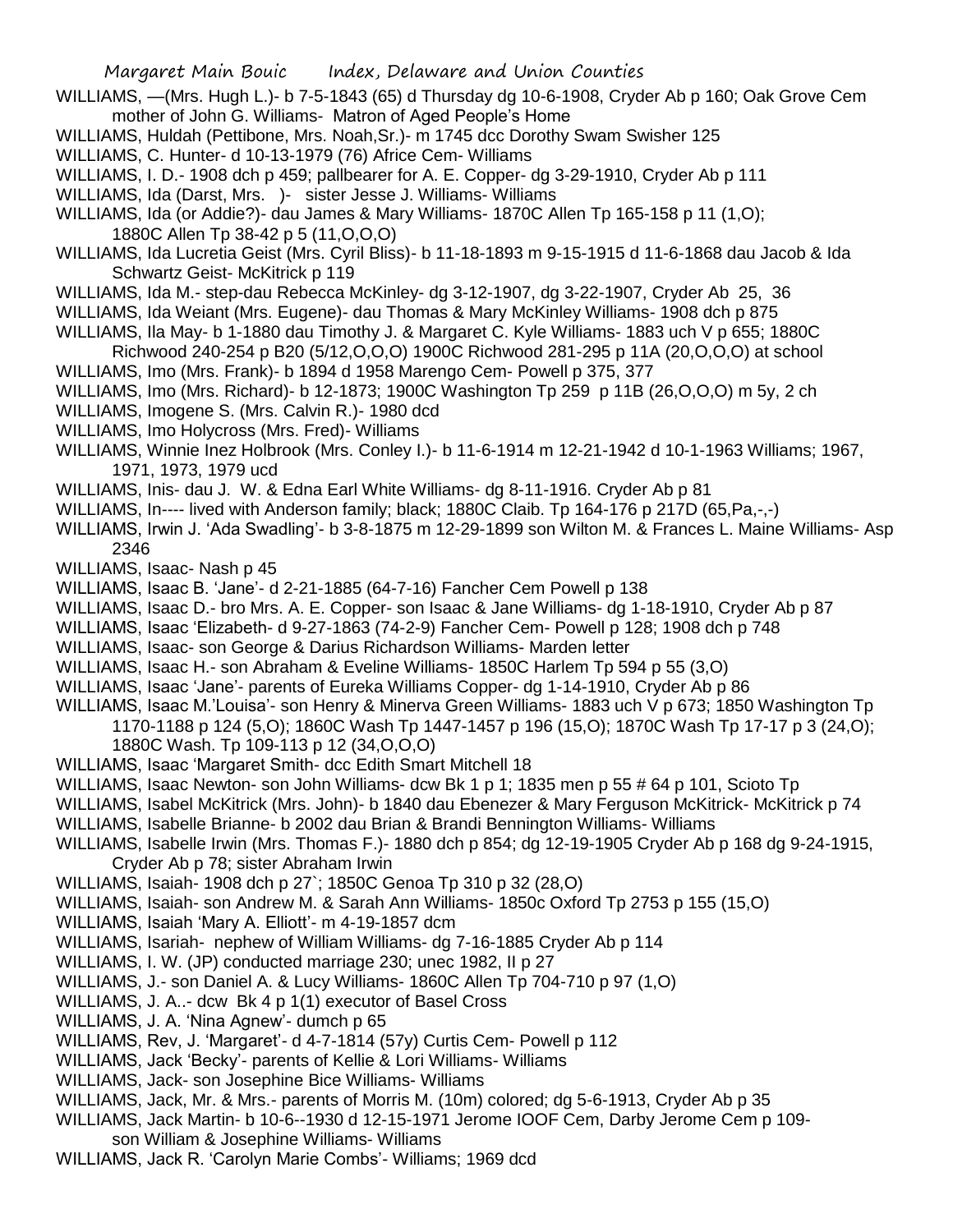WILLIAMS, —(Mrs. Hugh L.)- b 7-5-1843 (65) d Thursday dg 10-6-1908, Cryder Ab p 160; Oak Grove Cem mother of John G. Williams- Matron of Aged People's Home

WILLIAMS, Huldah (Pettibone, Mrs. Noah,Sr.)- m 1745 dcc Dorothy Swam Swisher 125

WILLIAMS, C. Hunter- d 10-13-1979 (76) Africe Cem- Williams

WILLIAMS, I. D.- 1908 dch p 459; pallbearer for A. E. Copper- dg 3-29-1910, Cryder Ab p 111

WILLIAMS, Ida (Darst, Mrs. )- sister Jesse J. Williams- Williams

WILLIAMS, Ida (or Addie?)- dau James & Mary Williams- 1870C Allen Tp 165-158 p 11 (1,O); 1880C Allen Tp 38-42 p 5 (11,O,O,O)

WILLIAMS, Ida Lucretia Geist (Mrs. Cyril Bliss)- b 11-18-1893 m 9-15-1915 d 11-6-1868 dau Jacob & Ida Schwartz Geist- McKitrick p 119

WILLIAMS, Ida M.- step-dau Rebecca McKinley- dg 3-12-1907, dg 3-22-1907, Cryder Ab 25, 36

WILLIAMS, Ida Weiant (Mrs. Eugene)- dau Thomas & Mary McKinley Williams- 1908 dch p 875

WILLIAMS, Ila May- b 1-1880 dau Timothy J. & Margaret C. Kyle Williams- 1883 uch V p 655; 1880C Richwood 240-254 p B20 (5/12,O,O,O) 1900C Richwood 281-295 p 11A (20,O,O,O) at school

WILLIAMS, Imo (Mrs. Frank)- b 1894 d 1958 Marengo Cem- Powell p 375, 377

WILLIAMS, Imo (Mrs. Richard)- b 12-1873; 1900C Washington Tp 259 p 11B (26,O,O,O) m 5y, 2 ch

WILLIAMS, Imogene S. (Mrs. Calvin R.)- 1980 dcd

WILLIAMS, Imo Holycross (Mrs. Fred)- Williams

WILLIAMS, Winnie Inez Holbrook (Mrs. Conley I.)- b 11-6-1914 m 12-21-1942 d 10-1-1963 Williams; 1967, 1971, 1973, 1979 ucd

WILLIAMS, Inis- dau J. W. & Edna Earl White Williams- dg 8-11-1916. Cryder Ab p 81

WILLIAMS, In---- lived with Anderson family; black; 1880C Claib. Tp 164-176 p 217D (65,Pa,-,-)

WILLIAMS, Irwin J. 'Ada Swadling'- b 3-8-1875 m 12-29-1899 son Wilton M. & Frances L. Maine Williams- Asp 2346

WILLIAMS, Isaac- Nash p 45

WILLIAMS, Isaac B. 'Jane'- d 2-21-1885 (64-7-16) Fancher Cem Powell p 138

WILLIAMS, Isaac D.- bro Mrs. A. E. Copper- son Isaac & Jane Williams- dg 1-18-1910, Cryder Ab p 87

WILLIAMS, Isaac 'Elizabeth- d 9-27-1863 (74-2-9) Fancher Cem- Powell p 128; 1908 dch p 748

WILLIAMS, Isaac- son George & Darius Richardson Williams- Marden letter

WILLIAMS, Isaac H.- son Abraham & Eveline Williams- 1850C Harlem Tp 594 p 55 (3,O)

WILLIAMS, Isaac 'Jane'- parents of Eureka Williams Copper- dg 1-14-1910, Cryder Ab p 86

WILLIAMS, Isaac M.'Louisa'- son Henry & Minerva Green Williams- 1883 uch V p 673; 1850 Washington Tp 1170-1188 p 124 (5,O); 1860C Wash Tp 1447-1457 p 196 (15,O); 1870C Wash Tp 17-17 p 3 (24,O); 1880C Wash. Tp 109-113 p 12 (34,O,O,O)

WILLIAMS, Isaac 'Margaret Smith- dcc Edith Smart Mitchell 18

WILLIAMS, Isaac Newton- son John Williams- dcw Bk 1 p 1; 1835 men p 55 # 64 p 101, Scioto Tp

WILLIAMS, Isabel McKitrick (Mrs. John)- b 1840 dau Ebenezer & Mary Ferguson McKitrick- McKitrick p 74

WILLIAMS, Isabelle Brianne- b 2002 dau Brian & Brandi Bennington Williams- Williams

WILLIAMS, Isabelle Irwin (Mrs. Thomas F.)- 1880 dch p 854; dg 12-19-1905 Cryder Ab p 168 dg 9-24-1915, Cryder Ab p 78; sister Abraham Irwin

WILLIAMS, Isaiah- 1908 dch p 27`; 1850C Genoa Tp 310 p 32 (28,O)

WILLIAMS, Isaiah- son Andrew M. & Sarah Ann Williams- 1850c Oxford Tp 2753 p 155 (15,O)

WILLIAMS, Isaiah 'Mary A. Elliott'- m 4-19-1857 dcm

WILLIAMS, Isariah- nephew of William Williams- dg 7-16-1885 Cryder Ab p 114

WILLIAMS, I. W. (JP) conducted marriage 230; unec 1982, II p 27

WILLIAMS, J.- son Daniel A. & Lucy Williams- 1860C Allen Tp 704-710 p 97 (1,O)

WILLIAMS, J. A..- dcw Bk 4 p 1(1) executor of Basel Cross

WILLIAMS, J. A. 'Nina Agnew'- dumch p 65

WILLIAMS, Rev, J. 'Margaret'- d 4-7-1814 (57y) Curtis Cem- Powell p 112

WILLIAMS, Jack 'Becky'- parents of Kellie & Lori Williams- Williams

WILLIAMS, Jack- son Josephine Bice Williams- Williams

WILLIAMS, Jack, Mr. & Mrs.- parents of Morris M. (10m) colored; dg 5-6-1913, Cryder Ab p 35

WILLIAMS, Jack Martin- b 10-6--1930 d 12-15-1971 Jerome IOOF Cem, Darby Jerome Cem p 109- son William & Josephine Williams- Williams

WILLIAMS, Jack R. 'Carolyn Marie Combs'- Williams; 1969 dcd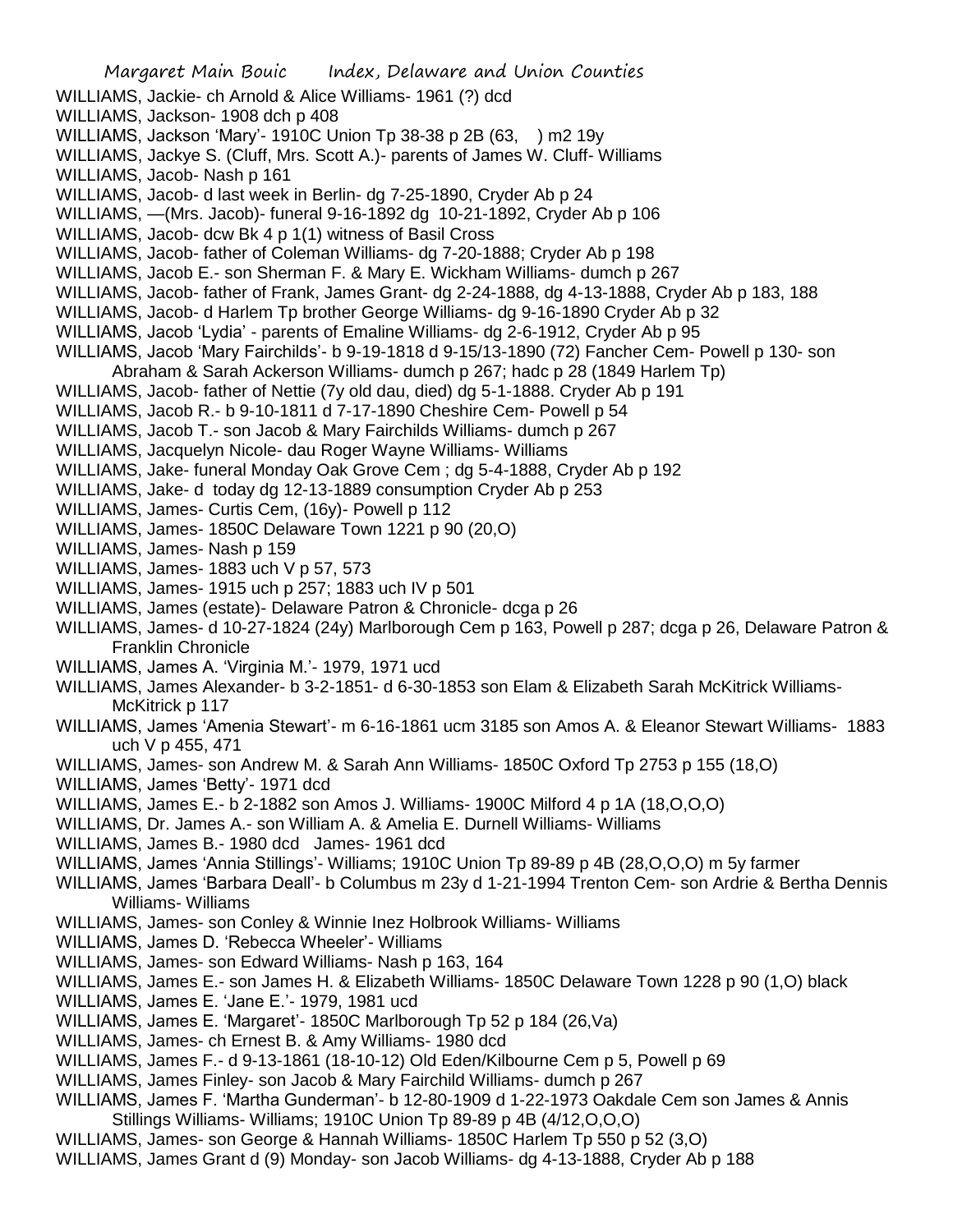WILLIAMS, Jackie- ch Arnold & Alice Williams- 1961 (?) dcd

WILLIAMS, Jackson- 1908 dch p 408

WILLIAMS, Jackson 'Mary'- 1910C Union Tp 38-38 p 2B (63, ) m2 19y

WILLIAMS, Jackye S. (Cluff, Mrs. Scott A.)- parents of James W. Cluff- Williams

WILLIAMS, Jacob- Nash p 161

WILLIAMS, Jacob- d last week in Berlin- dg 7-25-1890, Cryder Ab p 24

WILLIAMS, —(Mrs. Jacob)- funeral 9-16-1892 dg 10-21-1892, Cryder Ab p 106

WILLIAMS, Jacob- dcw Bk 4 p 1(1) witness of Basil Cross

WILLIAMS, Jacob- father of Coleman Williams- dg 7-20-1888; Cryder Ab p 198

WILLIAMS, Jacob E.- son Sherman F. & Mary E. Wickham Williams- dumch p 267

WILLIAMS, Jacob- father of Frank, James Grant- dg 2-24-1888, dg 4-13-1888, Cryder Ab p 183, 188

WILLIAMS, Jacob- d Harlem Tp brother George Williams- dg 9-16-1890 Cryder Ab p 32

WILLIAMS, Jacob 'Lydia' - parents of Emaline Williams- dg 2-6-1912, Cryder Ab p 95

WILLIAMS, Jacob 'Mary Fairchilds'- b 9-19-1818 d 9-15/13-1890 (72) Fancher Cem- Powell p 130- son Abraham & Sarah Ackerson Williams- dumch p 267; hadc p 28 (1849 Harlem Tp)

WILLIAMS, Jacob- father of Nettie (7y old dau, died) dg 5-1-1888. Cryder Ab p 191

WILLIAMS, Jacob R.- b 9-10-1811 d 7-17-1890 Cheshire Cem- Powell p 54

WILLIAMS, Jacob T.- son Jacob & Mary Fairchilds Williams- dumch p 267

WILLIAMS, Jacquelyn Nicole- dau Roger Wayne Williams- Williams

WILLIAMS, Jake- funeral Monday Oak Grove Cem ; dg 5-4-1888, Cryder Ab p 192

WILLIAMS, Jake- d today dg 12-13-1889 consumption Cryder Ab p 253

WILLIAMS, James- Curtis Cem, (16y)- Powell p 112

WILLIAMS, James- 1850C Delaware Town 1221 p 90 (20,O)

WILLIAMS, James- Nash p 159

WILLIAMS, James- 1883 uch V p 57, 573

WILLIAMS, James- 1915 uch p 257; 1883 uch IV p 501

WILLIAMS, James (estate)- Delaware Patron & Chronicle- dcga p 26

WILLIAMS, James- d 10-27-1824 (24y) Marlborough Cem p 163, Powell p 287; dcga p 26, Delaware Patron & Franklin Chronicle

WILLIAMS, James A. 'Virginia M.'- 1979, 1971 ucd

WILLIAMS, James Alexander- b 3-2-1851- d 6-30-1853 son Elam & Elizabeth Sarah McKitrick Williams- McKitrick p 117

WILLIAMS, James 'Amenia Stewart'- m 6-16-1861 ucm 3185 son Amos A. & Eleanor Stewart Williams- 1883 uch V p 455, 471

WILLIAMS, James- son Andrew M. & Sarah Ann Williams- 1850C Oxford Tp 2753 p 155 (18,O)

WILLIAMS, James 'Betty'- 1971 dcd

WILLIAMS, James E.- b 2-1882 son Amos J. Williams- 1900C Milford 4 p 1A (18,O,O,O)

WILLIAMS, Dr. James A.- son William A. & Amelia E. Durnell Williams- Williams

WILLIAMS, James B.- 1980 dcd James- 1961 dcd

WILLIAMS, James 'Annia Stillings'- Williams; 1910C Union Tp 89-89 p 4B (28,O,O,O) m 5y farmer

WILLIAMS, James 'Barbara Deall'- b Columbus m 23y d 1-21-1994 Trenton Cem- son Ardrie & Bertha Dennis Williams- Williams

WILLIAMS, James- son Conley & Winnie Inez Holbrook Williams- Williams

WILLIAMS, James D. 'Rebecca Wheeler'- Williams

WILLIAMS, James- son Edward Williams- Nash p 163, 164

WILLIAMS, James E.- son James H. & Elizabeth Williams- 1850C Delaware Town 1228 p 90 (1,O) black

WILLIAMS, James E. 'Jane E.'- 1979, 1981 ucd

WILLIAMS, James E. 'Margaret'- 1850C Marlborough Tp 52 p 184 (26,Va)

WILLIAMS, James- ch Ernest B. & Amy Williams- 1980 dcd

WILLIAMS, James F.- d 9-13-1861 (18-10-12) Old Eden/Kilbourne Cem p 5, Powell p 69

WILLIAMS, James Finley- son Jacob & Mary Fairchild Williams- dumch p 267

WILLIAMS, James F. 'Martha Gunderman'- b 12-80-1909 d 1-22-1973 Oakdale Cem son James & Annis Stillings Williams- Williams; 1910C Union Tp 89-89 p 4B (4/12,O,O,O)

WILLIAMS, James- son George & Hannah Williams- 1850C Harlem Tp 550 p 52 (3,O)

WILLIAMS, James Grant d (9) Monday- son Jacob Williams- dg 4-13-1888, Cryder Ab p 188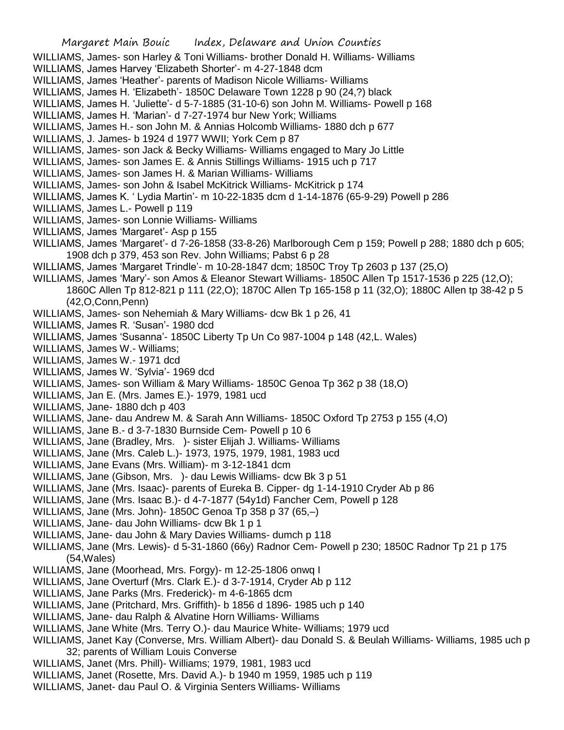WILLIAMS, James- son Harley & Toni Williams- brother Donald H. Williams- Williams
WILLIAMS, James Harvey 'Elizabeth Shorter'- m 4-27-1848 dcm
WILLIAMS, James 'Heather'- parents of Madison Nicole Williams- Williams
WILLIAMS, James H. 'Elizabeth'- 1850C Delaware Town 1228 p 90 (24,?) black
WILLIAMS, James H. 'Juliette'- d 5-7-1885 (31-10-6) son John M. Williams- Powell p 168
WILLIAMS, James H. 'Marian'- d 7-27-1974 bur New York; Williams
WILLIAMS, James H.- son John M. & Annias Holcomb Williams- 1880 dch p 677
WILLIAMS, J. James- b 1924 d 1977 WWII; York Cem p 87
WILLIAMS, James- son Jack & Becky Williams- Williams engaged to Mary Jo Little
WILLIAMS, James- son James E. & Annis Stillings Williams- 1915 uch p 717
WILLIAMS, James- son James H. & Marian Williams- Williams
WILLIAMS, James- son John & Isabel McKitrick Williams- McKitrick p 174
WILLIAMS, James K. ' Lydia Martin'- m 10-22-1835 dcm d 1-14-1876 (65-9-29) Powell p 286
WILLIAMS, James L.- Powell p 119
WILLIAMS, James- son Lonnie Williams- Williams
WILLIAMS, James 'Margaret'- Asp p 155
WILLIAMS, James 'Margaret'- d 7-26-1858 (33-8-26) Marlborough Cem p 159; Powell p 288; 1880 dch p 605; 1908 dch p 379, 453 son Rev. John Williams; Pabst 6 p 28
WILLIAMS, James 'Margaret Trindle'- m 10-28-1847 dcm; 1850C Troy Tp 2603 p 137 (25,O)
WILLIAMS, James 'Mary'- son Amos & Eleanor Stewart Williams- 1850C Allen Tp 1517-1536 p 225 (12,O); 1860C Allen Tp 812-821 p 111 (22,O); 1870C Allen Tp 165-158 p 11 (32,O); 1880C Allen tp 38-42 p 5 (42,O,Conn,Penn)
WILLIAMS, James- son Nehemiah & Mary Williams- dcw Bk 1 p 26, 41
WILLIAMS, James R. 'Susan'- 1980 dcd
WILLIAMS, James 'Susanna'- 1850C Liberty Tp Un Co 987-1004 p 148 (42,L. Wales)
WILLIAMS, James W.- Williams;
WILLIAMS, James W.- 1971 dcd
WILLIAMS, James W. 'Sylvia'- 1969 dcd
WILLIAMS, James- son William & Mary Williams- 1850C Genoa Tp 362 p 38 (18,O)
WILLIAMS, Jan E. (Mrs. James E.)- 1979, 1981 ucd
WILLIAMS, Jane- 1880 dch p 403
WILLIAMS, Jane- dau Andrew M. & Sarah Ann Williams- 1850C Oxford Tp 2753 p 155 (4,O)
WILLIAMS, Jane B.- d 3-7-1830 Burnside Cem- Powell p 10 6
WILLIAMS, Jane (Bradley, Mrs. )- sister Elijah J. Williams- Williams
WILLIAMS, Jane (Mrs. Caleb L.)- 1973, 1975, 1979, 1981, 1983 ucd
WILLIAMS, Jane Evans (Mrs. William)- m 3-12-1841 dcm
WILLIAMS, Jane (Gibson, Mrs. )- dau Lewis Williams- dcw Bk 3 p 51
WILLIAMS, Jane (Mrs. Isaac)- parents of Eureka B. Cipper- dg 1-14-1910 Cryder Ab p 86
WILLIAMS, Jane (Mrs. Isaac B.)- d 4-7-1877 (54y1d) Fancher Cem, Powell p 128
WILLIAMS, Jane (Mrs. John)- 1850C Genoa Tp 358 p 37 (65,–)
WILLIAMS, Jane- dau John Williams- dcw Bk 1 p 1
WILLIAMS, Jane- dau John & Mary Davies Williams- dumch p 118
WILLIAMS, Jane (Mrs. Lewis)- d 5-31-1860 (66y) Radnor Cem- Powell p 230; 1850C Radnor Tp 21 p 175 (54,Wales)
WILLIAMS, Jane (Moorhead, Mrs. Forgy)- m 12-25-1806 onwq I
WILLIAMS, Jane Overturf (Mrs. Clark E.)- d 3-7-1914, Cryder Ab p 112
WILLIAMS, Jane Parks (Mrs. Frederick)- m 4-6-1865 dcm
WILLIAMS, Jane (Pritchard, Mrs. Griffith)- b 1856 d 1896- 1985 uch p 140
WILLIAMS, Jane- dau Ralph & Alvatine Horn Williams- Williams
WILLIAMS, Jane White (Mrs. Terry O.)- dau Maurice White- Williams; 1979 ucd
WILLIAMS, Janet Kay (Converse, Mrs. William Albert)- dau Donald S. & Beulah Williams- Williams, 1985 uch p 32; parents of William Louis Converse
WILLIAMS, Janet (Mrs. Phill)- Williams; 1979, 1981, 1983 ucd
WILLIAMS, Janet (Rosette, Mrs. David A.)- b 1940 m 1959, 1985 uch p 119
WILLIAMS, Janet- dau Paul O. & Virginia Senters Williams- Williams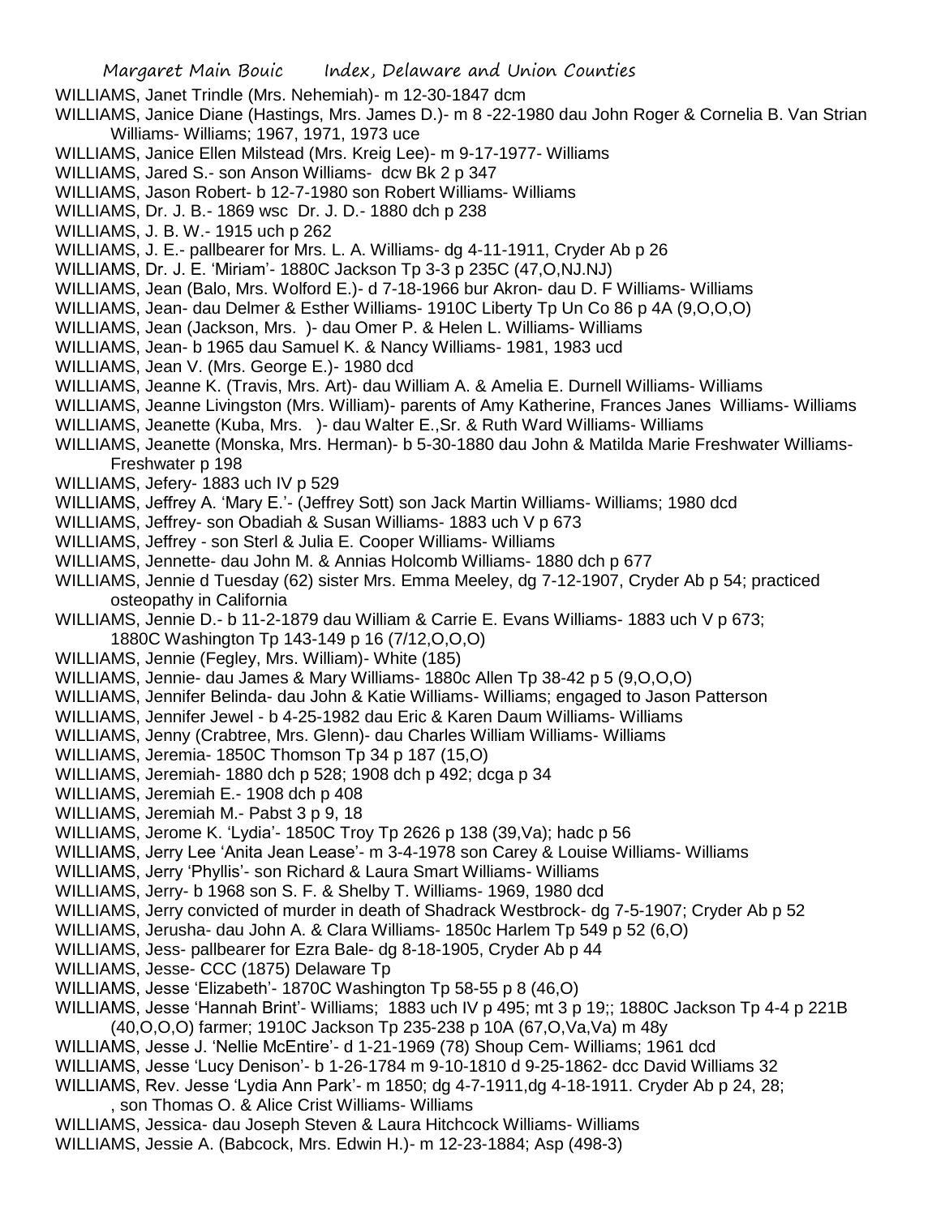WILLIAMS, Janet Trindle (Mrs. Nehemiah)- m 12-30-1847 dcm

WILLIAMS, Janice Diane (Hastings, Mrs. James D.)- m 8 -22-1980 dau John Roger & Cornelia B. Van Strian Williams- Williams; 1967, 1971, 1973 uce

WILLIAMS, Janice Ellen Milstead (Mrs. Kreig Lee)- m 9-17-1977- Williams

WILLIAMS, Jared S.- son Anson Williams- dcw Bk 2 p 347

WILLIAMS, Jason Robert- b 12-7-1980 son Robert Williams- Williams

WILLIAMS, Dr. J. B.- 1869 wsc Dr. J. D.- 1880 dch p 238

WILLIAMS, J. B. W.- 1915 uch p 262

WILLIAMS, J. E.- pallbearer for Mrs. L. A. Williams- dg 4-11-1911, Cryder Ab p 26

WILLIAMS, Dr. J. E. 'Miriam'- 1880C Jackson Tp 3-3 p 235C (47,O,NJ.NJ)

WILLIAMS, Jean (Balo, Mrs. Wolford E.)- d 7-18-1966 bur Akron- dau D. F Williams- Williams

WILLIAMS, Jean- dau Delmer & Esther Williams- 1910C Liberty Tp Un Co 86 p 4A (9,O,O,O)

WILLIAMS, Jean (Jackson, Mrs. )- dau Omer P. & Helen L. Williams- Williams

WILLIAMS, Jean- b 1965 dau Samuel K. & Nancy Williams- 1981, 1983 ucd

WILLIAMS, Jean V. (Mrs. George E.)- 1980 dcd

WILLIAMS, Jeanne K. (Travis, Mrs. Art)- dau William A. & Amelia E. Durnell Williams- Williams

WILLIAMS, Jeanne Livingston (Mrs. William)- parents of Amy Katherine, Frances Janes Williams- Williams

WILLIAMS, Jeanette (Kuba, Mrs. )- dau Walter E.,Sr. & Ruth Ward Williams- Williams

WILLIAMS, Jeanette (Monska, Mrs. Herman)- b 5-30-1880 dau John & Matilda Marie Freshwater Williams- Freshwater p 198

WILLIAMS, Jefery- 1883 uch IV p 529

WILLIAMS, Jeffrey A. 'Mary E.'- (Jeffrey Sott) son Jack Martin Williams- Williams; 1980 dcd

WILLIAMS, Jeffrey- son Obadiah & Susan Williams- 1883 uch V p 673

WILLIAMS, Jeffrey - son Sterl & Julia E. Cooper Williams- Williams

WILLIAMS, Jennette- dau John M. & Annias Holcomb Williams- 1880 dch p 677

WILLIAMS, Jennie d Tuesday (62) sister Mrs. Emma Meeley, dg 7-12-1907, Cryder Ab p 54; practiced osteopathy in California

WILLIAMS, Jennie D.- b 11-2-1879 dau William & Carrie E. Evans Williams- 1883 uch V p 673; 1880C Washington Tp 143-149 p 16 (7/12,O,O,O)

WILLIAMS, Jennie (Fegley, Mrs. William)- White (185)

WILLIAMS, Jennie- dau James & Mary Williams- 1880c Allen Tp 38-42 p 5 (9,O,O,O)

WILLIAMS, Jennifer Belinda- dau John & Katie Williams- Williams; engaged to Jason Patterson

WILLIAMS, Jennifer Jewel - b 4-25-1982 dau Eric & Karen Daum Williams- Williams

WILLIAMS, Jenny (Crabtree, Mrs. Glenn)- dau Charles William Williams- Williams

WILLIAMS, Jeremia- 1850C Thomson Tp 34 p 187 (15,O)

WILLIAMS, Jeremiah- 1880 dch p 528; 1908 dch p 492; dcga p 34

WILLIAMS, Jeremiah E.- 1908 dch p 408

WILLIAMS, Jeremiah M.- Pabst 3 p 9, 18

WILLIAMS, Jerome K. 'Lydia'- 1850C Troy Tp 2626 p 138 (39,Va); hadc p 56

WILLIAMS, Jerry Lee 'Anita Jean Lease'- m 3-4-1978 son Carey & Louise Williams- Williams

WILLIAMS, Jerry 'Phyllis'- son Richard & Laura Smart Williams- Williams

WILLIAMS, Jerry- b 1968 son S. F. & Shelby T. Williams- 1969, 1980 dcd

WILLIAMS, Jerry convicted of murder in death of Shadrack Westbrock- dg 7-5-1907; Cryder Ab p 52

WILLIAMS, Jerusha- dau John A. & Clara Williams- 1850c Harlem Tp 549 p 52 (6,O)

WILLIAMS, Jess- pallbearer for Ezra Bale- dg 8-18-1905, Cryder Ab p 44

WILLIAMS, Jesse- CCC (1875) Delaware Tp

WILLIAMS, Jesse 'Elizabeth'- 1870C Washington Tp 58-55 p 8 (46,O)

WILLIAMS, Jesse 'Hannah Brint'- Williams; 1883 uch IV p 495; mt 3 p 19;; 1880C Jackson Tp 4-4 p 221B (40,O,O,O) farmer; 1910C Jackson Tp 235-238 p 10A (67,O,Va,Va) m 48y

WILLIAMS, Jesse J. 'Nellie McEntire'- d 1-21-1969 (78) Shoup Cem- Williams; 1961 dcd

WILLIAMS, Jesse 'Lucy Denison'- b 1-26-1784 m 9-10-1810 d 9-25-1862- dcc David Williams 32

WILLIAMS, Rev. Jesse 'Lydia Ann Park'- m 1850; dg 4-7-1911,dg 4-18-1911. Cryder Ab p 24, 28; , son Thomas O. & Alice Crist Williams- Williams

WILLIAMS, Jessica- dau Joseph Steven & Laura Hitchcock Williams- Williams

WILLIAMS, Jessie A. (Babcock, Mrs. Edwin H.)- m 12-23-1884; Asp (498-3)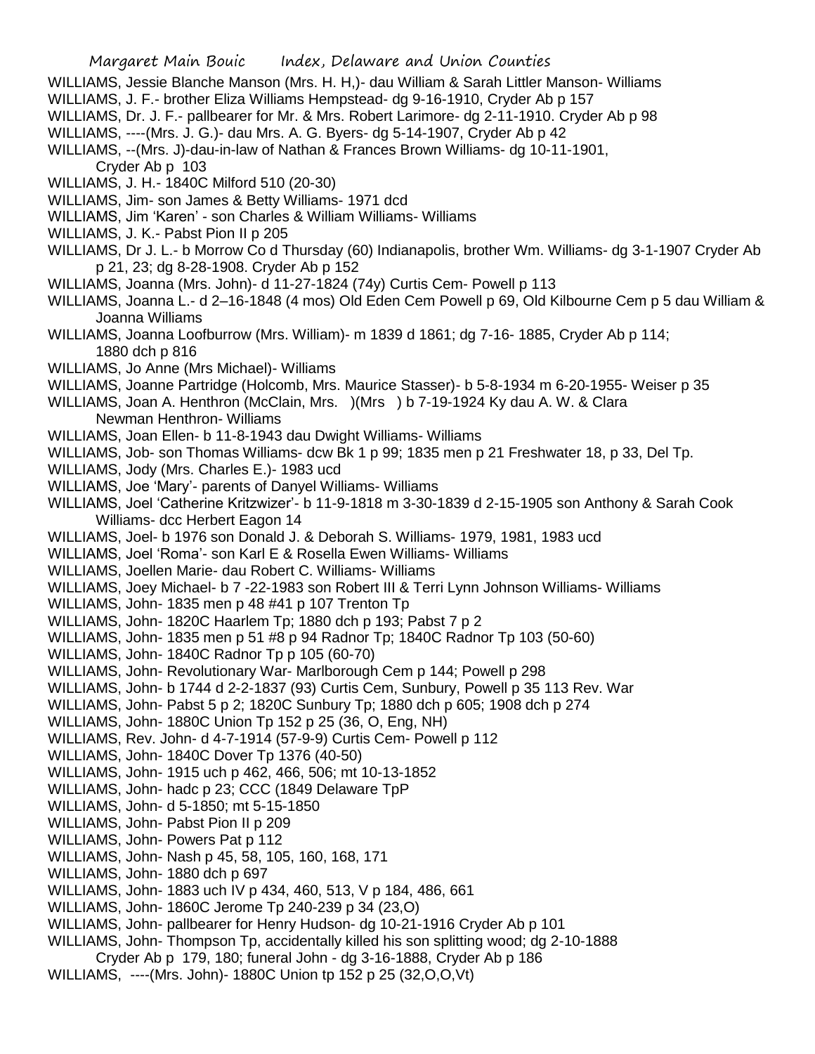WILLIAMS, Jessie Blanche Manson (Mrs. H. H,)- dau William & Sarah Littler Manson- Williams

WILLIAMS, J. F.- brother Eliza Williams Hempstead- dg 9-16-1910, Cryder Ab p 157

WILLIAMS, Dr. J. F.- pallbearer for Mr. & Mrs. Robert Larimore- dg 2-11-1910. Cryder Ab p 98

WILLIAMS, ----(Mrs. J. G.)- dau Mrs. A. G. Byers- dg 5-14-1907, Cryder Ab p 42

WILLIAMS, --(Mrs. J)-dau-in-law of Nathan & Frances Brown Williams- dg 10-11-1901, Cryder Ab p 103

WILLIAMS, J. H.- 1840C Milford 510 (20-30)

WILLIAMS, Jim- son James & Betty Williams- 1971 dcd

WILLIAMS, Jim 'Karen' - son Charles & William Williams- Williams

WILLIAMS, J. K.- Pabst Pion II p 205

WILLIAMS, Dr J. L.- b Morrow Co d Thursday (60) Indianapolis, brother Wm. Williams- dg 3-1-1907 Cryder Ab p 21, 23; dg 8-28-1908. Cryder Ab p 152

WILLIAMS, Joanna (Mrs. John)- d 11-27-1824 (74y) Curtis Cem- Powell p 113

WILLIAMS, Joanna L.- d 2–16-1848 (4 mos) Old Eden Cem Powell p 69, Old Kilbourne Cem p 5 dau William & Joanna Williams

WILLIAMS, Joanna Loofburrow (Mrs. William)- m 1839 d 1861; dg 7-16- 1885, Cryder Ab p 114; 1880 dch p 816

WILLIAMS, Jo Anne (Mrs Michael)- Williams

WILLIAMS, Joanne Partridge (Holcomb, Mrs. Maurice Stasser)- b 5-8-1934 m 6-20-1955- Weiser p 35

WILLIAMS, Joan A. Henthron (McClain, Mrs. )(Mrs ) b 7-19-1924 Ky dau A. W. & Clara Newman Henthron- Williams

WILLIAMS, Joan Ellen- b 11-8-1943 dau Dwight Williams- Williams

WILLIAMS, Job- son Thomas Williams- dcw Bk 1 p 99; 1835 men p 21 Freshwater 18, p 33, Del Tp.

WILLIAMS, Jody (Mrs. Charles E.)- 1983 ucd

WILLIAMS, Joe 'Mary'- parents of Danyel Williams- Williams

WILLIAMS, Joel 'Catherine Kritzwizer'- b 11-9-1818 m 3-30-1839 d 2-15-1905 son Anthony & Sarah Cook Williams- dcc Herbert Eagon 14

WILLIAMS, Joel- b 1976 son Donald J. & Deborah S. Williams- 1979, 1981, 1983 ucd

WILLIAMS, Joel 'Roma'- son Karl E & Rosella Ewen Williams- Williams

WILLIAMS, Joellen Marie- dau Robert C. Williams- Williams

WILLIAMS, Joey Michael- b 7 -22-1983 son Robert III & Terri Lynn Johnson Williams- Williams

WILLIAMS, John- 1835 men p 48 #41 p 107 Trenton Tp

WILLIAMS, John- 1820C Haarlem Tp; 1880 dch p 193; Pabst 7 p 2

WILLIAMS, John- 1835 men p 51 #8 p 94 Radnor Tp; 1840C Radnor Tp 103 (50-60)

WILLIAMS, John- 1840C Radnor Tp p 105 (60-70)

WILLIAMS, John- Revolutionary War- Marlborough Cem p 144; Powell p 298

WILLIAMS, John- b 1744 d 2-2-1837 (93) Curtis Cem, Sunbury, Powell p 35 113 Rev. War

WILLIAMS, John- Pabst 5 p 2; 1820C Sunbury Tp; 1880 dch p 605; 1908 dch p 274

WILLIAMS, John- 1880C Union Tp 152 p 25 (36, O, Eng, NH)

WILLIAMS, Rev. John- d 4-7-1914 (57-9-9) Curtis Cem- Powell p 112

WILLIAMS, John- 1840C Dover Tp 1376 (40-50)

WILLIAMS, John- 1915 uch p 462, 466, 506; mt 10-13-1852

WILLIAMS, John- hadc p 23; CCC (1849 Delaware TpP

WILLIAMS, John- d 5-1850; mt 5-15-1850

WILLIAMS, John- Pabst Pion II p 209

WILLIAMS, John- Powers Pat p 112

WILLIAMS, John- Nash p 45, 58, 105, 160, 168, 171

WILLIAMS, John- 1880 dch p 697

WILLIAMS, John- 1883 uch IV p 434, 460, 513, V p 184, 486, 661

WILLIAMS, John- 1860C Jerome Tp 240-239 p 34 (23,O)

WILLIAMS, John- pallbearer for Henry Hudson- dg 10-21-1916 Cryder Ab p 101

WILLIAMS, John- Thompson Tp, accidentally killed his son splitting wood; dg 2-10-1888 Cryder Ab p 179, 180; funeral John - dg 3-16-1888, Cryder Ab p 186

WILLIAMS, ----(Mrs. John)- 1880C Union tp 152 p 25 (32,O,O,Vt)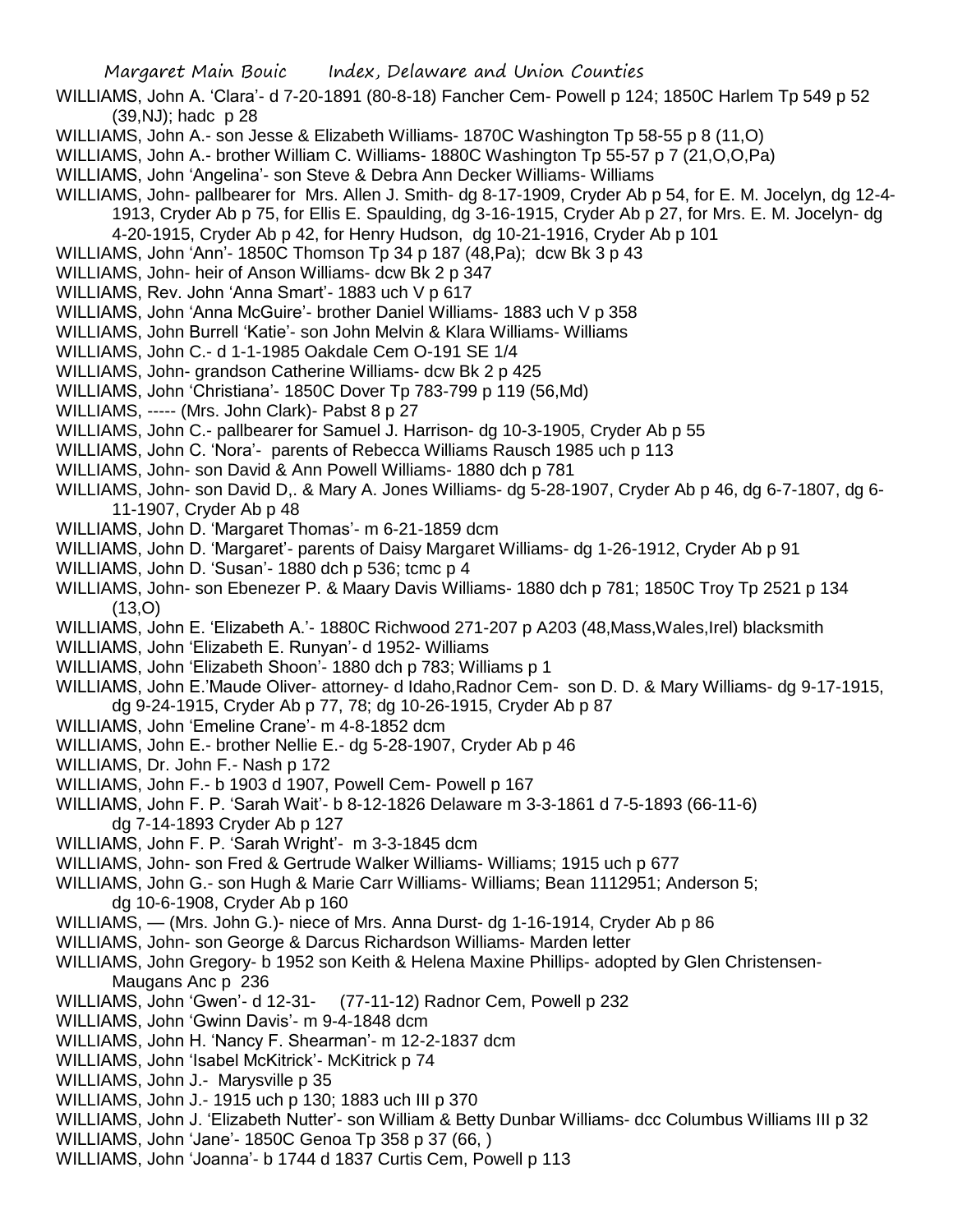WILLIAMS, John A. 'Clara'- d 7-20-1891 (80-8-18) Fancher Cem- Powell p 124; 1850C Harlem Tp 549 p 52 (39,NJ); hadc p 28

WILLIAMS, John A.- son Jesse & Elizabeth Williams- 1870C Washington Tp 58-55 p 8 (11,O)

WILLIAMS, John A.- brother William C. Williams- 1880C Washington Tp 55-57 p 7 (21,O,O,Pa)

WILLIAMS, John 'Angelina'- son Steve & Debra Ann Decker Williams- Williams

WILLIAMS, John- pallbearer for Mrs. Allen J. Smith- dg 8-17-1909, Cryder Ab p 54, for E. M. Jocelyn, dg 12-4-1913, Cryder Ab p 75, for Ellis E. Spaulding, dg 3-16-1915, Cryder Ab p 27, for Mrs. E. M. Jocelyn- dg 4-20-1915, Cryder Ab p 42, for Henry Hudson, dg 10-21-1916, Cryder Ab p 101

WILLIAMS, John 'Ann'- 1850C Thomson Tp 34 p 187 (48,Pa); dcw Bk 3 p 43

WILLIAMS, John- heir of Anson Williams- dcw Bk 2 p 347

WILLIAMS, Rev. John 'Anna Smart'- 1883 uch V p 617

WILLIAMS, John 'Anna McGuire'- brother Daniel Williams- 1883 uch V p 358

WILLIAMS, John Burrell 'Katie'- son John Melvin & Klara Williams- Williams

WILLIAMS, John C.- d 1-1-1985 Oakdale Cem O-191 SE 1/4

WILLIAMS, John- grandson Catherine Williams- dcw Bk 2 p 425

WILLIAMS, John 'Christiana'- 1850C Dover Tp 783-799 p 119 (56,Md)

WILLIAMS, ----- (Mrs. John Clark)- Pabst 8 p 27

WILLIAMS, John C.- pallbearer for Samuel J. Harrison- dg 10-3-1905, Cryder Ab p 55

WILLIAMS, John C. 'Nora'- parents of Rebecca Williams Rausch 1985 uch p 113

WILLIAMS, John- son David & Ann Powell Williams- 1880 dch p 781

WILLIAMS, John- son David D,. & Mary A. Jones Williams- dg 5-28-1907, Cryder Ab p 46, dg 6-7-1807, dg 6-11-1907, Cryder Ab p 48

WILLIAMS, John D. 'Margaret Thomas'- m 6-21-1859 dcm

WILLIAMS, John D. 'Margaret'- parents of Daisy Margaret Williams- dg 1-26-1912, Cryder Ab p 91

WILLIAMS, John D. 'Susan'- 1880 dch p 536; tcmc p 4

WILLIAMS, John- son Ebenezer P. & Maary Davis Williams- 1880 dch p 781; 1850C Troy Tp 2521 p 134 (13,O)

WILLIAMS, John E. 'Elizabeth A.'- 1880C Richwood 271-207 p A203 (48,Mass,Wales,Irel) blacksmith

WILLIAMS, John 'Elizabeth E. Runyan'- d 1952- Williams

WILLIAMS, John 'Elizabeth Shoon'- 1880 dch p 783; Williams p 1

WILLIAMS, John E.'Maude Oliver- attorney- d Idaho,Radnor Cem- son D. D. & Mary Williams- dg 9-17-1915, dg 9-24-1915, Cryder Ab p 77, 78; dg 10-26-1915, Cryder Ab p 87

WILLIAMS, John 'Emeline Crane'- m 4-8-1852 dcm

WILLIAMS, John E.- brother Nellie E.- dg 5-28-1907, Cryder Ab p 46

WILLIAMS, Dr. John F.- Nash p 172

WILLIAMS, John F.- b 1903 d 1907, Powell Cem- Powell p 167

WILLIAMS, John F. P. 'Sarah Wait'- b 8-12-1826 Delaware m 3-3-1861 d 7-5-1893 (66-11-6) dg 7-14-1893 Cryder Ab p 127

WILLIAMS, John F. P. 'Sarah Wright'- m 3-3-1845 dcm

WILLIAMS, John- son Fred & Gertrude Walker Williams- Williams; 1915 uch p 677

WILLIAMS, John G.- son Hugh & Marie Carr Williams- Williams; Bean 1112951; Anderson 5; dg 10-6-1908, Cryder Ab p 160

WILLIAMS, — (Mrs. John G.)- niece of Mrs. Anna Durst- dg 1-16-1914, Cryder Ab p 86

WILLIAMS, John- son George & Darcus Richardson Williams- Marden letter

WILLIAMS, John Gregory- b 1952 son Keith & Helena Maxine Phillips- adopted by Glen Christensen- Maugans Anc p 236

WILLIAMS, John 'Gwen'- d 12-31- (77-11-12) Radnor Cem, Powell p 232

WILLIAMS, John 'Gwinn Davis'- m 9-4-1848 dcm

WILLIAMS, John H. 'Nancy F. Shearman'- m 12-2-1837 dcm

WILLIAMS, John 'Isabel McKitrick'- McKitrick p 74

WILLIAMS, John J.- Marysville p 35

WILLIAMS, John J.- 1915 uch p 130; 1883 uch III p 370

WILLIAMS, John J. 'Elizabeth Nutter'- son William & Betty Dunbar Williams- dcc Columbus Williams III p 32

WILLIAMS, John 'Jane'- 1850C Genoa Tp 358 p 37 (66, )

WILLIAMS, John 'Joanna'- b 1744 d 1837 Curtis Cem, Powell p 113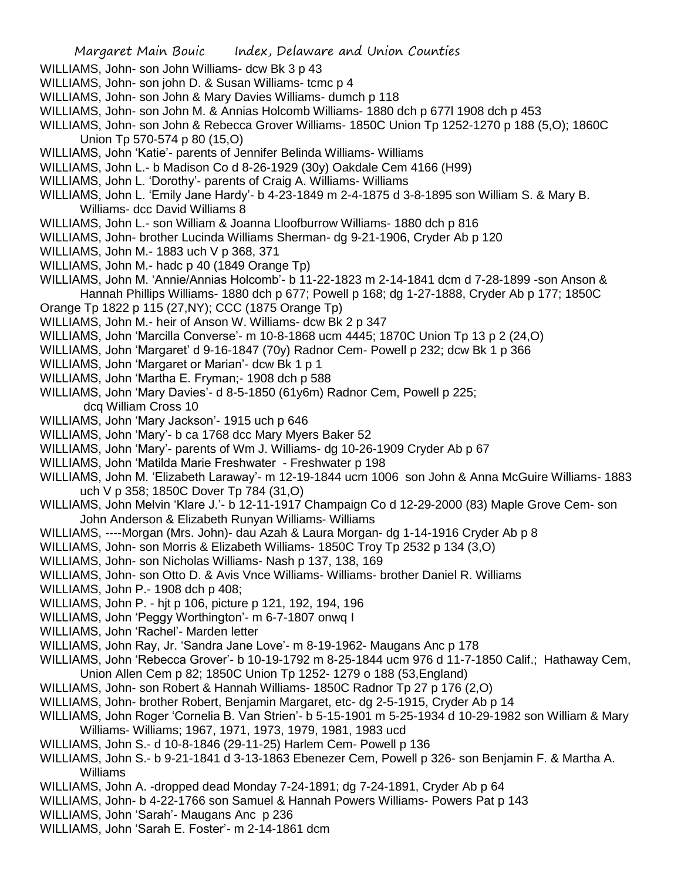WILLIAMS, John- son John Williams- dcw Bk 3 p 43

WILLIAMS, John- son john D. & Susan Williams- tcmc p 4

WILLIAMS, John- son John & Mary Davies Williams- dumch p 118

WILLIAMS, John- son John M. & Annias Holcomb Williams- 1880 dch p 677l 1908 dch p 453

WILLIAMS, John- son John & Rebecca Grover Williams- 1850C Union Tp 1252-1270 p 188 (5,O); 1860C Union Tp 570-574 p 80 (15,O)

WILLIAMS, John 'Katie'- parents of Jennifer Belinda Williams- Williams

WILLIAMS, John L.- b Madison Co d 8-26-1929 (30y) Oakdale Cem 4166 (H99)

WILLIAMS, John L. 'Dorothy'- parents of Craig A. Williams- Williams

WILLIAMS, John L. 'Emily Jane Hardy'- b 4-23-1849 m 2-4-1875 d 3-8-1895 son William S. & Mary B. Williams- dcc David Williams 8

WILLIAMS, John L.- son William & Joanna Lloofburrow Williams- 1880 dch p 816

WILLIAMS, John- brother Lucinda Williams Sherman- dg 9-21-1906, Cryder Ab p 120

WILLIAMS, John M.- 1883 uch V p 368, 371

WILLIAMS, John M.- hadc p 40 (1849 Orange Tp)

WILLIAMS, John M. 'Annie/Annias Holcomb'- b 11-22-1823 m 2-14-1841 dcm d 7-28-1899 -son Anson & Hannah Phillips Williams- 1880 dch p 677; Powell p 168; dg 1-27-1888, Cryder Ab p 177; 1850C Orange Tp 1822 p 115 (27,NY); CCC (1875 Orange Tp)

WILLIAMS, John M.- heir of Anson W. Williams- dcw Bk 2 p 347

WILLIAMS, John 'Marcilla Converse'- m 10-8-1868 ucm 4445; 1870C Union Tp 13 p 2 (24,O)

WILLIAMS, John 'Margaret' d 9-16-1847 (70y) Radnor Cem- Powell p 232; dcw Bk 1 p 366

WILLIAMS, John 'Margaret or Marian'- dcw Bk 1 p 1

WILLIAMS, John 'Martha E. Fryman;- 1908 dch p 588

WILLIAMS, John 'Mary Davies'- d 8-5-1850 (61y6m) Radnor Cem, Powell p 225; dcq William Cross 10

WILLIAMS, John 'Mary Jackson'- 1915 uch p 646

WILLIAMS, John 'Mary'- b ca 1768 dcc Mary Myers Baker 52

WILLIAMS, John 'Mary'- parents of Wm J. Williams- dg 10-26-1909 Cryder Ab p 67

WILLIAMS, John 'Matilda Marie Freshwater - Freshwater p 198

WILLIAMS, John M. 'Elizabeth Laraway'- m 12-19-1844 ucm 1006 son John & Anna McGuire Williams- 1883 uch V p 358; 1850C Dover Tp 784 (31,O)

WILLIAMS, John Melvin 'Klare J.'- b 12-11-1917 Champaign Co d 12-29-2000 (83) Maple Grove Cem- son John Anderson & Elizabeth Runyan Williams- Williams

WILLIAMS, ----Morgan (Mrs. John)- dau Azah & Laura Morgan- dg 1-14-1916 Cryder Ab p 8

WILLIAMS, John- son Morris & Elizabeth Williams- 1850C Troy Tp 2532 p 134 (3,O)

WILLIAMS, John- son Nicholas Williams- Nash p 137, 138, 169

WILLIAMS, John- son Otto D. & Avis Vnce Williams- Williams- brother Daniel R. Williams

WILLIAMS, John P.- 1908 dch p 408;

WILLIAMS, John P. - hjt p 106, picture p 121, 192, 194, 196

WILLIAMS, John 'Peggy Worthington'- m 6-7-1807 onwq I

WILLIAMS, John 'Rachel'- Marden letter

WILLIAMS, John Ray, Jr. 'Sandra Jane Love'- m 8-19-1962- Maugans Anc p 178

WILLIAMS, John 'Rebecca Grover'- b 10-19-1792 m 8-25-1844 ucm 976 d 11-7-1850 Calif.; Hathaway Cem, Union Allen Cem p 82; 1850C Union Tp 1252- 1279 o 188 (53,England)

WILLIAMS, John- son Robert & Hannah Williams- 1850C Radnor Tp 27 p 176 (2,O)

WILLIAMS, John- brother Robert, Benjamin Margaret, etc- dg 2-5-1915, Cryder Ab p 14

WILLIAMS, John Roger 'Cornelia B. Van Strien'- b 5-15-1901 m 5-25-1934 d 10-29-1982 son William & Mary Williams- Williams; 1967, 1971, 1973, 1979, 1981, 1983 ucd

WILLIAMS, John S.- d 10-8-1846 (29-11-25) Harlem Cem- Powell p 136

WILLIAMS, John S.- b 9-21-1841 d 3-13-1863 Ebenezer Cem, Powell p 326- son Benjamin F. & Martha A. Williams

WILLIAMS, John A. -dropped dead Monday 7-24-1891; dg 7-24-1891, Cryder Ab p 64

WILLIAMS, John- b 4-22-1766 son Samuel & Hannah Powers Williams- Powers Pat p 143

WILLIAMS, John 'Sarah'- Maugans Anc p 236

WILLIAMS, John 'Sarah E. Foster'- m 2-14-1861 dcm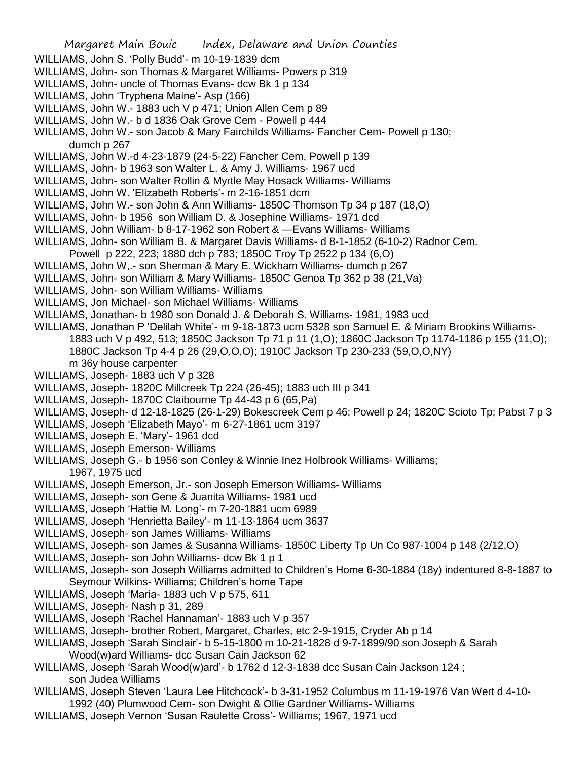WILLIAMS, John S. 'Polly Budd'- m 10-19-1839 dcm

WILLIAMS, John- son Thomas & Margaret Williams- Powers p 319

WILLIAMS, John- uncle of Thomas Evans- dcw Bk 1 p 134

WILLIAMS, John 'Tryphena Maine'- Asp (166)

WILLIAMS, John W.- 1883 uch V p 471; Union Allen Cem p 89

WILLIAMS, John W.- b d 1836 Oak Grove Cem - Powell p 444

WILLIAMS, John W.- son Jacob & Mary Fairchilds Williams- Fancher Cem- Powell p 130; dumch p 267

WILLIAMS, John W.-d 4-23-1879 (24-5-22) Fancher Cem, Powell p 139

WILLIAMS, John- b 1963 son Walter L. & Amy J. Williams- 1967 ucd

WILLIAMS, John- son Walter Rollin & Myrtle May Hosack Williams- Williams

WILLIAMS, John W. 'Elizabeth Roberts'- m 2-16-1851 dcm

WILLIAMS, John W.- son John & Ann Williams- 1850C Thomson Tp 34 p 187 (18,O)

WILLIAMS, John- b 1956 son William D. & Josephine Williams- 1971 dcd

WILLIAMS, John William- b 8-17-1962 son Robert & —Evans Williams- Williams

WILLIAMS, John- son William B. & Margaret Davis Williams- d 8-1-1852 (6-10-2) Radnor Cem. Powell p 222, 223; 1880 dch p 783; 1850C Troy Tp 2522 p 134 (6,O)

WILLIAMS, John W,.- son Sherman & Mary E. Wickham Williams- dumch p 267

WILLIAMS, John- son William & Mary Williams- 1850C Genoa Tp 362 p 38 (21,Va)

WILLIAMS, John- son William Williams- Williams

WILLIAMS, Jon Michael- son Michael Williams- Williams

WILLIAMS, Jonathan- b 1980 son Donald J. & Deborah S. Williams- 1981, 1983 ucd

WILLIAMS, Jonathan P 'Delilah White'- m 9-18-1873 ucm 5328 son Samuel E. & Miriam Brookins Williams- 1883 uch V p 492, 513; 1850C Jackson Tp 71 p 11 (1,O); 1860C Jackson Tp 1174-1186 p 155 (11,O); 1880C Jackson Tp 4-4 p 26 (29,O,O,O); 1910C Jackson Tp 230-233 (59,O,O,NY) m 36y house carpenter

WILLIAMS, Joseph- 1883 uch V p 328

WILLIAMS, Joseph- 1820C Millcreek Tp 224 (26-45); 1883 uch III p 341

WILLIAMS, Joseph- 1870C Claibourne Tp 44-43 p 6 (65,Pa)

WILLIAMS, Joseph- d 12-18-1825 (26-1-29) Bokescreek Cem p 46; Powell p 24; 1820C Scioto Tp; Pabst 7 p 3

WILLIAMS, Joseph 'Elizabeth Mayo'- m 6-27-1861 ucm 3197

WILLIAMS, Joseph E. 'Mary'- 1961 dcd

WILLIAMS, Joseph Emerson- Williams

WILLIAMS, Joseph G.- b 1956 son Conley & Winnie Inez Holbrook Williams- Williams; 1967, 1975 ucd

WILLIAMS, Joseph Emerson, Jr.- son Joseph Emerson Williams- Williams

WILLIAMS, Joseph- son Gene & Juanita Williams- 1981 ucd

WILLIAMS, Joseph 'Hattie M. Long'- m 7-20-1881 ucm 6989

WILLIAMS, Joseph 'Henrietta Bailey'- m 11-13-1864 ucm 3637

WILLIAMS, Joseph- son James Williams- Williams

WILLIAMS, Joseph- son James & Susanna Williams- 1850C Liberty Tp Un Co 987-1004 p 148 (2/12,O)

WILLIAMS, Joseph- son John Williams- dcw Bk 1 p 1

WILLIAMS, Joseph- son Joseph Williams admitted to Children's Home 6-30-1884 (18y) indentured 8-8-1887 to Seymour Wilkins- Williams; Children's home Tape

WILLIAMS, Joseph 'Maria- 1883 uch V p 575, 611

WILLIAMS, Joseph- Nash p 31, 289

WILLIAMS, Joseph 'Rachel Hannaman'- 1883 uch V p 357

WILLIAMS, Joseph- brother Robert, Margaret, Charles, etc 2-9-1915, Cryder Ab p 14

WILLIAMS, Joseph 'Sarah Sinclair'- b 5-15-1800 m 10-21-1828 d 9-7-1899/90 son Joseph & Sarah Wood(w)ard Williams- dcc Susan Cain Jackson 62

WILLIAMS, Joseph 'Sarah Wood(w)ard'- b 1762 d 12-3-1838 dcc Susan Cain Jackson 124 ; son Judea Williams

WILLIAMS, Joseph Steven 'Laura Lee Hitchcock'- b 3-31-1952 Columbus m 11-19-1976 Van Wert d 4-10-1992 (40) Plumwood Cem- son Dwight & Ollie Gardner Williams- Williams

WILLIAMS, Joseph Vernon 'Susan Raulette Cross'- Williams; 1967, 1971 ucd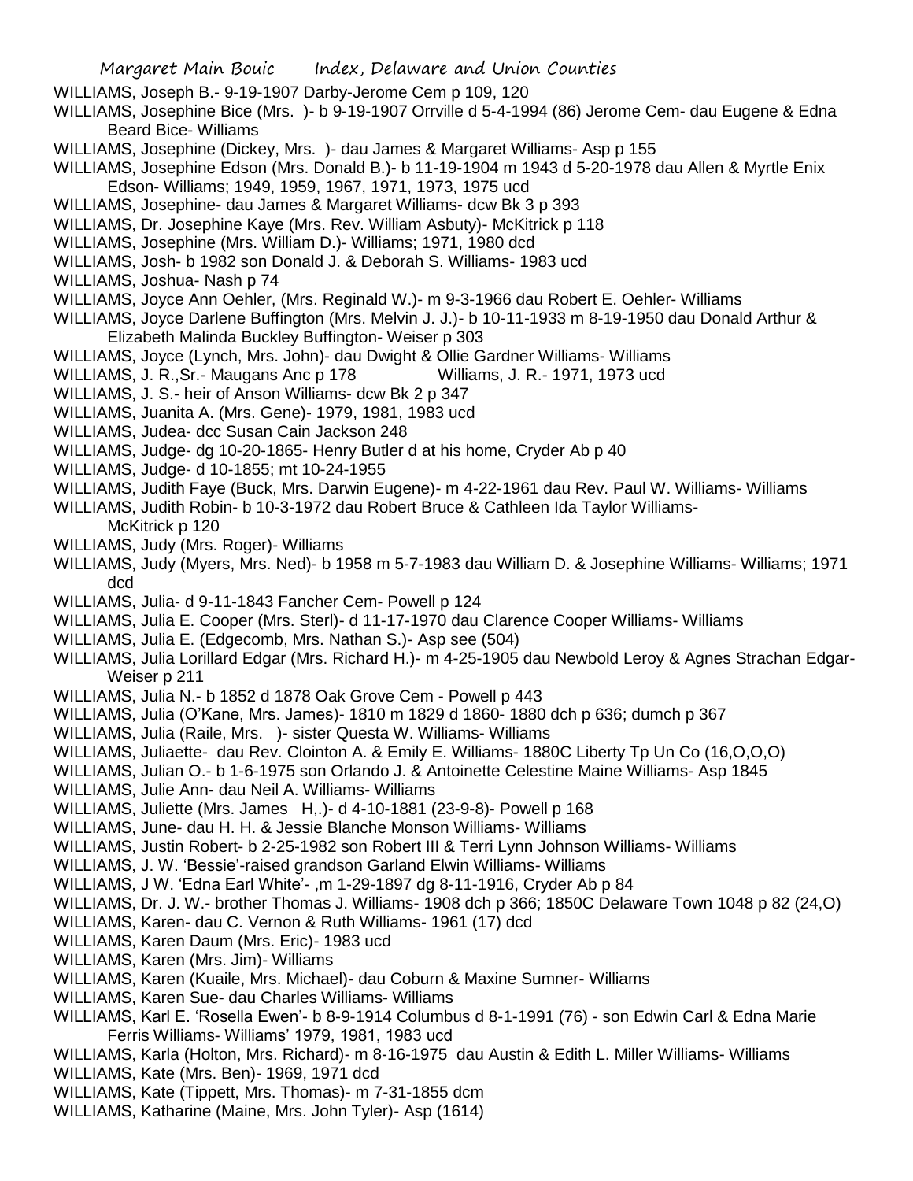WILLIAMS, Joseph B.- 9-19-1907 Darby-Jerome Cem p 109, 120

WILLIAMS, Josephine Bice (Mrs. )- b 9-19-1907 Orrville d 5-4-1994 (86) Jerome Cem- dau Eugene & Edna Beard Bice- Williams

WILLIAMS, Josephine (Dickey, Mrs. )- dau James & Margaret Williams- Asp p 155

WILLIAMS, Josephine Edson (Mrs. Donald B.)- b 11-19-1904 m 1943 d 5-20-1978 dau Allen & Myrtle Enix Edson- Williams; 1949, 1959, 1967, 1971, 1973, 1975 ucd

WILLIAMS, Josephine- dau James & Margaret Williams- dcw Bk 3 p 393

WILLIAMS, Dr. Josephine Kaye (Mrs. Rev. William Asbuty)- McKitrick p 118

WILLIAMS, Josephine (Mrs. William D.)- Williams; 1971, 1980 dcd

WILLIAMS, Josh- b 1982 son Donald J. & Deborah S. Williams- 1983 ucd

WILLIAMS, Joshua- Nash p 74

WILLIAMS, Joyce Ann Oehler, (Mrs. Reginald W.)- m 9-3-1966 dau Robert E. Oehler- Williams

WILLIAMS, Joyce Darlene Buffington (Mrs. Melvin J. J.)- b 10-11-1933 m 8-19-1950 dau Donald Arthur & Elizabeth Malinda Buckley Buffington- Weiser p 303

WILLIAMS, Joyce (Lynch, Mrs. John)- dau Dwight & Ollie Gardner Williams- Williams

WILLIAMS, J. R.,Sr.- Maugans Anc p 178    Williams, J. R.- 1971, 1973 ucd

WILLIAMS, J. S.- heir of Anson Williams- dcw Bk 2 p 347

WILLIAMS, Juanita A. (Mrs. Gene)- 1979, 1981, 1983 ucd

WILLIAMS, Judea- dcc Susan Cain Jackson 248

WILLIAMS, Judge- dg 10-20-1865- Henry Butler d at his home, Cryder Ab p 40

WILLIAMS, Judge- d 10-1855; mt 10-24-1955

WILLIAMS, Judith Faye (Buck, Mrs. Darwin Eugene)- m 4-22-1961 dau Rev. Paul W. Williams- Williams

WILLIAMS, Judith Robin- b 10-3-1972 dau Robert Bruce & Cathleen Ida Taylor Williams- McKitrick p 120

WILLIAMS, Judy (Mrs. Roger)- Williams

WILLIAMS, Judy (Myers, Mrs. Ned)- b 1958 m 5-7-1983 dau William D. & Josephine Williams- Williams; 1971 dcd

WILLIAMS, Julia- d 9-11-1843 Fancher Cem- Powell p 124

WILLIAMS, Julia E. Cooper (Mrs. Sterl)- d 11-17-1970 dau Clarence Cooper Williams- Williams

WILLIAMS, Julia E. (Edgecomb, Mrs. Nathan S.)- Asp see (504)

WILLIAMS, Julia Lorillard Edgar (Mrs. Richard H.)- m 4-25-1905 dau Newbold Leroy & Agnes Strachan Edgar- Weiser p 211

WILLIAMS, Julia N.- b 1852 d 1878 Oak Grove Cem - Powell p 443

WILLIAMS, Julia (O'Kane, Mrs. James)- 1810 m 1829 d 1860- 1880 dch p 636; dumch p 367

WILLIAMS, Julia (Raile, Mrs. )- sister Questa W. Williams- Williams

WILLIAMS, Juliaette- dau Rev. Clointon A. & Emily E. Williams- 1880C Liberty Tp Un Co (16,O,O,O)

WILLIAMS, Julian O.- b 1-6-1975 son Orlando J. & Antoinette Celestine Maine Williams- Asp 1845

WILLIAMS, Julie Ann- dau Neil A. Williams- Williams

WILLIAMS, Juliette (Mrs. James H,.)- d 4-10-1881 (23-9-8)- Powell p 168

WILLIAMS, June- dau H. H. & Jessie Blanche Monson Williams- Williams

WILLIAMS, Justin Robert- b 2-25-1982 son Robert III & Terri Lynn Johnson Williams- Williams

WILLIAMS, J. W. 'Bessie'-raised grandson Garland Elwin Williams- Williams

WILLIAMS, J W. 'Edna Earl White'- ,m 1-29-1897 dg 8-11-1916, Cryder Ab p 84

WILLIAMS, Dr. J. W.- brother Thomas J. Williams- 1908 dch p 366; 1850C Delaware Town 1048 p 82 (24,O)

WILLIAMS, Karen- dau C. Vernon & Ruth Williams- 1961 (17) dcd

WILLIAMS, Karen Daum (Mrs. Eric)- 1983 ucd

WILLIAMS, Karen (Mrs. Jim)- Williams

WILLIAMS, Karen (Kuaile, Mrs. Michael)- dau Coburn & Maxine Sumner- Williams

WILLIAMS, Karen Sue- dau Charles Williams- Williams

WILLIAMS, Karl E. 'Rosella Ewen'- b 8-9-1914 Columbus d 8-1-1991 (76) - son Edwin Carl & Edna Marie Ferris Williams- Williams' 1979, 1981, 1983 ucd

WILLIAMS, Karla (Holton, Mrs. Richard)- m 8-16-1975 dau Austin & Edith L. Miller Williams- Williams

WILLIAMS, Kate (Mrs. Ben)- 1969, 1971 dcd

WILLIAMS, Kate (Tippett, Mrs. Thomas)- m 7-31-1855 dcm

WILLIAMS, Katharine (Maine, Mrs. John Tyler)- Asp (1614)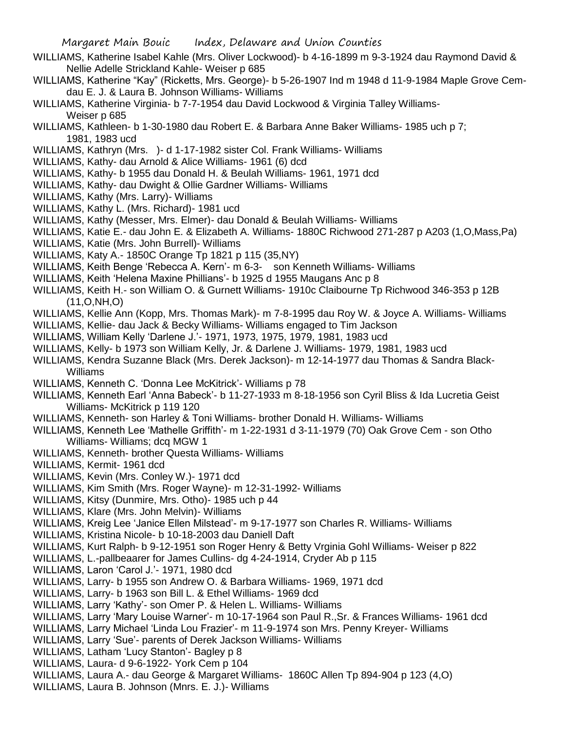WILLIAMS, Katherine Isabel Kahle (Mrs. Oliver Lockwood)- b 4-16-1899 m 9-3-1924 dau Raymond David & Nellie Adelle Strickland Kahle- Weiser p 685

WILLIAMS, Katherine "Kay" (Ricketts, Mrs. George)- b 5-26-1907 Ind m 1948 d 11-9-1984 Maple Grove Cem- dau E. J. & Laura B. Johnson Williams- Williams

WILLIAMS, Katherine Virginia- b 7-7-1954 dau David Lockwood & Virginia Talley Williams- Weiser p 685

WILLIAMS, Kathleen- b 1-30-1980 dau Robert E. & Barbara Anne Baker Williams- 1985 uch p 7; 1981, 1983 ucd

WILLIAMS, Kathryn (Mrs. )- d 1-17-1982 sister Col. Frank Williams- Williams

WILLIAMS, Kathy- dau Arnold & Alice Williams- 1961 (6) dcd

WILLIAMS, Kathy- b 1955 dau Donald H. & Beulah Williams- 1961, 1971 dcd

WILLIAMS, Kathy- dau Dwight & Ollie Gardner Williams- Williams

WILLIAMS, Kathy (Mrs. Larry)- Williams

WILLIAMS, Kathy L. (Mrs. Richard)- 1981 ucd

WILLIAMS, Kathy (Messer, Mrs. Elmer)- dau Donald & Beulah Williams- Williams

WILLIAMS, Katie E.- dau John E. & Elizabeth A. Williams- 1880C Richwood 271-287 p A203 (1,O,Mass,Pa)

WILLIAMS, Katie (Mrs. John Burrell)- Williams

WILLIAMS, Katy A.- 1850C Orange Tp 1821 p 115 (35,NY)

WILLIAMS, Keith Benge 'Rebecca A. Kern'- m 6-3- son Kenneth Williams- Williams

WILLIAMS, Keith 'Helena Maxine Phillians'- b 1925 d 1955 Maugans Anc p 8

WILLIAMS, Keith H.- son William O. & Gurnett Williams- 1910c Claibourne Tp Richwood 346-353 p 12B (11,O,NH,O)

WILLIAMS, Kellie Ann (Kopp, Mrs. Thomas Mark)- m 7-8-1995 dau Roy W. & Joyce A. Williams- Williams

WILLIAMS, Kellie- dau Jack & Becky Williams- Williams engaged to Tim Jackson

WILLIAMS, William Kelly 'Darlene J.'- 1971, 1973, 1975, 1979, 1981, 1983 ucd

WILLIAMS, Kelly- b 1973 son William Kelly, Jr. & Darlene J. Williams- 1979, 1981, 1983 ucd

WILLIAMS, Kendra Suzanne Black (Mrs. Derek Jackson)- m 12-14-1977 dau Thomas & Sandra Black- Williams

WILLIAMS, Kenneth C. 'Donna Lee McKitrick'- Williams p 78

WILLIAMS, Kenneth Earl 'Anna Babeck'- b 11-27-1933 m 8-18-1956 son Cyril Bliss & Ida Lucretia Geist Williams- McKitrick p 119 120

WILLIAMS, Kenneth- son Harley & Toni Williams- brother Donald H. Williams- Williams

WILLIAMS, Kenneth Lee 'Mathelle Griffith'- m 1-22-1931 d 3-11-1979 (70) Oak Grove Cem - son Otho Williams- Williams; dcq MGW 1

WILLIAMS, Kenneth- brother Questa Williams- Williams

WILLIAMS, Kermit- 1961 dcd

WILLIAMS, Kevin (Mrs. Conley W.)- 1971 dcd

WILLIAMS, Kim Smith (Mrs. Roger Wayne)- m 12-31-1992- Williams

WILLIAMS, Kitsy (Dunmire, Mrs. Otho)- 1985 uch p 44

WILLIAMS, Klare (Mrs. John Melvin)- Williams

WILLIAMS, Kreig Lee 'Janice Ellen Milstead'- m 9-17-1977 son Charles R. Williams- Williams

WILLIAMS, Kristina Nicole- b 10-18-2003 dau Daniell Daft

WILLIAMS, Kurt Ralph- b 9-12-1951 son Roger Henry & Betty Vrginia Gohl Williams- Weiser p 822

WILLIAMS, L.-pallbeaarer for James Cullins- dg 4-24-1914, Cryder Ab p 115

WILLIAMS, Laron 'Carol J.'- 1971, 1980 dcd

WILLIAMS, Larry- b 1955 son Andrew O. & Barbara Williams- 1969, 1971 dcd

WILLIAMS, Larry- b 1963 son Bill L. & Ethel Williams- 1969 dcd

WILLIAMS, Larry 'Kathy'- son Omer P. & Helen L. Williams- Williams

WILLIAMS, Larry 'Mary Louise Warner'- m 10-17-1964 son Paul R.,Sr. & Frances Williams- 1961 dcd

WILLIAMS, Larry Michael 'Linda Lou Frazier'- m 11-9-1974 son Mrs. Penny Kreyer- Williams

WILLIAMS, Larry 'Sue'- parents of Derek Jackson Williams- Williams

WILLIAMS, Latham 'Lucy Stanton'- Bagley p 8

WILLIAMS, Laura- d 9-6-1922- York Cem p 104

WILLIAMS, Laura A.- dau George & Margaret Williams- 1860C Allen Tp 894-904 p 123 (4,O)

WILLIAMS, Laura B. Johnson (Mnrs. E. J.)- Williams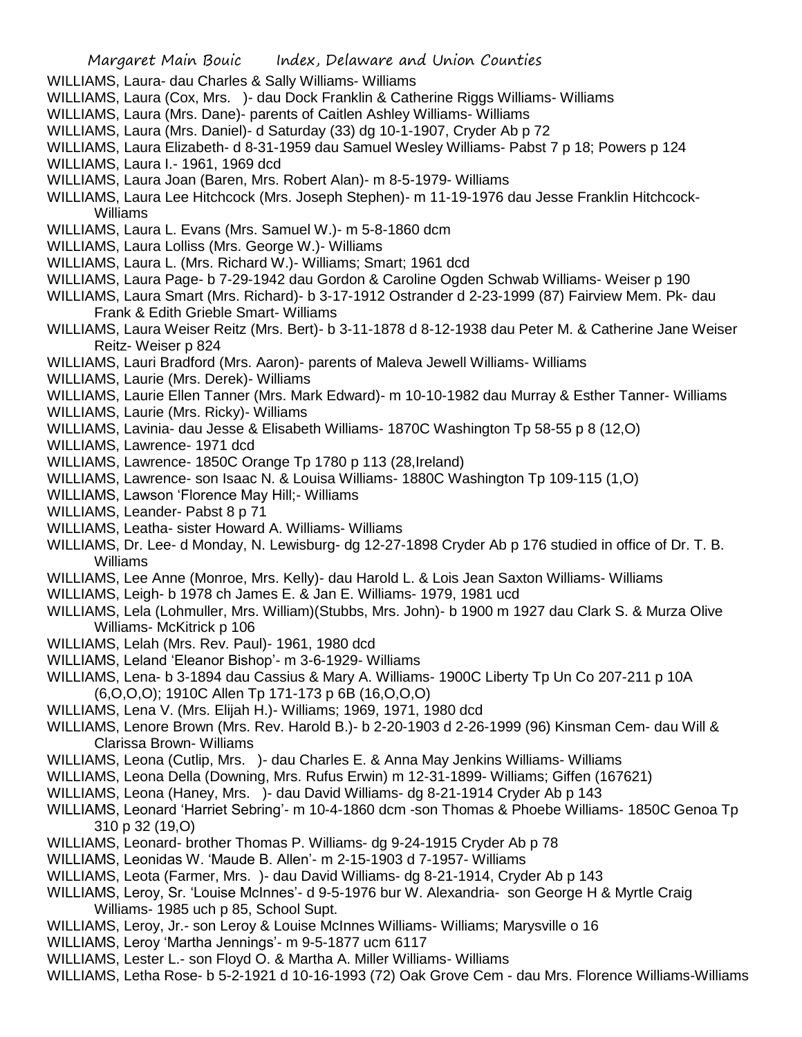WILLIAMS, Laura- dau Charles & Sally Williams- Williams
WILLIAMS, Laura (Cox, Mrs. )- dau Dock Franklin & Catherine Riggs Williams- Williams
WILLIAMS, Laura (Mrs. Dane)- parents of Caitlen Ashley Williams- Williams
WILLIAMS, Laura (Mrs. Daniel)- d Saturday (33) dg 10-1-1907, Cryder Ab p 72
WILLIAMS, Laura Elizabeth- d 8-31-1959 dau Samuel Wesley Williams- Pabst 7 p 18; Powers p 124
WILLIAMS, Laura I.- 1961, 1969 dcd
WILLIAMS, Laura Joan (Baren, Mrs. Robert Alan)- m 8-5-1979- Williams
WILLIAMS, Laura Lee Hitchcock (Mrs. Joseph Stephen)- m 11-19-1976 dau Jesse Franklin Hitchcock- Williams
WILLIAMS, Laura L. Evans (Mrs. Samuel W.)- m 5-8-1860 dcm
WILLIAMS, Laura Lolliss (Mrs. George W.)- Williams
WILLIAMS, Laura L. (Mrs. Richard W.)- Williams; Smart; 1961 dcd
WILLIAMS, Laura Page- b 7-29-1942 dau Gordon & Caroline Ogden Schwab Williams- Weiser p 190
WILLIAMS, Laura Smart (Mrs. Richard)- b 3-17-1912 Ostrander d 2-23-1999 (87) Fairview Mem. Pk- dau Frank & Edith Grieble Smart- Williams
WILLIAMS, Laura Weiser Reitz (Mrs. Bert)- b 3-11-1878 d 8-12-1938 dau Peter M. & Catherine Jane Weiser Reitz- Weiser p 824
WILLIAMS, Lauri Bradford (Mrs. Aaron)- parents of Maleva Jewell Williams- Williams
WILLIAMS, Laurie (Mrs. Derek)- Williams
WILLIAMS, Laurie Ellen Tanner (Mrs. Mark Edward)- m 10-10-1982 dau Murray & Esther Tanner- Williams
WILLIAMS, Laurie (Mrs. Ricky)- Williams
WILLIAMS, Lavinia- dau Jesse & Elisabeth Williams- 1870C Washington Tp 58-55 p 8 (12,O)
WILLIAMS, Lawrence- 1971 dcd
WILLIAMS, Lawrence- 1850C Orange Tp 1780 p 113 (28,Ireland)
WILLIAMS, Lawrence- son Isaac N. & Louisa Williams- 1880C Washington Tp 109-115 (1,O)
WILLIAMS, Lawson 'Florence May Hill;- Williams
WILLIAMS, Leander- Pabst 8 p 71
WILLIAMS, Leatha- sister Howard A. Williams- Williams
WILLIAMS, Dr. Lee- d Monday, N. Lewisburg- dg 12-27-1898 Cryder Ab p 176 studied in office of Dr. T. B. Williams
WILLIAMS, Lee Anne (Monroe, Mrs. Kelly)- dau Harold L. & Lois Jean Saxton Williams- Williams
WILLIAMS, Leigh- b 1978 ch James E. & Jan E. Williams- 1979, 1981 ucd
WILLIAMS, Lela (Lohmuller, Mrs. William)(Stubbs, Mrs. John)- b 1900 m 1927 dau Clark S. & Murza Olive Williams- McKitrick p 106
WILLIAMS, Lelah (Mrs. Rev. Paul)- 1961, 1980 dcd
WILLIAMS, Leland 'Eleanor Bishop'- m 3-6-1929- Williams
WILLIAMS, Lena- b 3-1894 dau Cassius & Mary A. Williams- 1900C Liberty Tp Un Co 207-211 p 10A (6,O,O,O); 1910C Allen Tp 171-173 p 6B (16,O,O,O)
WILLIAMS, Lena V. (Mrs. Elijah H.)- Williams; 1969, 1971, 1980 dcd
WILLIAMS, Lenore Brown (Mrs. Rev. Harold B.)- b 2-20-1903 d 2-26-1999 (96) Kinsman Cem- dau Will & Clarissa Brown- Williams
WILLIAMS, Leona (Cutlip, Mrs. )- dau Charles E. & Anna May Jenkins Williams- Williams
WILLIAMS, Leona Della (Downing, Mrs. Rufus Erwin) m 12-31-1899- Williams; Giffen (167621)
WILLIAMS, Leona (Haney, Mrs. )- dau David Williams- dg 8-21-1914 Cryder Ab p 143
WILLIAMS, Leonard 'Harriet Sebring'- m 10-4-1860 dcm -son Thomas & Phoebe Williams- 1850C Genoa Tp 310 p 32 (19,O)
WILLIAMS, Leonard- brother Thomas P. Williams- dg 9-24-1915 Cryder Ab p 78
WILLIAMS, Leonidas W. 'Maude B. Allen'- m 2-15-1903 d 7-1957- Williams
WILLIAMS, Leota (Farmer, Mrs. )- dau David Williams- dg 8-21-1914, Cryder Ab p 143
WILLIAMS, Leroy, Sr. 'Louise McInnes'- d 9-5-1976 bur W. Alexandria- son George H & Myrtle Craig Williams- 1985 uch p 85, School Supt.
WILLIAMS, Leroy, Jr.- son Leroy & Louise McInnes Williams- Williams; Marysville o 16
WILLIAMS, Leroy 'Martha Jennings'- m 9-5-1877 ucm 6117
WILLIAMS, Lester L.- son Floyd O. & Martha A. Miller Williams- Williams
WILLIAMS, Letha Rose- b 5-2-1921 d 10-16-1993 (72) Oak Grove Cem - dau Mrs. Florence Williams-Williams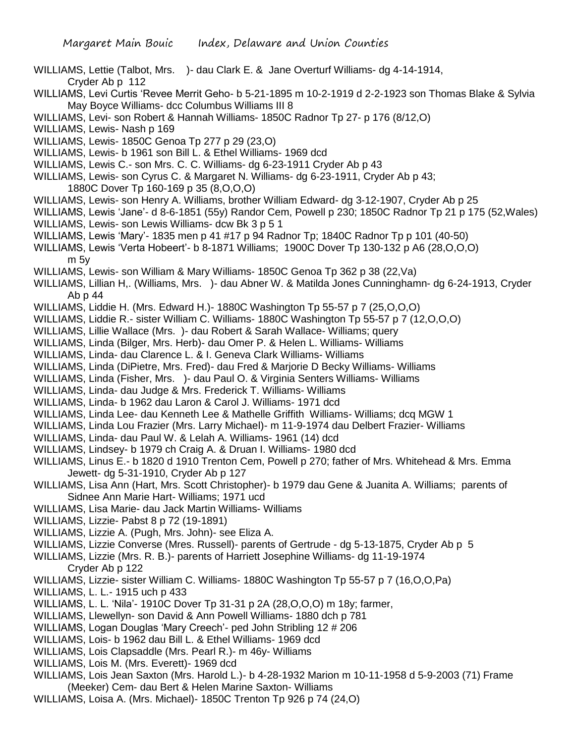WILLIAMS, Lettie (Talbot, Mrs. )- dau Clark E. & Jane Overturf Williams- dg 4-14-1914, Cryder Ab p 112

WILLIAMS, Levi Curtis 'Revee Merrit Geho- b 5-21-1895 m 10-2-1919 d 2-2-1923 son Thomas Blake & Sylvia May Boyce Williams- dcc Columbus Williams III 8

WILLIAMS, Levi- son Robert & Hannah Williams- 1850C Radnor Tp 27- p 176 (8/12,O)

WILLIAMS, Lewis- Nash p 169

WILLIAMS, Lewis- 1850C Genoa Tp 277 p 29 (23,O)

WILLIAMS, Lewis- b 1961 son Bill L. & Ethel Williams- 1969 dcd

WILLIAMS, Lewis C.- son Mrs. C. C. Williams- dg 6-23-1911 Cryder Ab p 43

WILLIAMS, Lewis- son Cyrus C. & Margaret N. Williams- dg 6-23-1911, Cryder Ab p 43; 1880C Dover Tp 160-169 p 35 (8,O,O,O)

WILLIAMS, Lewis- son Henry A. Williams, brother William Edward- dg 3-12-1907, Cryder Ab p 25

WILLIAMS, Lewis 'Jane'- d 8-6-1851 (55y) Randor Cem, Powell p 230; 1850C Radnor Tp 21 p 175 (52,Wales)

WILLIAMS, Lewis- son Lewis Williams- dcw Bk 3 p 5 1

WILLIAMS, Lewis 'Mary'- 1835 men p 41 #17 p 94 Radnor Tp; 1840C Radnor Tp p 101 (40-50)

WILLIAMS, Lewis 'Verta Hobeert'- b 8-1871 Williams; 1900C Dover Tp 130-132 p A6 (28,O,O,O) m 5y

WILLIAMS, Lewis- son William & Mary Williams- 1850C Genoa Tp 362 p 38 (22,Va)

WILLIAMS, Lillian H,. (Williams, Mrs. )- dau Abner W. & Matilda Jones Cunninghamn- dg 6-24-1913, Cryder Ab p 44

WILLIAMS, Liddie H. (Mrs. Edward H.)- 1880C Washington Tp 55-57 p 7 (25,O,O,O)

WILLIAMS, Liddie R.- sister William C. Williams- 1880C Washington Tp 55-57 p 7 (12,O,O,O)

WILLIAMS, Lillie Wallace (Mrs. )- dau Robert & Sarah Wallace- Williams; query

WILLIAMS, Linda (Bilger, Mrs. Herb)- dau Omer P. & Helen L. Williams- Williams

WILLIAMS, Linda- dau Clarence L. & I. Geneva Clark Williams- Williams

WILLIAMS, Linda (DiPietre, Mrs. Fred)- dau Fred & Marjorie D Becky Williams- Williams

WILLIAMS, Linda (Fisher, Mrs. )- dau Paul O. & Virginia Senters Williams- Williams

WILLIAMS, Linda- dau Judge & Mrs. Frederick T. Williams- Williams

WILLIAMS, Linda- b 1962 dau Laron & Carol J. Williams- 1971 dcd

WILLIAMS, Linda Lee- dau Kenneth Lee & Mathelle Griffith Williams- Williams; dcq MGW 1

WILLIAMS, Linda Lou Frazier (Mrs. Larry Michael)- m 11-9-1974 dau Delbert Frazier- Williams

WILLIAMS, Linda- dau Paul W. & Lelah A. Williams- 1961 (14) dcd

WILLIAMS, Lindsey- b 1979 ch Craig A. & Druan I. Williams- 1980 dcd

WILLIAMS, Linus E.- b 1820 d 1910 Trenton Cem, Powell p 270; father of Mrs. Whitehead & Mrs. Emma Jewett- dg 5-31-1910, Cryder Ab p 127

WILLIAMS, Lisa Ann (Hart, Mrs. Scott Christopher)- b 1979 dau Gene & Juanita A. Williams; parents of Sidnee Ann Marie Hart- Williams; 1971 ucd

WILLIAMS, Lisa Marie- dau Jack Martin Williams- Williams

WILLIAMS, Lizzie- Pabst 8 p 72 (19-1891)

WILLIAMS, Lizzie A. (Pugh, Mrs. John)- see Eliza A.

WILLIAMS, Lizzie Converse (Mres. Russell)- parents of Gertrude - dg 5-13-1875, Cryder Ab p 5

WILLIAMS, Lizzie (Mrs. R. B.)- parents of Harriett Josephine Williams- dg 11-19-1974 Cryder Ab p 122

WILLIAMS, Lizzie- sister William C. Williams- 1880C Washington Tp 55-57 p 7 (16,O,O,Pa)

WILLIAMS, L. L.- 1915 uch p 433

WILLIAMS, L. L. 'Nila'- 1910C Dover Tp 31-31 p 2A (28,O,O,O) m 18y; farmer,

WILLIAMS, Llewellyn- son David & Ann Powell Williams- 1880 dch p 781

WILLIAMS, Logan Douglas 'Mary Creech'- ped John Stribling 12 # 206

WILLIAMS, Lois- b 1962 dau Bill L. & Ethel Williams- 1969 dcd

WILLIAMS, Lois Clapsaddle (Mrs. Pearl R.)- m 46y- Williams

WILLIAMS, Lois M. (Mrs. Everett)- 1969 dcd

WILLIAMS, Lois Jean Saxton (Mrs. Harold L.)- b 4-28-1932 Marion m 10-11-1958 d 5-9-2003 (71) Frame (Meeker) Cem- dau Bert & Helen Marine Saxton- Williams

WILLIAMS, Loisa A. (Mrs. Michael)- 1850C Trenton Tp 926 p 74 (24,O)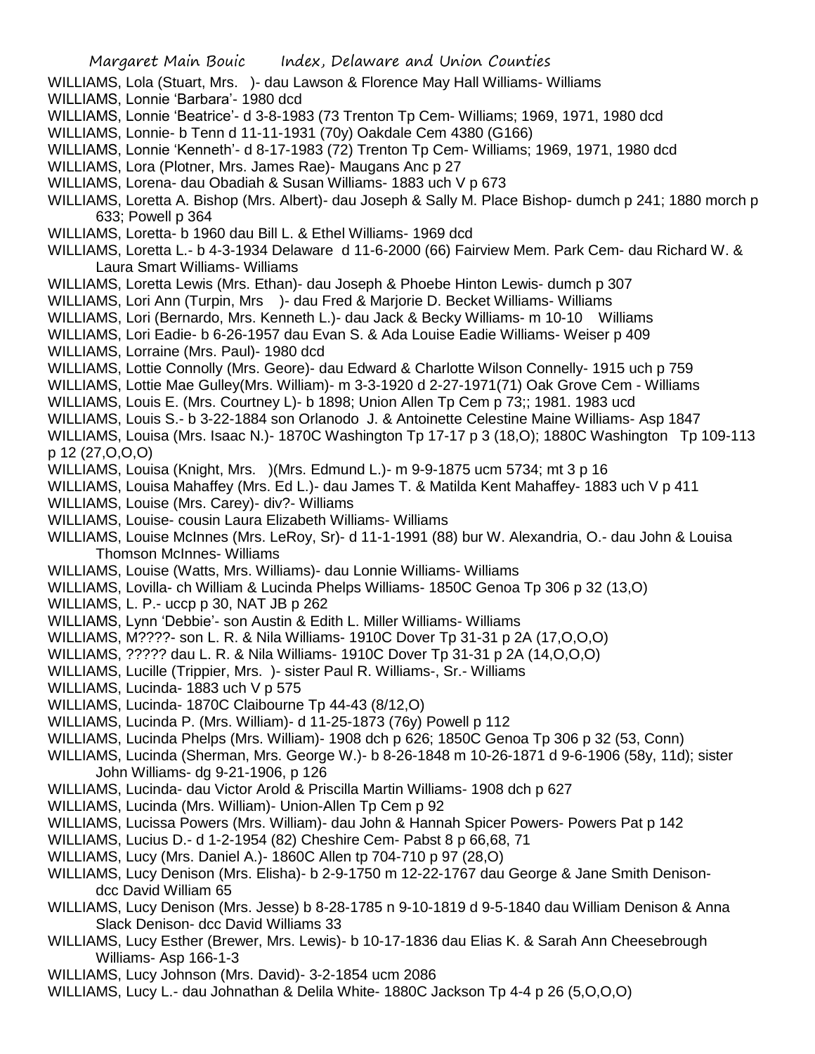WILLIAMS, Lola (Stuart, Mrs. )- dau Lawson & Florence May Hall Williams- Williams

WILLIAMS, Lonnie 'Barbara'- 1980 dcd

WILLIAMS, Lonnie 'Beatrice'- d 3-8-1983 (73 Trenton Tp Cem- Williams; 1969, 1971, 1980 dcd

WILLIAMS, Lonnie- b Tenn d 11-11-1931 (70y) Oakdale Cem 4380 (G166)

WILLIAMS, Lonnie 'Kenneth'- d 8-17-1983 (72) Trenton Tp Cem- Williams; 1969, 1971, 1980 dcd

WILLIAMS, Lora (Plotner, Mrs. James Rae)- Maugans Anc p 27

WILLIAMS, Lorena- dau Obadiah & Susan Williams- 1883 uch V p 673

WILLIAMS, Loretta A. Bishop (Mrs. Albert)- dau Joseph & Sally M. Place Bishop- dumch p 241; 1880 morch p 633; Powell p 364

WILLIAMS, Loretta- b 1960 dau Bill L. & Ethel Williams- 1969 dcd

WILLIAMS, Loretta L.- b 4-3-1934 Delaware d 11-6-2000 (66) Fairview Mem. Park Cem- dau Richard W. & Laura Smart Williams- Williams

WILLIAMS, Loretta Lewis (Mrs. Ethan)- dau Joseph & Phoebe Hinton Lewis- dumch p 307

WILLIAMS, Lori Ann (Turpin, Mrs )- dau Fred & Marjorie D. Becket Williams- Williams

WILLIAMS, Lori (Bernardo, Mrs. Kenneth L.)- dau Jack & Becky Williams- m 10-10 Williams

WILLIAMS, Lori Eadie- b 6-26-1957 dau Evan S. & Ada Louise Eadie Williams- Weiser p 409

WILLIAMS, Lorraine (Mrs. Paul)- 1980 dcd

WILLIAMS, Lottie Connolly (Mrs. Geore)- dau Edward & Charlotte Wilson Connelly- 1915 uch p 759

WILLIAMS, Lottie Mae Gulley(Mrs. William)- m 3-3-1920 d 2-27-1971(71) Oak Grove Cem - Williams

WILLIAMS, Louis E. (Mrs. Courtney L)- b 1898; Union Allen Tp Cem p 73;; 1981. 1983 ucd

WILLIAMS, Louis S.- b 3-22-1884 son Orlanodo J. & Antoinette Celestine Maine Williams- Asp 1847

WILLIAMS, Louisa (Mrs. Isaac N.)- 1870C Washington Tp 17-17 p 3 (18,O); 1880C Washington Tp 109-113 p 12 (27,O,O,O)

WILLIAMS, Louisa (Knight, Mrs. )(Mrs. Edmund L.)- m 9-9-1875 ucm 5734; mt 3 p 16

WILLIAMS, Louisa Mahaffey (Mrs. Ed L.)- dau James T. & Matilda Kent Mahaffey- 1883 uch V p 411

WILLIAMS, Louise (Mrs. Carey)- div?- Williams

WILLIAMS, Louise- cousin Laura Elizabeth Williams- Williams

WILLIAMS, Louise McInnes (Mrs. LeRoy, Sr)- d 11-1-1991 (88) bur W. Alexandria, O.- dau John & Louisa Thomson McInnes- Williams

WILLIAMS, Louise (Watts, Mrs. Williams)- dau Lonnie Williams- Williams

WILLIAMS, Lovilla- ch William & Lucinda Phelps Williams- 1850C Genoa Tp 306 p 32 (13,O)

WILLIAMS, L. P.- uccp p 30, NAT JB p 262

WILLIAMS, Lynn 'Debbie'- son Austin & Edith L. Miller Williams- Williams

WILLIAMS, M????- son L. R. & Nila Williams- 1910C Dover Tp 31-31 p 2A (17,O,O,O)

WILLIAMS, ????? dau L. R. & Nila Williams- 1910C Dover Tp 31-31 p 2A (14,O,O,O)

WILLIAMS, Lucille (Trippier, Mrs. )- sister Paul R. Williams-, Sr.- Williams

WILLIAMS, Lucinda- 1883 uch V p 575

WILLIAMS, Lucinda- 1870C Claibourne Tp 44-43 (8/12,O)

WILLIAMS, Lucinda P. (Mrs. William)- d 11-25-1873 (76y) Powell p 112

WILLIAMS, Lucinda Phelps (Mrs. William)- 1908 dch p 626; 1850C Genoa Tp 306 p 32 (53, Conn)

WILLIAMS, Lucinda (Sherman, Mrs. George W.)- b 8-26-1848 m 10-26-1871 d 9-6-1906 (58y, 11d); sister John Williams- dg 9-21-1906, p 126

WILLIAMS, Lucinda- dau Victor Arold & Priscilla Martin Williams- 1908 dch p 627

WILLIAMS, Lucinda (Mrs. William)- Union-Allen Tp Cem p 92

WILLIAMS, Lucissa Powers (Mrs. William)- dau John & Hannah Spicer Powers- Powers Pat p 142

WILLIAMS, Lucius D.- d 1-2-1954 (82) Cheshire Cem- Pabst 8 p 66,68, 71

WILLIAMS, Lucy (Mrs. Daniel A.)- 1860C Allen tp 704-710 p 97 (28,O)

WILLIAMS, Lucy Denison (Mrs. Elisha)- b 2-9-1750 m 12-22-1767 dau George & Jane Smith Denison- dcc David William 65

WILLIAMS, Lucy Denison (Mrs. Jesse) b 8-28-1785 n 9-10-1819 d 9-5-1840 dau William Denison & Anna Slack Denison- dcc David Williams 33

WILLIAMS, Lucy Esther (Brewer, Mrs. Lewis)- b 10-17-1836 dau Elias K. & Sarah Ann Cheesebrough Williams- Asp 166-1-3

WILLIAMS, Lucy Johnson (Mrs. David)- 3-2-1854 ucm 2086

WILLIAMS, Lucy L.- dau Johnathan & Delila White- 1880C Jackson Tp 4-4 p 26 (5,O,O,O)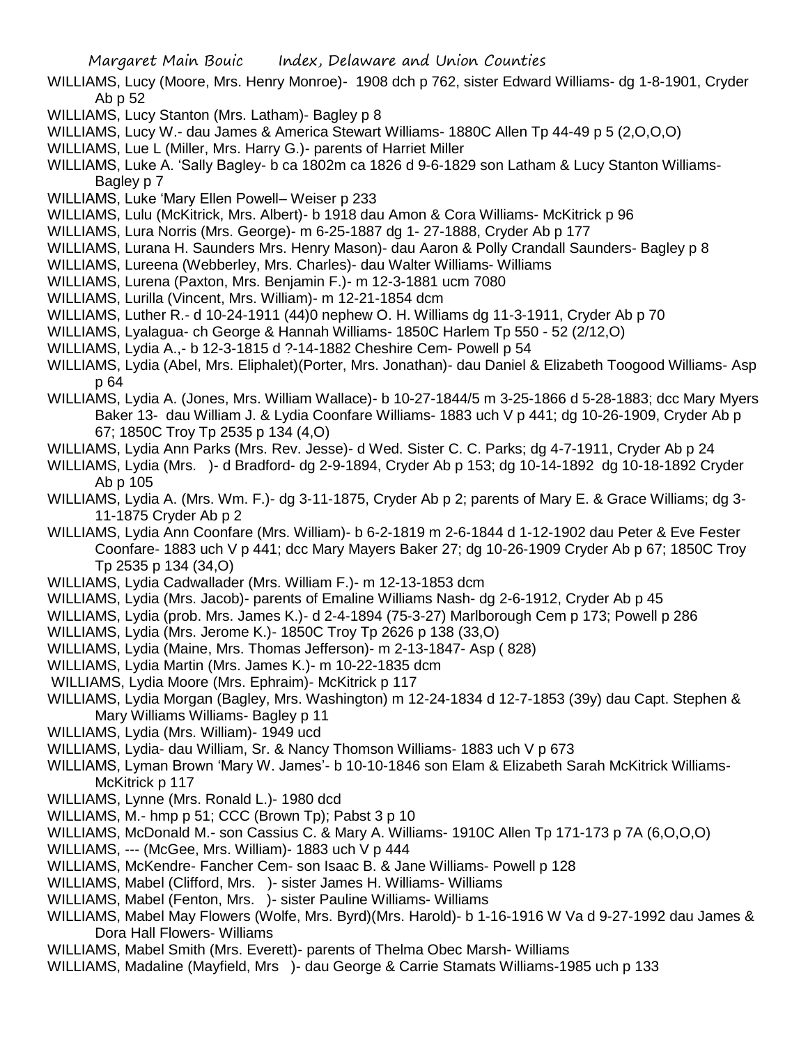WILLIAMS, Lucy (Moore, Mrs. Henry Monroe)- 1908 dch p 762, sister Edward Williams- dg 1-8-1901, Cryder Ab p 52

WILLIAMS, Lucy Stanton (Mrs. Latham)- Bagley p 8

WILLIAMS, Lucy W.- dau James & America Stewart Williams- 1880C Allen Tp 44-49 p 5 (2,O,O,O)

WILLIAMS, Lue L (Miller, Mrs. Harry G.)- parents of Harriet Miller

WILLIAMS, Luke A. 'Sally Bagley- b ca 1802m ca 1826 d 9-6-1829 son Latham & Lucy Stanton Williams- Bagley p 7

WILLIAMS, Luke 'Mary Ellen Powell– Weiser p 233

WILLIAMS, Lulu (McKitrick, Mrs. Albert)- b 1918 dau Amon & Cora Williams- McKitrick p 96

WILLIAMS, Lura Norris (Mrs. George)- m 6-25-1887 dg 1- 27-1888, Cryder Ab p 177

WILLIAMS, Lurana H. Saunders Mrs. Henry Mason)- dau Aaron & Polly Crandall Saunders- Bagley p 8

WILLIAMS, Lureena (Webberley, Mrs. Charles)- dau Walter Williams- Williams

WILLIAMS, Lurena (Paxton, Mrs. Benjamin F.)- m 12-3-1881 ucm 7080

WILLIAMS, Lurilla (Vincent, Mrs. William)- m 12-21-1854 dcm

WILLIAMS, Luther R.- d 10-24-1911 (44)0 nephew O. H. Williams dg 11-3-1911, Cryder Ab p 70

WILLIAMS, Lyalagua- ch George & Hannah Williams- 1850C Harlem Tp 550 - 52 (2/12,O)

WILLIAMS, Lydia A.,- b 12-3-1815 d ?-14-1882 Cheshire Cem- Powell p 54

WILLIAMS, Lydia (Abel, Mrs. Eliphalet)(Porter, Mrs. Jonathan)- dau Daniel & Elizabeth Toogood Williams- Asp p 64

WILLIAMS, Lydia A. (Jones, Mrs. William Wallace)- b 10-27-1844/5 m 3-25-1866 d 5-28-1883; dcc Mary Myers Baker 13- dau William J. & Lydia Coonfare Williams- 1883 uch V p 441; dg 10-26-1909, Cryder Ab p 67; 1850C Troy Tp 2535 p 134 (4,O)

WILLIAMS, Lydia Ann Parks (Mrs. Rev. Jesse)- d Wed. Sister C. C. Parks; dg 4-7-1911, Cryder Ab p 24

WILLIAMS, Lydia (Mrs. )- d Bradford- dg 2-9-1894, Cryder Ab p 153; dg 10-14-1892 dg 10-18-1892 Cryder Ab p 105

WILLIAMS, Lydia A. (Mrs. Wm. F.)- dg 3-11-1875, Cryder Ab p 2; parents of Mary E. & Grace Williams; dg 3-11-1875 Cryder Ab p 2

WILLIAMS, Lydia Ann Coonfare (Mrs. William)- b 6-2-1819 m 2-6-1844 d 1-12-1902 dau Peter & Eve Fester Coonfare- 1883 uch V p 441; dcc Mary Mayers Baker 27; dg 10-26-1909 Cryder Ab p 67; 1850C Troy Tp 2535 p 134 (34,O)

WILLIAMS, Lydia Cadwallader (Mrs. William F.)- m 12-13-1853 dcm

WILLIAMS, Lydia (Mrs. Jacob)- parents of Emaline Williams Nash- dg 2-6-1912, Cryder Ab p 45

WILLIAMS, Lydia (prob. Mrs. James K.)- d 2-4-1894 (75-3-27) Marlborough Cem p 173; Powell p 286

WILLIAMS, Lydia (Mrs. Jerome K.)- 1850C Troy Tp 2626 p 138 (33,O)

WILLIAMS, Lydia (Maine, Mrs. Thomas Jefferson)- m 2-13-1847- Asp ( 828)

WILLIAMS, Lydia Martin (Mrs. James K.)- m 10-22-1835 dcm

WILLIAMS, Lydia Moore (Mrs. Ephraim)- McKitrick p 117

WILLIAMS, Lydia Morgan (Bagley, Mrs. Washington) m 12-24-1834 d 12-7-1853 (39y) dau Capt. Stephen & Mary Williams Williams- Bagley p 11

WILLIAMS, Lydia (Mrs. William)- 1949 ucd

WILLIAMS, Lydia- dau William, Sr. & Nancy Thomson Williams- 1883 uch V p 673

WILLIAMS, Lyman Brown 'Mary W. James'- b 10-10-1846 son Elam & Elizabeth Sarah McKitrick Williams- McKitrick p 117

WILLIAMS, Lynne (Mrs. Ronald L.)- 1980 dcd

WILLIAMS, M.- hmp p 51; CCC (Brown Tp); Pabst 3 p 10

WILLIAMS, McDonald M.- son Cassius C. & Mary A. Williams- 1910C Allen Tp 171-173 p 7A (6,O,O,O)

WILLIAMS, --- (McGee, Mrs. William)- 1883 uch V p 444

WILLIAMS, McKendre- Fancher Cem- son Isaac B. & Jane Williams- Powell p 128

WILLIAMS, Mabel (Clifford, Mrs. )- sister James H. Williams- Williams

WILLIAMS, Mabel (Fenton, Mrs. )- sister Pauline Williams- Williams

WILLIAMS, Mabel May Flowers (Wolfe, Mrs. Byrd)(Mrs. Harold)- b 1-16-1916 W Va d 9-27-1992 dau James & Dora Hall Flowers- Williams

WILLIAMS, Mabel Smith (Mrs. Everett)- parents of Thelma Obec Marsh- Williams

WILLIAMS, Madaline (Mayfield, Mrs )- dau George & Carrie Stamats Williams-1985 uch p 133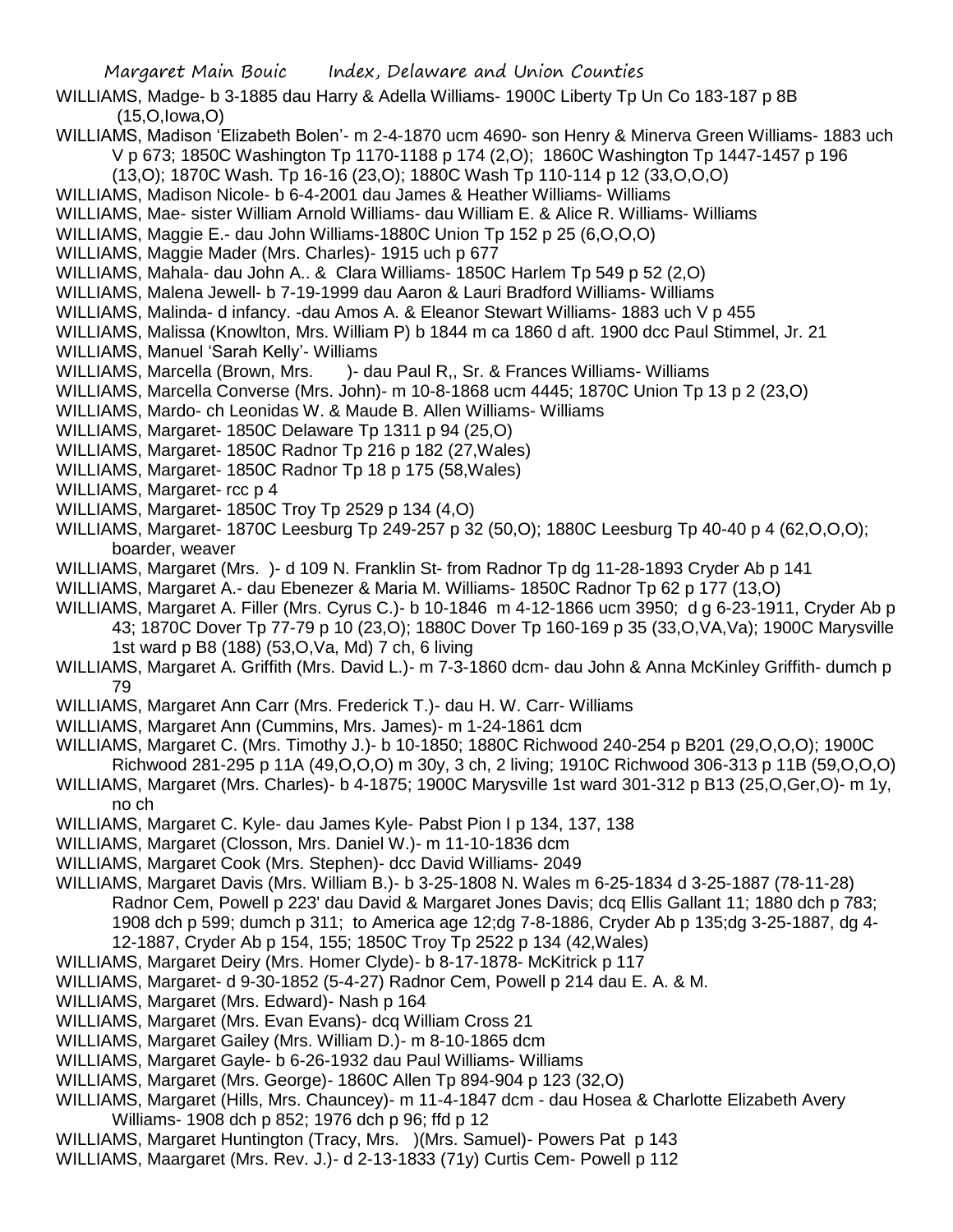WILLIAMS, Madge- b 3-1885 dau Harry & Adella Williams- 1900C Liberty Tp Un Co 183-187 p 8B (15,O,Iowa,O)

WILLIAMS, Madison 'Elizabeth Bolen'- m 2-4-1870 ucm 4690- son Henry & Minerva Green Williams- 1883 uch V p 673; 1850C Washington Tp 1170-1188 p 174 (2,O); 1860C Washington Tp 1447-1457 p 196 (13,O); 1870C Wash. Tp 16-16 (23,O); 1880C Wash Tp 110-114 p 12 (33,O,O,O)

WILLIAMS, Madison Nicole- b 6-4-2001 dau James & Heather Williams- Williams

WILLIAMS, Mae- sister William Arnold Williams- dau William E. & Alice R. Williams- Williams

WILLIAMS, Maggie E.- dau John Williams-1880C Union Tp 152 p 25 (6,O,O,O)

WILLIAMS, Maggie Mader (Mrs. Charles)- 1915 uch p 677

WILLIAMS, Mahala- dau John A.. & Clara Williams- 1850C Harlem Tp 549 p 52 (2,O)

WILLIAMS, Malena Jewell- b 7-19-1999 dau Aaron & Lauri Bradford Williams- Williams

WILLIAMS, Malinda- d infancy. -dau Amos A. & Eleanor Stewart Williams- 1883 uch V p 455

WILLIAMS, Malissa (Knowlton, Mrs. William P) b 1844 m ca 1860 d aft. 1900 dcc Paul Stimmel, Jr. 21

WILLIAMS, Manuel 'Sarah Kelly'- Williams

WILLIAMS, Marcella (Brown, Mrs. )- dau Paul R,, Sr. & Frances Williams- Williams

WILLIAMS, Marcella Converse (Mrs. John)- m 10-8-1868 ucm 4445; 1870C Union Tp 13 p 2 (23,O)

WILLIAMS, Mardo- ch Leonidas W. & Maude B. Allen Williams- Williams

WILLIAMS, Margaret- 1850C Delaware Tp 1311 p 94 (25,O)

WILLIAMS, Margaret- 1850C Radnor Tp 216 p 182 (27,Wales)

WILLIAMS, Margaret- 1850C Radnor Tp 18 p 175 (58,Wales)

WILLIAMS, Margaret- rcc p 4

WILLIAMS, Margaret- 1850C Troy Tp 2529 p 134 (4,O)

WILLIAMS, Margaret- 1870C Leesburg Tp 249-257 p 32 (50,O); 1880C Leesburg Tp 40-40 p 4 (62,O,O,O); boarder, weaver

WILLIAMS, Margaret (Mrs. )- d 109 N. Franklin St- from Radnor Tp dg 11-28-1893 Cryder Ab p 141

WILLIAMS, Margaret A.- dau Ebenezer & Maria M. Williams- 1850C Radnor Tp 62 p 177 (13,O)

WILLIAMS, Margaret A. Filler (Mrs. Cyrus C.)- b 10-1846 m 4-12-1866 ucm 3950; d g 6-23-1911, Cryder Ab p 43; 1870C Dover Tp 77-79 p 10 (23,O); 1880C Dover Tp 160-169 p 35 (33,O,VA,Va); 1900C Marysville 1st ward p B8 (188) (53,O,Va, Md) 7 ch, 6 living

WILLIAMS, Margaret A. Griffith (Mrs. David L.)- m 7-3-1860 dcm- dau John & Anna McKinley Griffith- dumch p 79

WILLIAMS, Margaret Ann Carr (Mrs. Frederick T.)- dau H. W. Carr- Williams

WILLIAMS, Margaret Ann (Cummins, Mrs. James)- m 1-24-1861 dcm

WILLIAMS, Margaret C. (Mrs. Timothy J.)- b 10-1850; 1880C Richwood 240-254 p B201 (29,O,O,O); 1900C Richwood 281-295 p 11A (49,O,O,O) m 30y, 3 ch, 2 living; 1910C Richwood 306-313 p 11B (59,O,O,O)

WILLIAMS, Margaret (Mrs. Charles)- b 4-1875; 1900C Marysville 1st ward 301-312 p B13 (25,O,Ger,O)- m 1y, no ch

WILLIAMS, Margaret C. Kyle- dau James Kyle- Pabst Pion I p 134, 137, 138

WILLIAMS, Margaret (Closson, Mrs. Daniel W.)- m 11-10-1836 dcm

WILLIAMS, Margaret Cook (Mrs. Stephen)- dcc David Williams- 2049

WILLIAMS, Margaret Davis (Mrs. William B.)- b 3-25-1808 N. Wales m 6-25-1834 d 3-25-1887 (78-11-28) Radnor Cem, Powell p 223' dau David & Margaret Jones Davis; dcq Ellis Gallant 11; 1880 dch p 783; 1908 dch p 599; dumch p 311; to America age 12;dg 7-8-1886, Cryder Ab p 135;dg 3-25-1887, dg 4-12-1887, Cryder Ab p 154, 155; 1850C Troy Tp 2522 p 134 (42,Wales)

WILLIAMS, Margaret Deiry (Mrs. Homer Clyde)- b 8-17-1878- McKitrick p 117

WILLIAMS, Margaret- d 9-30-1852 (5-4-27) Radnor Cem, Powell p 214 dau E. A. & M.

WILLIAMS, Margaret (Mrs. Edward)- Nash p 164

WILLIAMS, Margaret (Mrs. Evan Evans)- dcq William Cross 21

WILLIAMS, Margaret Gailey (Mrs. William D.)- m 8-10-1865 dcm

WILLIAMS, Margaret Gayle- b 6-26-1932 dau Paul Williams- Williams

WILLIAMS, Margaret (Mrs. George)- 1860C Allen Tp 894-904 p 123 (32,O)

WILLIAMS, Margaret (Hills, Mrs. Chauncey)- m 11-4-1847 dcm - dau Hosea & Charlotte Elizabeth Avery Williams- 1908 dch p 852; 1976 dch p 96; ffd p 12

WILLIAMS, Margaret Huntington (Tracy, Mrs. )(Mrs. Samuel)- Powers Pat p 143

WILLIAMS, Maargaret (Mrs. Rev. J.)- d 2-13-1833 (71y) Curtis Cem- Powell p 112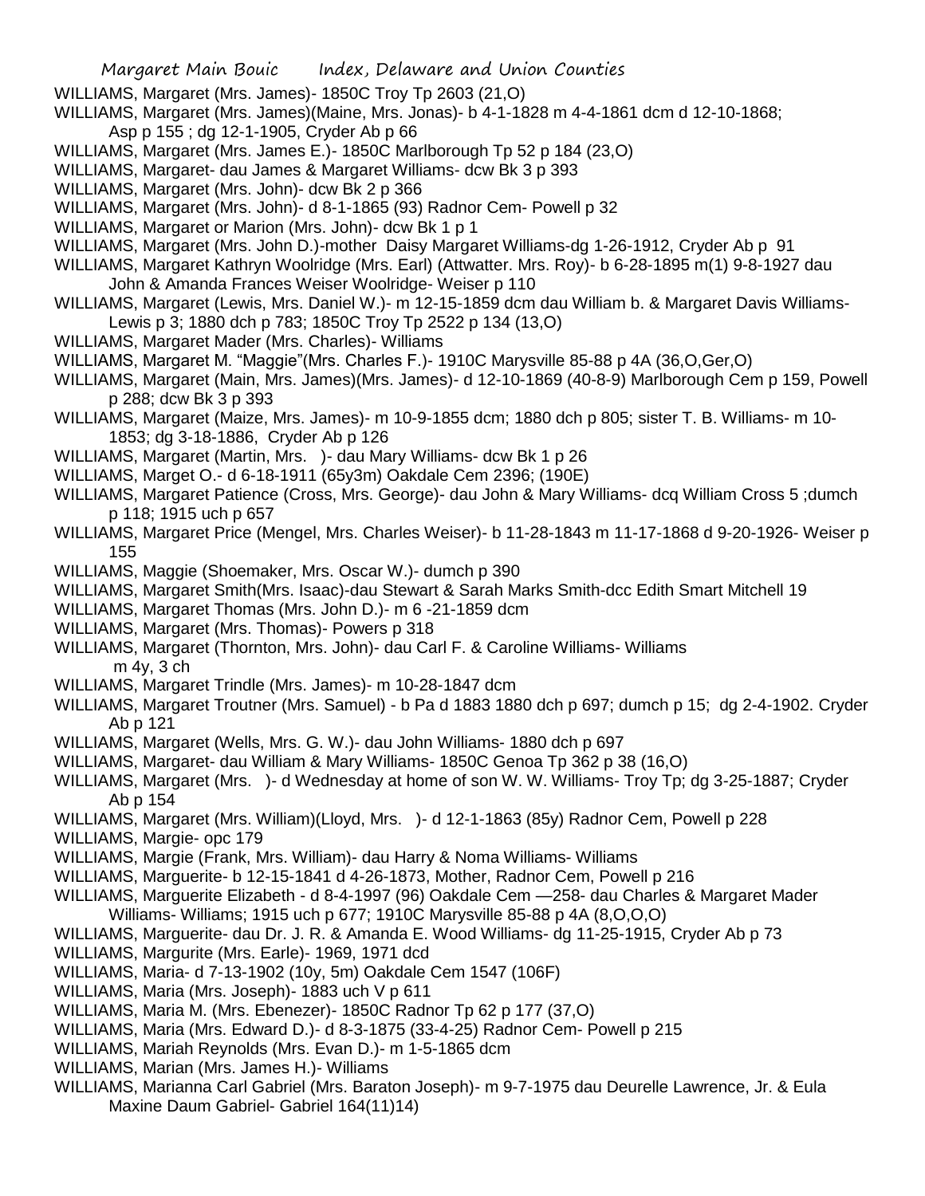WILLIAMS, Margaret (Mrs. James)- 1850C Troy Tp 2603 (21,O)

WILLIAMS, Margaret (Mrs. James)(Maine, Mrs. Jonas)- b 4-1-1828 m 4-4-1861 dcm d 12-10-1868; Asp p 155 ; dg 12-1-1905, Cryder Ab p 66

WILLIAMS, Margaret (Mrs. James E.)- 1850C Marlborough Tp 52 p 184 (23,O)

WILLIAMS, Margaret- dau James & Margaret Williams- dcw Bk 3 p 393

WILLIAMS, Margaret (Mrs. John)- dcw Bk 2 p 366

WILLIAMS, Margaret (Mrs. John)- d 8-1-1865 (93) Radnor Cem- Powell p 32

WILLIAMS, Margaret or Marion (Mrs. John)- dcw Bk 1 p 1

WILLIAMS, Margaret (Mrs. John D.)-mother Daisy Margaret Williams-dg 1-26-1912, Cryder Ab p 91

WILLIAMS, Margaret Kathryn Woolridge (Mrs. Earl) (Attwatter. Mrs. Roy)- b 6-28-1895 m(1) 9-8-1927 dau John & Amanda Frances Weiser Woolridge- Weiser p 110

WILLIAMS, Margaret (Lewis, Mrs. Daniel W.)- m 12-15-1859 dcm dau William b. & Margaret Davis Williams- Lewis p 3; 1880 dch p 783; 1850C Troy Tp 2522 p 134 (13,O)

WILLIAMS, Margaret Mader (Mrs. Charles)- Williams

WILLIAMS, Margaret M. "Maggie"(Mrs. Charles F.)- 1910C Marysville 85-88 p 4A (36,O,Ger,O)

WILLIAMS, Margaret (Main, Mrs. James)(Mrs. James)- d 12-10-1869 (40-8-9) Marlborough Cem p 159, Powell p 288; dcw Bk 3 p 393

WILLIAMS, Margaret (Maize, Mrs. James)- m 10-9-1855 dcm; 1880 dch p 805; sister T. B. Williams- m 10-1853; dg 3-18-1886, Cryder Ab p 126

WILLIAMS, Margaret (Martin, Mrs. )- dau Mary Williams- dcw Bk 1 p 26

WILLIAMS, Marget O.- d 6-18-1911 (65y3m) Oakdale Cem 2396; (190E)

WILLIAMS, Margaret Patience (Cross, Mrs. George)- dau John & Mary Williams- dcq William Cross 5 ;dumch p 118; 1915 uch p 657

WILLIAMS, Margaret Price (Mengel, Mrs. Charles Weiser)- b 11-28-1843 m 11-17-1868 d 9-20-1926- Weiser p 155

WILLIAMS, Maggie (Shoemaker, Mrs. Oscar W.)- dumch p 390

WILLIAMS, Margaret Smith(Mrs. Isaac)-dau Stewart & Sarah Marks Smith-dcc Edith Smart Mitchell 19

WILLIAMS, Margaret Thomas (Mrs. John D.)- m 6 -21-1859 dcm

WILLIAMS, Margaret (Mrs. Thomas)- Powers p 318

WILLIAMS, Margaret (Thornton, Mrs. John)- dau Carl F. & Caroline Williams- Williams m 4y, 3 ch

WILLIAMS, Margaret Trindle (Mrs. James)- m 10-28-1847 dcm

WILLIAMS, Margaret Troutner (Mrs. Samuel) - b Pa d 1883 1880 dch p 697; dumch p 15; dg 2-4-1902. Cryder Ab p 121

WILLIAMS, Margaret (Wells, Mrs. G. W.)- dau John Williams- 1880 dch p 697

WILLIAMS, Margaret- dau William & Mary Williams- 1850C Genoa Tp 362 p 38 (16,O)

WILLIAMS, Margaret (Mrs. )- d Wednesday at home of son W. W. Williams- Troy Tp; dg 3-25-1887; Cryder Ab p 154

WILLIAMS, Margaret (Mrs. William)(Lloyd, Mrs. )- d 12-1-1863 (85y) Radnor Cem, Powell p 228

WILLIAMS, Margie- opc 179

WILLIAMS, Margie (Frank, Mrs. William)- dau Harry & Noma Williams- Williams

WILLIAMS, Marguerite- b 12-15-1841 d 4-26-1873, Mother, Radnor Cem, Powell p 216

WILLIAMS, Marguerite Elizabeth - d 8-4-1997 (96) Oakdale Cem —258- dau Charles & Margaret Mader Williams- Williams; 1915 uch p 677; 1910C Marysville 85-88 p 4A (8,O,O,O)

WILLIAMS, Marguerite- dau Dr. J. R. & Amanda E. Wood Williams- dg 11-25-1915, Cryder Ab p 73

WILLIAMS, Margurite (Mrs. Earle)- 1969, 1971 dcd

WILLIAMS, Maria- d 7-13-1902 (10y, 5m) Oakdale Cem 1547 (106F)

WILLIAMS, Maria (Mrs. Joseph)- 1883 uch V p 611

WILLIAMS, Maria M. (Mrs. Ebenezer)- 1850C Radnor Tp 62 p 177 (37,O)

WILLIAMS, Maria (Mrs. Edward D.)- d 8-3-1875 (33-4-25) Radnor Cem- Powell p 215

WILLIAMS, Mariah Reynolds (Mrs. Evan D.)- m 1-5-1865 dcm

WILLIAMS, Marian (Mrs. James H.)- Williams

WILLIAMS, Marianna Carl Gabriel (Mrs. Baraton Joseph)- m 9-7-1975 dau Deurelle Lawrence, Jr. & Eula Maxine Daum Gabriel- Gabriel 164(11)14)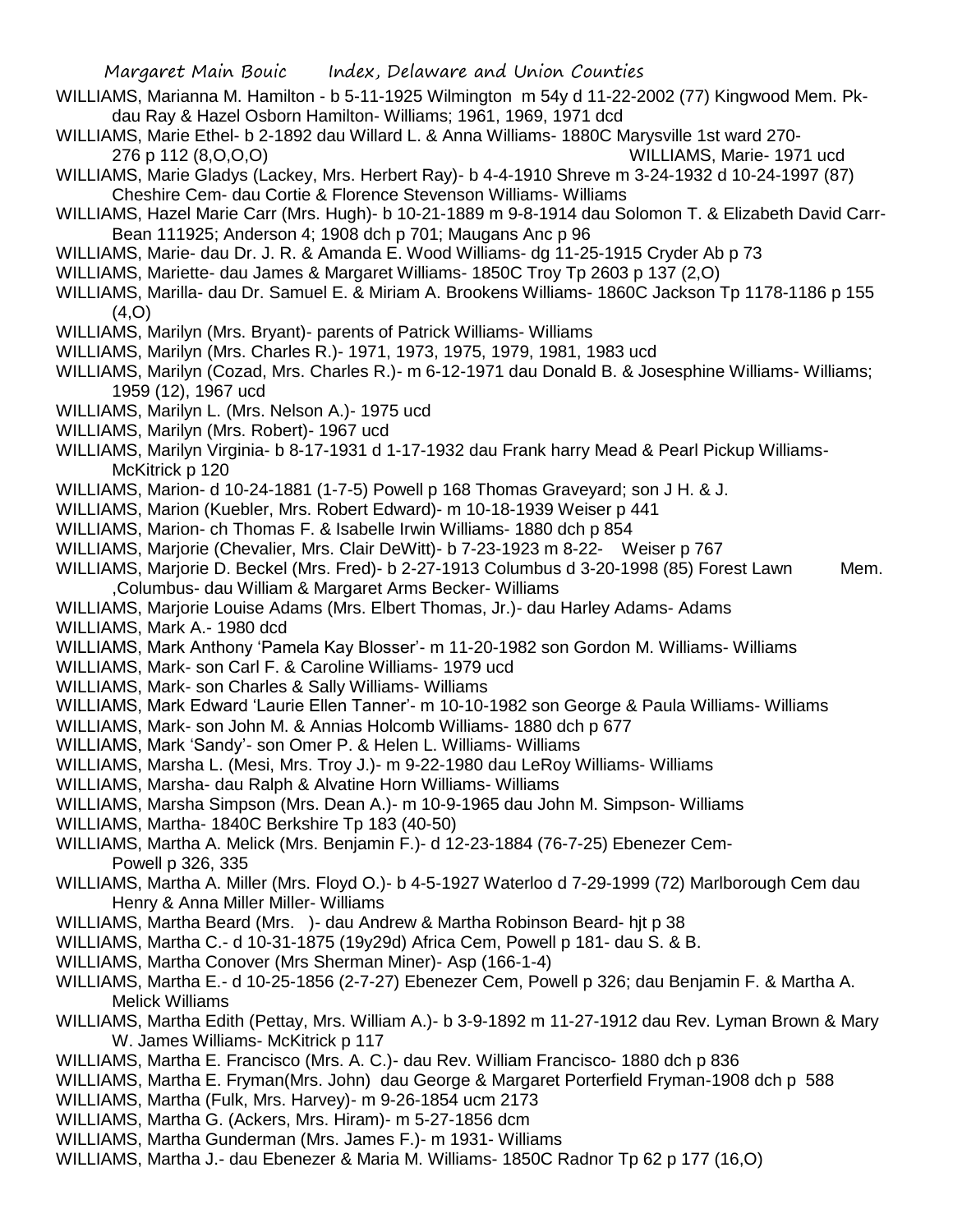WILLIAMS, Marianna M. Hamilton - b 5-11-1925 Wilmington m 54y d 11-22-2002 (77) Kingwood Mem. Pk- dau Ray & Hazel Osborn Hamilton- Williams; 1961, 1969, 1971 dcd

WILLIAMS, Marie Ethel- b 2-1892 dau Willard L. & Anna Williams- 1880C Marysville 1st ward 270-276 p 112 (8,O,O,O)

WILLIAMS, Marie- 1971 ucd

WILLIAMS, Marie Gladys (Lackey, Mrs. Herbert Ray)- b 4-4-1910 Shreve m 3-24-1932 d 10-24-1997 (87) Cheshire Cem- dau Cortie & Florence Stevenson Williams- Williams

WILLIAMS, Hazel Marie Carr (Mrs. Hugh)- b 10-21-1889 m 9-8-1914 dau Solomon T. & Elizabeth David Carr- Bean 111925; Anderson 4; 1908 dch p 701; Maugans Anc p 96

WILLIAMS, Marie- dau Dr. J. R. & Amanda E. Wood Williams- dg 11-25-1915 Cryder Ab p 73

WILLIAMS, Mariette- dau James & Margaret Williams- 1850C Troy Tp 2603 p 137 (2,O)

WILLIAMS, Marilla- dau Dr. Samuel E. & Miriam A. Brookens Williams- 1860C Jackson Tp 1178-1186 p 155 (4,O)

WILLIAMS, Marilyn (Mrs. Bryant)- parents of Patrick Williams- Williams

WILLIAMS, Marilyn (Mrs. Charles R.)- 1971, 1973, 1975, 1979, 1981, 1983 ucd

WILLIAMS, Marilyn (Cozad, Mrs. Charles R.)- m 6-12-1971 dau Donald B. & Josesphine Williams- Williams; 1959 (12), 1967 ucd

WILLIAMS, Marilyn L. (Mrs. Nelson A.)- 1975 ucd

WILLIAMS, Marilyn (Mrs. Robert)- 1967 ucd

WILLIAMS, Marilyn Virginia- b 8-17-1931 d 1-17-1932 dau Frank harry Mead & Pearl Pickup Williams- McKitrick p 120

WILLIAMS, Marion- d 10-24-1881 (1-7-5) Powell p 168 Thomas Graveyard; son J H. & J.

WILLIAMS, Marion (Kuebler, Mrs. Robert Edward)- m 10-18-1939 Weiser p 441

WILLIAMS, Marion- ch Thomas F. & Isabelle Irwin Williams- 1880 dch p 854

WILLIAMS, Marjorie (Chevalier, Mrs. Clair DeWitt)- b 7-23-1923 m 8-22- Weiser p 767

WILLIAMS, Marjorie D. Beckel (Mrs. Fred)- b 2-27-1913 Columbus d 3-20-1998 (85) Forest Lawn Mem. ,Columbus- dau William & Margaret Arms Becker- Williams

WILLIAMS, Marjorie Louise Adams (Mrs. Elbert Thomas, Jr.)- dau Harley Adams- Adams

WILLIAMS, Mark A.- 1980 dcd

WILLIAMS, Mark Anthony 'Pamela Kay Blosser'- m 11-20-1982 son Gordon M. Williams- Williams

WILLIAMS, Mark- son Carl F. & Caroline Williams- 1979 ucd

WILLIAMS, Mark- son Charles & Sally Williams- Williams

WILLIAMS, Mark Edward 'Laurie Ellen Tanner'- m 10-10-1982 son George & Paula Williams- Williams

WILLIAMS, Mark- son John M. & Annias Holcomb Williams- 1880 dch p 677

WILLIAMS, Mark 'Sandy'- son Omer P. & Helen L. Williams- Williams

WILLIAMS, Marsha L. (Mesi, Mrs. Troy J.)- m 9-22-1980 dau LeRoy Williams- Williams

WILLIAMS, Marsha- dau Ralph & Alvatine Horn Williams- Williams

WILLIAMS, Marsha Simpson (Mrs. Dean A.)- m 10-9-1965 dau John M. Simpson- Williams

WILLIAMS, Martha- 1840C Berkshire Tp 183 (40-50)

WILLIAMS, Martha A. Melick (Mrs. Benjamin F.)- d 12-23-1884 (76-7-25) Ebenezer Cem- Powell p 326, 335

WILLIAMS, Martha A. Miller (Mrs. Floyd O.)- b 4-5-1927 Waterloo d 7-29-1999 (72) Marlborough Cem dau Henry & Anna Miller Miller- Williams

WILLIAMS, Martha Beard (Mrs. )- dau Andrew & Martha Robinson Beard- hjt p 38

WILLIAMS, Martha C.- d 10-31-1875 (19y29d) Africa Cem, Powell p 181- dau S. & B.

WILLIAMS, Martha Conover (Mrs Sherman Miner)- Asp (166-1-4)

WILLIAMS, Martha E.- d 10-25-1856 (2-7-27) Ebenezer Cem, Powell p 326; dau Benjamin F. & Martha A. Melick Williams

WILLIAMS, Martha Edith (Pettay, Mrs. William A.)- b 3-9-1892 m 11-27-1912 dau Rev. Lyman Brown & Mary W. James Williams- McKitrick p 117

WILLIAMS, Martha E. Francisco (Mrs. A. C.)- dau Rev. William Francisco- 1880 dch p 836

WILLIAMS, Martha E. Fryman(Mrs. John) dau George & Margaret Porterfield Fryman-1908 dch p 588

WILLIAMS, Martha (Fulk, Mrs. Harvey)- m 9-26-1854 ucm 2173

WILLIAMS, Martha G. (Ackers, Mrs. Hiram)- m 5-27-1856 dcm

WILLIAMS, Martha Gunderman (Mrs. James F.)- m 1931- Williams

WILLIAMS, Martha J.- dau Ebenezer & Maria M. Williams- 1850C Radnor Tp 62 p 177 (16,O)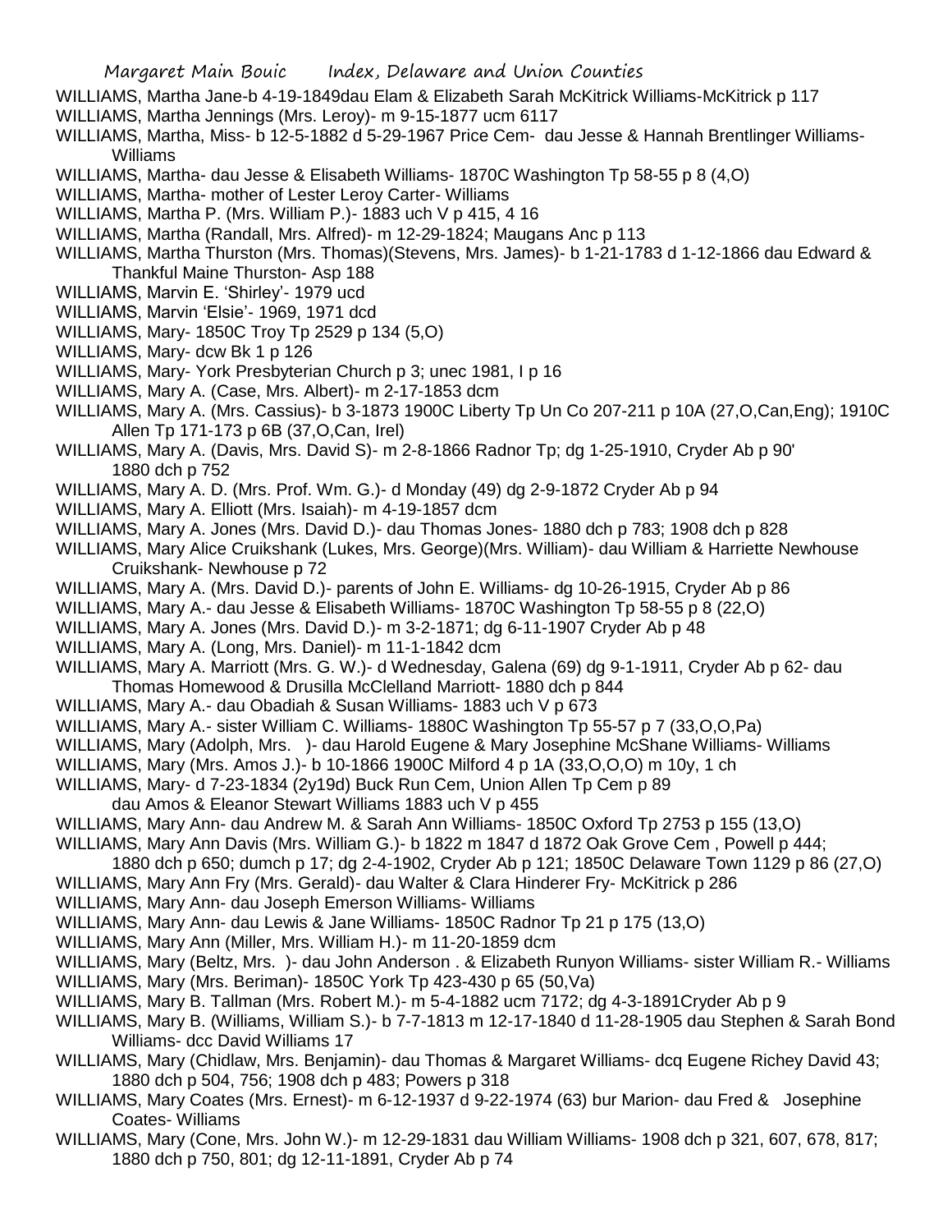WILLIAMS, Martha Jane-b 4-19-1849dau Elam & Elizabeth Sarah McKitrick Williams-McKitrick p 117

WILLIAMS, Martha Jennings (Mrs. Leroy)- m 9-15-1877 ucm 6117

WILLIAMS, Martha, Miss- b 12-5-1882 d 5-29-1967 Price Cem- dau Jesse & Hannah Brentlinger Williams-Williams

WILLIAMS, Martha- dau Jesse & Elisabeth Williams- 1870C Washington Tp 58-55 p 8 (4,O)

WILLIAMS, Martha- mother of Lester Leroy Carter- Williams

WILLIAMS, Martha P. (Mrs. William P.)- 1883 uch V p 415, 4 16

WILLIAMS, Martha (Randall, Mrs. Alfred)- m 12-29-1824; Maugans Anc p 113

WILLIAMS, Martha Thurston (Mrs. Thomas)(Stevens, Mrs. James)- b 1-21-1783 d 1-12-1866 dau Edward & Thankful Maine Thurston- Asp 188

WILLIAMS, Marvin E. 'Shirley'- 1979 ucd

WILLIAMS, Marvin 'Elsie'- 1969, 1971 dcd

WILLIAMS, Mary- 1850C Troy Tp 2529 p 134 (5,O)

WILLIAMS, Mary- dcw Bk 1 p 126

WILLIAMS, Mary- York Presbyterian Church p 3; unec 1981, I p 16

WILLIAMS, Mary A. (Case, Mrs. Albert)- m 2-17-1853 dcm

WILLIAMS, Mary A. (Mrs. Cassius)- b 3-1873 1900C Liberty Tp Un Co 207-211 p 10A (27,O,Can,Eng); 1910C Allen Tp 171-173 p 6B (37,O,Can, Irel)

WILLIAMS, Mary A. (Davis, Mrs. David S)- m 2-8-1866 Radnor Tp; dg 1-25-1910, Cryder Ab p 90' 1880 dch p 752

WILLIAMS, Mary A. D. (Mrs. Prof. Wm. G.)- d Monday (49) dg 2-9-1872 Cryder Ab p 94

WILLIAMS, Mary A. Elliott (Mrs. Isaiah)- m 4-19-1857 dcm

WILLIAMS, Mary A. Jones (Mrs. David D.)- dau Thomas Jones- 1880 dch p 783; 1908 dch p 828

WILLIAMS, Mary Alice Cruikshank (Lukes, Mrs. George)(Mrs. William)- dau William & Harriette Newhouse Cruikshank- Newhouse p 72

WILLIAMS, Mary A. (Mrs. David D.)- parents of John E. Williams- dg 10-26-1915, Cryder Ab p 86

WILLIAMS, Mary A.- dau Jesse & Elisabeth Williams- 1870C Washington Tp 58-55 p 8 (22,O)

WILLIAMS, Mary A. Jones (Mrs. David D.)- m 3-2-1871; dg 6-11-1907 Cryder Ab p 48

WILLIAMS, Mary A. (Long, Mrs. Daniel)- m 11-1-1842 dcm

WILLIAMS, Mary A. Marriott (Mrs. G. W.)- d Wednesday, Galena (69) dg 9-1-1911, Cryder Ab p 62- dau Thomas Homewood & Drusilla McClelland Marriott- 1880 dch p 844

WILLIAMS, Mary A.- dau Obadiah & Susan Williams- 1883 uch V p 673

WILLIAMS, Mary A.- sister William C. Williams- 1880C Washington Tp 55-57 p 7 (33,O,O,Pa)

WILLIAMS, Mary (Adolph, Mrs. )- dau Harold Eugene & Mary Josephine McShane Williams- Williams

WILLIAMS, Mary (Mrs. Amos J.)- b 10-1866 1900C Milford 4 p 1A (33,O,O,O) m 10y, 1 ch

WILLIAMS, Mary- d 7-23-1834 (2y19d) Buck Run Cem, Union Allen Tp Cem p 89 dau Amos & Eleanor Stewart Williams 1883 uch V p 455

WILLIAMS, Mary Ann- dau Andrew M. & Sarah Ann Williams- 1850C Oxford Tp 2753 p 155 (13,O)

WILLIAMS, Mary Ann Davis (Mrs. William G.)- b 1822 m 1847 d 1872 Oak Grove Cem , Powell p 444; 1880 dch p 650; dumch p 17; dg 2-4-1902, Cryder Ab p 121; 1850C Delaware Town 1129 p 86 (27,O)

WILLIAMS, Mary Ann Fry (Mrs. Gerald)- dau Walter & Clara Hinderer Fry- McKitrick p 286

WILLIAMS, Mary Ann- dau Joseph Emerson Williams- Williams

WILLIAMS, Mary Ann- dau Lewis & Jane Williams- 1850C Radnor Tp 21 p 175 (13,O)

WILLIAMS, Mary Ann (Miller, Mrs. William H.)- m 11-20-1859 dcm

WILLIAMS, Mary (Beltz, Mrs. )- dau John Anderson . & Elizabeth Runyon Williams- sister William R.- Williams

WILLIAMS, Mary (Mrs. Beriman)- 1850C York Tp 423-430 p 65 (50,Va)

WILLIAMS, Mary B. Tallman (Mrs. Robert M.)- m 5-4-1882 ucm 7172; dg 4-3-1891Cryder Ab p 9

WILLIAMS, Mary B. (Williams, William S.)- b 7-7-1813 m 12-17-1840 d 11-28-1905 dau Stephen & Sarah Bond Williams- dcc David Williams 17

WILLIAMS, Mary (Chidlaw, Mrs. Benjamin)- dau Thomas & Margaret Williams- dcq Eugene Richey David 43; 1880 dch p 504, 756; 1908 dch p 483; Powers p 318

WILLIAMS, Mary Coates (Mrs. Ernest)- m 6-12-1937 d 9-22-1974 (63) bur Marion- dau Fred & Josephine Coates- Williams

WILLIAMS, Mary (Cone, Mrs. John W.)- m 12-29-1831 dau William Williams- 1908 dch p 321, 607, 678, 817; 1880 dch p 750, 801; dg 12-11-1891, Cryder Ab p 74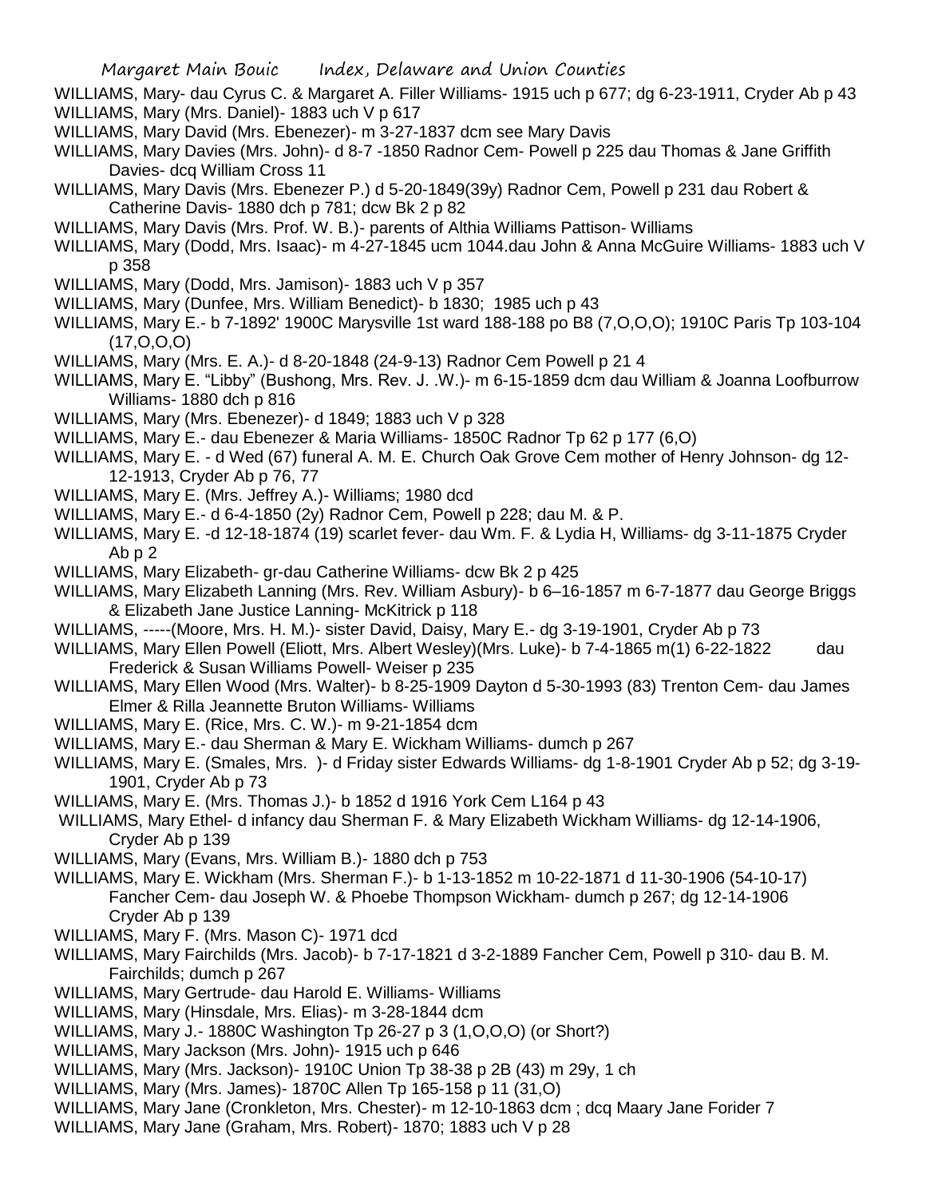WILLIAMS, Mary- dau Cyrus C. & Margaret A. Filler Williams- 1915 uch p 677; dg 6-23-1911, Cryder Ab p 43

WILLIAMS, Mary (Mrs. Daniel)- 1883 uch V p 617

WILLIAMS, Mary David (Mrs. Ebenezer)- m 3-27-1837 dcm see Mary Davis

WILLIAMS, Mary Davies (Mrs. John)- d 8-7 -1850 Radnor Cem- Powell p 225 dau Thomas & Jane Griffith Davies- dcq William Cross 11

WILLIAMS, Mary Davis (Mrs. Ebenezer P.) d 5-20-1849(39y) Radnor Cem, Powell p 231 dau Robert & Catherine Davis- 1880 dch p 781; dcw Bk 2 p 82

WILLIAMS, Mary Davis (Mrs. Prof. W. B.)- parents of Althia Williams Pattison- Williams

WILLIAMS, Mary (Dodd, Mrs. Isaac)- m 4-27-1845 ucm 1044.dau John & Anna McGuire Williams- 1883 uch V p 358

WILLIAMS, Mary (Dodd, Mrs. Jamison)- 1883 uch V p 357

WILLIAMS, Mary (Dunfee, Mrs. William Benedict)- b 1830; 1985 uch p 43

WILLIAMS, Mary E.- b 7-1892' 1900C Marysville 1st ward 188-188 po B8 (7,O,O,O); 1910C Paris Tp 103-104 (17,O,O,O)

WILLIAMS, Mary (Mrs. E. A.)- d 8-20-1848 (24-9-13) Radnor Cem Powell p 21 4

WILLIAMS, Mary E. "Libby" (Bushong, Mrs. Rev. J. .W.)- m 6-15-1859 dcm dau William & Joanna Loofburrow Williams- 1880 dch p 816

WILLIAMS, Mary (Mrs. Ebenezer)- d 1849; 1883 uch V p 328

WILLIAMS, Mary E.- dau Ebenezer & Maria Williams- 1850C Radnor Tp 62 p 177 (6,O)

WILLIAMS, Mary E. - d Wed (67) funeral A. M. E. Church Oak Grove Cem mother of Henry Johnson- dg 12-12-1913, Cryder Ab p 76, 77

WILLIAMS, Mary E. (Mrs. Jeffrey A.)- Williams; 1980 dcd

WILLIAMS, Mary E.- d 6-4-1850 (2y) Radnor Cem, Powell p 228; dau M. & P.

WILLIAMS, Mary E. -d 12-18-1874 (19) scarlet fever- dau Wm. F. & Lydia H, Williams- dg 3-11-1875 Cryder Ab p 2

WILLIAMS, Mary Elizabeth- gr-dau Catherine Williams- dcw Bk 2 p 425

WILLIAMS, Mary Elizabeth Lanning (Mrs. Rev. William Asbury)- b 6–16-1857 m 6-7-1877 dau George Briggs & Elizabeth Jane Justice Lanning- McKitrick p 118

WILLIAMS, -----(Moore, Mrs. H. M.)- sister David, Daisy, Mary E.- dg 3-19-1901, Cryder Ab p 73

WILLIAMS, Mary Ellen Powell (Eliott, Mrs. Albert Wesley)(Mrs. Luke)- b 7-4-1865 m(1) 6-22-1822 dau Frederick & Susan Williams Powell- Weiser p 235

WILLIAMS, Mary Ellen Wood (Mrs. Walter)- b 8-25-1909 Dayton d 5-30-1993 (83) Trenton Cem- dau James Elmer & Rilla Jeannette Bruton Williams- Williams

WILLIAMS, Mary E. (Rice, Mrs. C. W.)- m 9-21-1854 dcm

WILLIAMS, Mary E.- dau Sherman & Mary E. Wickham Williams- dumch p 267

WILLIAMS, Mary E. (Smales, Mrs. )- d Friday sister Edwards Williams- dg 1-8-1901 Cryder Ab p 52; dg 3-19-1901, Cryder Ab p 73

WILLIAMS, Mary E. (Mrs. Thomas J.)- b 1852 d 1916 York Cem L164 p 43

WILLIAMS, Mary Ethel- d infancy dau Sherman F. & Mary Elizabeth Wickham Williams- dg 12-14-1906, Cryder Ab p 139

WILLIAMS, Mary (Evans, Mrs. William B.)- 1880 dch p 753

WILLIAMS, Mary E. Wickham (Mrs. Sherman F.)- b 1-13-1852 m 10-22-1871 d 11-30-1906 (54-10-17) Fancher Cem- dau Joseph W. & Phoebe Thompson Wickham- dumch p 267; dg 12-14-1906 Cryder Ab p 139

WILLIAMS, Mary F. (Mrs. Mason C)- 1971 dcd

WILLIAMS, Mary Fairchilds (Mrs. Jacob)- b 7-17-1821 d 3-2-1889 Fancher Cem, Powell p 310- dau B. M. Fairchilds; dumch p 267

WILLIAMS, Mary Gertrude- dau Harold E. Williams- Williams

WILLIAMS, Mary (Hinsdale, Mrs. Elias)- m 3-28-1844 dcm

WILLIAMS, Mary J.- 1880C Washington Tp 26-27 p 3 (1,O,O,O) (or Short?)

WILLIAMS, Mary Jackson (Mrs. John)- 1915 uch p 646

WILLIAMS, Mary (Mrs. Jackson)- 1910C Union Tp 38-38 p 2B (43) m 29y, 1 ch

WILLIAMS, Mary (Mrs. James)- 1870C Allen Tp 165-158 p 11 (31,O)

WILLIAMS, Mary Jane (Cronkleton, Mrs. Chester)- m 12-10-1863 dcm ; dcq Maary Jane Forider 7

WILLIAMS, Mary Jane (Graham, Mrs. Robert)- 1870; 1883 uch V p 28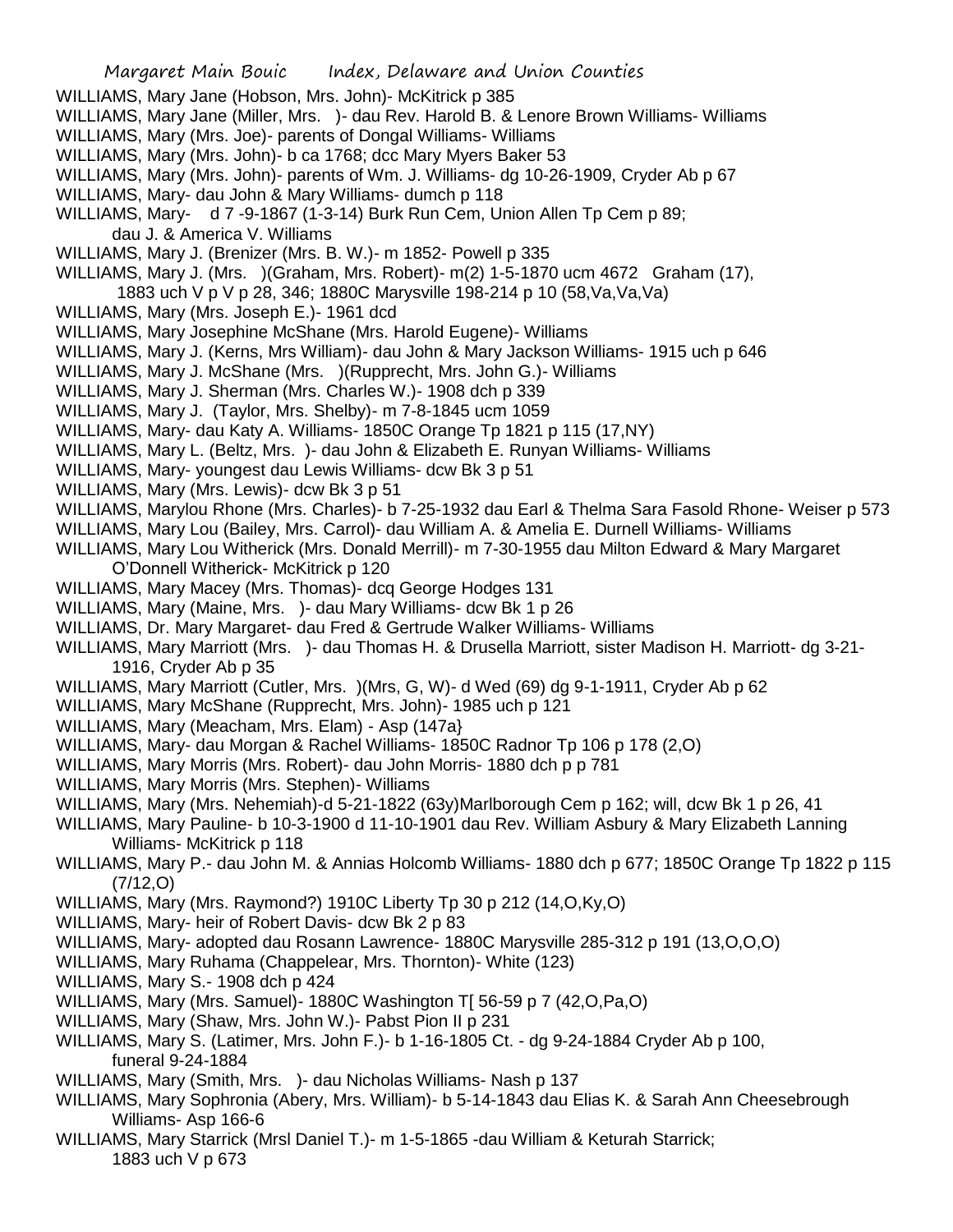WILLIAMS, Mary Jane (Hobson, Mrs. John)- McKitrick p 385

WILLIAMS, Mary Jane (Miller, Mrs. )- dau Rev. Harold B. & Lenore Brown Williams- Williams

WILLIAMS, Mary (Mrs. Joe)- parents of Dongal Williams- Williams

WILLIAMS, Mary (Mrs. John)- b ca 1768; dcc Mary Myers Baker 53

WILLIAMS, Mary (Mrs. John)- parents of Wm. J. Williams- dg 10-26-1909, Cryder Ab p 67

WILLIAMS, Mary- dau John & Mary Williams- dumch p 118

WILLIAMS, Mary- d 7 -9-1867 (1-3-14) Burk Run Cem, Union Allen Tp Cem p 89; dau J. & America V. Williams

WILLIAMS, Mary J. (Brenizer (Mrs. B. W.)- m 1852- Powell p 335

WILLIAMS, Mary J. (Mrs. )(Graham, Mrs. Robert)- m(2) 1-5-1870 ucm 4672 Graham (17), 1883 uch V p V p 28, 346; 1880C Marysville 198-214 p 10 (58,Va,Va,Va)

WILLIAMS, Mary (Mrs. Joseph E.)- 1961 dcd

WILLIAMS, Mary Josephine McShane (Mrs. Harold Eugene)- Williams

WILLIAMS, Mary J. (Kerns, Mrs William)- dau John & Mary Jackson Williams- 1915 uch p 646

WILLIAMS, Mary J. McShane (Mrs. )(Rupprecht, Mrs. John G.)- Williams

WILLIAMS, Mary J. Sherman (Mrs. Charles W.)- 1908 dch p 339

WILLIAMS, Mary J. (Taylor, Mrs. Shelby)- m 7-8-1845 ucm 1059

WILLIAMS, Mary- dau Katy A. Williams- 1850C Orange Tp 1821 p 115 (17,NY)

WILLIAMS, Mary L. (Beltz, Mrs. )- dau John & Elizabeth E. Runyan Williams- Williams

WILLIAMS, Mary- youngest dau Lewis Williams- dcw Bk 3 p 51

WILLIAMS, Mary (Mrs. Lewis)- dcw Bk 3 p 51

WILLIAMS, Marylou Rhone (Mrs. Charles)- b 7-25-1932 dau Earl & Thelma Sara Fasold Rhone- Weiser p 573

WILLIAMS, Mary Lou (Bailey, Mrs. Carrol)- dau William A. & Amelia E. Durnell Williams- Williams

WILLIAMS, Mary Lou Witherick (Mrs. Donald Merrill)- m 7-30-1955 dau Milton Edward & Mary Margaret O'Donnell Witherick- McKitrick p 120

WILLIAMS, Mary Macey (Mrs. Thomas)- dcq George Hodges 131

WILLIAMS, Mary (Maine, Mrs. )- dau Mary Williams- dcw Bk 1 p 26

WILLIAMS, Dr. Mary Margaret- dau Fred & Gertrude Walker Williams- Williams

WILLIAMS, Mary Marriott (Mrs. )- dau Thomas H. & Drusella Marriott, sister Madison H. Marriott- dg 3-21-1916, Cryder Ab p 35

WILLIAMS, Mary Marriott (Cutler, Mrs. )(Mrs, G, W)- d Wed (69) dg 9-1-1911, Cryder Ab p 62

WILLIAMS, Mary McShane (Rupprecht, Mrs. John)- 1985 uch p 121

WILLIAMS, Mary (Meacham, Mrs. Elam) - Asp (147a}

WILLIAMS, Mary- dau Morgan & Rachel Williams- 1850C Radnor Tp 106 p 178 (2,O)

WILLIAMS, Mary Morris (Mrs. Robert)- dau John Morris- 1880 dch p p 781

WILLIAMS, Mary Morris (Mrs. Stephen)- Williams

WILLIAMS, Mary (Mrs. Nehemiah)-d 5-21-1822 (63y)Marlborough Cem p 162; will, dcw Bk 1 p 26, 41

WILLIAMS, Mary Pauline- b 10-3-1900 d 11-10-1901 dau Rev. William Asbury & Mary Elizabeth Lanning Williams- McKitrick p 118

WILLIAMS, Mary P.- dau John M. & Annias Holcomb Williams- 1880 dch p 677; 1850C Orange Tp 1822 p 115 (7/12,O)

WILLIAMS, Mary (Mrs. Raymond?) 1910C Liberty Tp 30 p 212 (14,O,Ky,O)

WILLIAMS, Mary- heir of Robert Davis- dcw Bk 2 p 83

WILLIAMS, Mary- adopted dau Rosann Lawrence- 1880C Marysville 285-312 p 191 (13,O,O,O)

WILLIAMS, Mary Ruhama (Chappelear, Mrs. Thornton)- White (123)

WILLIAMS, Mary S.- 1908 dch p 424

WILLIAMS, Mary (Mrs. Samuel)- 1880C Washington T[ 56-59 p 7 (42,O,Pa,O)

WILLIAMS, Mary (Shaw, Mrs. John W.)- Pabst Pion II p 231

WILLIAMS, Mary S. (Latimer, Mrs. John F.)- b 1-16-1805 Ct. - dg 9-24-1884 Cryder Ab p 100, funeral 9-24-1884

WILLIAMS, Mary (Smith, Mrs. )- dau Nicholas Williams- Nash p 137

WILLIAMS, Mary Sophronia (Abery, Mrs. William)- b 5-14-1843 dau Elias K. & Sarah Ann Cheesebrough Williams- Asp 166-6

WILLIAMS, Mary Starrick (Mrsl Daniel T.)- m 1-5-1865 -dau William & Keturah Starrick; 1883 uch V p 673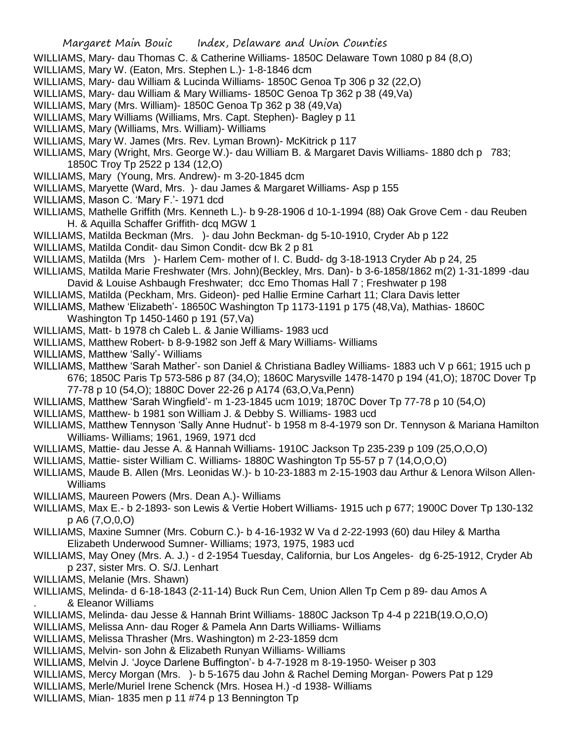WILLIAMS, Mary- dau Thomas C. & Catherine Williams- 1850C Delaware Town 1080 p 84 (8,O)

WILLIAMS, Mary W. (Eaton, Mrs. Stephen L.)- 1-8-1846 dcm

WILLIAMS, Mary- dau William & Lucinda Williams- 1850C Genoa Tp 306 p 32 (22,O)

WILLIAMS, Mary- dau William & Mary Williams- 1850C Genoa Tp 362 p 38 (49,Va)

WILLIAMS, Mary (Mrs. William)- 1850C Genoa Tp 362 p 38 (49,Va)

WILLIAMS, Mary Williams (Williams, Mrs. Capt. Stephen)- Bagley p 11

WILLIAMS, Mary (Williams, Mrs. William)- Williams

WILLIAMS, Mary W. James (Mrs. Rev. Lyman Brown)- McKitrick p 117

WILLIAMS, Mary (Wright, Mrs. George W.)- dau William B. & Margaret Davis Williams- 1880 dch p 783; 1850C Troy Tp 2522 p 134 (12,O)

WILLIAMS, Mary (Young, Mrs. Andrew)- m 3-20-1845 dcm

WILLIAMS, Maryette (Ward, Mrs. )- dau James & Margaret Williams- Asp p 155

WILLIAMS, Mason C. 'Mary F.'- 1971 dcd

WILLIAMS, Mathelle Griffith (Mrs. Kenneth L.)- b 9-28-1906 d 10-1-1994 (88) Oak Grove Cem - dau Reuben H. & Aquilla Schaffer Griffith- dcq MGW 1

WILLIAMS, Matilda Beckman (Mrs. )- dau John Beckman- dg 5-10-1910, Cryder Ab p 122

WILLIAMS, Matilda Condit- dau Simon Condit- dcw Bk 2 p 81

WILLIAMS, Matilda (Mrs )- Harlem Cem- mother of I. C. Budd- dg 3-18-1913 Cryder Ab p 24, 25

WILLIAMS, Matilda Marie Freshwater (Mrs. John)(Beckley, Mrs. Dan)- b 3-6-1858/1862 m(2) 1-31-1899 -dau David & Louise Ashbaugh Freshwater; dcc Emo Thomas Hall 7 ; Freshwater p 198

WILLIAMS, Matilda (Peckham, Mrs. Gideon)- ped Hallie Ermine Carhart 11; Clara Davis letter

WILLIAMS, Mathew 'Elizabeth'- 18650C Washington Tp 1173-1191 p 175 (48,Va), Mathias- 1860C Washington Tp 1450-1460 p 191 (57,Va)

WILLIAMS, Matt- b 1978 ch Caleb L. & Janie Williams- 1983 ucd

WILLIAMS, Matthew Robert- b 8-9-1982 son Jeff & Mary Williams- Williams

WILLIAMS, Matthew 'Sally'- Williams

WILLIAMS, Matthew 'Sarah Mather'- son Daniel & Christiana Badley Williams- 1883 uch V p 661; 1915 uch p 676; 1850C Paris Tp 573-586 p 87 (34,O); 1860C Marysville 1478-1470 p 194 (41,O); 1870C Dover Tp 77-78 p 10 (54,O); 1880C Dover 22-26 p A174 (63,O,Va,Penn)

WILLIAMS, Matthew 'Sarah Wingfield'- m 1-23-1845 ucm 1019; 1870C Dover Tp 77-78 p 10 (54,O)

WILLIAMS, Matthew- b 1981 son William J. & Debby S. Williams- 1983 ucd

WILLIAMS, Matthew Tennyson 'Sally Anne Hudnut'- b 1958 m 8-4-1979 son Dr. Tennyson & Mariana Hamilton Williams- Williams; 1961, 1969, 1971 dcd

WILLIAMS, Mattie- dau Jesse A. & Hannah Williams- 1910C Jackson Tp 235-239 p 109 (25,O,O,O)

WILLIAMS, Mattie- sister William C. Williams- 1880C Washington Tp 55-57 p 7 (14,O,O,O)

WILLIAMS, Maude B. Allen (Mrs. Leonidas W.)- b 10-23-1883 m 2-15-1903 dau Arthur & Lenora Wilson Allen- Williams

WILLIAMS, Maureen Powers (Mrs. Dean A.)- Williams

WILLIAMS, Max E.- b 2-1893- son Lewis & Vertie Hobert Williams- 1915 uch p 677; 1900C Dover Tp 130-132 p A6 (7,O,0,O)

WILLIAMS, Maxine Sumner (Mrs. Coburn C.)- b 4-16-1932 W Va d 2-22-1993 (60) dau Hiley & Martha Elizabeth Underwood Sumner- Williams; 1973, 1975, 1983 ucd

WILLIAMS, May Oney (Mrs. A. J.) - d 2-1954 Tuesday, California, bur Los Angeles- dg 6-25-1912, Cryder Ab p 237, sister Mrs. O. S/J. Lenhart

WILLIAMS, Melanie (Mrs. Shawn)

WILLIAMS, Melinda- d 6-18-1843 (2-11-14) Buck Run Cem, Union Allen Tp Cem p 89- dau Amos A . & Eleanor Williams

WILLIAMS, Melinda- dau Jesse & Hannah Brint Williams- 1880C Jackson Tp 4-4 p 221B(19.O,O,O)

WILLIAMS, Melissa Ann- dau Roger & Pamela Ann Darts Williams- Williams

WILLIAMS, Melissa Thrasher (Mrs. Washington) m 2-23-1859 dcm

WILLIAMS, Melvin- son John & Elizabeth Runyan Williams- Williams

WILLIAMS, Melvin J. 'Joyce Darlene Buffington'- b 4-7-1928 m 8-19-1950- Weiser p 303

WILLIAMS, Mercy Morgan (Mrs. )- b 5-1675 dau John & Rachel Deming Morgan- Powers Pat p 129

WILLIAMS, Merle/Muriel Irene Schenck (Mrs. Hosea H.) -d 1938- Williams

WILLIAMS, Mian- 1835 men p 11 #74 p 13 Bennington Tp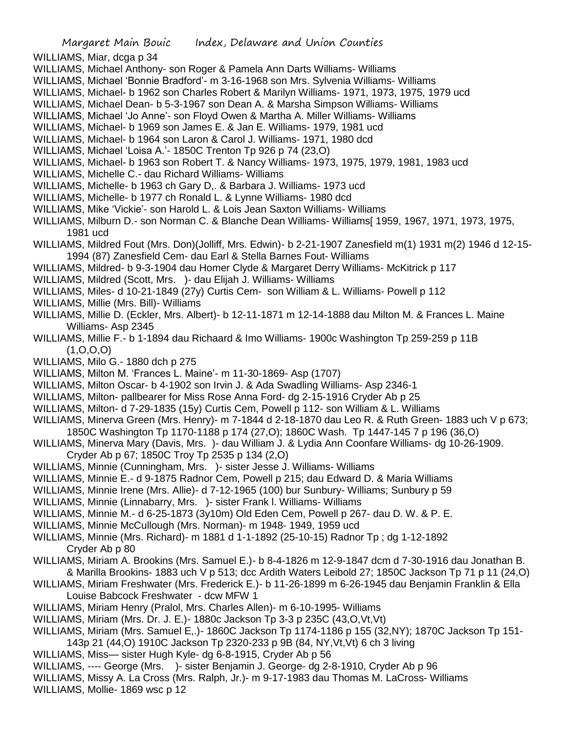WILLIAMS, Miar, dcga p 34

WILLIAMS, Michael Anthony- son Roger & Pamela Ann Darts Williams- Williams

WILLIAMS, Michael 'Bonnie Bradford'- m 3-16-1968 son Mrs. Sylvenia Williams- Williams

WILLIAMS, Michael- b 1962 son Charles Robert & Marilyn Williams- 1971, 1973, 1975, 1979 ucd

WILLIAMS, Michael Dean- b 5-3-1967 son Dean A. & Marsha Simpson Williams- Williams

WILLIAMS, Michael 'Jo Anne'- son Floyd Owen & Martha A. Miller Williams- Williams

WILLIAMS, Michael- b 1969 son James E. & Jan E. Williams- 1979, 1981 ucd

WILLIAMS, Michael- b 1964 son Laron & Carol J. Williams- 1971, 1980 dcd

WILLIAMS, Michael 'Loisa A.'- 1850C Trenton Tp 926 p 74 (23,O)

WILLIAMS, Michael- b 1963 son Robert T. & Nancy Williams- 1973, 1975, 1979, 1981, 1983 ucd

WILLIAMS, Michelle C.- dau Richard Williams- Williams

WILLIAMS, Michelle- b 1963 ch Gary D,. & Barbara J. Williams- 1973 ucd

WILLIAMS, Michelle- b 1977 ch Ronald L. & Lynne Williams- 1980 dcd

WILLIAMS, Mike 'Vickie'- son Harold L. & Lois Jean Saxton Williams- Williams

WILLIAMS, Milburn D.- son Norman C. & Blanche Dean Williams- Williams[ 1959, 1967, 1971, 1973, 1975, 1981 ucd

WILLIAMS, Mildred Fout (Mrs. Don)(Jolliff, Mrs. Edwin)- b 2-21-1907 Zanesfield m(1) 1931 m(2) 1946 d 12-15-1994 (87) Zanesfield Cem- dau Earl & Stella Barnes Fout- Williams

WILLIAMS, Mildred- b 9-3-1904 dau Homer Clyde & Margaret Derry Williams- McKitrick p 117

WILLIAMS, Mildred (Scott, Mrs. )- dau Elijah J. Williams- Williams

WILLIAMS, Miles- d 10-21-1849 (27y) Curtis Cem- son William & L. Williams- Powell p 112

WILLIAMS, Millie (Mrs. Bill)- Williams

WILLIAMS, Millie D. (Eckler, Mrs. Albert)- b 12-11-1871 m 12-14-1888 dau Milton M. & Frances L. Maine Williams- Asp 2345

WILLIAMS, Millie F.- b 1-1894 dau Richaard & Imo Williams- 1900c Washington Tp 259-259 p 11B (1,O,O,O)

WILLIAMS, Milo G.- 1880 dch p 275

WILLIAMS, Milton M. 'Frances L. Maine'- m 11-30-1869- Asp (1707)

WILLIAMS, Milton Oscar- b 4-1902 son Irvin J. & Ada Swadling Williams- Asp 2346-1

WILLIAMS, Milton- pallbearer for Miss Rose Anna Ford- dg 2-15-1916 Cryder Ab p 25

WILLIAMS, Milton- d 7-29-1835 (15y) Curtis Cem, Powell p 112- son William & L. Williams

WILLIAMS, Minerva Green (Mrs. Henry)- m 7-1844 d 2-18-1870 dau Leo R. & Ruth Green- 1883 uch V p 673; 1850C Washington Tp 1170-1188 p 174 (27,O); 1860C Wash. Tp 1447-145 7 p 196 (36,O)

WILLIAMS, Minerva Mary (Davis, Mrs. )- dau William J. & Lydia Ann Coonfare Williams- dg 10-26-1909. Cryder Ab p 67; 1850C Troy Tp 2535 p 134 (2,O)

WILLIAMS, Minnie (Cunningham, Mrs. )- sister Jesse J. Williams- Williams

WILLIAMS, Minnie E.- d 9-1875 Radnor Cem, Powell p 215; dau Edward D. & Maria Williams

WILLIAMS, Minnie Irene (Mrs. Allie)- d 7-12-1965 (100) bur Sunbury- Williams; Sunbury p 59

WILLIAMS, Minnie (Linnabarry, Mrs. )- sister Frank l. Williams- Williams

WILLIAMS, Minnie M.- d 6-25-1873 (3y10m) Old Eden Cem, Powell p 267- dau D. W. & P. E.

WILLIAMS, Minnie McCullough (Mrs. Norman)- m 1948- 1949, 1959 ucd

WILLIAMS, Minnie (Mrs. Richard)- m 1881 d 1-1-1892 (25-10-15) Radnor Tp ; dg 1-12-1892 Cryder Ab p 80

WILLIAMS, Miriam A. Brookins (Mrs. Samuel E.)- b 8-4-1826 m 12-9-1847 dcm d 7-30-1916 dau Jonathan B. & Marilla Brookins- 1883 uch V p 513; dcc Ardith Waters Leibold 27; 1850C Jackson Tp 71 p 11 (24,O)

WILLIAMS, Miriam Freshwater (Mrs. Frederick E.)- b 11-26-1899 m 6-26-1945 dau Benjamin Franklin & Ella Louise Babcock Freshwater - dcw MFW 1

WILLIAMS, Miriam Henry (Pralol, Mrs. Charles Allen)- m 6-10-1995- Williams

WILLIAMS, Miriam (Mrs. Dr. J. E.)- 1880c Jackson Tp 3-3 p 235C (43,O,Vt,Vt)

WILLIAMS, Miriam (Mrs. Samuel E,.)- 1860C Jackson Tp 1174-1186 p 155 (32,NY); 1870C Jackson Tp 151-143p 21 (44,O) 1910C Jackson Tp 2320-233 p 9B (84, NY,Vt,Vt) 6 ch 3 living

WILLIAMS, Miss— sister Hugh Kyle- dg 6-8-1915, Cryder Ab p 56

WILLIAMS, ---- George (Mrs. )- sister Benjamin J. George- dg 2-8-1910, Cryder Ab p 96

WILLIAMS, Missy A. La Cross (Mrs. Ralph, Jr.)- m 9-17-1983 dau Thomas M. LaCross- Williams

WILLIAMS, Mollie- 1869 wsc p 12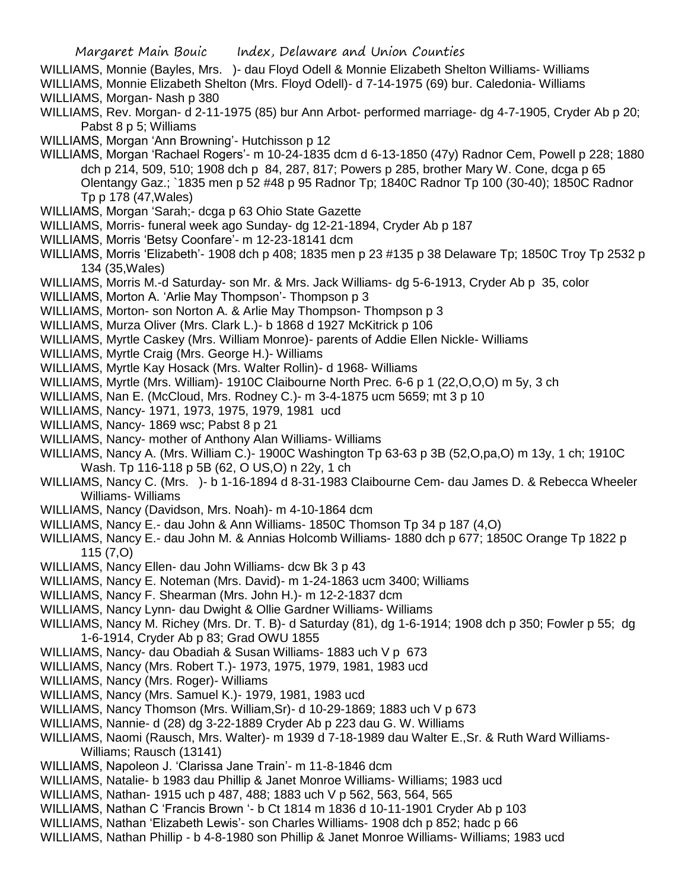WILLIAMS, Monnie (Bayles, Mrs. )- dau Floyd Odell & Monnie Elizabeth Shelton Williams- Williams

WILLIAMS, Monnie Elizabeth Shelton (Mrs. Floyd Odell)- d 7-14-1975 (69) bur. Caledonia- Williams

WILLIAMS, Morgan- Nash p 380

WILLIAMS, Rev. Morgan- d 2-11-1975 (85) bur Ann Arbot- performed marriage- dg 4-7-1905, Cryder Ab p 20; Pabst 8 p 5; Williams

WILLIAMS, Morgan 'Ann Browning'- Hutchisson p 12

WILLIAMS, Morgan 'Rachael Rogers'- m 10-24-1835 dcm d 6-13-1850 (47y) Radnor Cem, Powell p 228; 1880 dch p 214, 509, 510; 1908 dch p 84, 287, 817; Powers p 285, brother Mary W. Cone, dcga p 65 Olentangy Gaz.; `1835 men p 52 #48 p 95 Radnor Tp; 1840C Radnor Tp 100 (30-40); 1850C Radnor Tp p 178 (47,Wales)

WILLIAMS, Morgan 'Sarah;- dcga p 63 Ohio State Gazette

WILLIAMS, Morris- funeral week ago Sunday- dg 12-21-1894, Cryder Ab p 187

WILLIAMS, Morris 'Betsy Coonfare'- m 12-23-18141 dcm

WILLIAMS, Morris 'Elizabeth'- 1908 dch p 408; 1835 men p 23 #135 p 38 Delaware Tp; 1850C Troy Tp 2532 p 134 (35,Wales)

WILLIAMS, Morris M.-d Saturday- son Mr. & Mrs. Jack Williams- dg 5-6-1913, Cryder Ab p 35, color

WILLIAMS, Morton A. 'Arlie May Thompson'- Thompson p 3

WILLIAMS, Morton- son Norton A. & Arlie May Thompson- Thompson p 3

WILLIAMS, Murza Oliver (Mrs. Clark L.)- b 1868 d 1927 McKitrick p 106

WILLIAMS, Myrtle Caskey (Mrs. William Monroe)- parents of Addie Ellen Nickle- Williams

WILLIAMS, Myrtle Craig (Mrs. George H.)- Williams

WILLIAMS, Myrtle Kay Hosack (Mrs. Walter Rollin)- d 1968- Williams

WILLIAMS, Myrtle (Mrs. William)- 1910C Claibourne North Prec. 6-6 p 1 (22,O,O,O) m 5y, 3 ch

WILLIAMS, Nan E. (McCloud, Mrs. Rodney C.)- m 3-4-1875 ucm 5659; mt 3 p 10

WILLIAMS, Nancy- 1971, 1973, 1975, 1979, 1981 ucd

WILLIAMS, Nancy- 1869 wsc; Pabst 8 p 21

WILLIAMS, Nancy- mother of Anthony Alan Williams- Williams

WILLIAMS, Nancy A. (Mrs. William C.)- 1900C Washington Tp 63-63 p 3B (52,O,pa,O) m 13y, 1 ch; 1910C Wash. Tp 116-118 p 5B (62, O US,O) n 22y, 1 ch

WILLIAMS, Nancy C. (Mrs. )- b 1-16-1894 d 8-31-1983 Claibourne Cem- dau James D. & Rebecca Wheeler Williams- Williams

WILLIAMS, Nancy (Davidson, Mrs. Noah)- m 4-10-1864 dcm

WILLIAMS, Nancy E.- dau John & Ann Williams- 1850C Thomson Tp 34 p 187 (4,O)

WILLIAMS, Nancy E.- dau John M. & Annias Holcomb Williams- 1880 dch p 677; 1850C Orange Tp 1822 p 115 (7,O)

WILLIAMS, Nancy Ellen- dau John Williams- dcw Bk 3 p 43

WILLIAMS, Nancy E. Noteman (Mrs. David)- m 1-24-1863 ucm 3400; Williams

WILLIAMS, Nancy F. Shearman (Mrs. John H.)- m 12-2-1837 dcm

WILLIAMS, Nancy Lynn- dau Dwight & Ollie Gardner Williams- Williams

WILLIAMS, Nancy M. Richey (Mrs. Dr. T. B)- d Saturday (81), dg 1-6-1914; 1908 dch p 350; Fowler p 55; dg 1-6-1914, Cryder Ab p 83; Grad OWU 1855

WILLIAMS, Nancy- dau Obadiah & Susan Williams- 1883 uch V p 673

WILLIAMS, Nancy (Mrs. Robert T.)- 1973, 1975, 1979, 1981, 1983 ucd

WILLIAMS, Nancy (Mrs. Roger)- Williams

WILLIAMS, Nancy (Mrs. Samuel K.)- 1979, 1981, 1983 ucd

WILLIAMS, Nancy Thomson (Mrs. William,Sr)- d 10-29-1869; 1883 uch V p 673

WILLIAMS, Nannie- d (28) dg 3-22-1889 Cryder Ab p 223 dau G. W. Williams

WILLIAMS, Naomi (Rausch, Mrs. Walter)- m 1939 d 7-18-1989 dau Walter E.,Sr. & Ruth Ward Williams- Williams; Rausch (13141)

WILLIAMS, Napoleon J. 'Clarissa Jane Train'- m 11-8-1846 dcm

WILLIAMS, Natalie- b 1983 dau Phillip & Janet Monroe Williams- Williams; 1983 ucd

WILLIAMS, Nathan- 1915 uch p 487, 488; 1883 uch V p 562, 563, 564, 565

WILLIAMS, Nathan C 'Francis Brown '- b Ct 1814 m 1836 d 10-11-1901 Cryder Ab p 103

WILLIAMS, Nathan 'Elizabeth Lewis'- son Charles Williams- 1908 dch p 852; hadc p 66

WILLIAMS, Nathan Phillip - b 4-8-1980 son Phillip & Janet Monroe Williams- Williams; 1983 ucd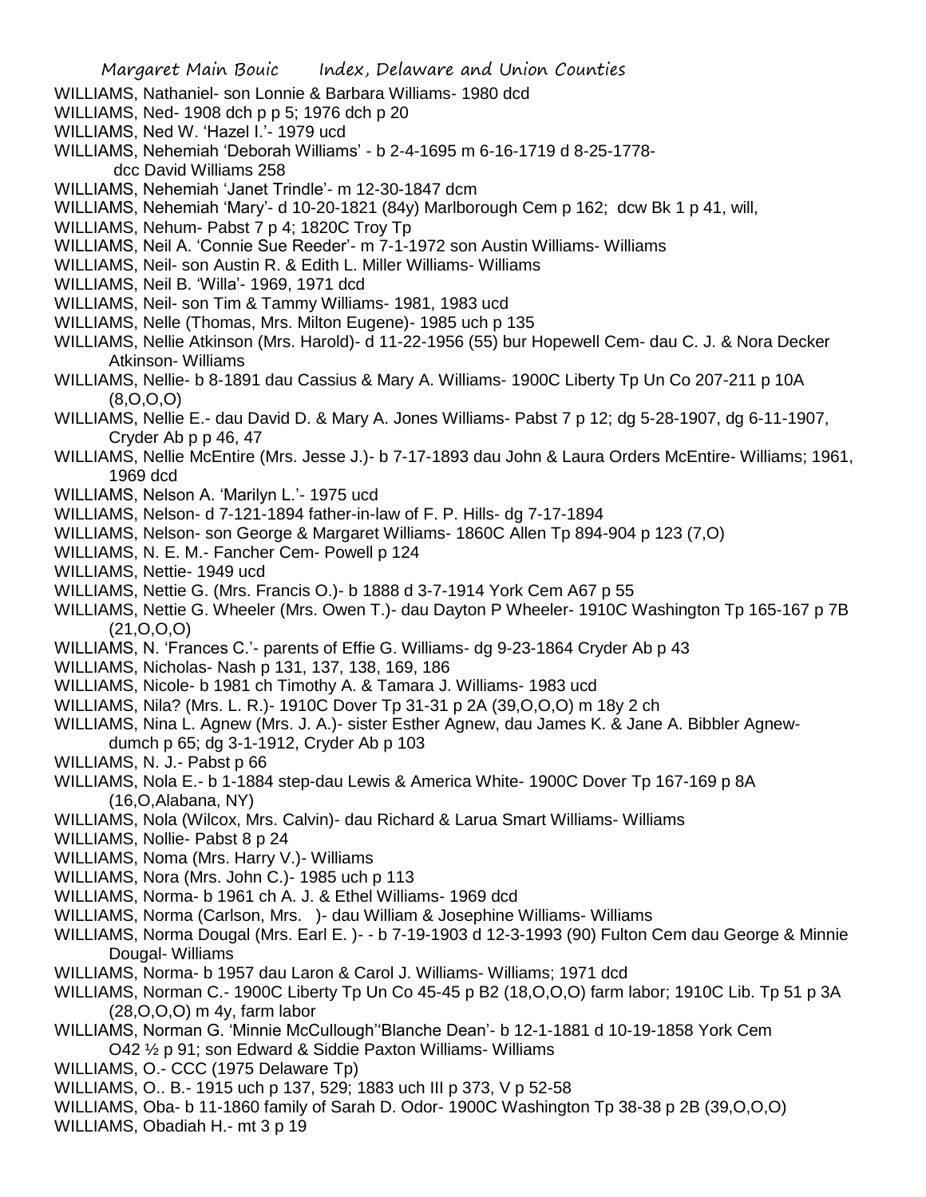WILLIAMS, Nathaniel- son Lonnie & Barbara Williams- 1980 dcd

WILLIAMS, Ned- 1908 dch p p 5; 1976 dch p 20

WILLIAMS, Ned W. 'Hazel I.'- 1979 ucd

WILLIAMS, Nehemiah 'Deborah Williams' - b 2-4-1695 m 6-16-1719 d 8-25-1778- dcc David Williams 258

WILLIAMS, Nehemiah 'Janet Trindle'- m 12-30-1847 dcm

WILLIAMS, Nehemiah 'Mary'- d 10-20-1821 (84y) Marlborough Cem p 162; dcw Bk 1 p 41, will,

WILLIAMS, Nehum- Pabst 7 p 4; 1820C Troy Tp

WILLIAMS, Neil A. 'Connie Sue Reeder'- m 7-1-1972 son Austin Williams- Williams

WILLIAMS, Neil- son Austin R. & Edith L. Miller Williams- Williams

WILLIAMS, Neil B. 'Willa'- 1969, 1971 dcd

WILLIAMS, Neil- son Tim & Tammy Williams- 1981, 1983 ucd

WILLIAMS, Nelle (Thomas, Mrs. Milton Eugene)- 1985 uch p 135

WILLIAMS, Nellie Atkinson (Mrs. Harold)- d 11-22-1956 (55) bur Hopewell Cem- dau C. J. & Nora Decker Atkinson- Williams

WILLIAMS, Nellie- b 8-1891 dau Cassius & Mary A. Williams- 1900C Liberty Tp Un Co 207-211 p 10A (8,O,O,O)

WILLIAMS, Nellie E.- dau David D. & Mary A. Jones Williams- Pabst 7 p 12; dg 5-28-1907, dg 6-11-1907, Cryder Ab p p 46, 47

WILLIAMS, Nellie McEntire (Mrs. Jesse J.)- b 7-17-1893 dau John & Laura Orders McEntire- Williams; 1961, 1969 dcd

WILLIAMS, Nelson A. 'Marilyn L.'- 1975 ucd

WILLIAMS, Nelson- d 7-121-1894 father-in-law of F. P. Hills- dg 7-17-1894

WILLIAMS, Nelson- son George & Margaret Williams- 1860C Allen Tp 894-904 p 123 (7,O)

WILLIAMS, N. E. M.- Fancher Cem- Powell p 124

WILLIAMS, Nettie- 1949 ucd

WILLIAMS, Nettie G. (Mrs. Francis O.)- b 1888 d 3-7-1914 York Cem A67 p 55

WILLIAMS, Nettie G. Wheeler (Mrs. Owen T.)- dau Dayton P Wheeler- 1910C Washington Tp 165-167 p 7B (21,O,O,O)

WILLIAMS, N. 'Frances C.'- parents of Effie G. Williams- dg 9-23-1864 Cryder Ab p 43

WILLIAMS, Nicholas- Nash p 131, 137, 138, 169, 186

WILLIAMS, Nicole- b 1981 ch Timothy A. & Tamara J. Williams- 1983 ucd

WILLIAMS, Nila? (Mrs. L. R.)- 1910C Dover Tp 31-31 p 2A (39,O,O,O) m 18y 2 ch

WILLIAMS, Nina L. Agnew (Mrs. J. A.)- sister Esther Agnew, dau James K. & Jane A. Bibbler Agnew- dumch p 65; dg 3-1-1912, Cryder Ab p 103

WILLIAMS, N. J.- Pabst p 66

WILLIAMS, Nola E.- b 1-1884 step-dau Lewis & America White- 1900C Dover Tp 167-169 p 8A (16,O,Alabana, NY)

WILLIAMS, Nola (Wilcox, Mrs. Calvin)- dau Richard & Larua Smart Williams- Williams

WILLIAMS, Nollie- Pabst 8 p 24

WILLIAMS, Noma (Mrs. Harry V.)- Williams

WILLIAMS, Nora (Mrs. John C.)- 1985 uch p 113

WILLIAMS, Norma- b 1961 ch A. J. & Ethel Williams- 1969 dcd

WILLIAMS, Norma (Carlson, Mrs. )- dau William & Josephine Williams- Williams

WILLIAMS, Norma Dougal (Mrs. Earl E. )- - b 7-19-1903 d 12-3-1993 (90) Fulton Cem dau George & Minnie Dougal- Williams

WILLIAMS, Norma- b 1957 dau Laron & Carol J. Williams- Williams; 1971 dcd

WILLIAMS, Norman C.- 1900C Liberty Tp Un Co 45-45 p B2 (18,O,O,O) farm labor; 1910C Lib. Tp 51 p 3A (28,O,O,O) m 4y, farm labor

WILLIAMS, Norman G. 'Minnie McCullough''Blanche Dean'- b 12-1-1881 d 10-19-1858 York Cem O42 ½ p 91; son Edward & Siddie Paxton Williams- Williams

WILLIAMS, O.- CCC (1975 Delaware Tp)

WILLIAMS, O.. B.- 1915 uch p 137, 529; 1883 uch III p 373, V p 52-58

WILLIAMS, Oba- b 11-1860 family of Sarah D. Odor- 1900C Washington Tp 38-38 p 2B (39,O,O,O)

WILLIAMS, Obadiah H.- mt 3 p 19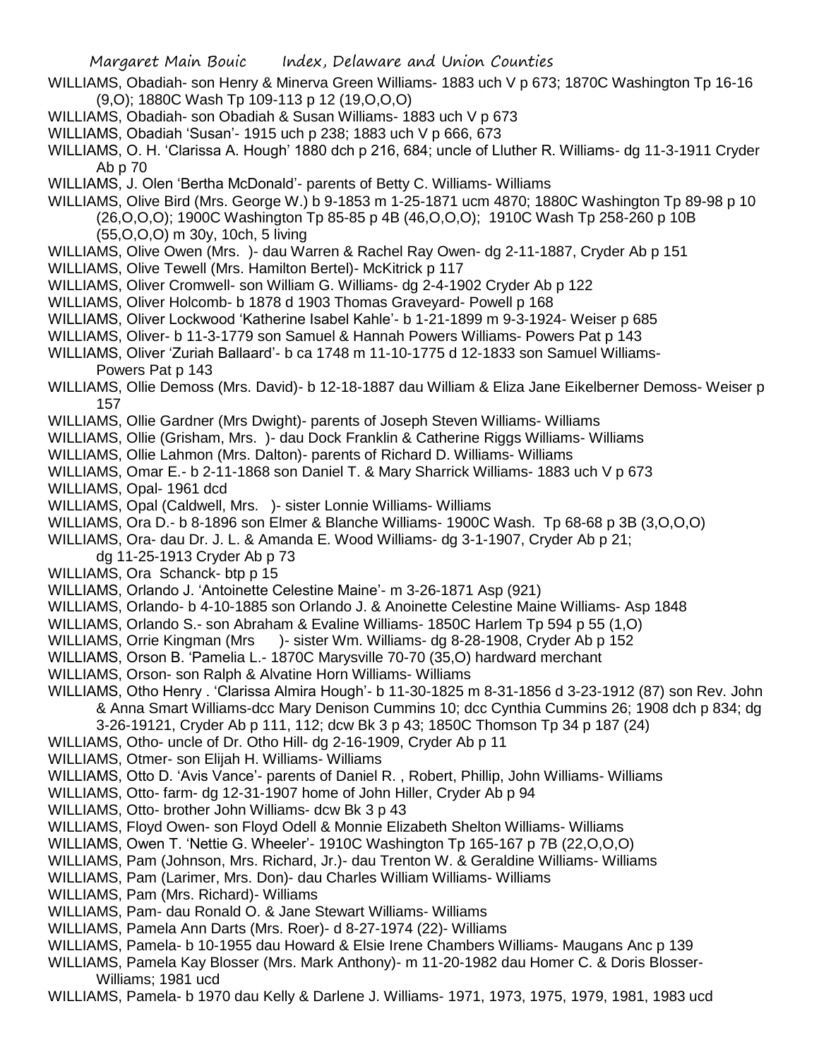WILLIAMS, Obadiah- son Henry & Minerva Green Williams- 1883 uch V p 673; 1870C Washington Tp 16-16 (9,O); 1880C Wash Tp 109-113 p 12 (19,O,O,O)

WILLIAMS, Obadiah- son Obadiah & Susan Williams- 1883 uch V p 673

WILLIAMS, Obadiah 'Susan'- 1915 uch p 238; 1883 uch V p 666, 673

WILLIAMS, O. H. 'Clarissa A. Hough' 1880 dch p 216, 684; uncle of Lluther R. Williams- dg 11-3-1911 Cryder Ab p 70

WILLIAMS, J. Olen 'Bertha McDonald'- parents of Betty C. Williams- Williams

WILLIAMS, Olive Bird (Mrs. George W.) b 9-1853 m 1-25-1871 ucm 4870; 1880C Washington Tp 89-98 p 10 (26,O,O,O); 1900C Washington Tp 85-85 p 4B (46,O,O,O); 1910C Wash Tp 258-260 p 10B (55,O,O,O) m 30y, 10ch, 5 living

WILLIAMS, Olive Owen (Mrs. )- dau Warren & Rachel Ray Owen- dg 2-11-1887, Cryder Ab p 151

WILLIAMS, Olive Tewell (Mrs. Hamilton Bertel)- McKitrick p 117

WILLIAMS, Oliver Cromwell- son William G. Williams- dg 2-4-1902 Cryder Ab p 122

WILLIAMS, Oliver Holcomb- b 1878 d 1903 Thomas Graveyard- Powell p 168

WILLIAMS, Oliver Lockwood 'Katherine Isabel Kahle'- b 1-21-1899 m 9-3-1924- Weiser p 685

WILLIAMS, Oliver- b 11-3-1779 son Samuel & Hannah Powers Williams- Powers Pat p 143

WILLIAMS, Oliver 'Zuriah Ballaard'- b ca 1748 m 11-10-1775 d 12-1833 son Samuel Williams- Powers Pat p 143

WILLIAMS, Ollie Demoss (Mrs. David)- b 12-18-1887 dau William & Eliza Jane Eikelberner Demoss- Weiser p 157

WILLIAMS, Ollie Gardner (Mrs Dwight)- parents of Joseph Steven Williams- Williams

WILLIAMS, Ollie (Grisham, Mrs. )- dau Dock Franklin & Catherine Riggs Williams- Williams

WILLIAMS, Ollie Lahmon (Mrs. Dalton)- parents of Richard D. Williams- Williams

WILLIAMS, Omar E.- b 2-11-1868 son Daniel T. & Mary Sharrick Williams- 1883 uch V p 673

WILLIAMS, Opal- 1961 dcd

WILLIAMS, Opal (Caldwell, Mrs. )- sister Lonnie Williams- Williams

WILLIAMS, Ora D.- b 8-1896 son Elmer & Blanche Williams- 1900C Wash. Tp 68-68 p 3B (3,O,O,O)

WILLIAMS, Ora- dau Dr. J. L. & Amanda E. Wood Williams- dg 3-1-1907, Cryder Ab p 21; dg 11-25-1913 Cryder Ab p 73

WILLIAMS, Ora Schanck- btp p 15

WILLIAMS, Orlando J. 'Antoinette Celestine Maine'- m 3-26-1871 Asp (921)

WILLIAMS, Orlando- b 4-10-1885 son Orlando J. & Anoinette Celestine Maine Williams- Asp 1848

WILLIAMS, Orlando S.- son Abraham & Evaline Williams- 1850C Harlem Tp 594 p 55 (1,O)

WILLIAMS, Orrie Kingman (Mrs )- sister Wm. Williams- dg 8-28-1908, Cryder Ab p 152

WILLIAMS, Orson B. 'Pamelia L.- 1870C Marysville 70-70 (35,O) hardward merchant

WILLIAMS, Orson- son Ralph & Alvatine Horn Williams- Williams

WILLIAMS, Otho Henry . 'Clarissa Almira Hough'- b 11-30-1825 m 8-31-1856 d 3-23-1912 (87) son Rev. John & Anna Smart Williams-dcc Mary Denison Cummins 10; dcc Cynthia Cummins 26; 1908 dch p 834; dg 3-26-19121, Cryder Ab p 111, 112; dcw Bk 3 p 43; 1850C Thomson Tp 34 p 187 (24)

WILLIAMS, Otho- uncle of Dr. Otho Hill- dg 2-16-1909, Cryder Ab p 11

WILLIAMS, Otmer- son Elijah H. Williams- Williams

WILLIAMS, Otto D. 'Avis Vance'- parents of Daniel R. , Robert, Phillip, John Williams- Williams

WILLIAMS, Otto- farm- dg 12-31-1907 home of John Hiller, Cryder Ab p 94

WILLIAMS, Otto- brother John Williams- dcw Bk 3 p 43

WILLIAMS, Floyd Owen- son Floyd Odell & Monnie Elizabeth Shelton Williams- Williams

WILLIAMS, Owen T. 'Nettie G. Wheeler'- 1910C Washington Tp 165-167 p 7B (22,O,O,O)

WILLIAMS, Pam (Johnson, Mrs. Richard, Jr.)- dau Trenton W. & Geraldine Williams- Williams

WILLIAMS, Pam (Larimer, Mrs. Don)- dau Charles William Williams- Williams

WILLIAMS, Pam (Mrs. Richard)- Williams

WILLIAMS, Pam- dau Ronald O. & Jane Stewart Williams- Williams

WILLIAMS, Pamela Ann Darts (Mrs. Roer)- d 8-27-1974 (22)- Williams

WILLIAMS, Pamela- b 10-1955 dau Howard & Elsie Irene Chambers Williams- Maugans Anc p 139

WILLIAMS, Pamela Kay Blosser (Mrs. Mark Anthony)- m 11-20-1982 dau Homer C. & Doris Blosser- Williams; 1981 ucd

WILLIAMS, Pamela- b 1970 dau Kelly & Darlene J. Williams- 1971, 1973, 1975, 1979, 1981, 1983 ucd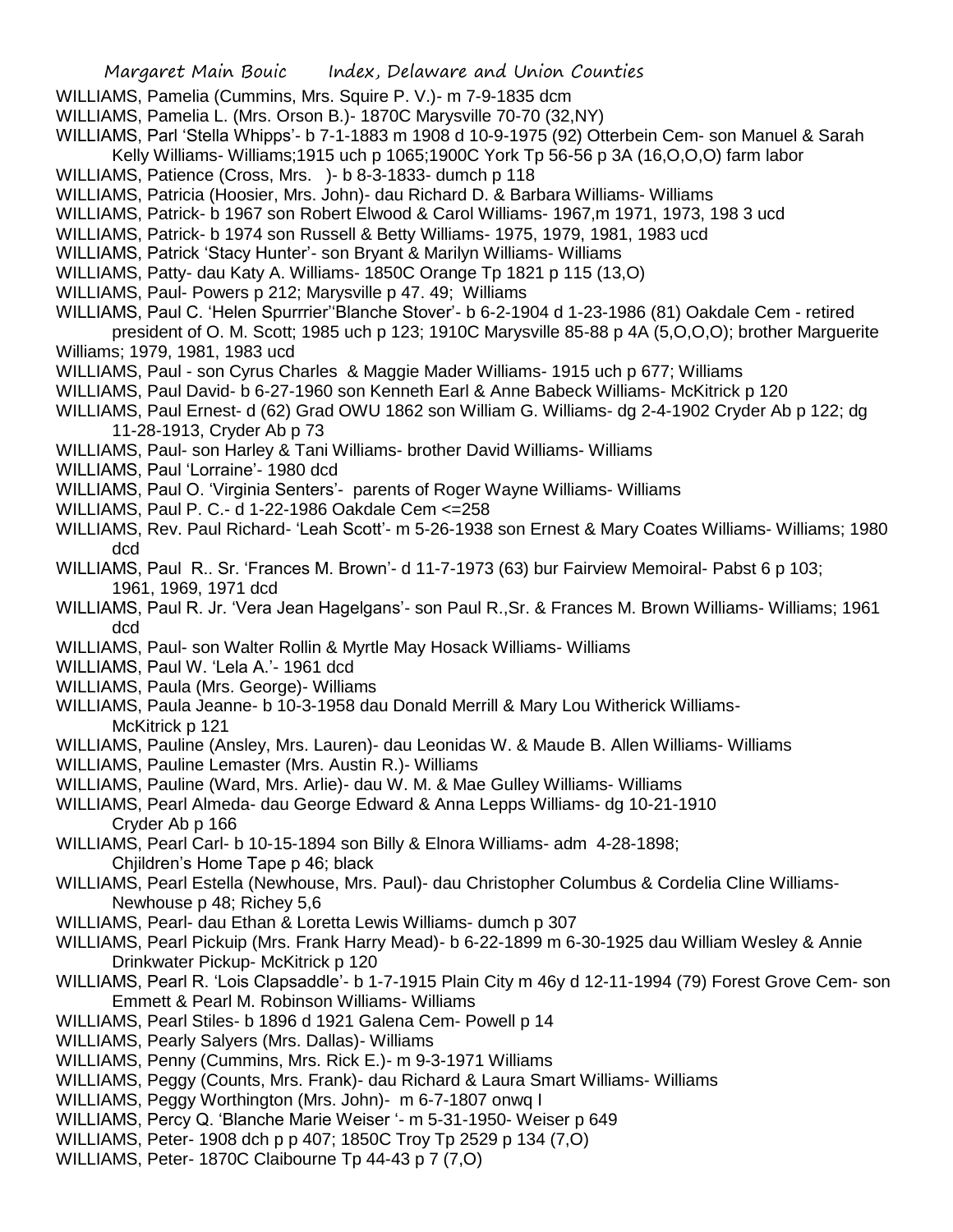WILLIAMS, Pamelia (Cummins, Mrs. Squire P. V.)- m 7-9-1835 dcm

WILLIAMS, Pamelia L. (Mrs. Orson B.)- 1870C Marysville 70-70 (32,NY)

WILLIAMS, Parl 'Stella Whipps'- b 7-1-1883 m 1908 d 10-9-1975 (92) Otterbein Cem- son Manuel & Sarah Kelly Williams- Williams;1915 uch p 1065;1900C York Tp 56-56 p 3A (16,O,O,O) farm labor

WILLIAMS, Patience (Cross, Mrs. )- b 8-3-1833- dumch p 118

WILLIAMS, Patricia (Hoosier, Mrs. John)- dau Richard D. & Barbara Williams- Williams

WILLIAMS, Patrick- b 1967 son Robert Elwood & Carol Williams- 1967,m 1971, 1973, 198 3 ucd

WILLIAMS, Patrick- b 1974 son Russell & Betty Williams- 1975, 1979, 1981, 1983 ucd

WILLIAMS, Patrick 'Stacy Hunter'- son Bryant & Marilyn Williams- Williams

WILLIAMS, Patty- dau Katy A. Williams- 1850C Orange Tp 1821 p 115 (13,O)

WILLIAMS, Paul- Powers p 212; Marysville p 47. 49; Williams

WILLIAMS, Paul C. 'Helen Spurrrier''Blanche Stover'- b 6-2-1904 d 1-23-1986 (81) Oakdale Cem - retired president of O. M. Scott; 1985 uch p 123; 1910C Marysville 85-88 p 4A (5,O,O,O); brother Marguerite Williams; 1979, 1981, 1983 ucd

WILLIAMS, Paul - son Cyrus Charles & Maggie Mader Williams- 1915 uch p 677; Williams

WILLIAMS, Paul David- b 6-27-1960 son Kenneth Earl & Anne Babeck Williams- McKitrick p 120

WILLIAMS, Paul Ernest- d (62) Grad OWU 1862 son William G. Williams- dg 2-4-1902 Cryder Ab p 122; dg 11-28-1913, Cryder Ab p 73

WILLIAMS, Paul- son Harley & Tani Williams- brother David Williams- Williams

WILLIAMS, Paul 'Lorraine'- 1980 dcd

WILLIAMS, Paul O. 'Virginia Senters'- parents of Roger Wayne Williams- Williams

WILLIAMS, Paul P. C.- d 1-22-1986 Oakdale Cem <=258

WILLIAMS, Rev. Paul Richard- 'Leah Scott'- m 5-26-1938 son Ernest & Mary Coates Williams- Williams; 1980 dcd

WILLIAMS, Paul R.. Sr. 'Frances M. Brown'- d 11-7-1973 (63) bur Fairview Memoiral- Pabst 6 p 103; 1961, 1969, 1971 dcd

WILLIAMS, Paul R. Jr. 'Vera Jean Hagelgans'- son Paul R.,Sr. & Frances M. Brown Williams- Williams; 1961 dcd

WILLIAMS, Paul- son Walter Rollin & Myrtle May Hosack Williams- Williams

WILLIAMS, Paul W. 'Lela A.'- 1961 dcd

WILLIAMS, Paula (Mrs. George)- Williams

WILLIAMS, Paula Jeanne- b 10-3-1958 dau Donald Merrill & Mary Lou Witherick Williams- McKitrick p 121

WILLIAMS, Pauline (Ansley, Mrs. Lauren)- dau Leonidas W. & Maude B. Allen Williams- Williams

WILLIAMS, Pauline Lemaster (Mrs. Austin R.)- Williams

WILLIAMS, Pauline (Ward, Mrs. Arlie)- dau W. M. & Mae Gulley Williams- Williams

WILLIAMS, Pearl Almeda- dau George Edward & Anna Lepps Williams- dg 10-21-1910 Cryder Ab p 166

WILLIAMS, Pearl Carl- b 10-15-1894 son Billy & Elnora Williams- adm 4-28-1898; Chjildren's Home Tape p 46; black

WILLIAMS, Pearl Estella (Newhouse, Mrs. Paul)- dau Christopher Columbus & Cordelia Cline Williams- Newhouse p 48; Richey 5,6

WILLIAMS, Pearl- dau Ethan & Loretta Lewis Williams- dumch p 307

WILLIAMS, Pearl Pickuip (Mrs. Frank Harry Mead)- b 6-22-1899 m 6-30-1925 dau William Wesley & Annie Drinkwater Pickup- McKitrick p 120

WILLIAMS, Pearl R. 'Lois Clapsaddle'- b 1-7-1915 Plain City m 46y d 12-11-1994 (79) Forest Grove Cem- son Emmett & Pearl M. Robinson Williams- Williams

WILLIAMS, Pearl Stiles- b 1896 d 1921 Galena Cem- Powell p 14

WILLIAMS, Pearly Salyers (Mrs. Dallas)- Williams

WILLIAMS, Penny (Cummins, Mrs. Rick E.)- m 9-3-1971 Williams

WILLIAMS, Peggy (Counts, Mrs. Frank)- dau Richard & Laura Smart Williams- Williams

WILLIAMS, Peggy Worthington (Mrs. John)- m 6-7-1807 onwq I

WILLIAMS, Percy Q. 'Blanche Marie Weiser '- m 5-31-1950- Weiser p 649

WILLIAMS, Peter- 1908 dch p p 407; 1850C Troy Tp 2529 p 134 (7,O)

WILLIAMS, Peter- 1870C Claibourne Tp 44-43 p 7 (7,O)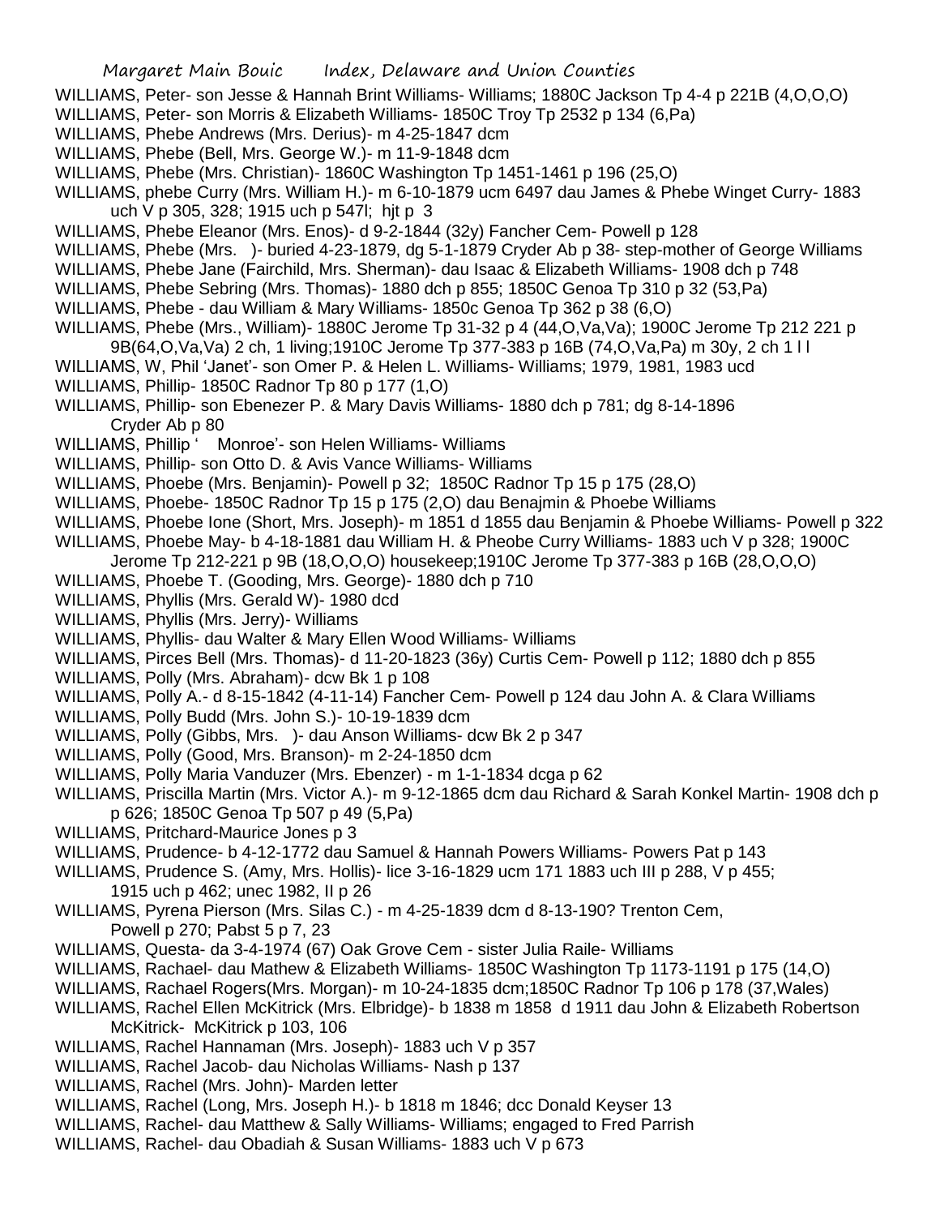WILLIAMS, Peter- son Jesse & Hannah Brint Williams- Williams; 1880C Jackson Tp 4-4 p 221B (4,O,O,O)
WILLIAMS, Peter- son Morris & Elizabeth Williams- 1850C Troy Tp 2532 p 134 (6,Pa)
WILLIAMS, Phebe Andrews (Mrs. Derius)- m 4-25-1847 dcm
WILLIAMS, Phebe (Bell, Mrs. George W.)- m 11-9-1848 dcm
WILLIAMS, Phebe (Mrs. Christian)- 1860C Washington Tp 1451-1461 p 196 (25,O)
WILLIAMS, phebe Curry (Mrs. William H.)- m 6-10-1879 ucm 6497 dau James & Phebe Winget Curry- 1883 uch V p 305, 328; 1915 uch p 547l; hjt p 3
WILLIAMS, Phebe Eleanor (Mrs. Enos)- d 9-2-1844 (32y) Fancher Cem- Powell p 128
WILLIAMS, Phebe (Mrs. )- buried 4-23-1879, dg 5-1-1879 Cryder Ab p 38- step-mother of George Williams
WILLIAMS, Phebe Jane (Fairchild, Mrs. Sherman)- dau Isaac & Elizabeth Williams- 1908 dch p 748
WILLIAMS, Phebe Sebring (Mrs. Thomas)- 1880 dch p 855; 1850C Genoa Tp 310 p 32 (53,Pa)
WILLIAMS, Phebe - dau William & Mary Williams- 1850c Genoa Tp 362 p 38 (6,O)
WILLIAMS, Phebe (Mrs., William)- 1880C Jerome Tp 31-32 p 4 (44,O,Va,Va); 1900C Jerome Tp 212 221 p 9B(64,O,Va,Va) 2 ch, 1 living;1910C Jerome Tp 377-383 p 16B (74,O,Va,Pa) m 30y, 2 ch 1 l l
WILLIAMS, W, Phil 'Janet'- son Omer P. & Helen L. Williams- Williams; 1979, 1981, 1983 ucd
WILLIAMS, Phillip- 1850C Radnor Tp 80 p 177 (1,O)
WILLIAMS, Phillip- son Ebenezer P. & Mary Davis Williams- 1880 dch p 781; dg 8-14-1896 Cryder Ab p 80
WILLIAMS, Phillip ' Monroe'- son Helen Williams- Williams
WILLIAMS, Phillip- son Otto D. & Avis Vance Williams- Williams
WILLIAMS, Phoebe (Mrs. Benjamin)- Powell p 32; 1850C Radnor Tp 15 p 175 (28,O)
WILLIAMS, Phoebe- 1850C Radnor Tp 15 p 175 (2,O) dau Benajmin & Phoebe Williams
WILLIAMS, Phoebe Ione (Short, Mrs. Joseph)- m 1851 d 1855 dau Benjamin & Phoebe Williams- Powell p 322
WILLIAMS, Phoebe May- b 4-18-1881 dau William H. & Pheobe Curry Williams- 1883 uch V p 328; 1900C Jerome Tp 212-221 p 9B (18,O,O,O) housekeep;1910C Jerome Tp 377-383 p 16B (28,O,O,O)
WILLIAMS, Phoebe T. (Gooding, Mrs. George)- 1880 dch p 710
WILLIAMS, Phyllis (Mrs. Gerald W)- 1980 dcd
WILLIAMS, Phyllis (Mrs. Jerry)- Williams
WILLIAMS, Phyllis- dau Walter & Mary Ellen Wood Williams- Williams
WILLIAMS, Pirces Bell (Mrs. Thomas)- d 11-20-1823 (36y) Curtis Cem- Powell p 112; 1880 dch p 855
WILLIAMS, Polly (Mrs. Abraham)- dcw Bk 1 p 108
WILLIAMS, Polly A.- d 8-15-1842 (4-11-14) Fancher Cem- Powell p 124 dau John A. & Clara Williams
WILLIAMS, Polly Budd (Mrs. John S.)- 10-19-1839 dcm
WILLIAMS, Polly (Gibbs, Mrs. )- dau Anson Williams- dcw Bk 2 p 347
WILLIAMS, Polly (Good, Mrs. Branson)- m 2-24-1850 dcm
WILLIAMS, Polly Maria Vanduzer (Mrs. Ebenzer) - m 1-1-1834 dcga p 62
WILLIAMS, Priscilla Martin (Mrs. Victor A.)- m 9-12-1865 dcm dau Richard & Sarah Konkel Martin- 1908 dch p p 626; 1850C Genoa Tp 507 p 49 (5,Pa)
WILLIAMS, Pritchard-Maurice Jones p 3
WILLIAMS, Prudence- b 4-12-1772 dau Samuel & Hannah Powers Williams- Powers Pat p 143
WILLIAMS, Prudence S. (Amy, Mrs. Hollis)- lice 3-16-1829 ucm 171 1883 uch III p 288, V p 455; 1915 uch p 462; unec 1982, II p 26
WILLIAMS, Pyrena Pierson (Mrs. Silas C.) - m 4-25-1839 dcm d 8-13-190? Trenton Cem, Powell p 270; Pabst 5 p 7, 23
WILLIAMS, Questa- da 3-4-1974 (67) Oak Grove Cem - sister Julia Raile- Williams
WILLIAMS, Rachael- dau Mathew & Elizabeth Williams- 1850C Washington Tp 1173-1191 p 175 (14,O)
WILLIAMS, Rachael Rogers(Mrs. Morgan)- m 10-24-1835 dcm;1850C Radnor Tp 106 p 178 (37,Wales)
WILLIAMS, Rachel Ellen McKitrick (Mrs. Elbridge)- b 1838 m 1858 d 1911 dau John & Elizabeth Robertson McKitrick- McKitrick p 103, 106
WILLIAMS, Rachel Hannaman (Mrs. Joseph)- 1883 uch V p 357
WILLIAMS, Rachel Jacob- dau Nicholas Williams- Nash p 137
WILLIAMS, Rachel (Mrs. John)- Marden letter
WILLIAMS, Rachel (Long, Mrs. Joseph H.)- b 1818 m 1846; dcc Donald Keyser 13
WILLIAMS, Rachel- dau Matthew & Sally Williams- Williams; engaged to Fred Parrish
WILLIAMS, Rachel- dau Obadiah & Susan Williams- 1883 uch V p 673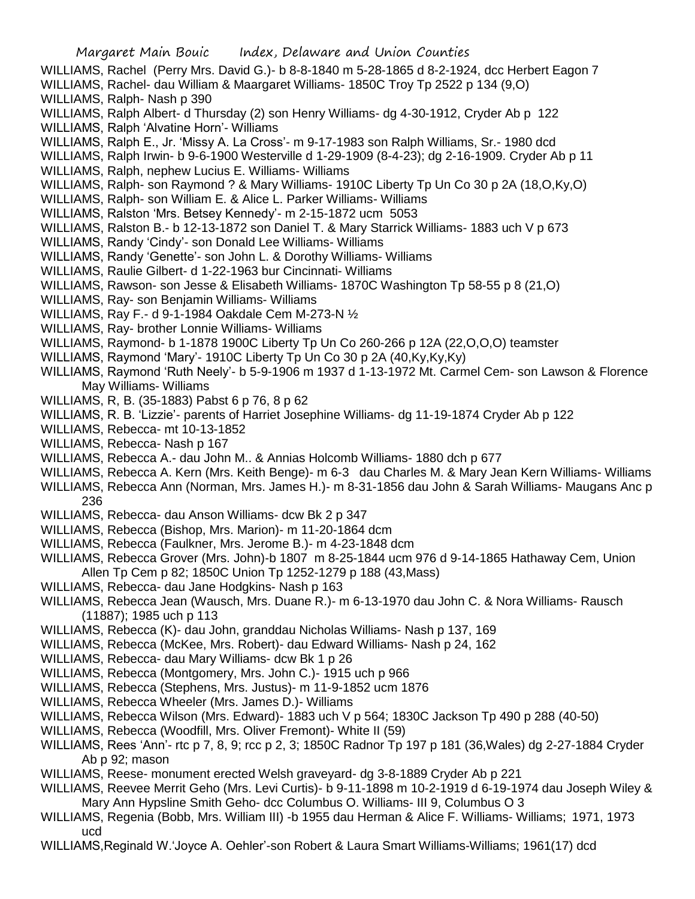WILLIAMS, Rachel (Perry Mrs. David G.)- b 8-8-1840 m 5-28-1865 d 8-2-1924, dcc Herbert Eagon 7
WILLIAMS, Rachel- dau William & Maargaret Williams- 1850C Troy Tp 2522 p 134 (9,O)
WILLIAMS, Ralph- Nash p 390
WILLIAMS, Ralph Albert- d Thursday (2) son Henry Williams- dg 4-30-1912, Cryder Ab p 122
WILLIAMS, Ralph 'Alvatine Horn'- Williams
WILLIAMS, Ralph E., Jr. 'Missy A. La Cross'- m 9-17-1983 son Ralph Williams, Sr.- 1980 dcd
WILLIAMS, Ralph Irwin- b 9-6-1900 Westerville d 1-29-1909 (8-4-23); dg 2-16-1909. Cryder Ab p 11
WILLIAMS, Ralph, nephew Lucius E. Williams- Williams
WILLIAMS, Ralph- son Raymond ? & Mary Williams- 1910C Liberty Tp Un Co 30 p 2A (18,O,Ky,O)
WILLIAMS, Ralph- son William E. & Alice L. Parker Williams- Williams
WILLIAMS, Ralston 'Mrs. Betsey Kennedy'- m 2-15-1872 ucm 5053
WILLIAMS, Ralston B.- b 12-13-1872 son Daniel T. & Mary Starrick Williams- 1883 uch V p 673
WILLIAMS, Randy 'Cindy'- son Donald Lee Williams- Williams
WILLIAMS, Randy 'Genette'- son John L. & Dorothy Williams- Williams
WILLIAMS, Raulie Gilbert- d 1-22-1963 bur Cincinnati- Williams
WILLIAMS, Rawson- son Jesse & Elisabeth Williams- 1870C Washington Tp 58-55 p 8 (21,O)
WILLIAMS, Ray- son Benjamin Williams- Williams
WILLIAMS, Ray F.- d 9-1-1984 Oakdale Cem M-273-N ½
WILLIAMS, Ray- brother Lonnie Williams- Williams
WILLIAMS, Raymond- b 1-1878 1900C Liberty Tp Un Co 260-266 p 12A (22,O,O,O) teamster
WILLIAMS, Raymond 'Mary'- 1910C Liberty Tp Un Co 30 p 2A (40,Ky,Ky,Ky)
WILLIAMS, Raymond 'Ruth Neely'- b 5-9-1906 m 1937 d 1-13-1972 Mt. Carmel Cem- son Lawson & Florence May Williams- Williams
WILLIAMS, R, B. (35-1883) Pabst 6 p 76, 8 p 62
WILLIAMS, R. B. 'Lizzie'- parents of Harriet Josephine Williams- dg 11-19-1874 Cryder Ab p 122
WILLIAMS, Rebecca- mt 10-13-1852
WILLIAMS, Rebecca- Nash p 167
WILLIAMS, Rebecca A.- dau John M.. & Annias Holcomb Williams- 1880 dch p 677
WILLIAMS, Rebecca A. Kern (Mrs. Keith Benge)- m 6-3 dau Charles M. & Mary Jean Kern Williams- Williams
WILLIAMS, Rebecca Ann (Norman, Mrs. James H.)- m 8-31-1856 dau John & Sarah Williams- Maugans Anc p 236
WILLIAMS, Rebecca- dau Anson Williams- dcw Bk 2 p 347
WILLIAMS, Rebecca (Bishop, Mrs. Marion)- m 11-20-1864 dcm
WILLIAMS, Rebecca (Faulkner, Mrs. Jerome B.)- m 4-23-1848 dcm
WILLIAMS, Rebecca Grover (Mrs. John)-b 1807 m 8-25-1844 ucm 976 d 9-14-1865 Hathaway Cem, Union Allen Tp Cem p 82; 1850C Union Tp 1252-1279 p 188 (43,Mass)
WILLIAMS, Rebecca- dau Jane Hodgkins- Nash p 163
WILLIAMS, Rebecca Jean (Wausch, Mrs. Duane R.)- m 6-13-1970 dau John C. & Nora Williams- Rausch (11887); 1985 uch p 113
WILLIAMS, Rebecca (K)- dau John, granddau Nicholas Williams- Nash p 137, 169
WILLIAMS, Rebecca (McKee, Mrs. Robert)- dau Edward Williams- Nash p 24, 162
WILLIAMS, Rebecca- dau Mary Williams- dcw Bk 1 p 26
WILLIAMS, Rebecca (Montgomery, Mrs. John C.)- 1915 uch p 966
WILLIAMS, Rebecca (Stephens, Mrs. Justus)- m 11-9-1852 ucm 1876
WILLIAMS, Rebecca Wheeler (Mrs. James D.)- Williams
WILLIAMS, Rebecca Wilson (Mrs. Edward)- 1883 uch V p 564; 1830C Jackson Tp 490 p 288 (40-50)
WILLIAMS, Rebecca (Woodfill, Mrs. Oliver Fremont)- White II (59)
WILLIAMS, Rees 'Ann'- rtc p 7, 8, 9; rcc p 2, 3; 1850C Radnor Tp 197 p 181 (36,Wales) dg 2-27-1884 Cryder Ab p 92; mason
WILLIAMS, Reese- monument erected Welsh graveyard- dg 3-8-1889 Cryder Ab p 221
WILLIAMS, Reevee Merrit Geho (Mrs. Levi Curtis)- b 9-11-1898 m 10-2-1919 d 6-19-1974 dau Joseph Wiley & Mary Ann Hypsline Smith Geho- dcc Columbus O. Williams- III 9, Columbus O 3
WILLIAMS, Regenia (Bobb, Mrs. William III) -b 1955 dau Herman & Alice F. Williams- Williams; 1971, 1973 ucd
WILLIAMS,Reginald W.'Joyce A. Oehler'-son Robert & Laura Smart Williams-Williams; 1961(17) dcd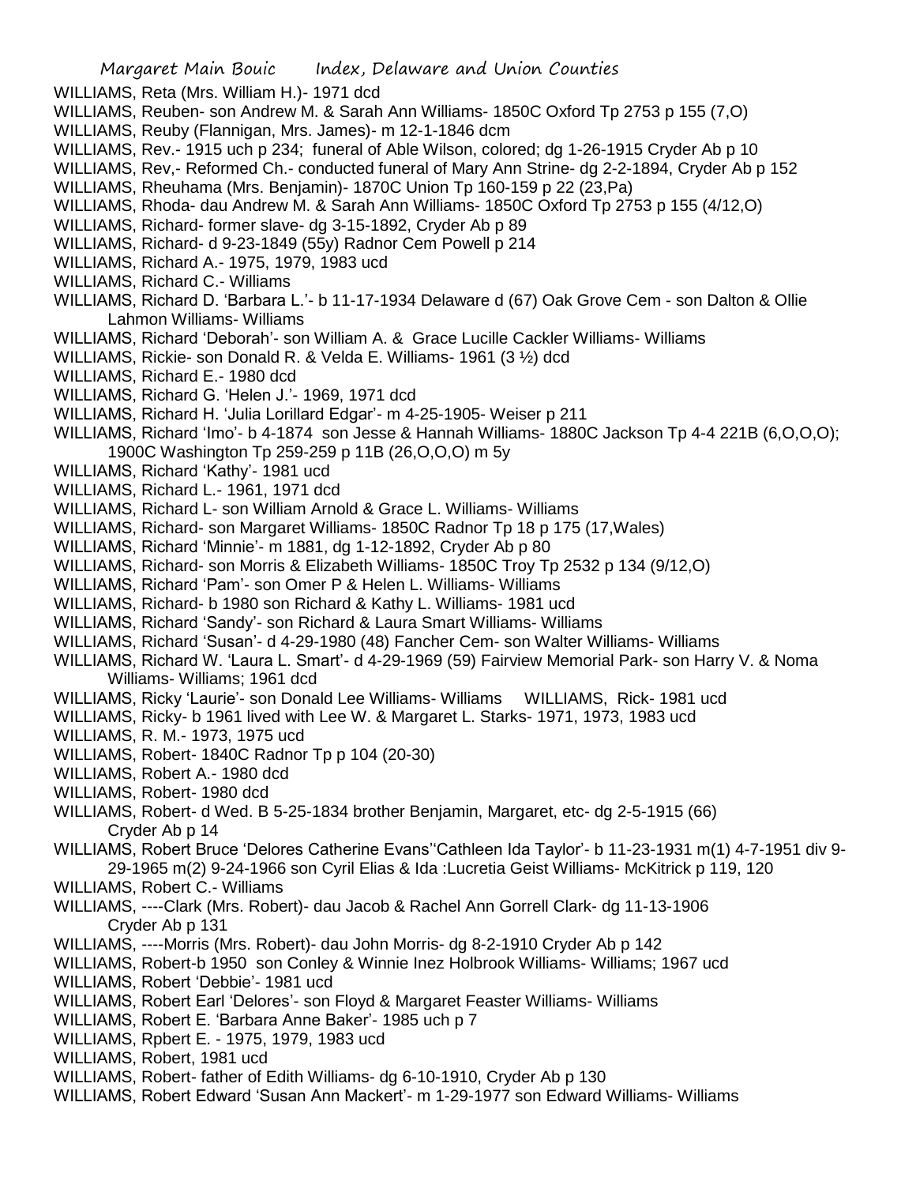WILLIAMS, Reta (Mrs. William H.)- 1971 dcd

WILLIAMS, Reuben- son Andrew M. & Sarah Ann Williams- 1850C Oxford Tp 2753 p 155 (7,O)

WILLIAMS, Reuby (Flannigan, Mrs. James)- m 12-1-1846 dcm

WILLIAMS, Rev.- 1915 uch p 234; funeral of Able Wilson, colored; dg 1-26-1915 Cryder Ab p 10

WILLIAMS, Rev,- Reformed Ch.- conducted funeral of Mary Ann Strine- dg 2-2-1894, Cryder Ab p 152

WILLIAMS, Rheuhama (Mrs. Benjamin)- 1870C Union Tp 160-159 p 22 (23,Pa)

WILLIAMS, Rhoda- dau Andrew M. & Sarah Ann Williams- 1850C Oxford Tp 2753 p 155 (4/12,O)

WILLIAMS, Richard- former slave- dg 3-15-1892, Cryder Ab p 89

WILLIAMS, Richard- d 9-23-1849 (55y) Radnor Cem Powell p 214

WILLIAMS, Richard A.- 1975, 1979, 1983 ucd

WILLIAMS, Richard C.- Williams

WILLIAMS, Richard D. 'Barbara L.'- b 11-17-1934 Delaware d (67) Oak Grove Cem - son Dalton & Ollie Lahmon Williams- Williams

WILLIAMS, Richard 'Deborah'- son William A. & Grace Lucille Cackler Williams- Williams

WILLIAMS, Rickie- son Donald R. & Velda E. Williams- 1961 (3 ½) dcd

WILLIAMS, Richard E.- 1980 dcd

WILLIAMS, Richard G. 'Helen J.'- 1969, 1971 dcd

WILLIAMS, Richard H. 'Julia Lorillard Edgar'- m 4-25-1905- Weiser p 211

WILLIAMS, Richard 'Imo'- b 4-1874 son Jesse & Hannah Williams- 1880C Jackson Tp 4-4 221B (6,O,O,O); 1900C Washington Tp 259-259 p 11B (26,O,O,O) m 5y

WILLIAMS, Richard 'Kathy'- 1981 ucd

WILLIAMS, Richard L.- 1961, 1971 dcd

WILLIAMS, Richard L- son William Arnold & Grace L. Williams- Williams

WILLIAMS, Richard- son Margaret Williams- 1850C Radnor Tp 18 p 175 (17,Wales)

WILLIAMS, Richard 'Minnie'- m 1881, dg 1-12-1892, Cryder Ab p 80

WILLIAMS, Richard- son Morris & Elizabeth Williams- 1850C Troy Tp 2532 p 134 (9/12,O)

WILLIAMS, Richard 'Pam'- son Omer P & Helen L. Williams- Williams

WILLIAMS, Richard- b 1980 son Richard & Kathy L. Williams- 1981 ucd

WILLIAMS, Richard 'Sandy'- son Richard & Laura Smart Williams- Williams

WILLIAMS, Richard 'Susan'- d 4-29-1980 (48) Fancher Cem- son Walter Williams- Williams

WILLIAMS, Richard W. 'Laura L. Smart'- d 4-29-1969 (59) Fairview Memorial Park- son Harry V. & Noma Williams- Williams; 1961 dcd

WILLIAMS, Ricky 'Laurie'- son Donald Lee Williams- Williams

WILLIAMS, Rick- 1981 ucd

WILLIAMS, Ricky- b 1961 lived with Lee W. & Margaret L. Starks- 1971, 1973, 1983 ucd

WILLIAMS, R. M.- 1973, 1975 ucd

WILLIAMS, Robert- 1840C Radnor Tp p 104 (20-30)

WILLIAMS, Robert A.- 1980 dcd

WILLIAMS, Robert- 1980 dcd

WILLIAMS, Robert- d Wed. B 5-25-1834 brother Benjamin, Margaret, etc- dg 2-5-1915 (66) Cryder Ab p 14

WILLIAMS, Robert Bruce 'Delores Catherine Evans''Cathleen Ida Taylor'- b 11-23-1931 m(1) 4-7-1951 div 9-29-1965 m(2) 9-24-1966 son Cyril Elias & Ida :Lucretia Geist Williams- McKitrick p 119, 120

WILLIAMS, Robert C.- Williams

WILLIAMS, ----Clark (Mrs. Robert)- dau Jacob & Rachel Ann Gorrell Clark- dg 11-13-1906 Cryder Ab p 131

WILLIAMS, ----Morris (Mrs. Robert)- dau John Morris- dg 8-2-1910 Cryder Ab p 142

WILLIAMS, Robert-b 1950 son Conley & Winnie Inez Holbrook Williams- Williams; 1967 ucd

WILLIAMS, Robert 'Debbie'- 1981 ucd

WILLIAMS, Robert Earl 'Delores'- son Floyd & Margaret Feaster Williams- Williams

WILLIAMS, Robert E. 'Barbara Anne Baker'- 1985 uch p 7

WILLIAMS, Rpbert E. - 1975, 1979, 1983 ucd

WILLIAMS, Robert, 1981 ucd

WILLIAMS, Robert- father of Edith Williams- dg 6-10-1910, Cryder Ab p 130

WILLIAMS, Robert Edward 'Susan Ann Mackert'- m 1-29-1977 son Edward Williams- Williams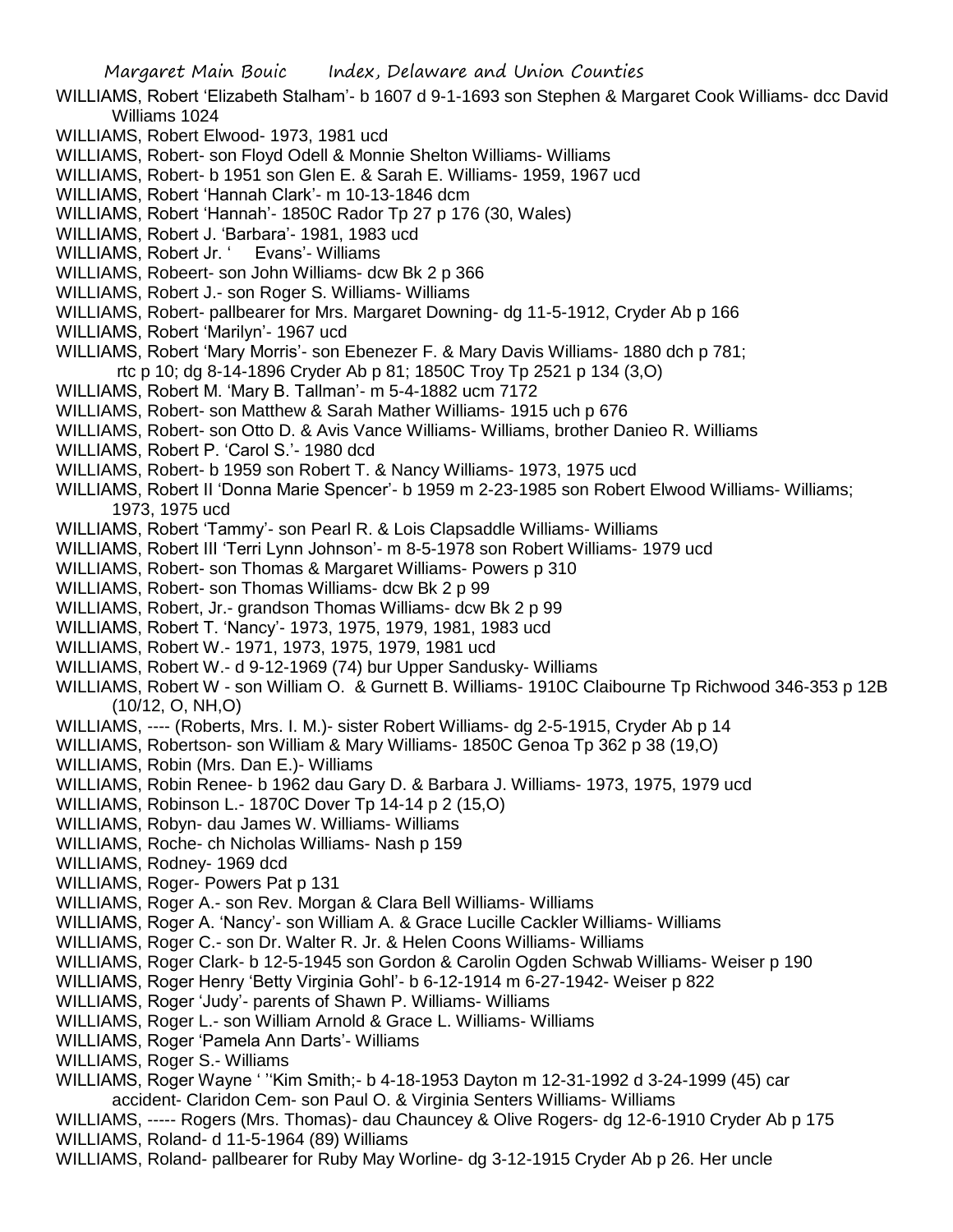WILLIAMS, Robert 'Elizabeth Stalham'- b 1607 d 9-1-1693 son Stephen & Margaret Cook Williams- dcc David Williams 1024

WILLIAMS, Robert Elwood- 1973, 1981 ucd

WILLIAMS, Robert- son Floyd Odell & Monnie Shelton Williams- Williams

WILLIAMS, Robert- b 1951 son Glen E. & Sarah E. Williams- 1959, 1967 ucd

WILLIAMS, Robert 'Hannah Clark'- m 10-13-1846 dcm

WILLIAMS, Robert 'Hannah'- 1850C Rador Tp 27 p 176 (30, Wales)

WILLIAMS, Robert J. 'Barbara'- 1981, 1983 ucd

WILLIAMS, Robert Jr. ' Evans'- Williams

WILLIAMS, Robeert- son John Williams- dcw Bk 2 p 366

WILLIAMS, Robert J.- son Roger S. Williams- Williams

WILLIAMS, Robert- pallbearer for Mrs. Margaret Downing- dg 11-5-1912, Cryder Ab p 166

WILLIAMS, Robert 'Marilyn'- 1967 ucd

WILLIAMS, Robert 'Mary Morris'- son Ebenezer F. & Mary Davis Williams- 1880 dch p 781; rtc p 10; dg 8-14-1896 Cryder Ab p 81; 1850C Troy Tp 2521 p 134 (3,O)

WILLIAMS, Robert M. 'Mary B. Tallman'- m 5-4-1882 ucm 7172

WILLIAMS, Robert- son Matthew & Sarah Mather Williams- 1915 uch p 676

WILLIAMS, Robert- son Otto D. & Avis Vance Williams- Williams, brother Danieo R. Williams

WILLIAMS, Robert P. 'Carol S.'- 1980 dcd

WILLIAMS, Robert- b 1959 son Robert T. & Nancy Williams- 1973, 1975 ucd

WILLIAMS, Robert II 'Donna Marie Spencer'- b 1959 m 2-23-1985 son Robert Elwood Williams- Williams; 1973, 1975 ucd

WILLIAMS, Robert 'Tammy'- son Pearl R. & Lois Clapsaddle Williams- Williams

WILLIAMS, Robert III 'Terri Lynn Johnson'- m 8-5-1978 son Robert Williams- 1979 ucd

WILLIAMS, Robert- son Thomas & Margaret Williams- Powers p 310

WILLIAMS, Robert- son Thomas Williams- dcw Bk 2 p 99

WILLIAMS, Robert, Jr.- grandson Thomas Williams- dcw Bk 2 p 99

WILLIAMS, Robert T. 'Nancy'- 1973, 1975, 1979, 1981, 1983 ucd

WILLIAMS, Robert W.- 1971, 1973, 1975, 1979, 1981 ucd

WILLIAMS, Robert W.- d 9-12-1969 (74) bur Upper Sandusky- Williams

WILLIAMS, Robert W - son William O. & Gurnett B. Williams- 1910C Claibourne Tp Richwood 346-353 p 12B (10/12, O, NH,O)

WILLIAMS, ---- (Roberts, Mrs. I. M.)- sister Robert Williams- dg 2-5-1915, Cryder Ab p 14

WILLIAMS, Robertson- son William & Mary Williams- 1850C Genoa Tp 362 p 38 (19,O)

WILLIAMS, Robin (Mrs. Dan E.)- Williams

WILLIAMS, Robin Renee- b 1962 dau Gary D. & Barbara J. Williams- 1973, 1975, 1979 ucd

WILLIAMS, Robinson L.- 1870C Dover Tp 14-14 p 2 (15,O)

WILLIAMS, Robyn- dau James W. Williams- Williams

WILLIAMS, Roche- ch Nicholas Williams- Nash p 159

WILLIAMS, Rodney- 1969 dcd

WILLIAMS, Roger- Powers Pat p 131

WILLIAMS, Roger A.- son Rev. Morgan & Clara Bell Williams- Williams

WILLIAMS, Roger A. 'Nancy'- son William A. & Grace Lucille Cackler Williams- Williams

WILLIAMS, Roger C.- son Dr. Walter R. Jr. & Helen Coons Williams- Williams

WILLIAMS, Roger Clark- b 12-5-1945 son Gordon & Carolin Ogden Schwab Williams- Weiser p 190

WILLIAMS, Roger Henry 'Betty Virginia Gohl'- b 6-12-1914 m 6-27-1942- Weiser p 822

WILLIAMS, Roger 'Judy'- parents of Shawn P. Williams- Williams

WILLIAMS, Roger L.- son William Arnold & Grace L. Williams- Williams

WILLIAMS, Roger 'Pamela Ann Darts'- Williams

WILLIAMS, Roger S.- Williams

WILLIAMS, Roger Wayne ' ''Kim Smith;- b 4-18-1953 Dayton m 12-31-1992 d 3-24-1999 (45) car accident- Claridon Cem- son Paul O. & Virginia Senters Williams- Williams

WILLIAMS, ----- Rogers (Mrs. Thomas)- dau Chauncey & Olive Rogers- dg 12-6-1910 Cryder Ab p 175

WILLIAMS, Roland- d 11-5-1964 (89) Williams

WILLIAMS, Roland- pallbearer for Ruby May Worline- dg 3-12-1915 Cryder Ab p 26. Her uncle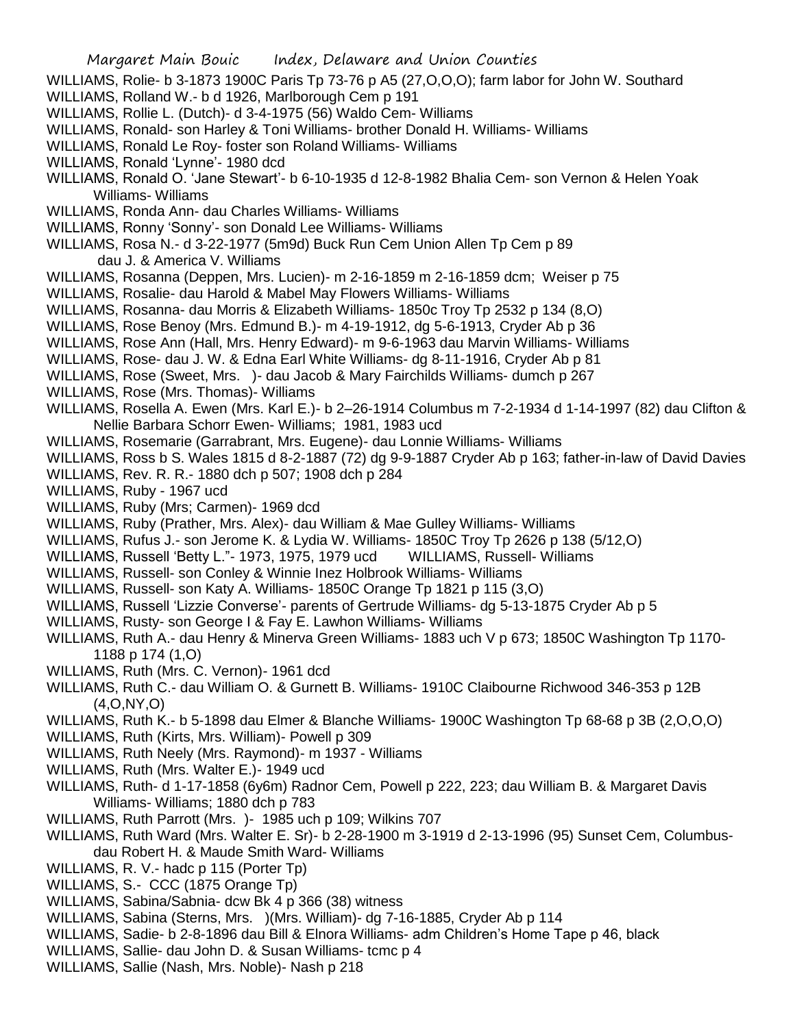WILLIAMS, Rolie- b 3-1873 1900C Paris Tp 73-76 p A5 (27,O,O,O); farm labor for John W. Southard

WILLIAMS, Rolland W.- b d 1926, Marlborough Cem p 191

WILLIAMS, Rollie L. (Dutch)- d 3-4-1975 (56) Waldo Cem- Williams

WILLIAMS, Ronald- son Harley & Toni Williams- brother Donald H. Williams- Williams

WILLIAMS, Ronald Le Roy- foster son Roland Williams- Williams

WILLIAMS, Ronald 'Lynne'- 1980 dcd

WILLIAMS, Ronald O. 'Jane Stewart'- b 6-10-1935 d 12-8-1982 Bhalia Cem- son Vernon & Helen Yoak Williams- Williams

WILLIAMS, Ronda Ann- dau Charles Williams- Williams

WILLIAMS, Ronny 'Sonny'- son Donald Lee Williams- Williams

WILLIAMS, Rosa N.- d 3-22-1977 (5m9d) Buck Run Cem Union Allen Tp Cem p 89 dau J. & America V. Williams

WILLIAMS, Rosanna (Deppen, Mrs. Lucien)- m 2-16-1859 m 2-16-1859 dcm; Weiser p 75

WILLIAMS, Rosalie- dau Harold & Mabel May Flowers Williams- Williams

WILLIAMS, Rosanna- dau Morris & Elizabeth Williams- 1850c Troy Tp 2532 p 134 (8,O)

WILLIAMS, Rose Benoy (Mrs. Edmund B.)- m 4-19-1912, dg 5-6-1913, Cryder Ab p 36

WILLIAMS, Rose Ann (Hall, Mrs. Henry Edward)- m 9-6-1963 dau Marvin Williams- Williams

WILLIAMS, Rose- dau J. W. & Edna Earl White Williams- dg 8-11-1916, Cryder Ab p 81

WILLIAMS, Rose (Sweet, Mrs. )- dau Jacob & Mary Fairchilds Williams- dumch p 267

WILLIAMS, Rose (Mrs. Thomas)- Williams

WILLIAMS, Rosella A. Ewen (Mrs. Karl E.)- b 2–26-1914 Columbus m 7-2-1934 d 1-14-1997 (82) dau Clifton & Nellie Barbara Schorr Ewen- Williams; 1981, 1983 ucd

WILLIAMS, Rosemarie (Garrabrant, Mrs. Eugene)- dau Lonnie Williams- Williams

WILLIAMS, Ross b S. Wales 1815 d 8-2-1887 (72) dg 9-9-1887 Cryder Ab p 163; father-in-law of David Davies

WILLIAMS, Rev. R. R.- 1880 dch p 507; 1908 dch p 284

WILLIAMS, Ruby - 1967 ucd

WILLIAMS, Ruby (Mrs; Carmen)- 1969 dcd

WILLIAMS, Ruby (Prather, Mrs. Alex)- dau William & Mae Gulley Williams- Williams

WILLIAMS, Rufus J.- son Jerome K. & Lydia W. Williams- 1850C Troy Tp 2626 p 138 (5/12,O)

WILLIAMS, Russell 'Betty L."- 1973, 1975, 1979 ucd WILLIAMS, Russell- Williams

WILLIAMS, Russell- son Conley & Winnie Inez Holbrook Williams- Williams

WILLIAMS, Russell- son Katy A. Williams- 1850C Orange Tp 1821 p 115 (3,O)

WILLIAMS, Russell 'Lizzie Converse'- parents of Gertrude Williams- dg 5-13-1875 Cryder Ab p 5

WILLIAMS, Rusty- son George I & Fay E. Lawhon Williams- Williams

WILLIAMS, Ruth A.- dau Henry & Minerva Green Williams- 1883 uch V p 673; 1850C Washington Tp 1170-1188 p 174 (1,O)

WILLIAMS, Ruth (Mrs. C. Vernon)- 1961 dcd

WILLIAMS, Ruth C.- dau William O. & Gurnett B. Williams- 1910C Claibourne Richwood 346-353 p 12B (4,O,NY,O)

WILLIAMS, Ruth K.- b 5-1898 dau Elmer & Blanche Williams- 1900C Washington Tp 68-68 p 3B (2,O,O,O)

WILLIAMS, Ruth (Kirts, Mrs. William)- Powell p 309

WILLIAMS, Ruth Neely (Mrs. Raymond)- m 1937 - Williams

WILLIAMS, Ruth (Mrs. Walter E.)- 1949 ucd

WILLIAMS, Ruth- d 1-17-1858 (6y6m) Radnor Cem, Powell p 222, 223; dau William B. & Margaret Davis Williams- Williams; 1880 dch p 783

WILLIAMS, Ruth Parrott (Mrs. )- 1985 uch p 109; Wilkins 707

WILLIAMS, Ruth Ward (Mrs. Walter E. Sr)- b 2-28-1900 m 3-1919 d 2-13-1996 (95) Sunset Cem, Columbus- dau Robert H. & Maude Smith Ward- Williams

WILLIAMS, R. V.- hadc p 115 (Porter Tp)

WILLIAMS, S.- CCC (1875 Orange Tp)

WILLIAMS, Sabina/Sabnia- dcw Bk 4 p 366 (38) witness

WILLIAMS, Sabina (Sterns, Mrs. )(Mrs. William)- dg 7-16-1885, Cryder Ab p 114

WILLIAMS, Sadie- b 2-8-1896 dau Bill & Elnora Williams- adm Children's Home Tape p 46, black

WILLIAMS, Sallie- dau John D. & Susan Williams- tcmc p 4

WILLIAMS, Sallie (Nash, Mrs. Noble)- Nash p 218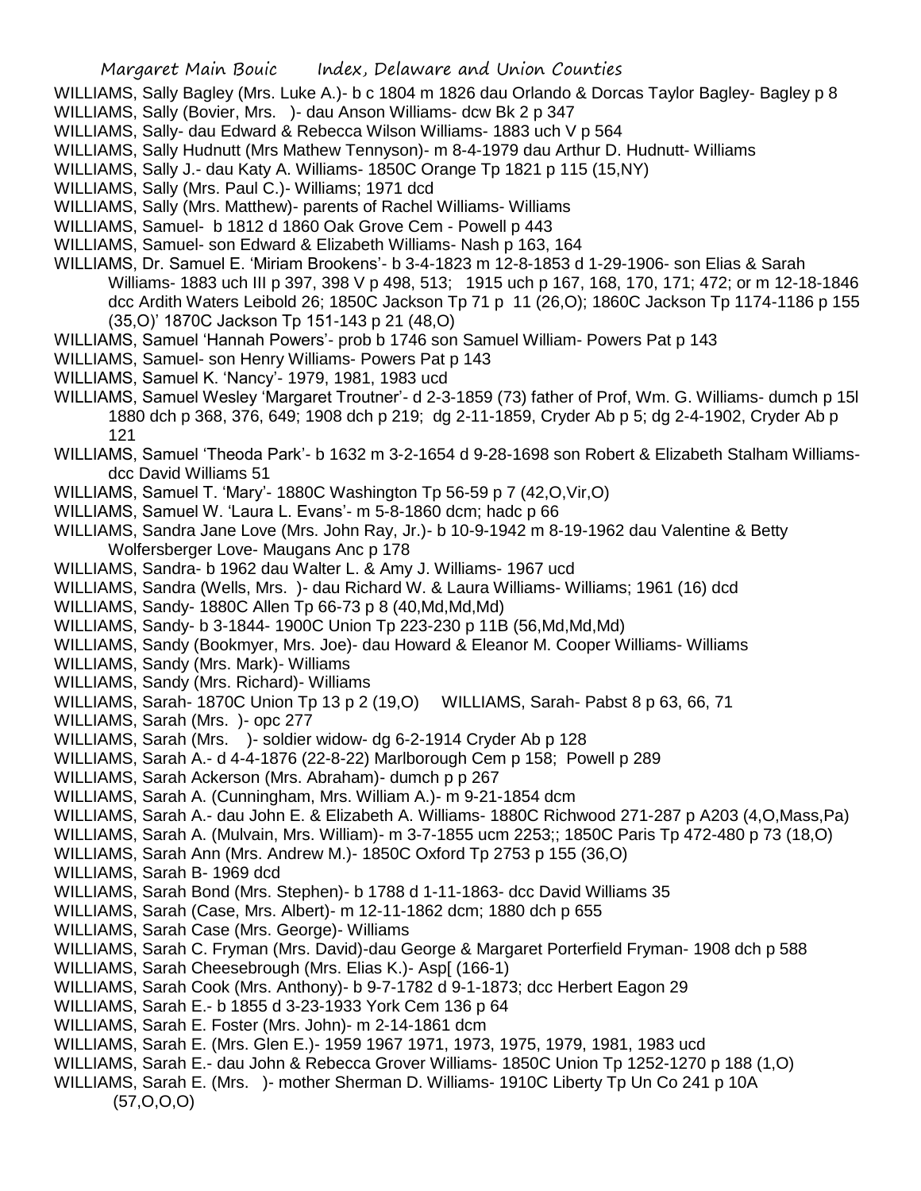WILLIAMS, Sally Bagley (Mrs. Luke A.)- b c 1804 m 1826 dau Orlando & Dorcas Taylor Bagley- Bagley p 8

WILLIAMS, Sally (Bovier, Mrs. )- dau Anson Williams- dcw Bk 2 p 347

WILLIAMS, Sally- dau Edward & Rebecca Wilson Williams- 1883 uch V p 564

WILLIAMS, Sally Hudnutt (Mrs Mathew Tennyson)- m 8-4-1979 dau Arthur D. Hudnutt- Williams

WILLIAMS, Sally J.- dau Katy A. Williams- 1850C Orange Tp 1821 p 115 (15,NY)

WILLIAMS, Sally (Mrs. Paul C.)- Williams; 1971 dcd

WILLIAMS, Sally (Mrs. Matthew)- parents of Rachel Williams- Williams

WILLIAMS, Samuel- b 1812 d 1860 Oak Grove Cem - Powell p 443

WILLIAMS, Samuel- son Edward & Elizabeth Williams- Nash p 163, 164

WILLIAMS, Dr. Samuel E. 'Miriam Brookens'- b 3-4-1823 m 12-8-1853 d 1-29-1906- son Elias & Sarah Williams- 1883 uch III p 397, 398 V p 498, 513; 1915 uch p 167, 168, 170, 171; 472; or m 12-18-1846 dcc Ardith Waters Leibold 26; 1850C Jackson Tp 71 p 11 (26,O); 1860C Jackson Tp 1174-1186 p 155 (35,O)' 1870C Jackson Tp 151-143 p 21 (48,O)

WILLIAMS, Samuel 'Hannah Powers'- prob b 1746 son Samuel William- Powers Pat p 143

WILLIAMS, Samuel- son Henry Williams- Powers Pat p 143

WILLIAMS, Samuel K. 'Nancy'- 1979, 1981, 1983 ucd

WILLIAMS, Samuel Wesley 'Margaret Troutner'- d 2-3-1859 (73) father of Prof, Wm. G. Williams- dumch p 15l 1880 dch p 368, 376, 649; 1908 dch p 219; dg 2-11-1859, Cryder Ab p 5; dg 2-4-1902, Cryder Ab p 121

WILLIAMS, Samuel 'Theoda Park'- b 1632 m 3-2-1654 d 9-28-1698 son Robert & Elizabeth Stalham Williams- dcc David Williams 51

WILLIAMS, Samuel T. 'Mary'- 1880C Washington Tp 56-59 p 7 (42,O,Vir,O)

WILLIAMS, Samuel W. 'Laura L. Evans'- m 5-8-1860 dcm; hadc p 66

WILLIAMS, Sandra Jane Love (Mrs. John Ray, Jr.)- b 10-9-1942 m 8-19-1962 dau Valentine & Betty Wolfersberger Love- Maugans Anc p 178

WILLIAMS, Sandra- b 1962 dau Walter L. & Amy J. Williams- 1967 ucd

WILLIAMS, Sandra (Wells, Mrs. )- dau Richard W. & Laura Williams- Williams; 1961 (16) dcd

WILLIAMS, Sandy- 1880C Allen Tp 66-73 p 8 (40,Md,Md,Md)

WILLIAMS, Sandy- b 3-1844- 1900C Union Tp 223-230 p 11B (56,Md,Md,Md)

WILLIAMS, Sandy (Bookmyer, Mrs. Joe)- dau Howard & Eleanor M. Cooper Williams- Williams

WILLIAMS, Sandy (Mrs. Mark)- Williams

WILLIAMS, Sandy (Mrs. Richard)- Williams

WILLIAMS, Sarah- 1870C Union Tp 13 p 2 (19,O) WILLIAMS, Sarah- Pabst 8 p 63, 66, 71

WILLIAMS, Sarah (Mrs. )- opc 277

WILLIAMS, Sarah (Mrs. )- soldier widow- dg 6-2-1914 Cryder Ab p 128

WILLIAMS, Sarah A.- d 4-4-1876 (22-8-22) Marlborough Cem p 158; Powell p 289

WILLIAMS, Sarah Ackerson (Mrs. Abraham)- dumch p p 267

WILLIAMS, Sarah A. (Cunningham, Mrs. William A.)- m 9-21-1854 dcm

WILLIAMS, Sarah A.- dau John E. & Elizabeth A. Williams- 1880C Richwood 271-287 p A203 (4,O,Mass,Pa)

WILLIAMS, Sarah A. (Mulvain, Mrs. William)- m 3-7-1855 ucm 2253;; 1850C Paris Tp 472-480 p 73 (18,O)

WILLIAMS, Sarah Ann (Mrs. Andrew M.)- 1850C Oxford Tp 2753 p 155 (36,O)

WILLIAMS, Sarah B- 1969 dcd

WILLIAMS, Sarah Bond (Mrs. Stephen)- b 1788 d 1-11-1863- dcc David Williams 35

WILLIAMS, Sarah (Case, Mrs. Albert)- m 12-11-1862 dcm; 1880 dch p 655

WILLIAMS, Sarah Case (Mrs. George)- Williams

WILLIAMS, Sarah C. Fryman (Mrs. David)-dau George & Margaret Porterfield Fryman- 1908 dch p 588

WILLIAMS, Sarah Cheesebrough (Mrs. Elias K.)- Asp[ (166-1)

WILLIAMS, Sarah Cook (Mrs. Anthony)- b 9-7-1782 d 9-1-1873; dcc Herbert Eagon 29

WILLIAMS, Sarah E.- b 1855 d 3-23-1933 York Cem 136 p 64

WILLIAMS, Sarah E. Foster (Mrs. John)- m 2-14-1861 dcm

WILLIAMS, Sarah E. (Mrs. Glen E.)- 1959 1967 1971, 1973, 1975, 1979, 1981, 1983 ucd

WILLIAMS, Sarah E.- dau John & Rebecca Grover Williams- 1850C Union Tp 1252-1270 p 188 (1,O)

WILLIAMS, Sarah E. (Mrs. )- mother Sherman D. Williams- 1910C Liberty Tp Un Co 241 p 10A (57,O,O,O)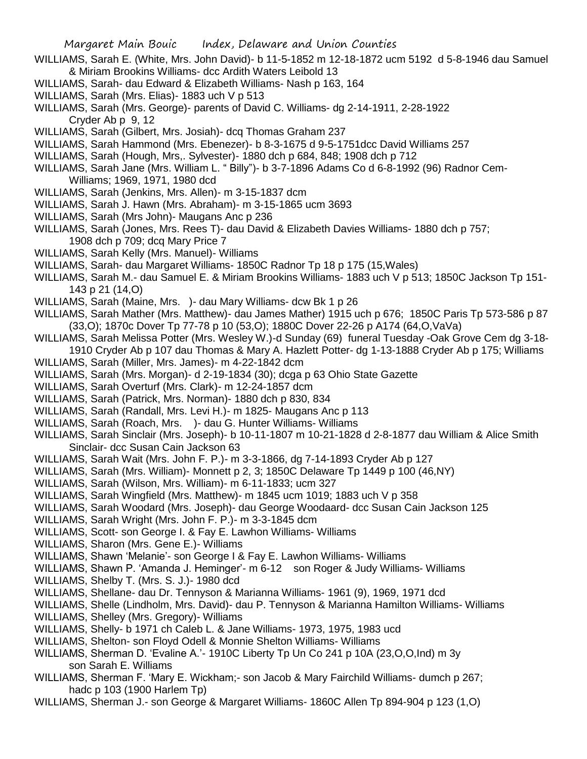WILLIAMS, Sarah E. (White, Mrs. John David)- b 11-5-1852 m 12-18-1872 ucm 5192 d 5-8-1946 dau Samuel & Miriam Brookins Williams- dcc Ardith Waters Leibold 13

WILLIAMS, Sarah- dau Edward & Elizabeth Williams- Nash p 163, 164

WILLIAMS, Sarah (Mrs. Elias)- 1883 uch V p 513

WILLIAMS, Sarah (Mrs. George)- parents of David C. Williams- dg 2-14-1911, 2-28-1922 Cryder Ab p 9, 12

WILLIAMS, Sarah (Gilbert, Mrs. Josiah)- dcq Thomas Graham 237

WILLIAMS, Sarah Hammond (Mrs. Ebenezer)- b 8-3-1675 d 9-5-1751dcc David Williams 257

WILLIAMS, Sarah (Hough, Mrs,. Sylvester)- 1880 dch p 684, 848; 1908 dch p 712

WILLIAMS, Sarah Jane (Mrs. William L. " Billy")- b 3-7-1896 Adams Co d 6-8-1992 (96) Radnor Cem-Williams; 1969, 1971, 1980 dcd

WILLIAMS, Sarah (Jenkins, Mrs. Allen)- m 3-15-1837 dcm

WILLIAMS, Sarah J. Hawn (Mrs. Abraham)- m 3-15-1865 ucm 3693

WILLIAMS, Sarah (Mrs John)- Maugans Anc p 236

WILLIAMS, Sarah (Jones, Mrs. Rees T)- dau David & Elizabeth Davies Williams- 1880 dch p 757; 1908 dch p 709; dcq Mary Price 7

WILLIAMS, Sarah Kelly (Mrs. Manuel)- Williams

WILLIAMS, Sarah- dau Margaret Williams- 1850C Radnor Tp 18 p 175 (15,Wales)

WILLIAMS, Sarah M.- dau Samuel E. & Miriam Brookins Williams- 1883 uch V p 513; 1850C Jackson Tp 151-143 p 21 (14,O)

WILLIAMS, Sarah (Maine, Mrs. )- dau Mary Williams- dcw Bk 1 p 26

WILLIAMS, Sarah Mather (Mrs. Matthew)- dau James Mather) 1915 uch p 676; 1850C Paris Tp 573-586 p 87 (33,O); 1870c Dover Tp 77-78 p 10 (53,O); 1880C Dover 22-26 p A174 (64,O,VaVa)

WILLIAMS, Sarah Melissa Potter (Mrs. Wesley W.)-d Sunday (69) funeral Tuesday -Oak Grove Cem dg 3-18-1910 Cryder Ab p 107 dau Thomas & Mary A. Hazlett Potter- dg 1-13-1888 Cryder Ab p 175; Williams

WILLIAMS, Sarah (Miller, Mrs. James)- m 4-22-1842 dcm

WILLIAMS, Sarah (Mrs. Morgan)- d 2-19-1834 (30); dcga p 63 Ohio State Gazette

WILLIAMS, Sarah Overturf (Mrs. Clark)- m 12-24-1857 dcm

WILLIAMS, Sarah (Patrick, Mrs. Norman)- 1880 dch p 830, 834

WILLIAMS, Sarah (Randall, Mrs. Levi H.)- m 1825- Maugans Anc p 113

WILLIAMS, Sarah (Roach, Mrs. )- dau G. Hunter Williams- Williams

WILLIAMS, Sarah Sinclair (Mrs. Joseph)- b 10-11-1807 m 10-21-1828 d 2-8-1877 dau William & Alice Smith Sinclair- dcc Susan Cain Jackson 63

WILLIAMS, Sarah Wait (Mrs. John F. P.)- m 3-3-1866, dg 7-14-1893 Cryder Ab p 127

WILLIAMS, Sarah (Mrs. William)- Monnett p 2, 3; 1850C Delaware Tp 1449 p 100 (46,NY)

WILLIAMS, Sarah (Wilson, Mrs. William)- m 6-11-1833; ucm 327

WILLIAMS, Sarah Wingfield (Mrs. Matthew)- m 1845 ucm 1019; 1883 uch V p 358

WILLIAMS, Sarah Woodard (Mrs. Joseph)- dau George Woodaard- dcc Susan Cain Jackson 125

WILLIAMS, Sarah Wright (Mrs. John F. P.)- m 3-3-1845 dcm

WILLIAMS, Scott- son George I. & Fay E. Lawhon Williams- Williams

WILLIAMS, Sharon (Mrs. Gene E.)- Williams

WILLIAMS, Shawn 'Melanie'- son George I & Fay E. Lawhon Williams- Williams

WILLIAMS, Shawn P. 'Amanda J. Heminger'- m 6-12 son Roger & Judy Williams- Williams

WILLIAMS, Shelby T. (Mrs. S. J.)- 1980 dcd

WILLIAMS, Shellane- dau Dr. Tennyson & Marianna Williams- 1961 (9), 1969, 1971 dcd

WILLIAMS, Shelle (Lindholm, Mrs. David)- dau P. Tennyson & Marianna Hamilton Williams- Williams

WILLIAMS, Shelley (Mrs. Gregory)- Williams

WILLIAMS, Shelly- b 1971 ch Caleb L. & Jane Williams- 1973, 1975, 1983 ucd

WILLIAMS, Shelton- son Floyd Odell & Monnie Shelton Williams- Williams

WILLIAMS, Sherman D. 'Evaline A.'- 1910C Liberty Tp Un Co 241 p 10A (23,O,O,Ind) m 3y son Sarah E. Williams

WILLIAMS, Sherman F. 'Mary E. Wickham;- son Jacob & Mary Fairchild Williams- dumch p 267; hadc p 103 (1900 Harlem Tp)

WILLIAMS, Sherman J.- son George & Margaret Williams- 1860C Allen Tp 894-904 p 123 (1,O)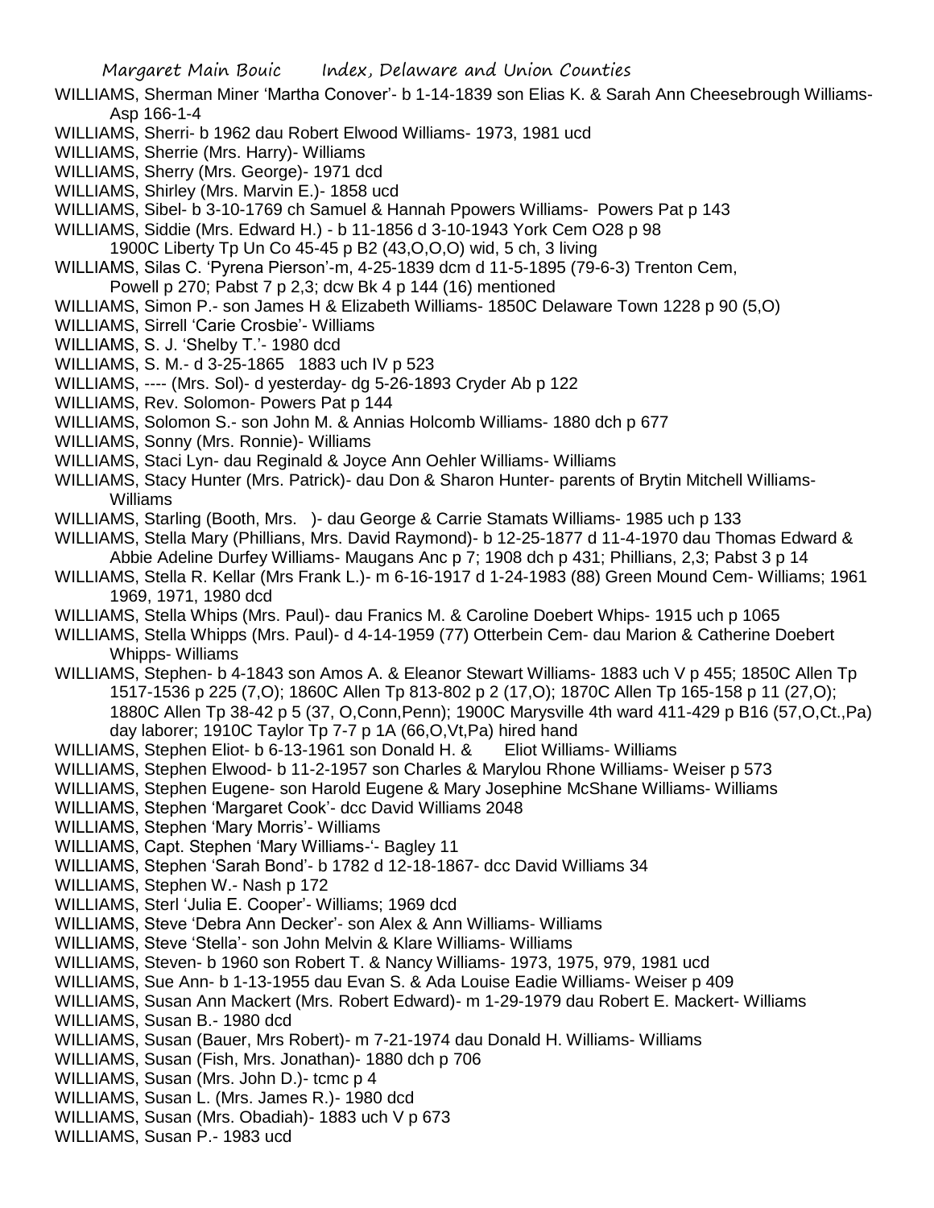WILLIAMS, Sherman Miner 'Martha Conover'- b 1-14-1839 son Elias K. & Sarah Ann Cheesebrough Williams- Asp 166-1-4

WILLIAMS, Sherri- b 1962 dau Robert Elwood Williams- 1973, 1981 ucd

WILLIAMS, Sherrie (Mrs. Harry)- Williams

WILLIAMS, Sherry (Mrs. George)- 1971 dcd

WILLIAMS, Shirley (Mrs. Marvin E.)- 1858 ucd

WILLIAMS, Sibel- b 3-10-1769 ch Samuel & Hannah Ppowers Williams- Powers Pat p 143

WILLIAMS, Siddie (Mrs. Edward H.) - b 11-1856 d 3-10-1943 York Cem O28 p 98
1900C Liberty Tp Un Co 45-45 p B2 (43,O,O,O) wid, 5 ch, 3 living

WILLIAMS, Silas C. 'Pyrena Pierson'-m, 4-25-1839 dcm d 11-5-1895 (79-6-3) Trenton Cem, Powell p 270; Pabst 7 p 2,3; dcw Bk 4 p 144 (16) mentioned

WILLIAMS, Simon P.- son James H & Elizabeth Williams- 1850C Delaware Town 1228 p 90 (5,O)

WILLIAMS, Sirrell 'Carie Crosbie'- Williams

WILLIAMS, S. J. 'Shelby T.'- 1980 dcd

WILLIAMS, S. M.- d 3-25-1865 1883 uch IV p 523

WILLIAMS, ---- (Mrs. Sol)- d yesterday- dg 5-26-1893 Cryder Ab p 122

WILLIAMS, Rev. Solomon- Powers Pat p 144

WILLIAMS, Solomon S.- son John M. & Annias Holcomb Williams- 1880 dch p 677

WILLIAMS, Sonny (Mrs. Ronnie)- Williams

WILLIAMS, Staci Lyn- dau Reginald & Joyce Ann Oehler Williams- Williams

WILLIAMS, Stacy Hunter (Mrs. Patrick)- dau Don & Sharon Hunter- parents of Brytin Mitchell Williams- Williams

WILLIAMS, Starling (Booth, Mrs. )- dau George & Carrie Stamats Williams- 1985 uch p 133

WILLIAMS, Stella Mary (Phillians, Mrs. David Raymond)- b 12-25-1877 d 11-4-1970 dau Thomas Edward & Abbie Adeline Durfey Williams- Maugans Anc p 7; 1908 dch p 431; Phillians, 2,3; Pabst 3 p 14

WILLIAMS, Stella R. Kellar (Mrs Frank L.)- m 6-16-1917 d 1-24-1983 (88) Green Mound Cem- Williams; 1961 1969, 1971, 1980 dcd

WILLIAMS, Stella Whips (Mrs. Paul)- dau Franics M. & Caroline Doebert Whips- 1915 uch p 1065

WILLIAMS, Stella Whipps (Mrs. Paul)- d 4-14-1959 (77) Otterbein Cem- dau Marion & Catherine Doebert Whipps- Williams

WILLIAMS, Stephen- b 4-1843 son Amos A. & Eleanor Stewart Williams- 1883 uch V p 455; 1850C Allen Tp 1517-1536 p 225 (7,O); 1860C Allen Tp 813-802 p 2 (17,O); 1870C Allen Tp 165-158 p 11 (27,O); 1880C Allen Tp 38-42 p 5 (37, O,Conn,Penn); 1900C Marysville 4th ward 411-429 p B16 (57,O,Ct.,Pa) day laborer; 1910C Taylor Tp 7-7 p 1A (66,O,Vt,Pa) hired hand

WILLIAMS, Stephen Eliot- b 6-13-1961 son Donald H. & Eliot Williams- Williams

WILLIAMS, Stephen Elwood- b 11-2-1957 son Charles & Marylou Rhone Williams- Weiser p 573

WILLIAMS, Stephen Eugene- son Harold Eugene & Mary Josephine McShane Williams- Williams

WILLIAMS, Stephen 'Margaret Cook'- dcc David Williams 2048

WILLIAMS, Stephen 'Mary Morris'- Williams

WILLIAMS, Capt. Stephen 'Mary Williams-'- Bagley 11

WILLIAMS, Stephen 'Sarah Bond'- b 1782 d 12-18-1867- dcc David Williams 34

WILLIAMS, Stephen W.- Nash p 172

WILLIAMS, Sterl 'Julia E. Cooper'- Williams; 1969 dcd

WILLIAMS, Steve 'Debra Ann Decker'- son Alex & Ann Williams- Williams

WILLIAMS, Steve 'Stella'- son John Melvin & Klare Williams- Williams

WILLIAMS, Steven- b 1960 son Robert T. & Nancy Williams- 1973, 1975, 979, 1981 ucd

WILLIAMS, Sue Ann- b 1-13-1955 dau Evan S. & Ada Louise Eadie Williams- Weiser p 409

WILLIAMS, Susan Ann Mackert (Mrs. Robert Edward)- m 1-29-1979 dau Robert E. Mackert- Williams

WILLIAMS, Susan B.- 1980 dcd

WILLIAMS, Susan (Bauer, Mrs Robert)- m 7-21-1974 dau Donald H. Williams- Williams

WILLIAMS, Susan (Fish, Mrs. Jonathan)- 1880 dch p 706

WILLIAMS, Susan (Mrs. John D.)- tcmc p 4

WILLIAMS, Susan L. (Mrs. James R.)- 1980 dcd

WILLIAMS, Susan (Mrs. Obadiah)- 1883 uch V p 673

WILLIAMS, Susan P.- 1983 ucd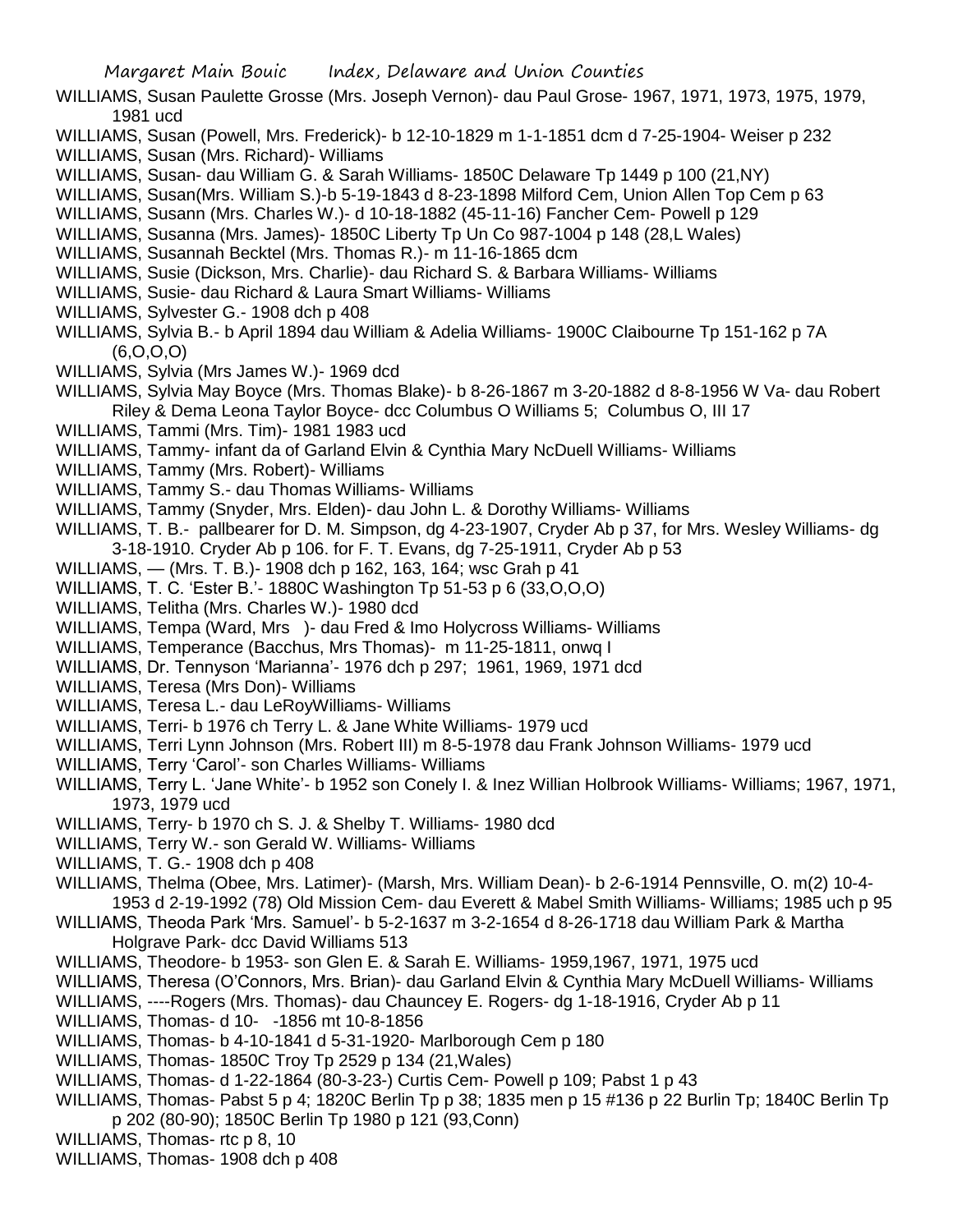WILLIAMS, Susan Paulette Grosse (Mrs. Joseph Vernon)- dau Paul Grose- 1967, 1971, 1973, 1975, 1979, 1981 ucd

WILLIAMS, Susan (Powell, Mrs. Frederick)- b 12-10-1829 m 1-1-1851 dcm d 7-25-1904- Weiser p 232

WILLIAMS, Susan (Mrs. Richard)- Williams

WILLIAMS, Susan- dau William G. & Sarah Williams- 1850C Delaware Tp 1449 p 100 (21,NY)

WILLIAMS, Susan(Mrs. William S.)-b 5-19-1843 d 8-23-1898 Milford Cem, Union Allen Top Cem p 63

WILLIAMS, Susann (Mrs. Charles W.)- d 10-18-1882 (45-11-16) Fancher Cem- Powell p 129

WILLIAMS, Susanna (Mrs. James)- 1850C Liberty Tp Un Co 987-1004 p 148 (28,L Wales)

WILLIAMS, Susannah Becktel (Mrs. Thomas R.)- m 11-16-1865 dcm

WILLIAMS, Susie (Dickson, Mrs. Charlie)- dau Richard S. & Barbara Williams- Williams

WILLIAMS, Susie- dau Richard & Laura Smart Williams- Williams

WILLIAMS, Sylvester G.- 1908 dch p 408

WILLIAMS, Sylvia B.- b April 1894 dau William & Adelia Williams- 1900C Claibourne Tp 151-162 p 7A (6,O,O,O)

WILLIAMS, Sylvia (Mrs James W.)- 1969 dcd

WILLIAMS, Sylvia May Boyce (Mrs. Thomas Blake)- b 8-26-1867 m 3-20-1882 d 8-8-1956 W Va- dau Robert Riley & Dema Leona Taylor Boyce- dcc Columbus O Williams 5; Columbus O, III 17

WILLIAMS, Tammi (Mrs. Tim)- 1981 1983 ucd

WILLIAMS, Tammy- infant da of Garland Elvin & Cynthia Mary NcDuell Williams- Williams

WILLIAMS, Tammy (Mrs. Robert)- Williams

WILLIAMS, Tammy S.- dau Thomas Williams- Williams

WILLIAMS, Tammy (Snyder, Mrs. Elden)- dau John L. & Dorothy Williams- Williams

WILLIAMS, T. B.- pallbearer for D. M. Simpson, dg 4-23-1907, Cryder Ab p 37, for Mrs. Wesley Williams- dg 3-18-1910. Cryder Ab p 106. for F. T. Evans, dg 7-25-1911, Cryder Ab p 53

WILLIAMS, — (Mrs. T. B.)- 1908 dch p 162, 163, 164; wsc Grah p 41

WILLIAMS, T. C. 'Ester B.'- 1880C Washington Tp 51-53 p 6 (33,O,O,O)

WILLIAMS, Telitha (Mrs. Charles W.)- 1980 dcd

WILLIAMS, Tempa (Ward, Mrs )- dau Fred & Imo Holycross Williams- Williams

WILLIAMS, Temperance (Bacchus, Mrs Thomas)- m 11-25-1811, onwq I

WILLIAMS, Dr. Tennyson 'Marianna'- 1976 dch p 297; 1961, 1969, 1971 dcd

WILLIAMS, Teresa (Mrs Don)- Williams

WILLIAMS, Teresa L.- dau LeRoyWilliams- Williams

WILLIAMS, Terri- b 1976 ch Terry L. & Jane White Williams- 1979 ucd

WILLIAMS, Terri Lynn Johnson (Mrs. Robert III) m 8-5-1978 dau Frank Johnson Williams- 1979 ucd

WILLIAMS, Terry 'Carol'- son Charles Williams- Williams

WILLIAMS, Terry L. 'Jane White'- b 1952 son Conely I. & Inez Willian Holbrook Williams- Williams; 1967, 1971, 1973, 1979 ucd

WILLIAMS, Terry- b 1970 ch S. J. & Shelby T. Williams- 1980 dcd

WILLIAMS, Terry W.- son Gerald W. Williams- Williams

WILLIAMS, T. G.- 1908 dch p 408

WILLIAMS, Thelma (Obee, Mrs. Latimer)- (Marsh, Mrs. William Dean)- b 2-6-1914 Pennsville, O. m(2) 10-4-1953 d 2-19-1992 (78) Old Mission Cem- dau Everett & Mabel Smith Williams- Williams; 1985 uch p 95

WILLIAMS, Theoda Park 'Mrs. Samuel'- b 5-2-1637 m 3-2-1654 d 8-26-1718 dau William Park & Martha Holgrave Park- dcc David Williams 513

WILLIAMS, Theodore- b 1953- son Glen E. & Sarah E. Williams- 1959,1967, 1971, 1975 ucd

WILLIAMS, Theresa (O'Connors, Mrs. Brian)- dau Garland Elvin & Cynthia Mary McDuell Williams- Williams

WILLIAMS, ----Rogers (Mrs. Thomas)- dau Chauncey E. Rogers- dg 1-18-1916, Cryder Ab p 11

WILLIAMS, Thomas- d 10- -1856 mt 10-8-1856

WILLIAMS, Thomas- b 4-10-1841 d 5-31-1920- Marlborough Cem p 180

WILLIAMS, Thomas- 1850C Troy Tp 2529 p 134 (21,Wales)

WILLIAMS, Thomas- d 1-22-1864 (80-3-23-) Curtis Cem- Powell p 109; Pabst 1 p 43

WILLIAMS, Thomas- Pabst 5 p 4; 1820C Berlin Tp p 38; 1835 men p 15 #136 p 22 Burlin Tp; 1840C Berlin Tp p 202 (80-90); 1850C Berlin Tp 1980 p 121 (93,Conn)

WILLIAMS, Thomas- rtc p 8, 10

WILLIAMS, Thomas- 1908 dch p 408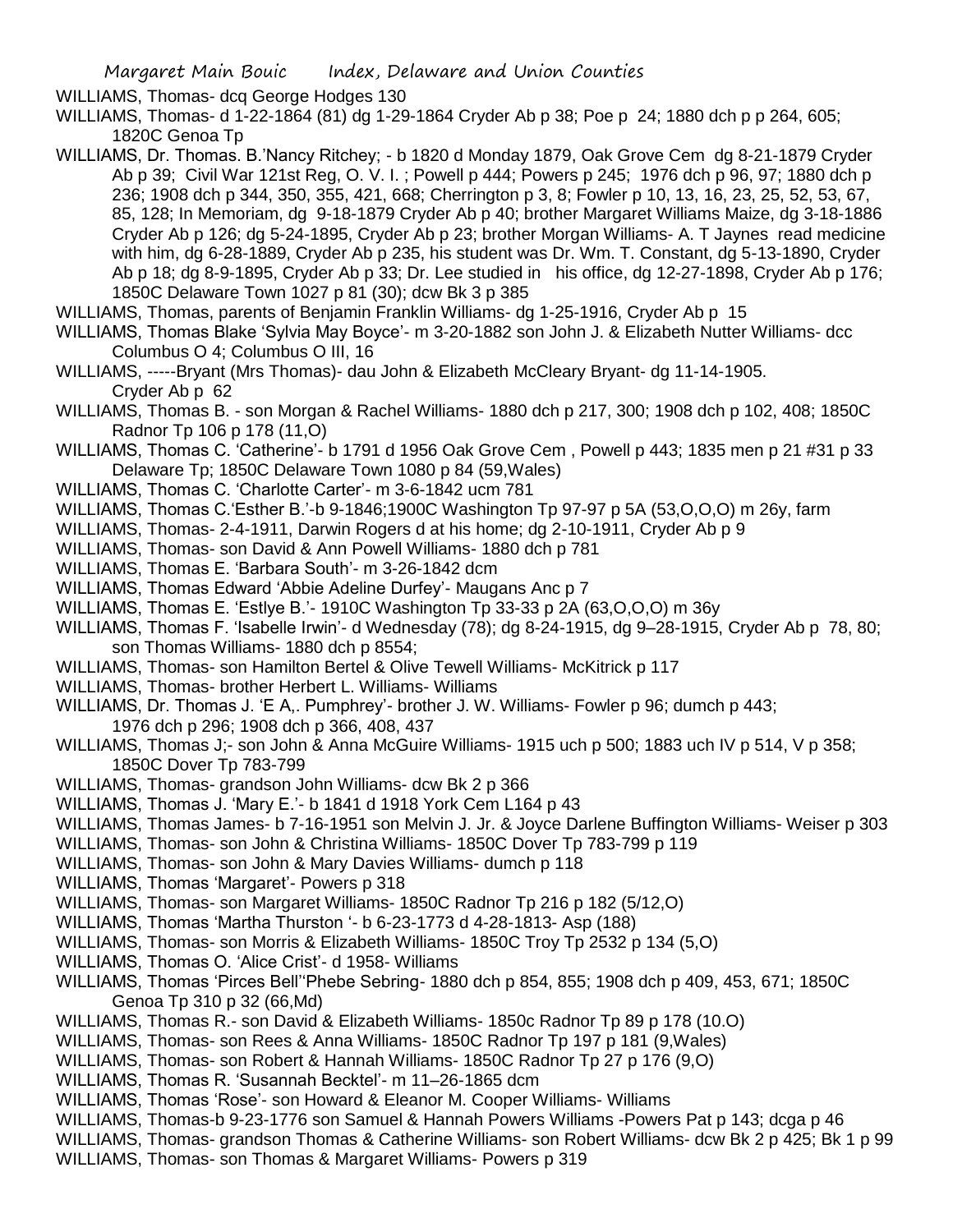WILLIAMS, Thomas- dcq George Hodges 130

WILLIAMS, Thomas- d 1-22-1864 (81) dg 1-29-1864 Cryder Ab p 38; Poe p 24; 1880 dch p p 264, 605; 1820C Genoa Tp

WILLIAMS, Dr. Thomas. B.'Nancy Ritchey; - b 1820 d Monday 1879, Oak Grove Cem dg 8-21-1879 Cryder Ab p 39; Civil War 121st Reg, O. V. I. ; Powell p 444; Powers p 245; 1976 dch p 96, 97; 1880 dch p 236; 1908 dch p 344, 350, 355, 421, 668; Cherrington p 3, 8; Fowler p 10, 13, 16, 23, 25, 52, 53, 67, 85, 128; In Memoriam, dg 9-18-1879 Cryder Ab p 40; brother Margaret Williams Maize, dg 3-18-1886 Cryder Ab p 126; dg 5-24-1895, Cryder Ab p 23; brother Morgan Williams- A. T Jaynes read medicine with him, dg 6-28-1889, Cryder Ab p 235, his student was Dr. Wm. T. Constant, dg 5-13-1890, Cryder Ab p 18; dg 8-9-1895, Cryder Ab p 33; Dr. Lee studied in his office, dg 12-27-1898, Cryder Ab p 176; 1850C Delaware Town 1027 p 81 (30); dcw Bk 3 p 385

WILLIAMS, Thomas, parents of Benjamin Franklin Williams- dg 1-25-1916, Cryder Ab p 15

WILLIAMS, Thomas Blake 'Sylvia May Boyce'- m 3-20-1882 son John J. & Elizabeth Nutter Williams- dcc Columbus O 4; Columbus O III, 16

WILLIAMS, -----Bryant (Mrs Thomas)- dau John & Elizabeth McCleary Bryant- dg 11-14-1905. Cryder Ab p 62

WILLIAMS, Thomas B. - son Morgan & Rachel Williams- 1880 dch p 217, 300; 1908 dch p 102, 408; 1850C Radnor Tp 106 p 178 (11,O)

WILLIAMS, Thomas C. 'Catherine'- b 1791 d 1956 Oak Grove Cem , Powell p 443; 1835 men p 21 #31 p 33 Delaware Tp; 1850C Delaware Town 1080 p 84 (59,Wales)

WILLIAMS, Thomas C. 'Charlotte Carter'- m 3-6-1842 ucm 781

WILLIAMS, Thomas C.'Esther B.'-b 9-1846;1900C Washington Tp 97-97 p 5A (53,O,O,O) m 26y, farm

WILLIAMS, Thomas- 2-4-1911, Darwin Rogers d at his home; dg 2-10-1911, Cryder Ab p 9

WILLIAMS, Thomas- son David & Ann Powell Williams- 1880 dch p 781

WILLIAMS, Thomas E. 'Barbara South'- m 3-26-1842 dcm

WILLIAMS, Thomas Edward 'Abbie Adeline Durfey'- Maugans Anc p 7

WILLIAMS, Thomas E. 'Estlye B.'- 1910C Washington Tp 33-33 p 2A (63,O,O,O) m 36y

WILLIAMS, Thomas F. 'Isabelle Irwin'- d Wednesday (78); dg 8-24-1915, dg 9–28-1915, Cryder Ab p 78, 80; son Thomas Williams- 1880 dch p 8554;

WILLIAMS, Thomas- son Hamilton Bertel & Olive Tewell Williams- McKitrick p 117

WILLIAMS, Thomas- brother Herbert L. Williams- Williams

WILLIAMS, Dr. Thomas J. 'E A,. Pumphrey'- brother J. W. Williams- Fowler p 96; dumch p 443; 1976 dch p 296; 1908 dch p 366, 408, 437

WILLIAMS, Thomas J;- son John & Anna McGuire Williams- 1915 uch p 500; 1883 uch IV p 514, V p 358; 1850C Dover Tp 783-799

WILLIAMS, Thomas- grandson John Williams- dcw Bk 2 p 366

WILLIAMS, Thomas J. 'Mary E.'- b 1841 d 1918 York Cem L164 p 43

WILLIAMS, Thomas James- b 7-16-1951 son Melvin J. Jr. & Joyce Darlene Buffington Williams- Weiser p 303

WILLIAMS, Thomas- son John & Christina Williams- 1850C Dover Tp 783-799 p 119

WILLIAMS, Thomas- son John & Mary Davies Williams- dumch p 118

WILLIAMS, Thomas 'Margaret'- Powers p 318

WILLIAMS, Thomas- son Margaret Williams- 1850C Radnor Tp 216 p 182 (5/12,O)

WILLIAMS, Thomas 'Martha Thurston '- b 6-23-1773 d 4-28-1813- Asp (188)

WILLIAMS, Thomas- son Morris & Elizabeth Williams- 1850C Troy Tp 2532 p 134 (5,O)

WILLIAMS, Thomas O. 'Alice Crist'- d 1958- Williams

WILLIAMS, Thomas 'Pirces Bell''Phebe Sebring- 1880 dch p 854, 855; 1908 dch p 409, 453, 671; 1850C Genoa Tp 310 p 32 (66,Md)

WILLIAMS, Thomas R.- son David & Elizabeth Williams- 1850c Radnor Tp 89 p 178 (10.O)

WILLIAMS, Thomas- son Rees & Anna Williams- 1850C Radnor Tp 197 p 181 (9,Wales)

WILLIAMS, Thomas- son Robert & Hannah Williams- 1850C Radnor Tp 27 p 176 (9,O)

WILLIAMS, Thomas R. 'Susannah Becktel'- m 11–26-1865 dcm

WILLIAMS, Thomas 'Rose'- son Howard & Eleanor M. Cooper Williams- Williams

WILLIAMS, Thomas-b 9-23-1776 son Samuel & Hannah Powers Williams -Powers Pat p 143; dcga p 46

WILLIAMS, Thomas- grandson Thomas & Catherine Williams- son Robert Williams- dcw Bk 2 p 425; Bk 1 p 99

WILLIAMS, Thomas- son Thomas & Margaret Williams- Powers p 319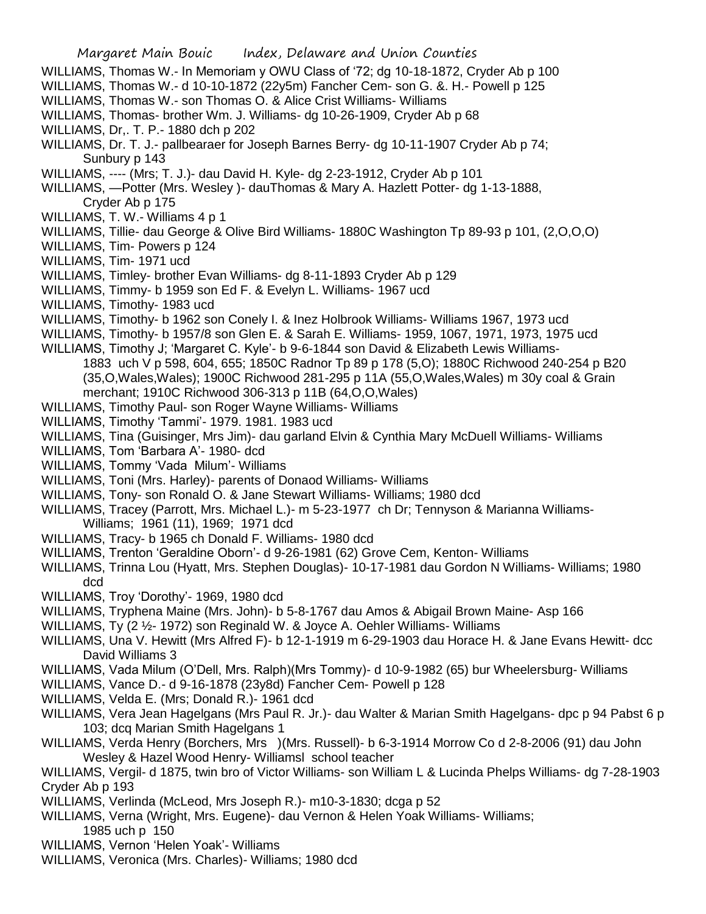WILLIAMS, Thomas W.- In Memoriam y OWU Class of '72; dg 10-18-1872, Cryder Ab p 100

WILLIAMS, Thomas W.- d 10-10-1872 (22y5m) Fancher Cem- son G. &. H.- Powell p 125

WILLIAMS, Thomas W.- son Thomas O. & Alice Crist Williams- Williams

WILLIAMS, Thomas- brother Wm. J. Williams- dg 10-26-1909, Cryder Ab p 68

WILLIAMS, Dr,. T. P.- 1880 dch p 202

WILLIAMS, Dr. T. J.- pallbearaer for Joseph Barnes Berry- dg 10-11-1907 Cryder Ab p 74; Sunbury p 143

WILLIAMS, ---- (Mrs; T. J.)- dau David H. Kyle- dg 2-23-1912, Cryder Ab p 101

WILLIAMS, —Potter (Mrs. Wesley )- dauThomas & Mary A. Hazlett Potter- dg 1-13-1888, Cryder Ab p 175

WILLIAMS, T. W.- Williams 4 p 1

WILLIAMS, Tillie- dau George & Olive Bird Williams- 1880C Washington Tp 89-93 p 101, (2,O,O,O)

WILLIAMS, Tim- Powers p 124

WILLIAMS, Tim- 1971 ucd

WILLIAMS, Timley- brother Evan Williams- dg 8-11-1893 Cryder Ab p 129

WILLIAMS, Timmy- b 1959 son Ed F. & Evelyn L. Williams- 1967 ucd

WILLIAMS, Timothy- 1983 ucd

WILLIAMS, Timothy- b 1962 son Conely I. & Inez Holbrook Williams- Williams 1967, 1973 ucd

WILLIAMS, Timothy- b 1957/8 son Glen E. & Sarah E. Williams- 1959, 1067, 1971, 1973, 1975 ucd

WILLIAMS, Timothy J; 'Margaret C. Kyle'- b 9-6-1844 son David & Elizabeth Lewis Williams- 1883 uch V p 598, 604, 655; 1850C Radnor Tp 89 p 178 (5,O); 1880C Richwood 240-254 p B20 (35,O,Wales,Wales); 1900C Richwood 281-295 p 11A (55,O,Wales,Wales) m 30y coal & Grain merchant; 1910C Richwood 306-313 p 11B (64,O,O,Wales)

WILLIAMS, Timothy Paul- son Roger Wayne Williams- Williams

WILLIAMS, Timothy 'Tammi'- 1979. 1981. 1983 ucd

WILLIAMS, Tina (Guisinger, Mrs Jim)- dau garland Elvin & Cynthia Mary McDuell Williams- Williams

WILLIAMS, Tom 'Barbara A'- 1980- dcd

WILLIAMS, Tommy 'Vada Milum'- Williams

WILLIAMS, Toni (Mrs. Harley)- parents of Donaod Williams- Williams

WILLIAMS, Tony- son Ronald O. & Jane Stewart Williams- Williams; 1980 dcd

WILLIAMS, Tracey (Parrott, Mrs. Michael L.)- m 5-23-1977 ch Dr; Tennyson & Marianna Williams- Williams; 1961 (11), 1969; 1971 dcd

WILLIAMS, Tracy- b 1965 ch Donald F. Williams- 1980 dcd

WILLIAMS, Trenton 'Geraldine Oborn'- d 9-26-1981 (62) Grove Cem, Kenton- Williams

WILLIAMS, Trinna Lou (Hyatt, Mrs. Stephen Douglas)- 10-17-1981 dau Gordon N Williams- Williams; 1980 dcd

WILLIAMS, Troy 'Dorothy'- 1969, 1980 dcd

WILLIAMS, Tryphena Maine (Mrs. John)- b 5-8-1767 dau Amos & Abigail Brown Maine- Asp 166

WILLIAMS, Ty (2 ½- 1972) son Reginald W. & Joyce A. Oehler Williams- Williams

WILLIAMS, Una V. Hewitt (Mrs Alfred F)- b 12-1-1919 m 6-29-1903 dau Horace H. & Jane Evans Hewitt- dcc David Williams 3

WILLIAMS, Vada Milum (O'Dell, Mrs. Ralph)(Mrs Tommy)- d 10-9-1982 (65) bur Wheelersburg- Williams

WILLIAMS, Vance D.- d 9-16-1878 (23y8d) Fancher Cem- Powell p 128

WILLIAMS, Velda E. (Mrs; Donald R.)- 1961 dcd

WILLIAMS, Vera Jean Hagelgans (Mrs Paul R. Jr.)- dau Walter & Marian Smith Hagelgans- dpc p 94 Pabst 6 p 103; dcq Marian Smith Hagelgans 1

WILLIAMS, Verda Henry (Borchers, Mrs )(Mrs. Russell)- b 6-3-1914 Morrow Co d 2-8-2006 (91) dau John Wesley & Hazel Wood Henry- Williamsl school teacher

WILLIAMS, Vergil- d 1875, twin bro of Victor Williams- son William L & Lucinda Phelps Williams- dg 7-28-1903 Cryder Ab p 193

WILLIAMS, Verlinda (McLeod, Mrs Joseph R.)- m10-3-1830; dcga p 52

WILLIAMS, Verna (Wright, Mrs. Eugene)- dau Vernon & Helen Yoak Williams- Williams; 1985 uch p 150

WILLIAMS, Vernon 'Helen Yoak'- Williams

WILLIAMS, Veronica (Mrs. Charles)- Williams; 1980 dcd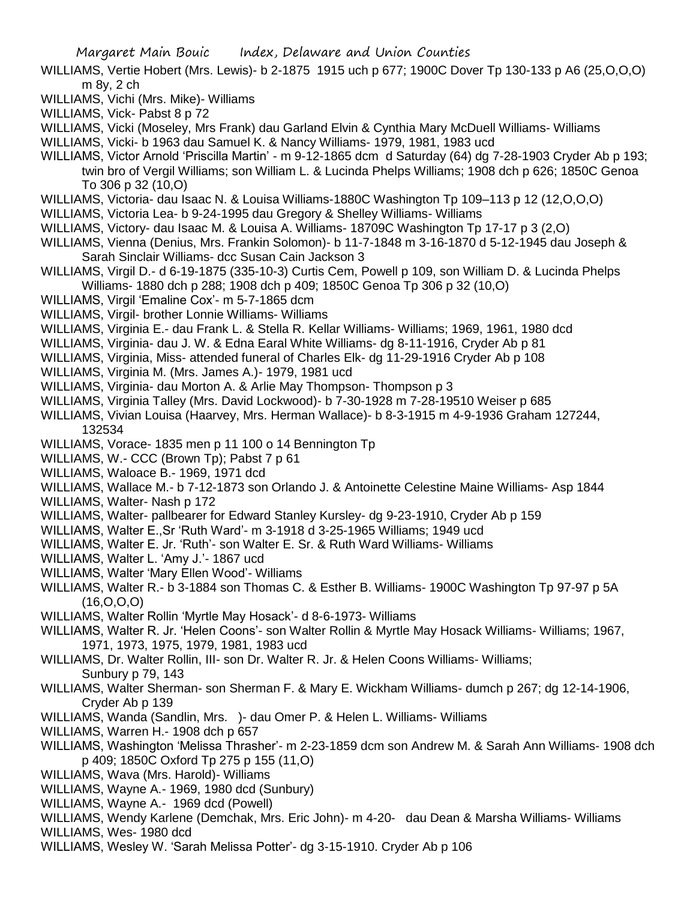WILLIAMS, Vertie Hobert (Mrs. Lewis)- b 2-1875 1915 uch p 677; 1900C Dover Tp 130-133 p A6 (25,O,O,O) m 8y, 2 ch

WILLIAMS, Vichi (Mrs. Mike)- Williams

WILLIAMS, Vick- Pabst 8 p 72

WILLIAMS, Vicki (Moseley, Mrs Frank) dau Garland Elvin & Cynthia Mary McDuell Williams- Williams

WILLIAMS, Vicki- b 1963 dau Samuel K. & Nancy Williams- 1979, 1981, 1983 ucd

WILLIAMS, Victor Arnold 'Priscilla Martin' - m 9-12-1865 dcm d Saturday (64) dg 7-28-1903 Cryder Ab p 193; twin bro of Vergil Williams; son William L. & Lucinda Phelps Williams; 1908 dch p 626; 1850C Genoa To 306 p 32 (10,O)

WILLIAMS, Victoria- dau Isaac N. & Louisa Williams-1880C Washington Tp 109–113 p 12 (12,O,O,O)

WILLIAMS, Victoria Lea- b 9-24-1995 dau Gregory & Shelley Williams- Williams

WILLIAMS, Victory- dau Isaac M. & Louisa A. Williams- 18709C Washington Tp 17-17 p 3 (2,O)

WILLIAMS, Vienna (Denius, Mrs. Frankin Solomon)- b 11-7-1848 m 3-16-1870 d 5-12-1945 dau Joseph & Sarah Sinclair Williams- dcc Susan Cain Jackson 3

WILLIAMS, Virgil D.- d 6-19-1875 (335-10-3) Curtis Cem, Powell p 109, son William D. & Lucinda Phelps Williams- 1880 dch p 288; 1908 dch p 409; 1850C Genoa Tp 306 p 32 (10,O)

WILLIAMS, Virgil 'Emaline Cox'- m 5-7-1865 dcm

WILLIAMS, Virgil- brother Lonnie Williams- Williams

WILLIAMS, Virginia E.- dau Frank L. & Stella R. Kellar Williams- Williams; 1969, 1961, 1980 dcd

WILLIAMS, Virginia- dau J. W. & Edna Earal White Williams- dg 8-11-1916, Cryder Ab p 81

WILLIAMS, Virginia, Miss- attended funeral of Charles Elk- dg 11-29-1916 Cryder Ab p 108

WILLIAMS, Virginia M. (Mrs. James A.)- 1979, 1981 ucd

WILLIAMS, Virginia- dau Morton A. & Arlie May Thompson- Thompson p 3

WILLIAMS, Virginia Talley (Mrs. David Lockwood)- b 7-30-1928 m 7-28-19510 Weiser p 685

WILLIAMS, Vivian Louisa (Haarvey, Mrs. Herman Wallace)- b 8-3-1915 m 4-9-1936 Graham 127244, 132534

WILLIAMS, Vorace- 1835 men p 11 100 o 14 Bennington Tp

WILLIAMS, W.- CCC (Brown Tp); Pabst 7 p 61

WILLIAMS, Waloace B.- 1969, 1971 dcd

WILLIAMS, Wallace M.- b 7-12-1873 son Orlando J. & Antoinette Celestine Maine Williams- Asp 1844

WILLIAMS, Walter- Nash p 172

WILLIAMS, Walter- pallbearer for Edward Stanley Kursley- dg 9-23-1910, Cryder Ab p 159

WILLIAMS, Walter E.,Sr 'Ruth Ward'- m 3-1918 d 3-25-1965 Williams; 1949 ucd

WILLIAMS, Walter E. Jr. 'Ruth'- son Walter E. Sr. & Ruth Ward Williams- Williams

WILLIAMS, Walter L. 'Amy J.'- 1867 ucd

WILLIAMS, Walter 'Mary Ellen Wood'- Williams

WILLIAMS, Walter R.- b 3-1884 son Thomas C. & Esther B. Williams- 1900C Washington Tp 97-97 p 5A (16,O,O,O)

WILLIAMS, Walter Rollin 'Myrtle May Hosack'- d 8-6-1973- Williams

WILLIAMS, Walter R. Jr. 'Helen Coons'- son Walter Rollin & Myrtle May Hosack Williams- Williams; 1967, 1971, 1973, 1975, 1979, 1981, 1983 ucd

WILLIAMS, Dr. Walter Rollin, III- son Dr. Walter R. Jr. & Helen Coons Williams- Williams; Sunbury p 79, 143

WILLIAMS, Walter Sherman- son Sherman F. & Mary E. Wickham Williams- dumch p 267; dg 12-14-1906, Cryder Ab p 139

WILLIAMS, Wanda (Sandlin, Mrs. )- dau Omer P. & Helen L. Williams- Williams

WILLIAMS, Warren H.- 1908 dch p 657

WILLIAMS, Washington 'Melissa Thrasher'- m 2-23-1859 dcm son Andrew M. & Sarah Ann Williams- 1908 dch p 409; 1850C Oxford Tp 275 p 155 (11,O)

WILLIAMS, Wava (Mrs. Harold)- Williams

WILLIAMS, Wayne A.- 1969, 1980 dcd (Sunbury)

WILLIAMS, Wayne A.- 1969 dcd (Powell)

WILLIAMS, Wendy Karlene (Demchak, Mrs. Eric John)- m 4-20- dau Dean & Marsha Williams- Williams

WILLIAMS, Wes- 1980 dcd

WILLIAMS, Wesley W. 'Sarah Melissa Potter'- dg 3-15-1910. Cryder Ab p 106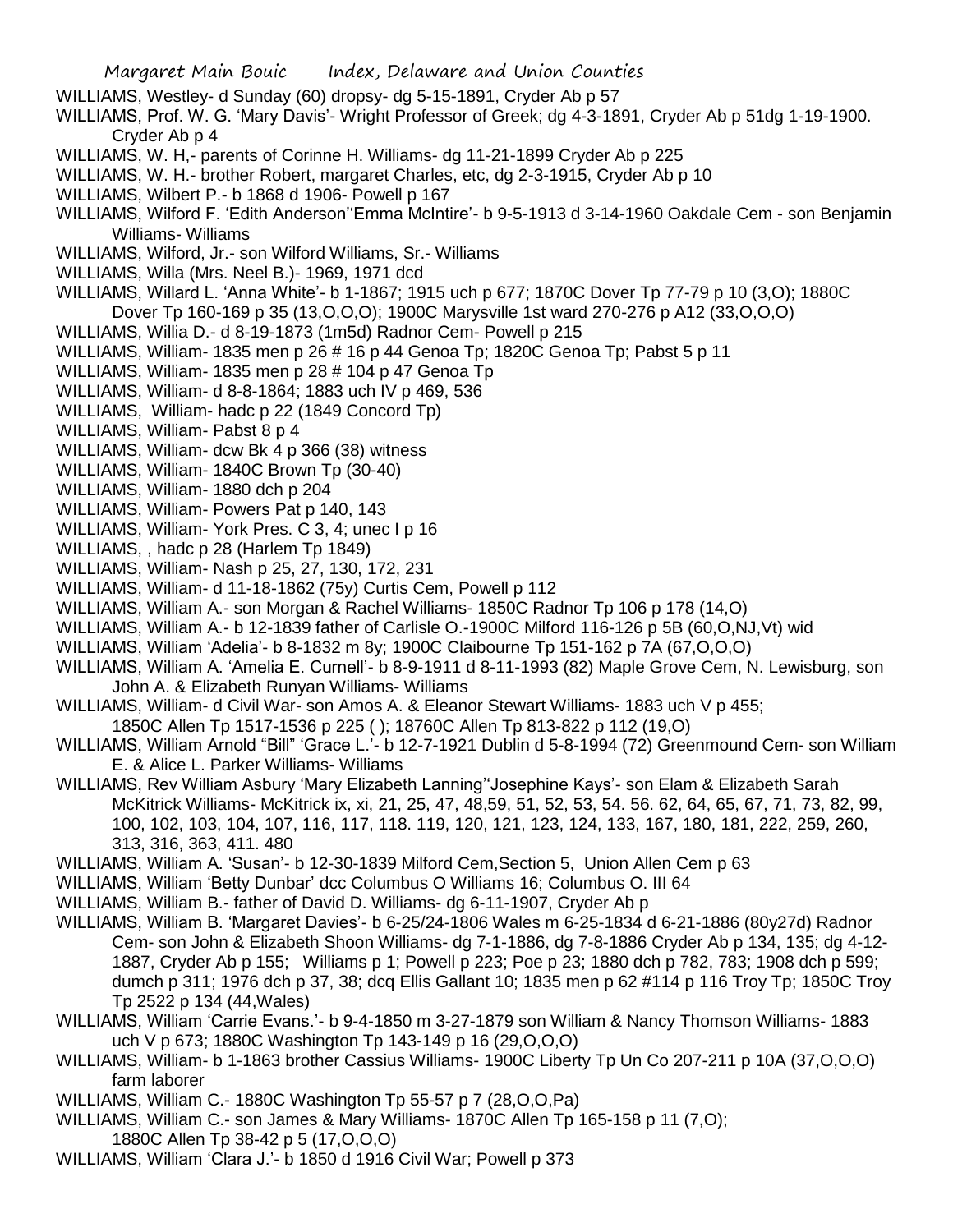WILLIAMS, Westley- d Sunday (60) dropsy- dg 5-15-1891, Cryder Ab p 57

WILLIAMS, Prof. W. G. 'Mary Davis'- Wright Professor of Greek; dg 4-3-1891, Cryder Ab p 51dg 1-19-1900. Cryder Ab p 4

WILLIAMS, W. H,- parents of Corinne H. Williams- dg 11-21-1899 Cryder Ab p 225

WILLIAMS, W. H.- brother Robert, margaret Charles, etc, dg 2-3-1915, Cryder Ab p 10

WILLIAMS, Wilbert P.- b 1868 d 1906- Powell p 167

WILLIAMS, Wilford F. 'Edith Anderson''Emma McIntire'- b 9-5-1913 d 3-14-1960 Oakdale Cem - son Benjamin Williams- Williams

WILLIAMS, Wilford, Jr.- son Wilford Williams, Sr.- Williams

WILLIAMS, Willa (Mrs. Neel B.)- 1969, 1971 dcd

WILLIAMS, Willard L. 'Anna White'- b 1-1867; 1915 uch p 677; 1870C Dover Tp 77-79 p 10 (3,O); 1880C Dover Tp 160-169 p 35 (13,O,O,O); 1900C Marysville 1st ward 270-276 p A12 (33,O,O,O)

WILLIAMS, Willia D.- d 8-19-1873 (1m5d) Radnor Cem- Powell p 215

WILLIAMS, William- 1835 men p 26 # 16 p 44 Genoa Tp; 1820C Genoa Tp; Pabst 5 p 11

WILLIAMS, William- 1835 men p 28 # 104 p 47 Genoa Tp

WILLIAMS, William- d 8-8-1864; 1883 uch IV p 469, 536

WILLIAMS, William- hadc p 22 (1849 Concord Tp)

WILLIAMS, William- Pabst 8 p 4

WILLIAMS, William- dcw Bk 4 p 366 (38) witness

WILLIAMS, William- 1840C Brown Tp (30-40)

WILLIAMS, William- 1880 dch p 204

WILLIAMS, William- Powers Pat p 140, 143

WILLIAMS, William- York Pres. C 3, 4; unec I p 16

WILLIAMS, , hadc p 28 (Harlem Tp 1849)

WILLIAMS, William- Nash p 25, 27, 130, 172, 231

WILLIAMS, William- d 11-18-1862 (75y) Curtis Cem, Powell p 112

WILLIAMS, William A.- son Morgan & Rachel Williams- 1850C Radnor Tp 106 p 178 (14,O)

WILLIAMS, William A.- b 12-1839 father of Carlisle O.-1900C Milford 116-126 p 5B (60,O,NJ,Vt) wid

WILLIAMS, William 'Adelia'- b 8-1832 m 8y; 1900C Claibourne Tp 151-162 p 7A (67,O,O,O)

WILLIAMS, William A. 'Amelia E. Curnell'- b 8-9-1911 d 8-11-1993 (82) Maple Grove Cem, N. Lewisburg, son John A. & Elizabeth Runyan Williams- Williams

WILLIAMS, William- d Civil War- son Amos A. & Eleanor Stewart Williams- 1883 uch V p 455; 1850C Allen Tp 1517-1536 p 225 ( ); 18760C Allen Tp 813-822 p 112 (19,O)

WILLIAMS, William Arnold "Bill" 'Grace L.'- b 12-7-1921 Dublin d 5-8-1994 (72) Greenmound Cem- son William E. & Alice L. Parker Williams- Williams

WILLIAMS, Rev William Asbury 'Mary Elizabeth Lanning''Josephine Kays'- son Elam & Elizabeth Sarah McKitrick Williams- McKitrick ix, xi, 21, 25, 47, 48,59, 51, 52, 53, 54. 56. 62, 64, 65, 67, 71, 73, 82, 99, 100, 102, 103, 104, 107, 116, 117, 118. 119, 120, 121, 123, 124, 133, 167, 180, 181, 222, 259, 260, 313, 316, 363, 411. 480

WILLIAMS, William A. 'Susan'- b 12-30-1839 Milford Cem,Section 5, Union Allen Cem p 63

WILLIAMS, William 'Betty Dunbar' dcc Columbus O Williams 16; Columbus O. III 64

WILLIAMS, William B.- father of David D. Williams- dg 6-11-1907, Cryder Ab p

WILLIAMS, William B. 'Margaret Davies'- b 6-25/24-1806 Wales m 6-25-1834 d 6-21-1886 (80y27d) Radnor Cem- son John & Elizabeth Shoon Williams- dg 7-1-1886, dg 7-8-1886 Cryder Ab p 134, 135; dg 4-12-1887, Cryder Ab p 155; Williams p 1; Powell p 223; Poe p 23; 1880 dch p 782, 783; 1908 dch p 599; dumch p 311; 1976 dch p 37, 38; dcq Ellis Gallant 10; 1835 men p 62 #114 p 116 Troy Tp; 1850C Troy Tp 2522 p 134 (44,Wales)

WILLIAMS, William 'Carrie Evans.'- b 9-4-1850 m 3-27-1879 son William & Nancy Thomson Williams- 1883 uch V p 673; 1880C Washington Tp 143-149 p 16 (29,O,O,O)

WILLIAMS, William- b 1-1863 brother Cassius Williams- 1900C Liberty Tp Un Co 207-211 p 10A (37,O,O,O) farm laborer

WILLIAMS, William C.- 1880C Washington Tp 55-57 p 7 (28,O,O,Pa)

WILLIAMS, William C.- son James & Mary Williams- 1870C Allen Tp 165-158 p 11 (7,O); 1880C Allen Tp 38-42 p 5 (17,O,O,O)

WILLIAMS, William 'Clara J.'- b 1850 d 1916 Civil War; Powell p 373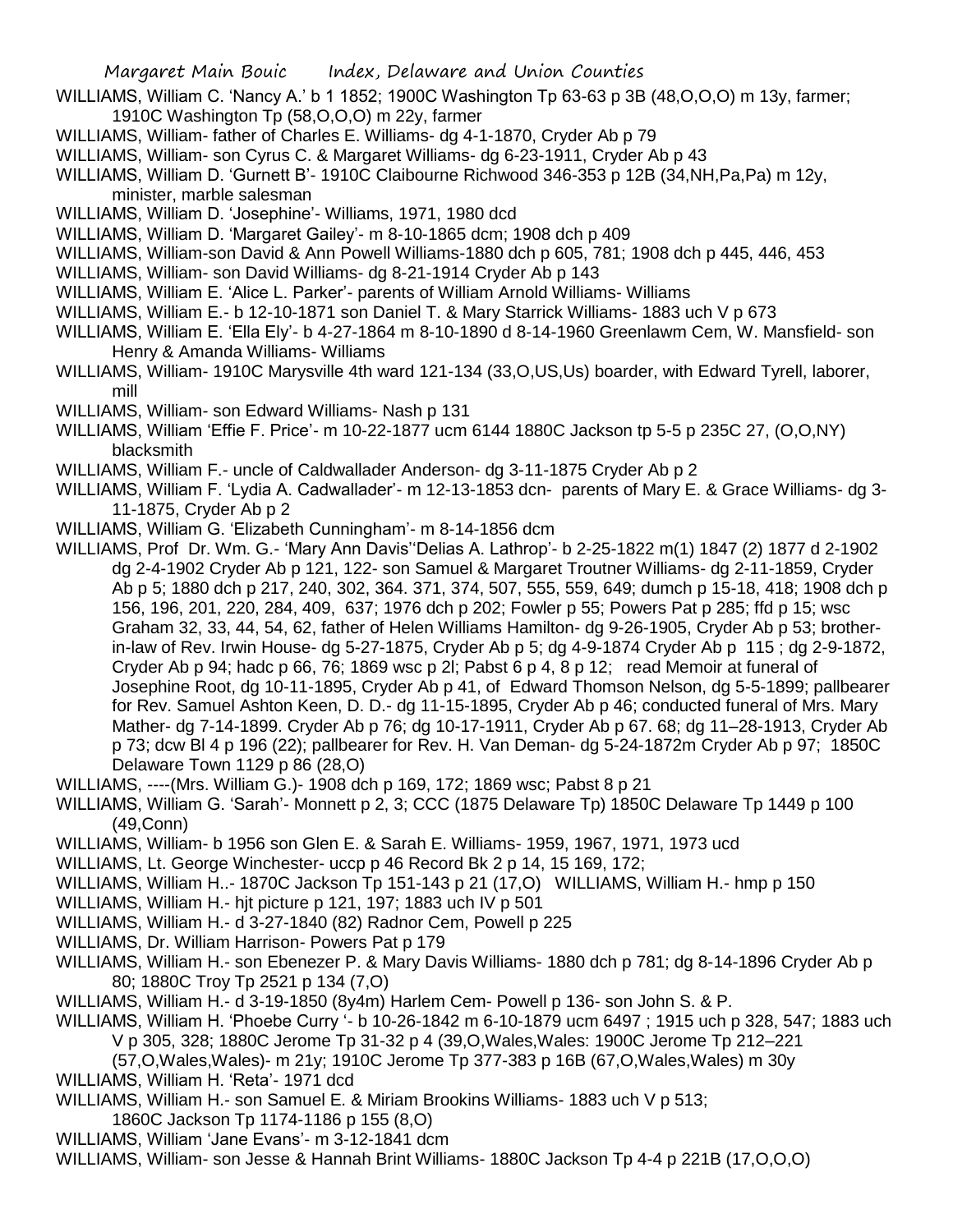WILLIAMS, William C. 'Nancy A.' b 1 1852; 1900C Washington Tp 63-63 p 3B (48,O,O,O) m 13y, farmer; 1910C Washington Tp (58,O,O,O) m 22y, farmer

WILLIAMS, William- father of Charles E. Williams- dg 4-1-1870, Cryder Ab p 79

WILLIAMS, William- son Cyrus C. & Margaret Williams- dg 6-23-1911, Cryder Ab p 43

WILLIAMS, William D. 'Gurnett B'- 1910C Claibourne Richwood 346-353 p 12B (34,NH,Pa,Pa) m 12y, minister, marble salesman

WILLIAMS, William D. 'Josephine'- Williams, 1971, 1980 dcd

WILLIAMS, William D. 'Margaret Gailey'- m 8-10-1865 dcm; 1908 dch p 409

WILLIAMS, William-son David & Ann Powell Williams-1880 dch p 605, 781; 1908 dch p 445, 446, 453

WILLIAMS, William- son David Williams- dg 8-21-1914 Cryder Ab p 143

WILLIAMS, William E. 'Alice L. Parker'- parents of William Arnold Williams- Williams

WILLIAMS, William E.- b 12-10-1871 son Daniel T. & Mary Starrick Williams- 1883 uch V p 673

WILLIAMS, William E. 'Ella Ely'- b 4-27-1864 m 8-10-1890 d 8-14-1960 Greenlawm Cem, W. Mansfield- son Henry & Amanda Williams- Williams

WILLIAMS, William- 1910C Marysville 4th ward 121-134 (33,O,US,Us) boarder, with Edward Tyrell, laborer, mill

WILLIAMS, William- son Edward Williams- Nash p 131

WILLIAMS, William 'Effie F. Price'- m 10-22-1877 ucm 6144 1880C Jackson tp 5-5 p 235C 27, (O,O,NY) blacksmith

WILLIAMS, William F.- uncle of Caldwallader Anderson- dg 3-11-1875 Cryder Ab p 2

WILLIAMS, William F. 'Lydia A. Cadwallader'- m 12-13-1853 dcn- parents of Mary E. & Grace Williams- dg 3-11-1875, Cryder Ab p 2

WILLIAMS, William G. 'Elizabeth Cunningham'- m 8-14-1856 dcm

WILLIAMS, Prof Dr. Wm. G.- 'Mary Ann Davis''Delias A. Lathrop'- b 2-25-1822 m(1) 1847 (2) 1877 d 2-1902 dg 2-4-1902 Cryder Ab p 121, 122- son Samuel & Margaret Troutner Williams- dg 2-11-1859, Cryder Ab p 5; 1880 dch p 217, 240, 302, 364. 371, 374, 507, 555, 559, 649; dumch p 15-18, 418; 1908 dch p 156, 196, 201, 220, 284, 409, 637; 1976 dch p 202; Fowler p 55; Powers Pat p 285; ffd p 15; wsc Graham 32, 33, 44, 54, 62, father of Helen Williams Hamilton- dg 9-26-1905, Cryder Ab p 53; brother-in-law of Rev. Irwin House- dg 5-27-1875, Cryder Ab p 5; dg 4-9-1874 Cryder Ab p 115 ; dg 2-9-1872, Cryder Ab p 94; hadc p 66, 76; 1869 wsc p 2l; Pabst 6 p 4, 8 p 12; read Memoir at funeral of Josephine Root, dg 10-11-1895, Cryder Ab p 41, of Edward Thomson Nelson, dg 5-5-1899; pallbearer for Rev. Samuel Ashton Keen, D. D.- dg 11-15-1895, Cryder Ab p 46; conducted funeral of Mrs. Mary Mather- dg 7-14-1899. Cryder Ab p 76; dg 10-17-1911, Cryder Ab p 67. 68; dg 11–28-1913, Cryder Ab p 73; dcw Bl 4 p 196 (22); pallbearer for Rev. H. Van Deman- dg 5-24-1872m Cryder Ab p 97; 1850C Delaware Town 1129 p 86 (28,O)

WILLIAMS, ----(Mrs. William G.)- 1908 dch p 169, 172; 1869 wsc; Pabst 8 p 21

WILLIAMS, William G. 'Sarah'- Monnett p 2, 3; CCC (1875 Delaware Tp) 1850C Delaware Tp 1449 p 100 (49,Conn)

WILLIAMS, William- b 1956 son Glen E. & Sarah E. Williams- 1959, 1967, 1971, 1973 ucd

WILLIAMS, Lt. George Winchester- uccp p 46 Record Bk 2 p 14, 15 169, 172;

WILLIAMS, William H..- 1870C Jackson Tp 151-143 p 21 (17,O) WILLIAMS, William H.- hmp p 150

WILLIAMS, William H.- hjt picture p 121, 197; 1883 uch IV p 501

WILLIAMS, William H.- d 3-27-1840 (82) Radnor Cem, Powell p 225

WILLIAMS, Dr. William Harrison- Powers Pat p 179

WILLIAMS, William H.- son Ebenezer P. & Mary Davis Williams- 1880 dch p 781; dg 8-14-1896 Cryder Ab p 80; 1880C Troy Tp 2521 p 134 (7,O)

WILLIAMS, William H.- d 3-19-1850 (8y4m) Harlem Cem- Powell p 136- son John S. & P.

WILLIAMS, William H. 'Phoebe Curry '- b 10-26-1842 m 6-10-1879 ucm 6497 ; 1915 uch p 328, 547; 1883 uch V p 305, 328; 1880C Jerome Tp 31-32 p 4 (39,O,Wales,Wales: 1900C Jerome Tp 212–221 (57,O,Wales,Wales)- m 21y; 1910C Jerome Tp 377-383 p 16B (67,O,Wales,Wales) m 30y

WILLIAMS, William H. 'Reta'- 1971 dcd

WILLIAMS, William H.- son Samuel E. & Miriam Brookins Williams- 1883 uch V p 513; 1860C Jackson Tp 1174-1186 p 155 (8,O)

WILLIAMS, William 'Jane Evans'- m 3-12-1841 dcm

WILLIAMS, William- son Jesse & Hannah Brint Williams- 1880C Jackson Tp 4-4 p 221B (17,O,O,O)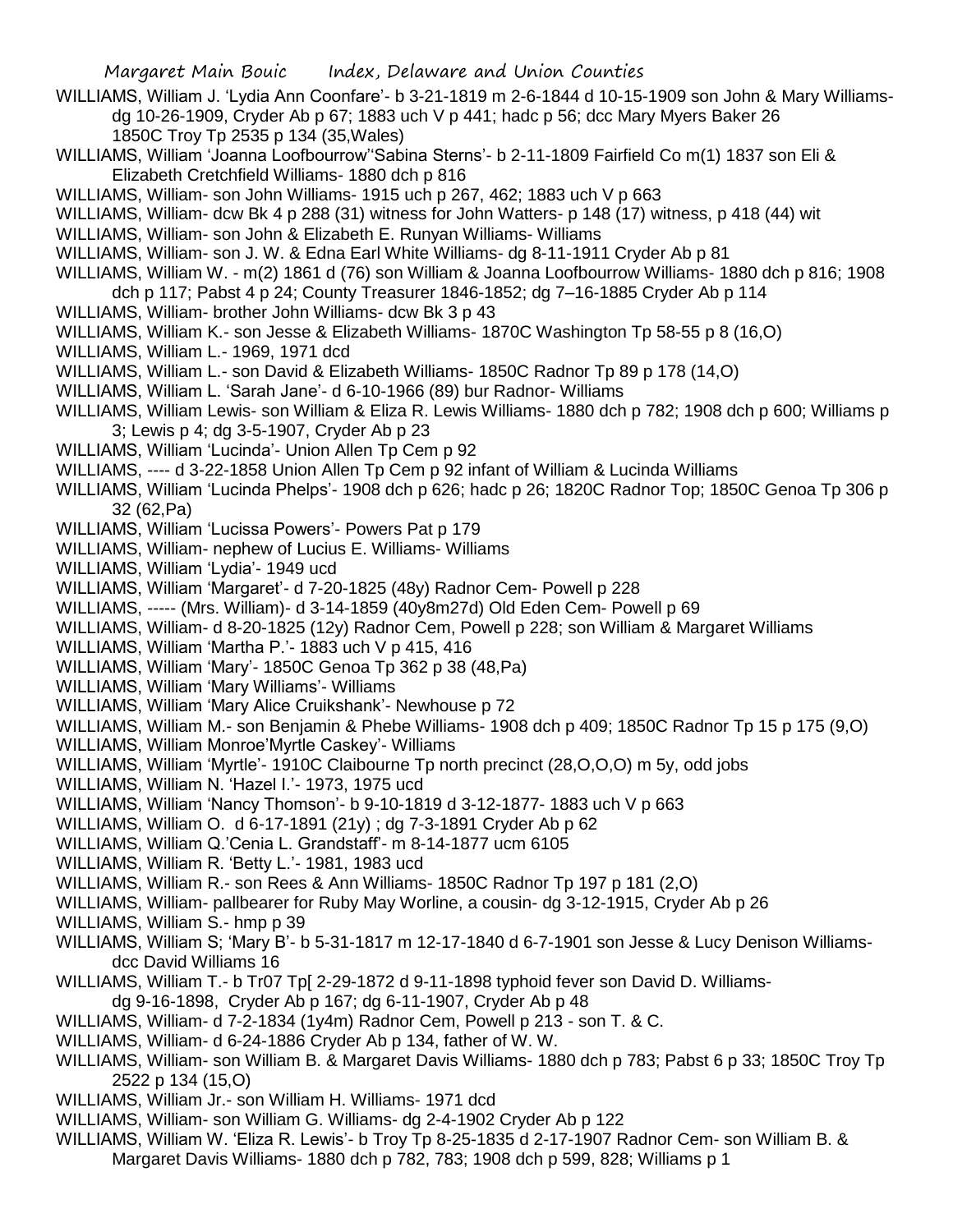WILLIAMS, William J. 'Lydia Ann Coonfare'- b 3-21-1819 m 2-6-1844 d 10-15-1909 son John & Mary Williams- dg 10-26-1909, Cryder Ab p 67; 1883 uch V p 441; hadc p 56; dcc Mary Myers Baker 26 1850C Troy Tp 2535 p 134 (35,Wales)

WILLIAMS, William 'Joanna Loofbourrow''Sabina Sterns'- b 2-11-1809 Fairfield Co m(1) 1837 son Eli & Elizabeth Cretchfield Williams- 1880 dch p 816

WILLIAMS, William- son John Williams- 1915 uch p 267, 462; 1883 uch V p 663

WILLIAMS, William- dcw Bk 4 p 288 (31) witness for John Watters- p 148 (17) witness, p 418 (44) wit

WILLIAMS, William- son John & Elizabeth E. Runyan Williams- Williams

WILLIAMS, William- son J. W. & Edna Earl White Williams- dg 8-11-1911 Cryder Ab p 81

WILLIAMS, William W. - m(2) 1861 d (76) son William & Joanna Loofbourrow Williams- 1880 dch p 816; 1908 dch p 117; Pabst 4 p 24; County Treasurer 1846-1852; dg 7–16-1885 Cryder Ab p 114

WILLIAMS, William- brother John Williams- dcw Bk 3 p 43

WILLIAMS, William K.- son Jesse & Elizabeth Williams- 1870C Washington Tp 58-55 p 8 (16,O)

WILLIAMS, William L.- 1969, 1971 dcd

WILLIAMS, William L.- son David & Elizabeth Williams- 1850C Radnor Tp 89 p 178 (14,O)

WILLIAMS, William L. 'Sarah Jane'- d 6-10-1966 (89) bur Radnor- Williams

WILLIAMS, William Lewis- son William & Eliza R. Lewis Williams- 1880 dch p 782; 1908 dch p 600; Williams p 3; Lewis p 4; dg 3-5-1907, Cryder Ab p 23

WILLIAMS, William 'Lucinda'- Union Allen Tp Cem p 92

WILLIAMS, ---- d 3-22-1858 Union Allen Tp Cem p 92 infant of William & Lucinda Williams

WILLIAMS, William 'Lucinda Phelps'- 1908 dch p 626; hadc p 26; 1820C Radnor Top; 1850C Genoa Tp 306 p 32 (62,Pa)

WILLIAMS, William 'Lucissa Powers'- Powers Pat p 179

WILLIAMS, William- nephew of Lucius E. Williams- Williams

WILLIAMS, William 'Lydia'- 1949 ucd

WILLIAMS, William 'Margaret'- d 7-20-1825 (48y) Radnor Cem- Powell p 228

WILLIAMS, ----- (Mrs. William)- d 3-14-1859 (40y8m27d) Old Eden Cem- Powell p 69

WILLIAMS, William- d 8-20-1825 (12y) Radnor Cem, Powell p 228; son William & Margaret Williams

WILLIAMS, William 'Martha P.'- 1883 uch V p 415, 416

WILLIAMS, William 'Mary'- 1850C Genoa Tp 362 p 38 (48,Pa)

WILLIAMS, William 'Mary Williams'- Williams

WILLIAMS, William 'Mary Alice Cruikshank'- Newhouse p 72

WILLIAMS, William M.- son Benjamin & Phebe Williams- 1908 dch p 409; 1850C Radnor Tp 15 p 175 (9,O)

WILLIAMS, William Monroe'Myrtle Caskey'- Williams

WILLIAMS, William 'Myrtle'- 1910C Claibourne Tp north precinct (28,O,O,O) m 5y, odd jobs

WILLIAMS, William N. 'Hazel I.'- 1973, 1975 ucd

WILLIAMS, William 'Nancy Thomson'- b 9-10-1819 d 3-12-1877- 1883 uch V p 663

WILLIAMS, William O. d 6-17-1891 (21y) ; dg 7-3-1891 Cryder Ab p 62

WILLIAMS, William Q.'Cenia L. Grandstaff'- m 8-14-1877 ucm 6105

WILLIAMS, William R. 'Betty L.'- 1981, 1983 ucd

WILLIAMS, William R.- son Rees & Ann Williams- 1850C Radnor Tp 197 p 181 (2,O)

WILLIAMS, William- pallbearer for Ruby May Worline, a cousin- dg 3-12-1915, Cryder Ab p 26

WILLIAMS, William S.- hmp p 39

WILLIAMS, William S; 'Mary B'- b 5-31-1817 m 12-17-1840 d 6-7-1901 son Jesse & Lucy Denison Williams- dcc David Williams 16

WILLIAMS, William T.- b Tr07 Tp[ 2-29-1872 d 9-11-1898 typhoid fever son David D. Williams- dg 9-16-1898, Cryder Ab p 167; dg 6-11-1907, Cryder Ab p 48

WILLIAMS, William- d 7-2-1834 (1y4m) Radnor Cem, Powell p 213 - son T. & C.

WILLIAMS, William- d 6-24-1886 Cryder Ab p 134, father of W. W.

WILLIAMS, William- son William B. & Margaret Davis Williams- 1880 dch p 783; Pabst 6 p 33; 1850C Troy Tp 2522 p 134 (15,O)

WILLIAMS, William Jr.- son William H. Williams- 1971 dcd

WILLIAMS, William- son William G. Williams- dg 2-4-1902 Cryder Ab p 122

WILLIAMS, William W. 'Eliza R. Lewis'- b Troy Tp 8-25-1835 d 2-17-1907 Radnor Cem- son William B. & Margaret Davis Williams- 1880 dch p 782, 783; 1908 dch p 599, 828; Williams p 1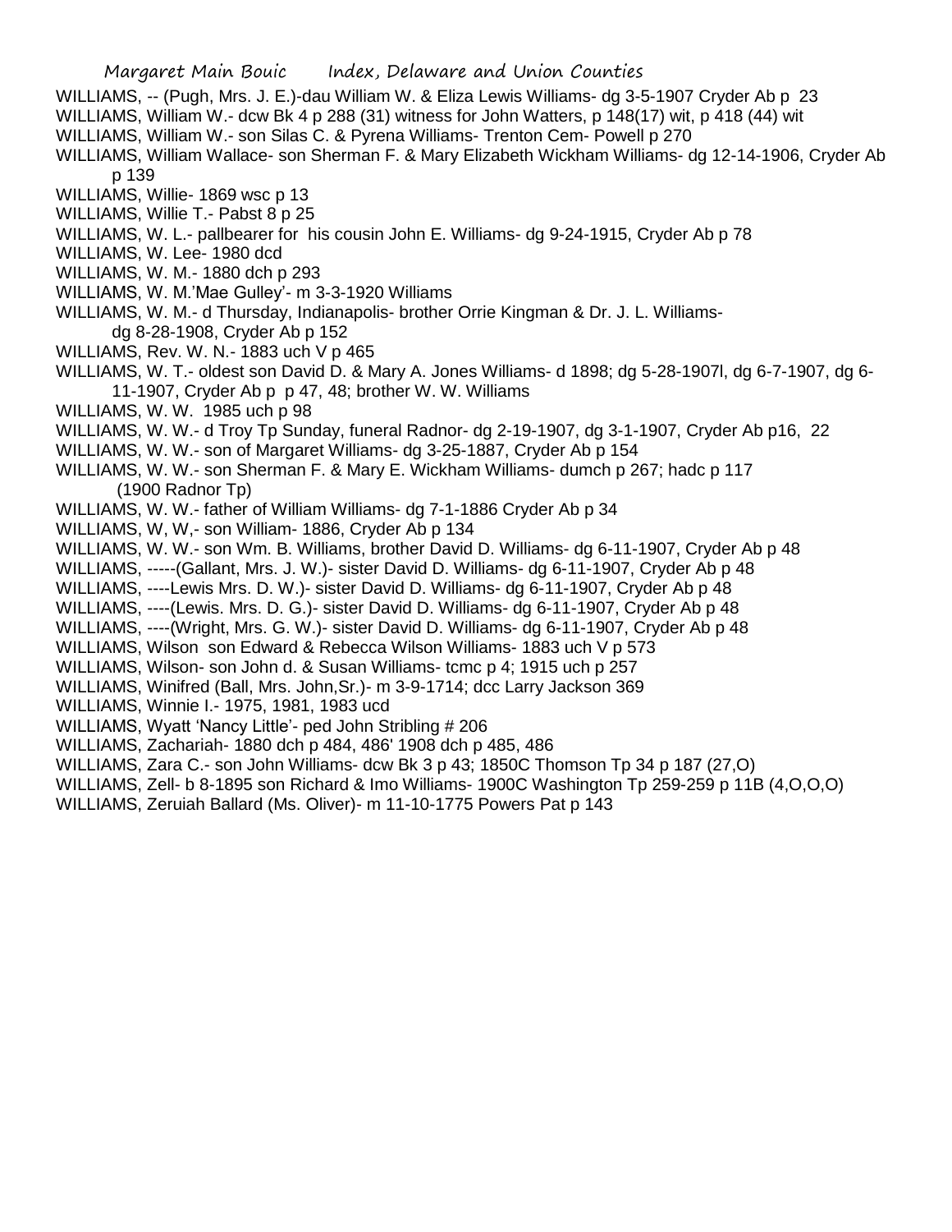WILLIAMS, -- (Pugh, Mrs. J. E.)-dau William W. & Eliza Lewis Williams- dg 3-5-1907 Cryder Ab p 23
WILLIAMS, William W.- dcw Bk 4 p 288 (31) witness for John Watters, p 148(17) wit, p 418 (44) wit
WILLIAMS, William W.- son Silas C. & Pyrena Williams- Trenton Cem- Powell p 270
WILLIAMS, William Wallace- son Sherman F. & Mary Elizabeth Wickham Williams- dg 12-14-1906, Cryder Ab p 139
WILLIAMS, Willie- 1869 wsc p 13
WILLIAMS, Willie T.- Pabst 8 p 25
WILLIAMS, W. L.- pallbearer for his cousin John E. Williams- dg 9-24-1915, Cryder Ab p 78
WILLIAMS, W. Lee- 1980 dcd
WILLIAMS, W. M.- 1880 dch p 293
WILLIAMS, W. M.'Mae Gulley'- m 3-3-1920 Williams
WILLIAMS, W. M.- d Thursday, Indianapolis- brother Orrie Kingman & Dr. J. L. Williams- dg 8-28-1908, Cryder Ab p 152
WILLIAMS, Rev. W. N.- 1883 uch V p 465
WILLIAMS, W. T.- oldest son David D. & Mary A. Jones Williams- d 1898; dg 5-28-1907l, dg 6-7-1907, dg 6-11-1907, Cryder Ab p p 47, 48; brother W. W. Williams
WILLIAMS, W. W. 1985 uch p 98
WILLIAMS, W. W.- d Troy Tp Sunday, funeral Radnor- dg 2-19-1907, dg 3-1-1907, Cryder Ab p16, 22
WILLIAMS, W. W.- son of Margaret Williams- dg 3-25-1887, Cryder Ab p 154
WILLIAMS, W. W.- son Sherman F. & Mary E. Wickham Williams- dumch p 267; hadc p 117 (1900 Radnor Tp)
WILLIAMS, W. W.- father of William Williams- dg 7-1-1886 Cryder Ab p 34
WILLIAMS, W, W,- son William- 1886, Cryder Ab p 134
WILLIAMS, W. W.- son Wm. B. Williams, brother David D. Williams- dg 6-11-1907, Cryder Ab p 48
WILLIAMS, -----(Gallant, Mrs. J. W.)- sister David D. Williams- dg 6-11-1907, Cryder Ab p 48
WILLIAMS, ----Lewis Mrs. D. W.)- sister David D. Williams- dg 6-11-1907, Cryder Ab p 48
WILLIAMS, ----(Lewis. Mrs. D. G.)- sister David D. Williams- dg 6-11-1907, Cryder Ab p 48
WILLIAMS, ----(Wright, Mrs. G. W.)- sister David D. Williams- dg 6-11-1907, Cryder Ab p 48
WILLIAMS, Wilson son Edward & Rebecca Wilson Williams- 1883 uch V p 573
WILLIAMS, Wilson- son John d. & Susan Williams- tcmc p 4; 1915 uch p 257
WILLIAMS, Winifred (Ball, Mrs. John,Sr.)- m 3-9-1714; dcc Larry Jackson 369
WILLIAMS, Winnie I.- 1975, 1981, 1983 ucd
WILLIAMS, Wyatt 'Nancy Little'- ped John Stribling # 206
WILLIAMS, Zachariah- 1880 dch p 484, 486' 1908 dch p 485, 486
WILLIAMS, Zara C.- son John Williams- dcw Bk 3 p 43; 1850C Thomson Tp 34 p 187 (27,O)
WILLIAMS, Zell- b 8-1895 son Richard & Imo Williams- 1900C Washington Tp 259-259 p 11B (4,O,O,O)
WILLIAMS, Zeruiah Ballard (Ms. Oliver)- m 11-10-1775 Powers Pat p 143